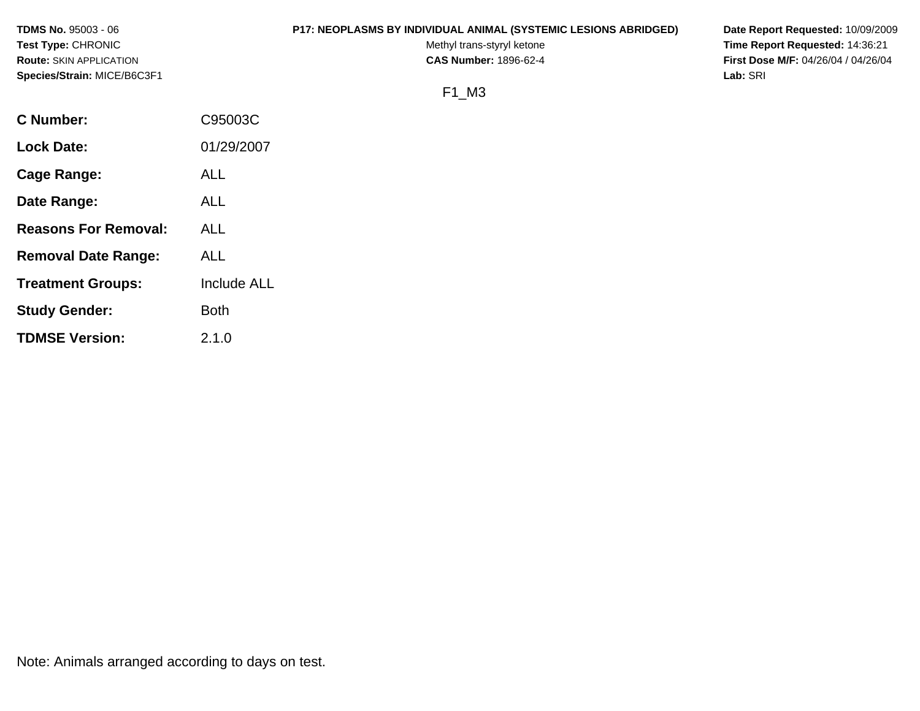**TDMS No.** 95003 - 06
**Test Type:** CHRONIC
**Route:** SKIN APPLICATION
**Species/Strain:** MICE/B6C3F1

**P17: NEOPLASMS BY INDIVIDUAL ANIMAL (SYSTEMIC LESIONS ABRIDGED)**
Methyl trans-styryl ketone
**CAS Number:** 1896-62-4

**Date Report Requested:** 10/09/2009
**Time Report Requested:** 14:36:21
**First Dose M/F:** 04/26/04 / 04/26/04
**Lab:** SRI

F1_M3

| | |
|---|---|
| **C Number:** | C95003C |
| **Lock Date:** | 01/29/2007 |
| **Cage Range:** | ALL |
| **Date Range:** | ALL |
| **Reasons For Removal:** | ALL |
| **Removal Date Range:** | ALL |
| **Treatment Groups:** | Include ALL |
| **Study Gender:** | Both |
| **TDMSE Version:** | 2.1.0 |

Note: Animals arranged according to days on test.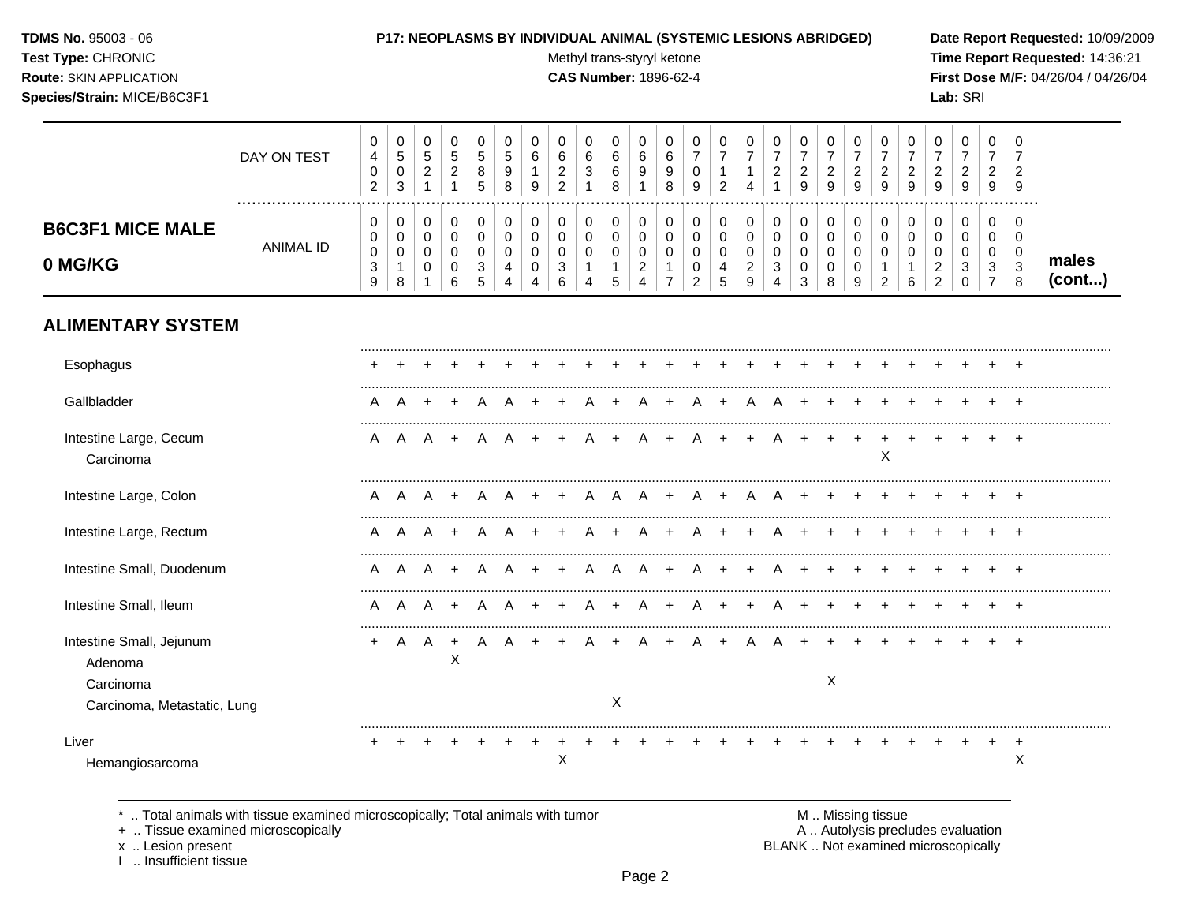**TDMS No.** 95003 - 06
**Test Type:** CHRONIC
**Route:** SKIN APPLICATION
**Species/Strain:** MICE/B6C3F1

**P17: NEOPLASMS BY INDIVIDUAL ANIMAL (SYSTEMIC LESIONS ABRIDGED)**
Methyl trans-styryl ketone
**CAS Number:** 1896-62-4

**Date Report Requested:** 10/09/2009
**Time Report Requested:** 14:36:21
**First Dose M/F:** 04/26/04 / 04/26/04
**Lab:** SRI

## B6C3F1 MICE MALE 0 MG/KG — males (cont...)

| DAY ON TEST | 0402 | 0503 | 0521 | 0521 | 0585 | 0598 | 0619 | 0622 | 0631 | 0668 | 0691 | 0698 | 0709 | 0712 | 0714 | 0721 | 0729 | 0729 | 0729 | 0729 | 0729 | 0729 | 0729 | 0729 | 0729 |
|---|---|---|---|---|---|---|---|---|---|---|---|---|---|---|---|---|---|---|---|---|---|---|---|---|---|
| ANIMAL ID | 0039 | 0018 | 0001 | 0006 | 0035 | 0044 | 0004 | 0036 | 0014 | 0015 | 0024 | 0017 | 0002 | 0045 | 0029 | 0034 | 0003 | 0008 | 0009 | 0012 | 0016 | 0022 | 0030 | 0037 | 0038 |
| **ALIMENTARY SYSTEM** | | | | | | | | | | | | | | | | | | | | | | | | | |
| Esophagus | + | + | + | + | + | + | + | + | + | + | + | + | + | + | + | + | + | + | + | + | + | + | + | + | + |
| Gallbladder | A | A | + | + | A | A | + | + | A | + | A | + | A | + | A | A | + | + | + | + | + | + | + | + | + |
| Intestine Large, Cecum | A | A | A | + | A | A | + | + | A | + | A | + | A | + | + | A | + | + | + | + | + | + | + | + | + |
| Carcinoma | | | | | | | | | | | | | | | | | | | | X | | | | | |
| Intestine Large, Colon | A | A | A | + | A | A | + | + | A | A | A | + | A | + | A | A | + | + | + | + | + | + | + | + | + |
| Intestine Large, Rectum | A | A | A | + | A | A | + | + | A | + | A | + | A | + | + | A | + | + | + | + | + | + | + | + | + |
| Intestine Small, Duodenum | A | A | A | + | A | A | + | + | A | A | A | + | A | + | + | A | + | + | + | + | + | + | + | + | + |
| Intestine Small, Ileum | A | A | A | + | A | A | + | + | A | + | A | + | A | + | + | A | + | + | + | + | + | + | + | + | + |
| Intestine Small, Jejunum | + | A | A | + | A | A | + | + | A | + | A | + | A | + | A | A | + | + | + | + | + | + | + | + | + |
| Adenoma | | | | X | | | | | | | | | | | | | | | | | | | | | |
| Carcinoma | | | | | | | | | | | | | | | | | | X | | | | | | | |
| Carcinoma, Metastatic, Lung | | | | | | | | | | X | | | | | | | | | | | | | | | |
| Liver | + | + | + | + | + | + | + | + | + | + | + | + | + | + | + | + | + | + | + | + | + | + | + | + | + |
| Hemangiosarcoma | | | | | | | | X | | | | | | | | | | | | | | | | | X |

\* .. Total animals with tissue examined microscopically; Total animals with tumor
\+ .. Tissue examined microscopically
x .. Lesion present
I .. Insufficient tissue

M .. Missing tissue
A .. Autolysis precludes evaluation
BLANK .. Not examined microscopically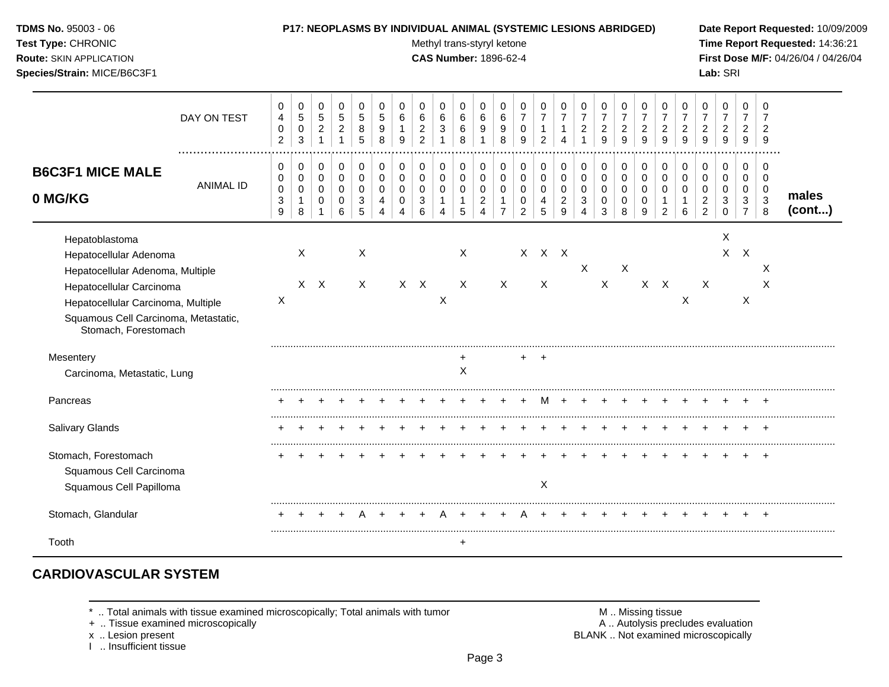**TDMS No.** 95003 - 06
**Test Type:** CHRONIC
**Route:** SKIN APPLICATION
**Species/Strain:** MICE/B6C3F1

**P17: NEOPLASMS BY INDIVIDUAL ANIMAL (SYSTEMIC LESIONS ABRIDGED)**
Methyl trans-styryl ketone
**CAS Number:** 1896-62-4

**Date Report Requested:** 10/09/2009
**Time Report Requested:** 14:36:21
**First Dose M/F:** 04/26/04 / 04/26/04
**Lab:** SRI

## B6C3F1 MICE MALE 0 MG/KG — males (cont...)

| | | | | | | | | | | | | | | | | | | | | | | | | | |
|---|---|---|---|---|---|---|---|---|---|---|---|---|---|---|---|---|---|---|---|---|---|---|---|---|---|
| DAY ON TEST | 0402 | 0503 | 0521 | 0521 | 0585 | 0598 | 0619 | 0622 | 0631 | 0668 | 0691 | 0698 | 0709 | 0712 | 0714 | 0721 | 0729 | 0729 | 0729 | 0729 | 0729 | 0729 | 0729 | 0729 | 0729 |
| ANIMAL ID | 0039 | 0018 | 0001 | 0006 | 0035 | 0044 | 0004 | 0036 | 0014 | 0015 | 0024 | 0017 | 0002 | 0045 | 0029 | 0034 | 0003 | 0008 | 0009 | 0012 | 0016 | 0022 | 0030 | 0037 | 0038 |
| Hepatoblastoma | | | | | | | | | | | | | | | | | | | | | | | X | | |
| Hepatocellular Adenoma | | X | | | X | | | | | X | | | X | X | X | | | | | | | | X | X | |
| Hepatocellular Adenoma, Multiple | | | | | | | | | | | | | | | | X | | X | | | | | | | X |
| Hepatocellular Carcinoma | | X | X | | X | | X | X | | X | | X | | X | | | X | | X | X | | X | | | X |
| Hepatocellular Carcinoma, Multiple | X | | | | | | | | X | | | | | | | | | | | | X | | | X | |
| Squamous Cell Carcinoma, Metastatic, Stomach, Forestomach | | | | | | | | | | | | | | | | | | | | | | | | | |
| Mesentery | | | | | | | | | | + | | | + | + | | | | | | | | | | | |
| Carcinoma, Metastatic, Lung | | | | | | | | | | X | | | | | | | | | | | | | | | |
| Pancreas | + | + | + | + | + | + | + | + | + | + | + | + | + | M | + | + | + | + | + | + | + | + | + | + | + |
| Salivary Glands | + | + | + | + | + | + | + | + | + | + | + | + | + | + | + | + | + | + | + | + | + | + | + | + | + |
| Stomach, Forestomach | + | + | + | + | + | + | + | + | + | + | + | + | + | + | + | + | + | + | + | + | + | + | + | + | + |
| Squamous Cell Carcinoma | | | | | | | | | | | | | | | | | | | | | | | | | |
| Squamous Cell Papilloma | | | | | | | | | | | | | | X | | | | | | | | | | | |
| Stomach, Glandular | + | + | + | + | A | + | + | + | A | + | + | + | A | + | + | + | + | + | + | + | + | + | + | + | + |
| Tooth | | | | | | | | | | + | | | | | | | | | | | | | | | |

## CARDIOVASCULAR SYSTEM

\* .. Total animals with tissue examined microscopically; Total animals with tumor
\+ .. Tissue examined microscopically
x .. Lesion present
I .. Insufficient tissue

M .. Missing tissue
A .. Autolysis precludes evaluation
BLANK .. Not examined microscopically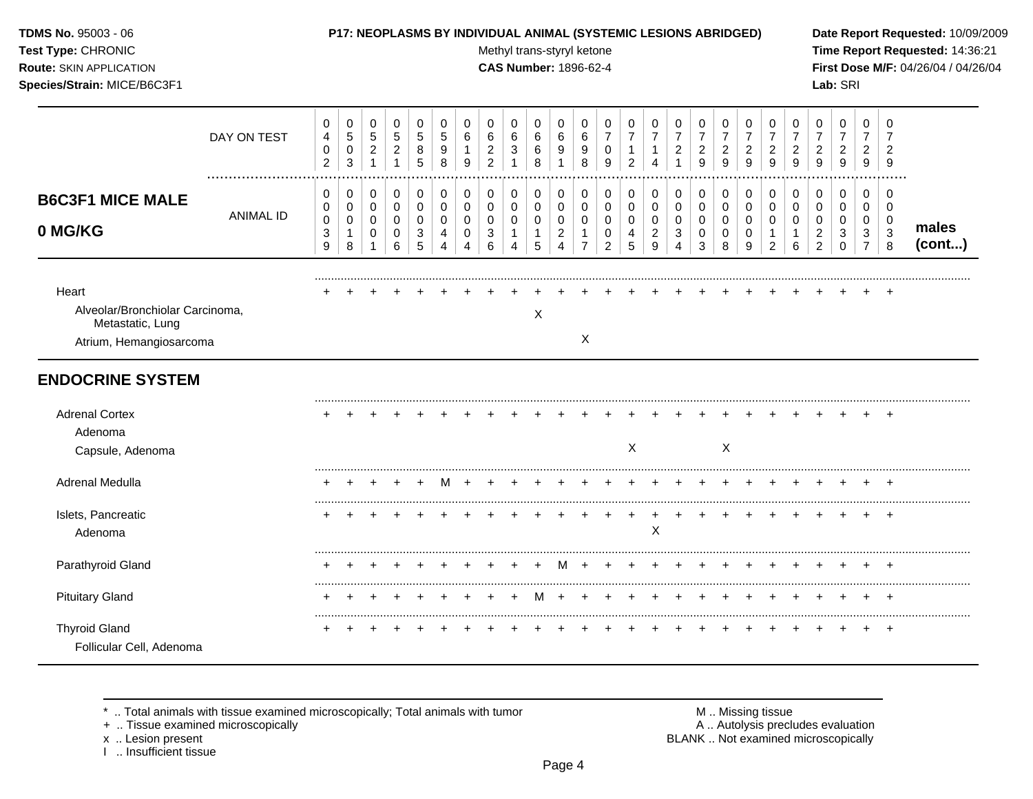**TDMS No.** 95003 - 06
**Test Type:** CHRONIC
**Route:** SKIN APPLICATION
**Species/Strain:** MICE/B6C3F1

**P17: NEOPLASMS BY INDIVIDUAL ANIMAL (SYSTEMIC LESIONS ABRIDGED)**
Methyl trans-styryl ketone
**CAS Number:** 1896-62-4

**Date Report Requested:** 10/09/2009
**Time Report Requested:** 14:36:21
**First Dose M/F:** 04/26/04 / 04/26/04
**Lab:** SRI

| | | | | | | | | | | | | | | | | | | | | | | | | | |
|---|---|---|---|---|---|---|---|---|---|---|---|---|---|---|---|---|---|---|---|---|---|---|---|---|---|
| DAY ON TEST | 0402 | 0503 | 0521 | 0521 | 0585 | 0598 | 0619 | 0622 | 0631 | 0668 | 0691 | 0698 | 0709 | 0712 | 0714 | 0721 | 0729 | 0729 | 0729 | 0729 | 0729 | 0729 | 0729 | 0729 | 0729 |
| **B6C3F1 MICE MALE 0 MG/KG** ANIMAL ID | 00039 | 00018 | 00001 | 00006 | 00035 | 00044 | 00004 | 00036 | 00014 | 00015 | 00024 | 00017 | 00002 | 00045 | 00029 | 00034 | 00003 | 00008 | 00009 | 00012 | 00016 | 00022 | 00030 | 00037 | 00038 |
| Heart | + | + | + | + | + | + | + | + | + | + | + | + | + | + | + | + | + | + | + | + | + | + | + | + | + |
| Alveolar/Bronchiolar Carcinoma, Metastatic, Lung | | | | | | | | | | X | | | | | | | | | | | | | | | |
| Atrium, Hemangiosarcoma | | | | | | | | | | | | X | | | | | | | | | | | | | |
| **ENDOCRINE SYSTEM** | | | | | | | | | | | | | | | | | | | | | | | | | |
| Adrenal Cortex | + | + | + | + | + | + | + | + | + | + | + | + | + | + | + | + | + | + | + | + | + | + | + | + | + |
| Adenoma | | | | | | | | | | | | | | | | | | | | | | | | | |
| Capsule, Adenoma | | | | | | | | | | | | | | X | | | | X | | | | | | | |
| Adrenal Medulla | + | + | + | + | + | M | + | + | + | + | + | + | + | + | + | + | + | + | + | + | + | + | + | + | + |
| Islets, Pancreatic | + | + | + | + | + | + | + | + | + | + | + | + | + | + | + | + | + | + | + | + | + | + | + | + | + |
| Adenoma | | | | | | | | | | | | | | | X | | | | | | | | | | |
| Parathyroid Gland | + | + | + | + | + | + | + | + | + | + | M | + | + | + | + | + | + | + | + | + | + | + | + | + | + |
| Pituitary Gland | + | + | + | + | + | + | + | + | + | M | + | + | + | + | + | + | + | + | + | + | + | + | + | + | + |
| Thyroid Gland | + | + | + | + | + | + | + | + | + | + | + | + | + | + | + | + | + | + | + | + | + | + | + | + | + |
| Follicular Cell, Adenoma | | | | | | | | | | | | | | | | | | | | | | | | | |

males (cont...)

\* .. Total animals with tissue examined microscopically; Total animals with tumor
\+ .. Tissue examined microscopically
x .. Lesion present
I .. Insufficient tissue

M .. Missing tissue
A .. Autolysis precludes evaluation
BLANK .. Not examined microscopically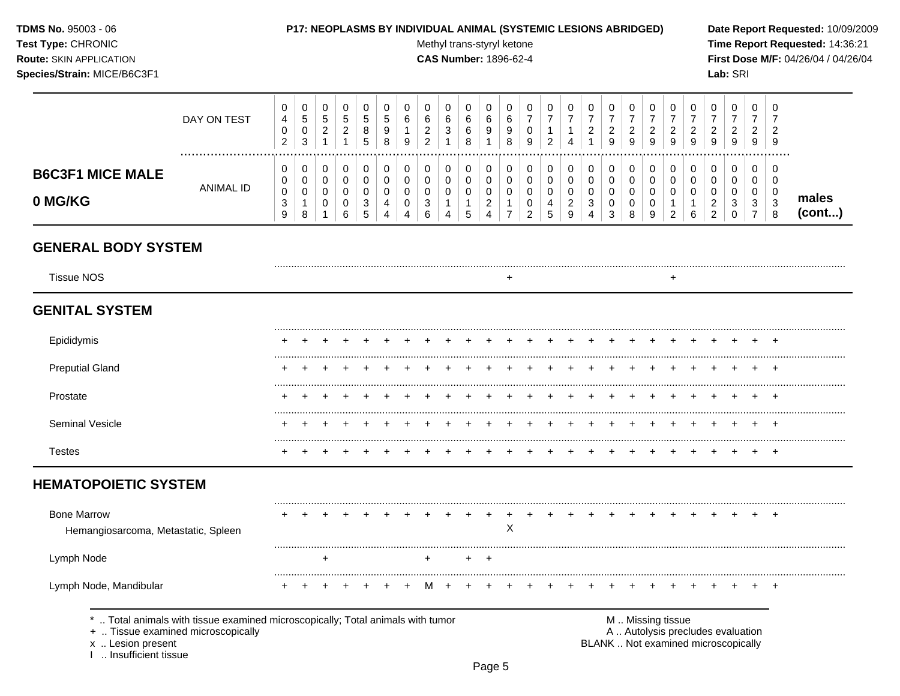**P17: NEOPLASMS BY INDIVIDUAL ANIMAL (SYSTEMIC LESIONS ABRIDGED)**

Methyl trans-styryl ketone
**CAS Number:** 1896-62-4

**TDMS No.** 95003 - 06
**Test Type:** CHRONIC
**Route:** SKIN APPLICATION
**Species/Strain:** MICE/B6C3F1

**Date Report Requested:** 10/09/2009
**Time Report Requested:** 14:36:21
**First Dose M/F:** 04/26/04 / 04/26/04
**Lab:** SRI

## B6C3F1 MICE MALE 0 MG/KG males (cont...)

| | | | | | | | | | | | | | | | | | | | | | | | | | |
|---|---|---|---|---|---|---|---|---|---|---|---|---|---|---|---|---|---|---|---|---|---|---|---|---|---|
| DAY ON TEST | 0402 | 0503 | 0521 | 0521 | 0585 | 0598 | 0619 | 0622 | 0631 | 0668 | 0691 | 0698 | 0709 | 0712 | 0714 | 0721 | 0729 | 0729 | 0729 | 0729 | 0729 | 0729 | 0729 | 0729 | 0729 |
| ANIMAL ID | 0039 | 0018 | 0001 | 0006 | 0035 | 0044 | 0004 | 0036 | 0014 | 0015 | 0024 | 0017 | 0002 | 0045 | 0029 | 0034 | 0003 | 0008 | 0009 | 0012 | 0016 | 0022 | 0030 | 0037 | 0038 |
| **GENERAL BODY SYSTEM** | | | | | | | | | | | | | | | | | | | | | | | | | |
| Tissue NOS | | | | | | | | | | | | + | | | | | | | | + | | | | | |
| **GENITAL SYSTEM** | | | | | | | | | | | | | | | | | | | | | | | | | |
| Epididymis | + | + | + | + | + | + | + | + | + | + | + | + | + | + | + | + | + | + | + | + | + | + | + | + | + |
| Preputial Gland | + | + | + | + | + | + | + | + | + | + | + | + | + | + | + | + | + | + | + | + | + | + | + | + | + |
| Prostate | + | + | + | + | + | + | + | + | + | + | + | + | + | + | + | + | + | + | + | + | + | + | + | + | + |
| Seminal Vesicle | + | + | + | + | + | + | + | + | + | + | + | + | + | + | + | + | + | + | + | + | + | + | + | + | + |
| Testes | + | + | + | + | + | + | + | + | + | + | + | + | + | + | + | + | + | + | + | + | + | + | + | + | + |
| **HEMATOPOIETIC SYSTEM** | | | | | | | | | | | | | | | | | | | | | | | | | |
| Bone Marrow | + | + | + | + | + | + | + | + | + | + | + | + | + | + | + | + | + | + | + | + | + | + | + | + | + |
| Hemangiosarcoma, Metastatic, Spleen | | | | | | | | | | | | X | | | | | | | | | | | | | |
| Lymph Node | | | + | | | | | + | | + | + | | | | | | | | | | | | | | |
| Lymph Node, Mandibular | + | + | + | + | + | + | + | M | + | + | + | + | + | + | + | + | + | + | + | + | + | + | + | + | + |

\* .. Total animals with tissue examined microscopically; Total animals with tumor
\+ .. Tissue examined microscopically
x .. Lesion present
I .. Insufficient tissue

M .. Missing tissue
A .. Autolysis precludes evaluation
BLANK .. Not examined microscopically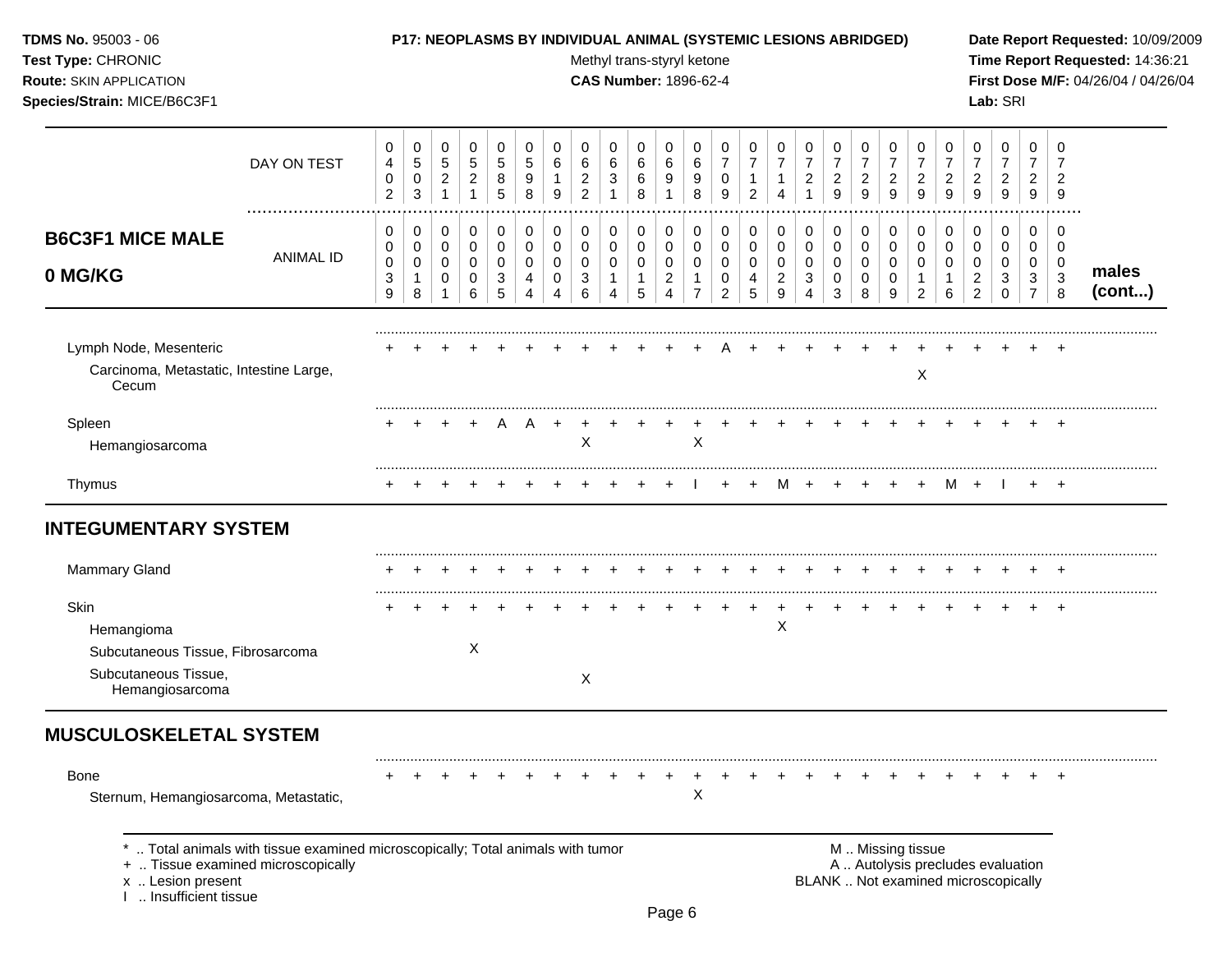TDMS No. 95003 - 06
Test Type: CHRONIC
Route: SKIN APPLICATION
Species/Strain: MICE/B6C3F1

**P17: NEOPLASMS BY INDIVIDUAL ANIMAL (SYSTEMIC LESIONS ABRIDGED)**
Methyl trans-styryl ketone
**CAS Number:** 1896-62-4

Date Report Requested: 10/09/2009
Time Report Requested: 14:36:21
First Dose M/F: 04/26/04 / 04/26/04
Lab: SRI

## B6C3F1 MICE MALE 0 MG/KG

| DAY ON TEST | 0402 | 0503 | 0521 | 0521 | 0585 | 0598 | 0619 | 0622 | 0631 | 0668 | 0691 | 0698 | 0709 | 0712 | 0714 | 0721 | 0729 | 0729 | 0729 | 0729 | 0729 | 0729 | 0729 | 0729 | 0729 | |
|---|---|---|---|---|---|---|---|---|---|---|---|---|---|---|---|---|---|---|---|---|---|---|---|---|---|---|
| **ANIMAL ID** | 00039 | 00018 | 00001 | 00006 | 00035 | 00044 | 00004 | 00036 | 00014 | 00015 | 00024 | 00017 | 00002 | 00045 | 00029 | 00034 | 00003 | 00008 | 00009 | 00012 | 00016 | 00022 | 00030 | 00037 | 00038 | **males (cont...)** |
| Lymph Node, Mesenteric | + | + | + | + | + | + | + | + | + | + | + | + | A | + | + | + | + | + | + | + | + | + | + | + | + | |
| Carcinoma, Metastatic, Intestine Large, Cecum | | | | | | | | | | | | | | | | | | | | X | | | | | | |
| Spleen | + | + | + | + | A | A | + | + | + | + | + | + | + | + | + | + | + | + | + | + | + | + | + | + | + | |
| Hemangiosarcoma | | | | | | | | X | | | | X | | | | | | | | | | | | | | |
| Thymus | + | + | + | + | + | + | + | + | + | + | + | I | + | + | M | + | + | + | + | + | M | + | I | + | + | |
| **INTEGUMENTARY SYSTEM** | | | | | | | | | | | | | | | | | | | | | | | | | | |
| Mammary Gland | + | + | + | + | + | + | + | + | + | + | + | + | + | + | + | + | + | + | + | + | + | + | + | + | + | |
| Skin | + | + | + | + | + | + | + | + | + | + | + | + | + | + | + | + | + | + | + | + | + | + | + | + | + | |
| Hemangioma | | | | | | | | | | | | | | | X | | | | | | | | | | | |
| Subcutaneous Tissue, Fibrosarcoma | | | | X | | | | | | | | | | | | | | | | | | | | | | |
| Subcutaneous Tissue, Hemangiosarcoma | | | | | | | | X | | | | | | | | | | | | | | | | | | |
| **MUSCULOSKELETAL SYSTEM** | | | | | | | | | | | | | | | | | | | | | | | | | | |
| Bone | + | + | + | + | + | + | + | + | + | + | + | + | + | + | + | + | + | + | + | + | + | + | + | + | + | |
| Sternum, Hemangiosarcoma, Metastatic, | | | | | | | | | | | | X | | | | | | | | | | | | | | |

\* .. Total animals with tissue examined microscopically; Total animals with tumor
\+ .. Tissue examined microscopically
x .. Lesion present
I .. Insufficient tissue

M .. Missing tissue
A .. Autolysis precludes evaluation
BLANK .. Not examined microscopically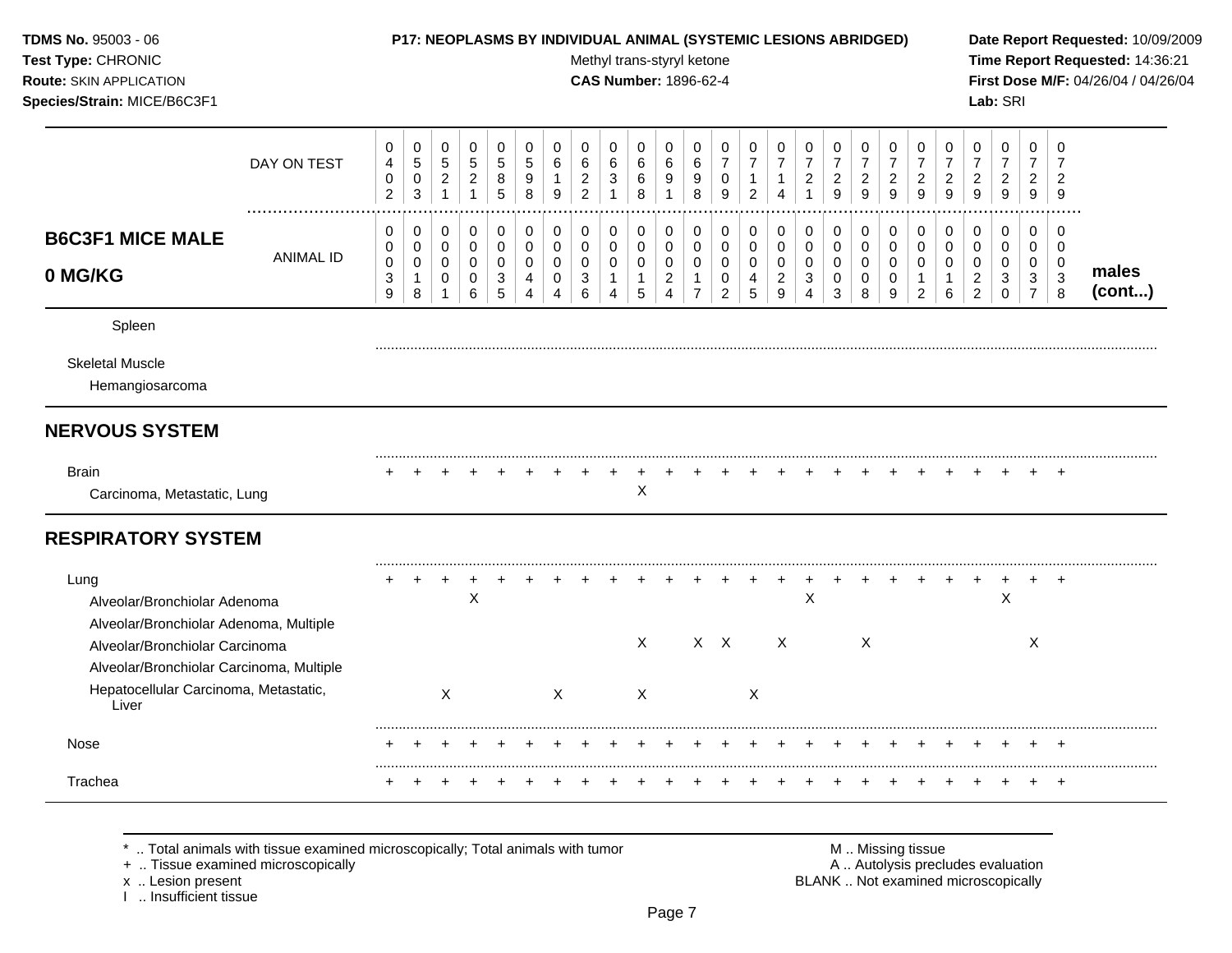**TDMS No.** 95003 - 06
**Test Type:** CHRONIC
**Route:** SKIN APPLICATION
**Species/Strain:** MICE/B6C3F1

**P17: NEOPLASMS BY INDIVIDUAL ANIMAL (SYSTEMIC LESIONS ABRIDGED)**
Methyl trans-styryl ketone
**CAS Number:** 1896-62-4

**Date Report Requested:** 10/09/2009
**Time Report Requested:** 14:36:21
**First Dose M/F:** 04/26/04 / 04/26/04
**Lab:** SRI

## B6C3F1 MICE MALE 0 MG/KG — males (cont...)

| DAY ON TEST | 0402 | 0503 | 0521 | 0521 | 0585 | 0598 | 0619 | 0622 | 0631 | 0668 | 0691 | 0698 | 0709 | 0712 | 0714 | 0721 | 0729 | 0729 | 0729 | 0729 | 0729 | 0729 | 0729 | 0729 | 0729 |
|---|---|---|---|---|---|---|---|---|---|---|---|---|---|---|---|---|---|---|---|---|---|---|---|---|---|
| **ANIMAL ID** | 0039 | 0018 | 0001 | 0006 | 0035 | 0044 | 0004 | 0036 | 0014 | 0015 | 0024 | 0017 | 0002 | 0045 | 0029 | 0034 | 0003 | 0008 | 0009 | 0012 | 0016 | 0022 | 0030 | 0037 | 0038 |
| Spleen | | | | | | | | | | | | | | | | | | | | | | | | | |
| Skeletal Muscle | | | | | | | | | | | | | | | | | | | | | | | | | |
| Hemangiosarcoma | | | | | | | | | | | | | | | | | | | | | | | | | |
| **NERVOUS SYSTEM** | | | | | | | | | | | | | | | | | | | | | | | | | |
| Brain | + | + | + | + | + | + | + | + | + | + | + | + | + | + | + | + | + | + | + | + | + | + | + | + | + |
| Carcinoma, Metastatic, Lung | | | | | | | | | | X | | | | | | | | | | | | | | | |
| **RESPIRATORY SYSTEM** | | | | | | | | | | | | | | | | | | | | | | | | | |
| Lung | + | + | + | + | + | + | + | + | + | + | + | + | + | + | + | + | + | + | + | + | + | + | + | + | + |
| Alveolar/Bronchiolar Adenoma | | | | X | | | | | | | | | | | | X | | | | | | | X | | |
| Alveolar/Bronchiolar Adenoma, Multiple | | | | | | | | | | | | | | | | | | | | | | | | | |
| Alveolar/Bronchiolar Carcinoma | | | | | | | | | | X | | X | X | | X | | | X | | | | | | X | |
| Alveolar/Bronchiolar Carcinoma, Multiple | | | | | | | | | | | | | | | | | | | | | | | | | |
| Hepatocellular Carcinoma, Metastatic, Liver | | | X | | | | X | | | X | | | | X | | | | | | | | | | | |
| Nose | + | + | + | + | + | + | + | + | + | + | + | + | + | + | + | + | + | + | + | + | + | + | + | + | + |
| Trachea | + | + | + | + | + | + | + | + | + | + | + | + | + | + | + | + | + | + | + | + | + | + | + | + | + |

\* .. Total animals with tissue examined microscopically; Total animals with tumor
\+ .. Tissue examined microscopically
x .. Lesion present
I .. Insufficient tissue

M .. Missing tissue
A .. Autolysis precludes evaluation
BLANK .. Not examined microscopically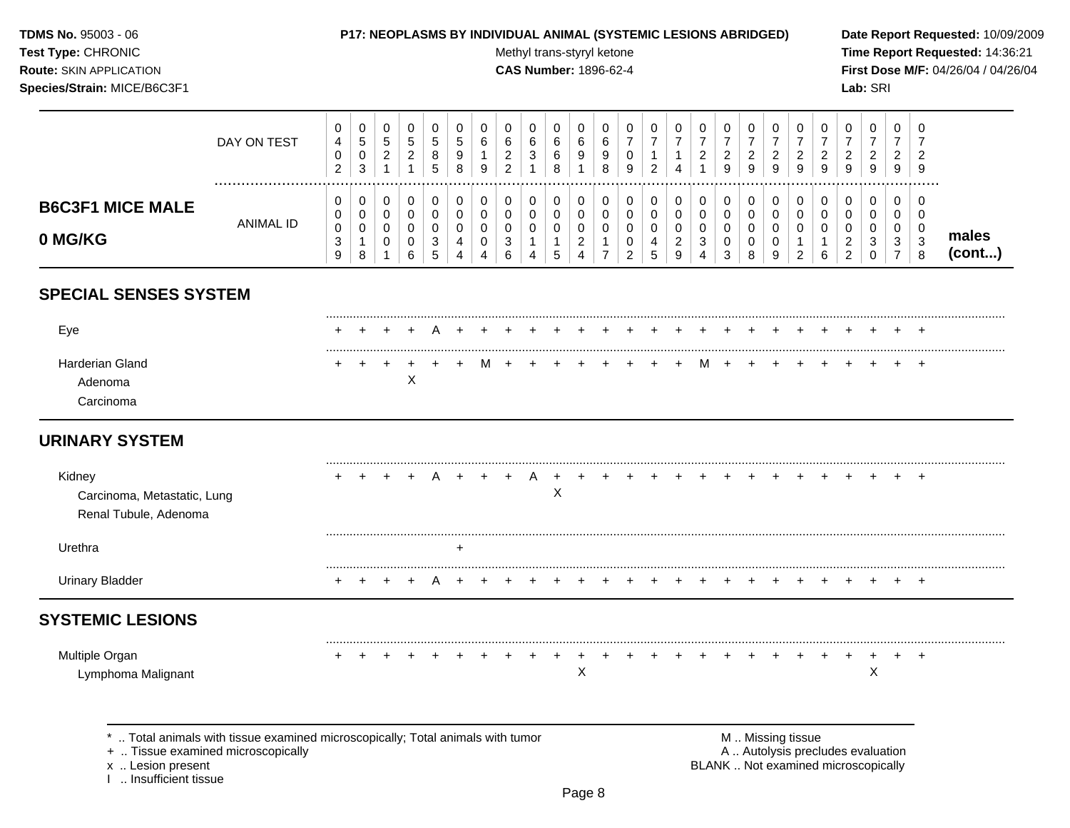**TDMS No.** 95003 - 06
**Test Type:** CHRONIC
**Route:** SKIN APPLICATION
**Species/Strain:** MICE/B6C3F1

**P17: NEOPLASMS BY INDIVIDUAL ANIMAL (SYSTEMIC LESIONS ABRIDGED)**
Methyl trans-styryl ketone
**CAS Number:** 1896-62-4

**Date Report Requested:** 10/09/2009
**Time Report Requested:** 14:36:21
**First Dose M/F:** 04/26/04 / 04/26/04
**Lab:** SRI

| B6C3F1 MICE MALE 0 MG/KG | | | | | | | | | | | | | | | | | | | | | | | | | | | |
|---|---|---|---|---|---|---|---|---|---|---|---|---|---|---|---|---|---|---|---|---|---|---|---|---|---|---|---|
| DAY ON TEST | 0402 | 0503 | 0521 | 0521 | 0585 | 0598 | 0619 | 0622 | 0631 | 0668 | 0691 | 0698 | 0709 | 0712 | 0714 | 0721 | 0729 | 0729 | 0729 | 0729 | 0729 | 0729 | 0729 | 0729 | 0729 | |
| ANIMAL ID | 0039 | 0018 | 0001 | 0006 | 0035 | 0044 | 0004 | 0036 | 0014 | 0015 | 0024 | 0017 | 0002 | 0045 | 0029 | 0034 | 0003 | 0008 | 0009 | 0012 | 0016 | 0022 | 0030 | 0037 | 0038 | males (cont...) |
| **SPECIAL SENSES SYSTEM** | | | | | | | | | | | | | | | | | | | | | | | | | | |
| Eye | + | + | + | + | A | + | + | + | + | + | + | + | + | + | + | + | + | + | + | + | + | + | + | + | + | |
| Harderian Gland | + | + | + | + | + | + | M | + | + | + | + | + | + | + | + | M | + | + | + | + | + | + | + | + | + | |
| Adenoma | | | | X | | | | | | | | | | | | | | | | | | | | | | |
| Carcinoma | | | | | | | | | | | | | | | | | | | | | | | | | | |
| **URINARY SYSTEM** | | | | | | | | | | | | | | | | | | | | | | | | | | |
| Kidney | + | + | + | + | A | + | + | + | A | + | + | + | + | + | + | + | + | + | + | + | + | + | + | + | + | |
| Carcinoma, Metastatic, Lung | | | | | | | | | | X | | | | | | | | | | | | | | | | |
| Renal Tubule, Adenoma | | | | | | | | | | | | | | | | | | | | | | | | | | |
| Urethra | | | | | | + | | | | | | | | | | | | | | | | | | | | |
| Urinary Bladder | + | + | + | + | A | + | + | + | + | + | + | + | + | + | + | + | + | + | + | + | + | + | + | + | + | |
| **SYSTEMIC LESIONS** | | | | | | | | | | | | | | | | | | | | | | | | | | |
| Multiple Organ | + | + | + | + | + | + | + | + | + | + | + | + | + | + | + | + | + | + | + | + | + | + | + | + | + | |
| Lymphoma Malignant | | | | | | | | | | | X | | | | | | | | | | | | X | | | |

\* .. Total animals with tissue examined microscopically; Total animals with tumor
\+ .. Tissue examined microscopically
x .. Lesion present
I .. Insufficient tissue

M .. Missing tissue
A .. Autolysis precludes evaluation
BLANK .. Not examined microscopically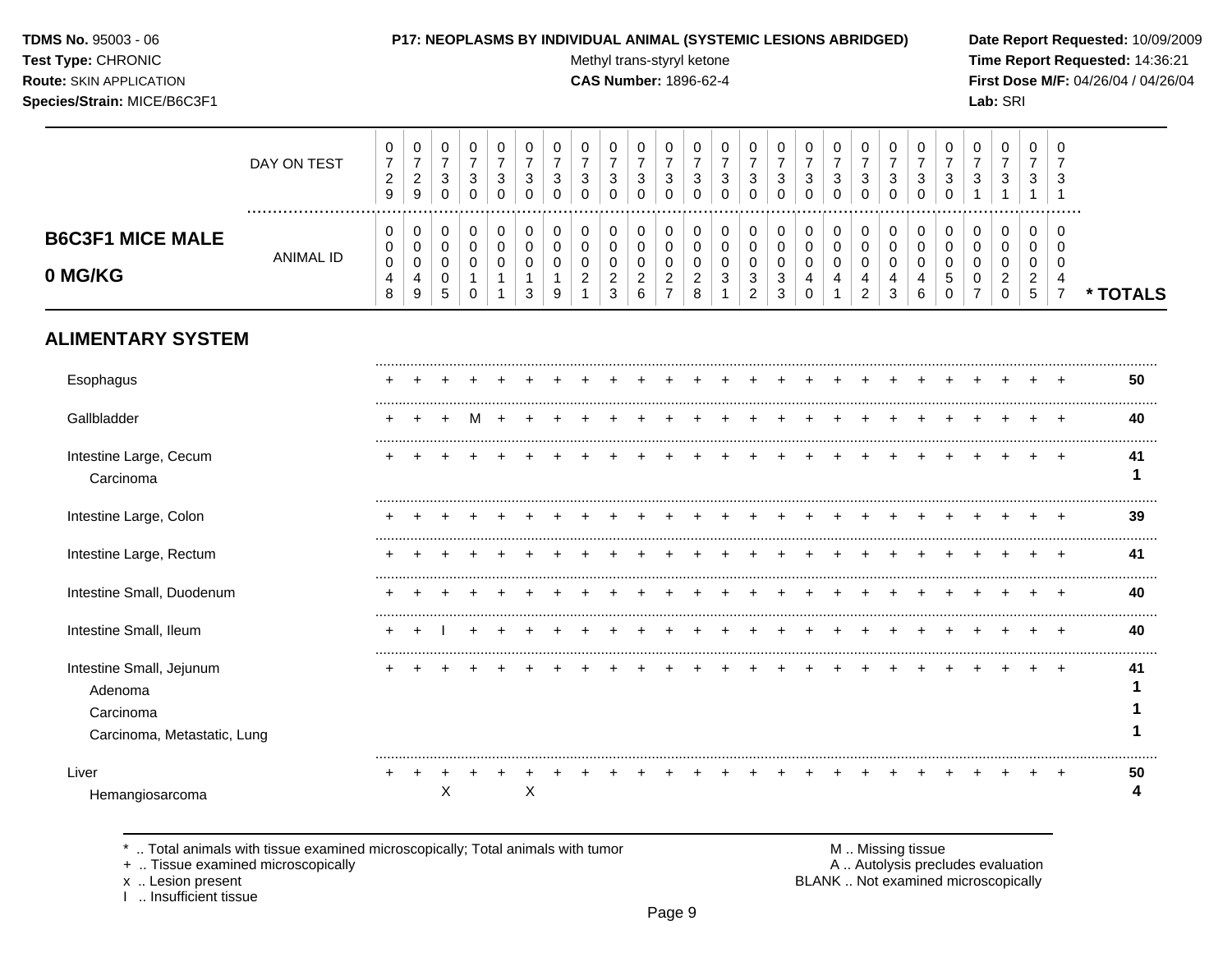**TDMS No.** 95003 - 06
**Test Type:** CHRONIC
**Route:** SKIN APPLICATION
**Species/Strain:** MICE/B6C3F1

**P17: NEOPLASMS BY INDIVIDUAL ANIMAL (SYSTEMIC LESIONS ABRIDGED)**
Methyl trans-styryl ketone
**CAS Number:** 1896-62-4

**Date Report Requested:** 10/09/2009
**Time Report Requested:** 14:36:21
**First Dose M/F:** 04/26/04 / 04/26/04
**Lab:** SRI

## B6C3F1 MICE MALE 0 MG/KG

| DAY ON TEST | 0729 | 0729 | 0730 | 0730 | 0730 | 0730 | 0730 | 0730 | 0730 | 0730 | 0730 | 0730 | 0730 | 0730 | 0730 | 0730 | 0730 | 0730 | 0730 | 0730 | 0730 | 0731 | 0731 | 0731 | 0731 | |
|---|---|---|---|---|---|---|---|---|---|---|---|---|---|---|---|---|---|---|---|---|---|---|---|---|---|---|
| ANIMAL ID | 00048 | 00049 | 00005 | 00010 | 00011 | 00013 | 00019 | 00021 | 00023 | 00026 | 00027 | 00028 | 00031 | 00032 | 00033 | 00040 | 00041 | 00042 | 00043 | 00046 | 00050 | 00007 | 00020 | 00025 | 00047 | * TOTALS |
| **ALIMENTARY SYSTEM** | | | | | | | | | | | | | | | | | | | | | | | | | | |
| Esophagus | + | + | + | + | + | + | + | + | + | + | + | + | + | + | + | + | + | + | + | + | + | + | + | + | + | **50** |
| Gallbladder | + | + | + | M | + | + | + | + | + | + | + | + | + | + | + | + | + | + | + | + | + | + | + | + | + | **40** |
| Intestine Large, Cecum | + | + | + | + | + | + | + | + | + | + | + | + | + | + | + | + | + | + | + | + | + | + | + | + | + | **41** |
| Carcinoma | | | | | | | | | | | | | | | | | | | | | | | | | | **1** |
| Intestine Large, Colon | + | + | + | + | + | + | + | + | + | + | + | + | + | + | + | + | + | + | + | + | + | + | + | + | + | **39** |
| Intestine Large, Rectum | + | + | + | + | + | + | + | + | + | + | + | + | + | + | + | + | + | + | + | + | + | + | + | + | + | **41** |
| Intestine Small, Duodenum | + | + | + | + | + | + | + | + | + | + | + | + | + | + | + | + | + | + | + | + | + | + | + | + | + | **40** |
| Intestine Small, Ileum | + | + | I | + | + | + | + | + | + | + | + | + | + | + | + | + | + | + | + | + | + | + | + | + | + | **40** |
| Intestine Small, Jejunum | + | + | + | + | + | + | + | + | + | + | + | + | + | + | + | + | + | + | + | + | + | + | + | + | + | **41** |
| Adenoma | | | | | | | | | | | | | | | | | | | | | | | | | | **1** |
| Carcinoma | | | | | | | | | | | | | | | | | | | | | | | | | | **1** |
| Carcinoma, Metastatic, Lung | | | | | | | | | | | | | | | | | | | | | | | | | | **1** |
| Liver | + | + | + | + | + | + | + | + | + | + | + | + | + | + | + | + | + | + | + | + | + | + | + | + | + | **50** |
| Hemangiosarcoma | | | X | | | X | | | | | | | | | | | | | | | | | | | | **4** |

\* .. Total animals with tissue examined microscopically; Total animals with tumor
\+ .. Tissue examined microscopically
x .. Lesion present
I .. Insufficient tissue

M .. Missing tissue
A .. Autolysis precludes evaluation
BLANK .. Not examined microscopically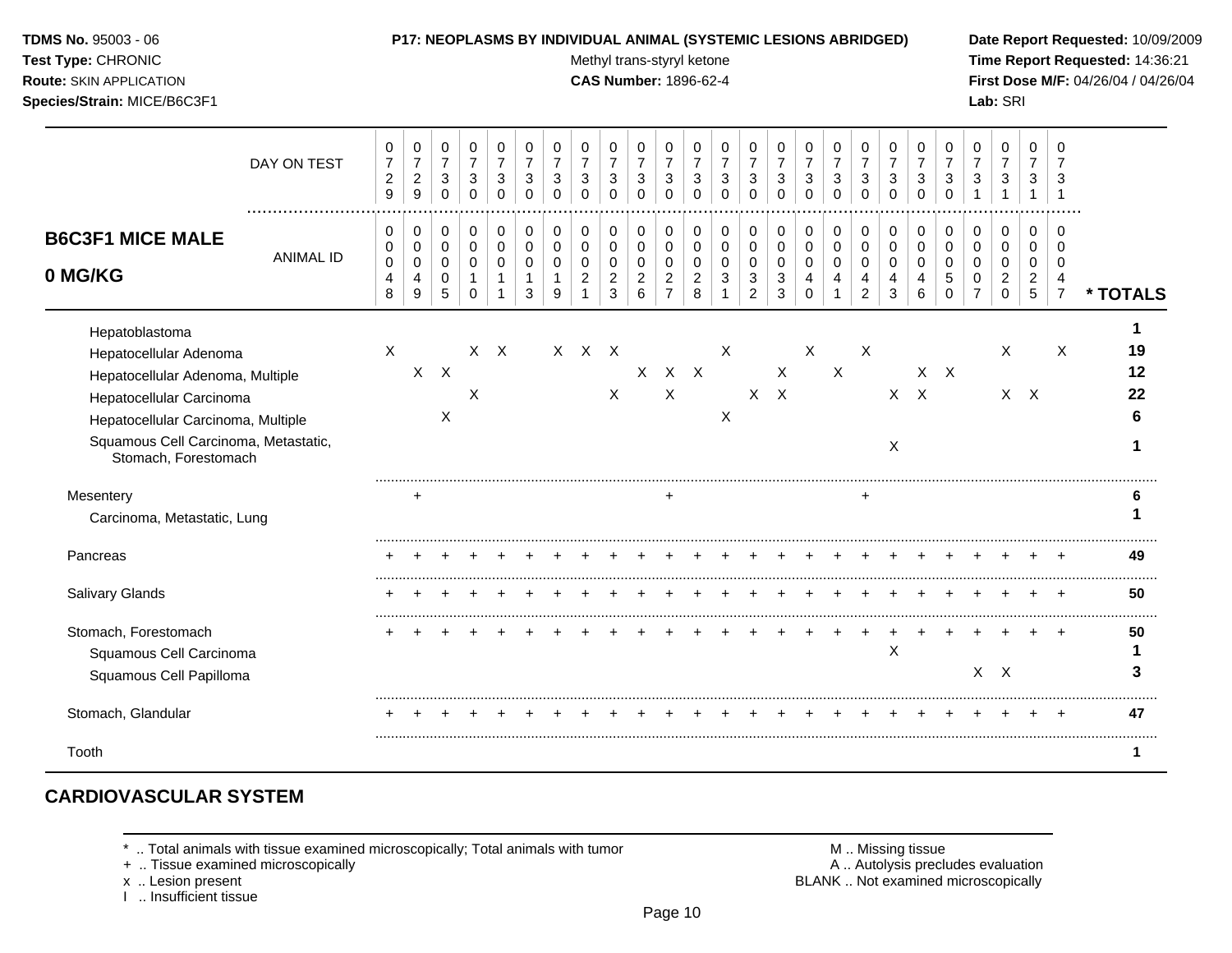**TDMS No.** 95003 - 06
**Test Type:** CHRONIC
**Route:** SKIN APPLICATION
**Species/Strain:** MICE/B6C3F1

**P17: NEOPLASMS BY INDIVIDUAL ANIMAL (SYSTEMIC LESIONS ABRIDGED)**
Methyl trans-styryl ketone
**CAS Number:** 1896-62-4

**Date Report Requested:** 10/09/2009
**Time Report Requested:** 14:36:21
**First Dose M/F:** 04/26/04 / 04/26/04
**Lab:** SRI

## B6C3F1 MICE MALE 0 MG/KG

| DAY ON TEST | 0729 | 0729 | 0730 | 0730 | 0730 | 0730 | 0730 | 0730 | 0730 | 0730 | 0730 | 0730 | 0730 | 0730 | 0730 | 0730 | 0730 | 0730 | 0730 | 0730 | 0730 | 0731 | 0731 | 0731 | 0731 | |
|---|---|---|---|---|---|---|---|---|---|---|---|---|---|---|---|---|---|---|---|---|---|---|---|---|---|---|
| **ANIMAL ID** | 0048 | 0049 | 0005 | 0010 | 0011 | 0013 | 0019 | 0021 | 0023 | 0026 | 0027 | 0028 | 0031 | 0032 | 0033 | 0040 | 0041 | 0042 | 0043 | 0046 | 0050 | 0007 | 0020 | 0025 | 0047 | *** TOTALS** |
| Hepatoblastoma | | | | | | | | | | | | | | | | | | | | | | | | | | 1 |
| Hepatocellular Adenoma | X | | | X | X | | X | X | X | | | | X | | | X | | X | | | | | X | | X | 19 |
| Hepatocellular Adenoma, Multiple | | X | X | | | | | | | X | X | X | | | X | | X | | | X | X | | | | | 12 |
| Hepatocellular Carcinoma | | | | X | | | | | X | | X | | | X | X | | | | X | X | | | X | X | | 22 |
| Hepatocellular Carcinoma, Multiple | | | X | | | | | | | | | | X | | | | | | | | | | | | | 6 |
| Squamous Cell Carcinoma, Metastatic, Stomach, Forestomach | | | | | | | | | | | | | | | | | | | X | | | | | | | 1 |
| Mesentery | | + | | | | | | | | | + | | | | | | | + | | | | | | | | 6 |
| Carcinoma, Metastatic, Lung | | | | | | | | | | | | | | | | | | | | | | | | | | 1 |
| Pancreas | + | + | + | + | + | + | + | + | + | + | + | + | + | + | + | + | + | + | + | + | + | + | + | + | + | 49 |
| Salivary Glands | + | + | + | + | + | + | + | + | + | + | + | + | + | + | + | + | + | + | + | + | + | + | + | + | + | 50 |
| Stomach, Forestomach | + | + | + | + | + | + | + | + | + | + | + | + | + | + | + | + | + | + | + | + | + | + | + | + | + | 50 |
| Squamous Cell Carcinoma | | | | | | | | | | | | | | | | | | | X | | | | | | | 1 |
| Squamous Cell Papilloma | | | | | | | | | | | | | | | | | | | | | | X | X | | | 3 |
| Stomach, Glandular | + | + | + | + | + | + | + | + | + | + | + | + | + | + | + | + | + | + | + | + | + | + | + | + | + | 47 |
| Tooth | | | | | | | | | | | | | | | | | | | | | | | | | | 1 |

## CARDIOVASCULAR SYSTEM

\* .. Total animals with tissue examined microscopically; Total animals with tumor
\+ .. Tissue examined microscopically
x .. Lesion present
I .. Insufficient tissue

M .. Missing tissue
A .. Autolysis precludes evaluation
BLANK .. Not examined microscopically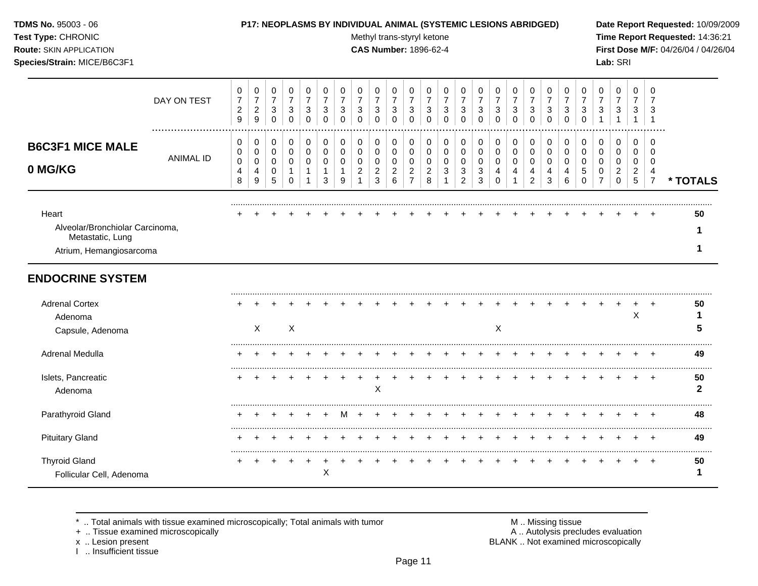**TDMS No.** 95003 - 06
**Test Type:** CHRONIC
**Route:** SKIN APPLICATION
**Species/Strain:** MICE/B6C3F1

**P17: NEOPLASMS BY INDIVIDUAL ANIMAL (SYSTEMIC LESIONS ABRIDGED)**
Methyl trans-styryl ketone
**CAS Number:** 1896-62-4

**Date Report Requested:** 10/09/2009
**Time Report Requested:** 14:36:21
**First Dose M/F:** 04/26/04 / 04/26/04
**Lab:** SRI

## B6C3F1 MICE MALE 0 MG/KG

| DAY ON TEST | 0729 | 0729 | 0730 | 0730 | 0730 | 0730 | 0730 | 0730 | 0730 | 0730 | 0730 | 0730 | 0730 | 0730 | 0730 | 0730 | 0730 | 0730 | 0730 | 0730 | 0730 | 0731 | 0731 | 0731 | 0731 | |
|---|---|---|---|---|---|---|---|---|---|---|---|---|---|---|---|---|---|---|---|---|---|---|---|---|---|---|
| ANIMAL ID | 00048 | 00049 | 00005 | 00010 | 00011 | 00013 | 00019 | 00021 | 00023 | 00026 | 00027 | 00028 | 00031 | 00032 | 00033 | 00040 | 00041 | 00042 | 00043 | 00046 | 00050 | 00007 | 00020 | 00025 | 00047 | * TOTALS |
| Heart | + | + | + | + | + | + | + | + | + | + | + | + | + | + | + | + | + | + | + | + | + | + | + | + | + | 50 |
| Alveolar/Bronchiolar Carcinoma, Metastatic, Lung | | | | | | | | | | | | | | | | | | | | | | | | | | 1 |
| Atrium, Hemangiosarcoma | | | | | | | | | | | | | | | | | | | | | | | | | | 1 |
| **ENDOCRINE SYSTEM** | | | | | | | | | | | | | | | | | | | | | | | | | | |
| Adrenal Cortex | + | + | + | + | + | + | + | + | + | + | + | + | + | + | + | + | + | + | + | + | + | + | + | + | + | 50 |
| Adenoma | | | | | | | | | | | | | | | | | | | | | | | | X | | 1 |
| Capsule, Adenoma | | X | | X | | | | | | | | | | | | X | | | | | | | | | | 5 |
| Adrenal Medulla | + | + | + | + | + | + | + | + | + | + | + | + | + | + | + | + | + | + | + | + | + | + | + | + | + | 49 |
| Islets, Pancreatic | + | + | + | + | + | + | + | + | + | + | + | + | + | + | + | + | + | + | + | + | + | + | + | + | + | 50 |
| Adenoma | | | | | | | | | X | | | | | | | | | | | | | | | | | 2 |
| Parathyroid Gland | + | + | + | + | + | + | M | + | + | + | + | + | + | + | + | + | + | + | + | + | + | + | + | + | + | 48 |
| Pituitary Gland | + | + | + | + | + | + | + | + | + | + | + | + | + | + | + | + | + | + | + | + | + | + | + | + | + | 49 |
| Thyroid Gland | + | + | + | + | + | + | + | + | + | + | + | + | + | + | + | + | + | + | + | + | + | + | + | + | + | 50 |
| Follicular Cell, Adenoma | | | | | | X | | | | | | | | | | | | | | | | | | | | 1 |

\* .. Total animals with tissue examined microscopically; Total animals with tumor
\+ .. Tissue examined microscopically
x .. Lesion present
I .. Insufficient tissue

M .. Missing tissue
A .. Autolysis precludes evaluation
BLANK .. Not examined microscopically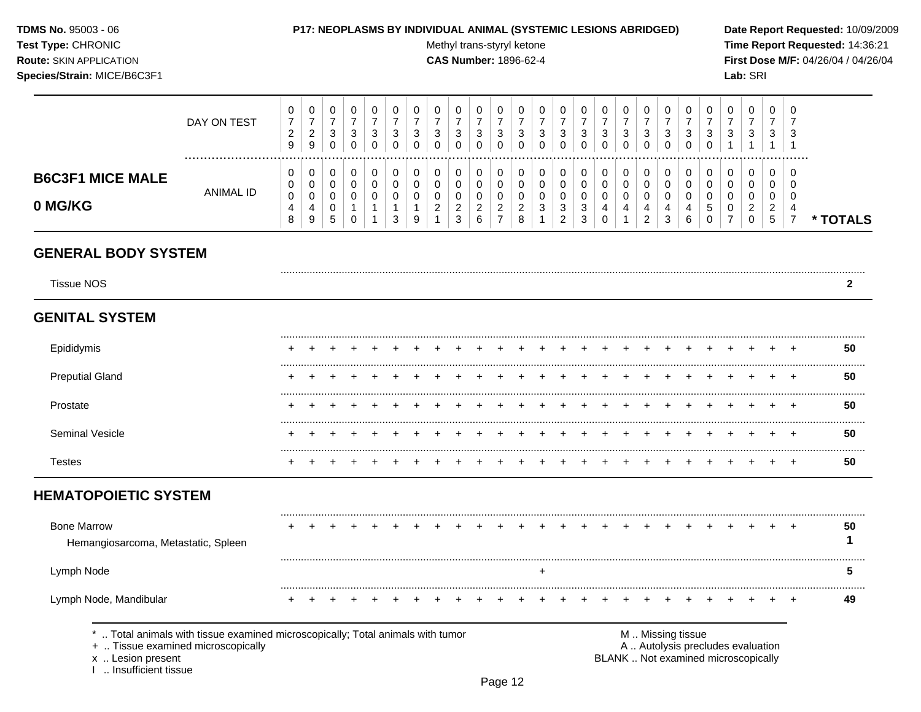**TDMS No.** 95003 - 06
**Test Type:** CHRONIC
**Route:** SKIN APPLICATION
**Species/Strain:** MICE/B6C3F1

**P17: NEOPLASMS BY INDIVIDUAL ANIMAL (SYSTEMIC LESIONS ABRIDGED)**
Methyl trans-styryl ketone
**CAS Number:** 1896-62-4

**Date Report Requested:** 10/09/2009
**Time Report Requested:** 14:36:21
**First Dose M/F:** 04/26/04 / 04/26/04
**Lab:** SRI

## B6C3F1 MICE MALE 0 MG/KG

| DAY ON TEST | 0729 | 0729 | 0730 | 0730 | 0730 | 0730 | 0730 | 0730 | 0730 | 0730 | 0730 | 0730 | 0730 | 0730 | 0730 | 0730 | 0730 | 0730 | 0730 | 0730 | 0730 | 0731 | 0731 | 0731 | 0731 | |
|---|---|---|---|---|---|---|---|---|---|---|---|---|---|---|---|---|---|---|---|---|---|---|---|---|---|---|
| ANIMAL ID | 00048 | 00049 | 00005 | 00010 | 00011 | 00013 | 00019 | 00021 | 00023 | 00026 | 00027 | 00028 | 00031 | 00032 | 00033 | 00040 | 00041 | 00042 | 00043 | 00046 | 00050 | 00007 | 00020 | 00025 | 00047 | * TOTALS |
| **GENERAL BODY SYSTEM** | | | | | | | | | | | | | | | | | | | | | | | | | | |
| Tissue NOS | | | | | | | | | | | | | | | | | | | | | | | | | | **2** |
| **GENITAL SYSTEM** | | | | | | | | | | | | | | | | | | | | | | | | | | |
| Epididymis | + | + | + | + | + | + | + | + | + | + | + | + | + | + | + | + | + | + | + | + | + | + | + | + | + | **50** |
| Preputial Gland | + | + | + | + | + | + | + | + | + | + | + | + | + | + | + | + | + | + | + | + | + | + | + | + | + | **50** |
| Prostate | + | + | + | + | + | + | + | + | + | + | + | + | + | + | + | + | + | + | + | + | + | + | + | + | + | **50** |
| Seminal Vesicle | + | + | + | + | + | + | + | + | + | + | + | + | + | + | + | + | + | + | + | + | + | + | + | + | + | **50** |
| Testes | + | + | + | + | + | + | + | + | + | + | + | + | + | + | + | + | + | + | + | + | + | + | + | + | + | **50** |
| **HEMATOPOIETIC SYSTEM** | | | | | | | | | | | | | | | | | | | | | | | | | | |
| Bone Marrow | + | + | + | + | + | + | + | + | + | + | + | + | + | + | + | + | + | + | + | + | + | + | + | + | + | **50** |
| Hemangiosarcoma, Metastatic, Spleen | | | | | | | | | | | | | | | | | | | | | | | | | | **1** |
| Lymph Node | | | | | | | | | | | | | + | | | | | | | | | | | | | **5** |
| Lymph Node, Mandibular | + | + | + | + | + | + | + | + | + | + | + | + | + | + | + | + | + | + | + | + | + | + | + | + | + | **49** |

\* .. Total animals with tissue examined microscopically; Total animals with tumor
\+ .. Tissue examined microscopically
x .. Lesion present
I .. Insufficient tissue

M .. Missing tissue
A .. Autolysis precludes evaluation
BLANK .. Not examined microscopically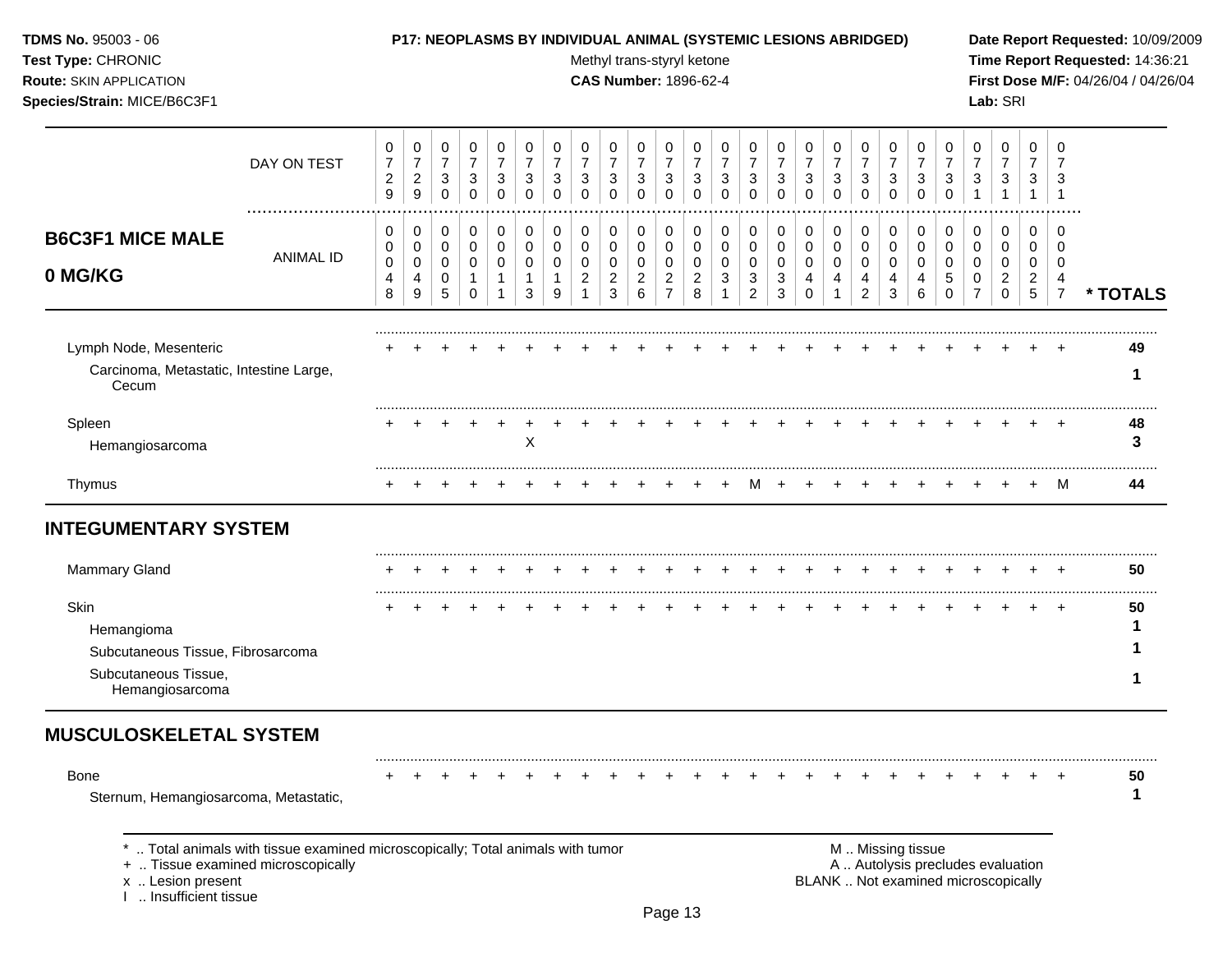**TDMS No.** 95003 - 06
**Test Type:** CHRONIC
**Route:** SKIN APPLICATION
**Species/Strain:** MICE/B6C3F1

**P17: NEOPLASMS BY INDIVIDUAL ANIMAL (SYSTEMIC LESIONS ABRIDGED)**
Methyl trans-styryl ketone
**CAS Number:** 1896-62-4

**Date Report Requested:** 10/09/2009
**Time Report Requested:** 14:36:21
**First Dose M/F:** 04/26/04 / 04/26/04
**Lab:** SRI

## B6C3F1 MICE MALE 0 MG/KG

| DAY ON TEST | 0729 | 0729 | 0730 | 0730 | 0730 | 0730 | 0730 | 0730 | 0730 | 0730 | 0730 | 0730 | 0730 | 0730 | 0730 | 0730 | 0730 | 0730 | 0730 | 0730 | 0730 | 0731 | 0731 | 0731 | 0731 | |
|---|---|---|---|---|---|---|---|---|---|---|---|---|---|---|---|---|---|---|---|---|---|---|---|---|---|---|
| ANIMAL ID | 00048 | 00049 | 00005 | 00010 | 00011 | 00013 | 00019 | 00021 | 00023 | 00026 | 00027 | 00028 | 00031 | 00032 | 00033 | 00040 | 00041 | 00042 | 00043 | 00046 | 00050 | 00007 | 00020 | 00025 | 00047 | * TOTALS |
| Lymph Node, Mesenteric | + | + | + | + | + | + | + | + | + | + | + | + | + | + | + | + | + | + | + | + | + | + | + | + | + | 49 |
| Carcinoma, Metastatic, Intestine Large, Cecum | | | | | | | | | | | | | | | | | | | | | | | | | | 1 |
| Spleen | + | + | + | + | + | + | + | + | + | + | + | + | + | + | + | + | + | + | + | + | + | + | + | + | + | 48 |
| Hemangiosarcoma | | | | | | X | | | | | | | | | | | | | | | | | | | | 3 |
| Thymus | + | + | + | + | + | + | + | + | + | + | + | + | + | M | + | + | + | + | + | + | + | + | + | + | M | 44 |
| **INTEGUMENTARY SYSTEM** | | | | | | | | | | | | | | | | | | | | | | | | | | |
| Mammary Gland | + | + | + | + | + | + | + | + | + | + | + | + | + | + | + | + | + | + | + | + | + | + | + | + | + | 50 |
| Skin | + | + | + | + | + | + | + | + | + | + | + | + | + | + | + | + | + | + | + | + | + | + | + | + | + | 50 |
| Hemangioma | | | | | | | | | | | | | | | | | | | | | | | | | | 1 |
| Subcutaneous Tissue, Fibrosarcoma | | | | | | | | | | | | | | | | | | | | | | | | | | 1 |
| Subcutaneous Tissue, Hemangiosarcoma | | | | | | | | | | | | | | | | | | | | | | | | | | 1 |
| **MUSCULOSKELETAL SYSTEM** | | | | | | | | | | | | | | | | | | | | | | | | | | |
| Bone | + | + | + | + | + | + | + | + | + | + | + | + | + | + | + | + | + | + | + | + | + | + | + | + | + | 50 |
| Sternum, Hemangiosarcoma, Metastatic, | | | | | | | | | | | | | | | | | | | | | | | | | | 1 |

\* .. Total animals with tissue examined microscopically; Total animals with tumor
\+ .. Tissue examined microscopically
x .. Lesion present
I .. Insufficient tissue

M .. Missing tissue
A .. Autolysis precludes evaluation
BLANK .. Not examined microscopically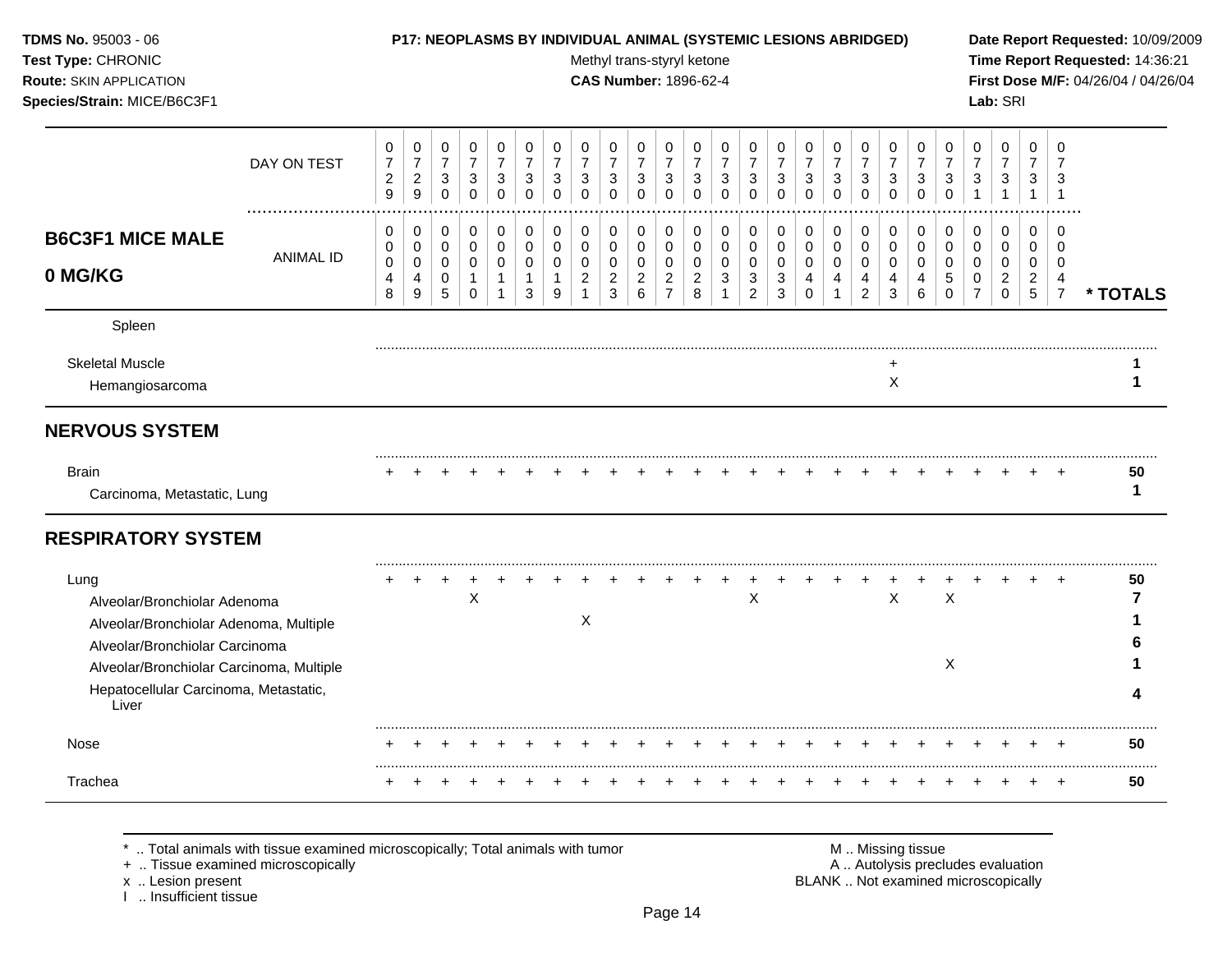**TDMS No.** 95003 - 06
**Test Type:** CHRONIC
**Route:** SKIN APPLICATION
**Species/Strain:** MICE/B6C3F1

**P17: NEOPLASMS BY INDIVIDUAL ANIMAL (SYSTEMIC LESIONS ABRIDGED)**
Methyl trans-styryl ketone
**CAS Number:** 1896-62-4

**Date Report Requested:** 10/09/2009
**Time Report Requested:** 14:36:21
**First Dose M/F:** 04/26/04 / 04/26/04
**Lab:** SRI

## B6C3F1 MICE MALE 0 MG/KG

| | | | | | | | | | | | | | | | | | | | | | | | | | | |
|---|---|---|---|---|---|---|---|---|---|---|---|---|---|---|---|---|---|---|---|---|---|---|---|---|---|---|
| DAY ON TEST | 0729 | 0729 | 0730 | 0730 | 0730 | 0730 | 0730 | 0730 | 0730 | 0730 | 0730 | 0730 | 0730 | 0730 | 0730 | 0730 | 0730 | 0730 | 0730 | 0730 | 0730 | 0731 | 0731 | 0731 | 0731 | |
| ANIMAL ID | 00048 | 00049 | 00005 | 00010 | 00011 | 00013 | 00019 | 00021 | 00023 | 00026 | 00027 | 00028 | 00031 | 00032 | 00033 | 00040 | 00041 | 00042 | 00043 | 00046 | 00050 | 00007 | 00020 | 00025 | 00047 | * TOTALS |
| Spleen | | | | | | | | | | | | | | | | | | | | | | | | | | |
| Skeletal Muscle | | | | | | | | | | | | | | | | | | | + | | | | | | | 1 |
| Hemangiosarcoma | | | | | | | | | | | | | | | | | | | X | | | | | | | 1 |
| **NERVOUS SYSTEM** | | | | | | | | | | | | | | | | | | | | | | | | | | |
| Brain | + | + | + | + | + | + | + | + | + | + | + | + | + | + | + | + | + | + | + | + | + | + | + | + | + | 50 |
| Carcinoma, Metastatic, Lung | | | | | | | | | | | | | | | | | | | | | | | | | | 1 |
| **RESPIRATORY SYSTEM** | | | | | | | | | | | | | | | | | | | | | | | | | | |
| Lung | + | + | + | + | + | + | + | + | + | + | + | + | + | + | + | + | + | + | + | + | + | + | + | + | + | 50 |
| Alveolar/Bronchiolar Adenoma | | | | X | | | | | | | | | | X | | | | | X | | X | | | | | 7 |
| Alveolar/Bronchiolar Adenoma, Multiple | | | | | | | | X | | | | | | | | | | | | | | | | | | 1 |
| Alveolar/Bronchiolar Carcinoma | | | | | | | | | | | | | | | | | | | | | | | | | | 6 |
| Alveolar/Bronchiolar Carcinoma, Multiple | | | | | | | | | | | | | | | | | | | | | X | | | | | 1 |
| Hepatocellular Carcinoma, Metastatic, Liver | | | | | | | | | | | | | | | | | | | | | | | | | | 4 |
| Nose | + | + | + | + | + | + | + | + | + | + | + | + | + | + | + | + | + | + | + | + | + | + | + | + | + | 50 |
| Trachea | + | + | + | + | + | + | + | + | + | + | + | + | + | + | + | + | + | + | + | + | + | + | + | + | + | 50 |

\* .. Total animals with tissue examined microscopically; Total animals with tumor
\+ .. Tissue examined microscopically
x .. Lesion present
I .. Insufficient tissue

M .. Missing tissue
A .. Autolysis precludes evaluation
BLANK .. Not examined microscopically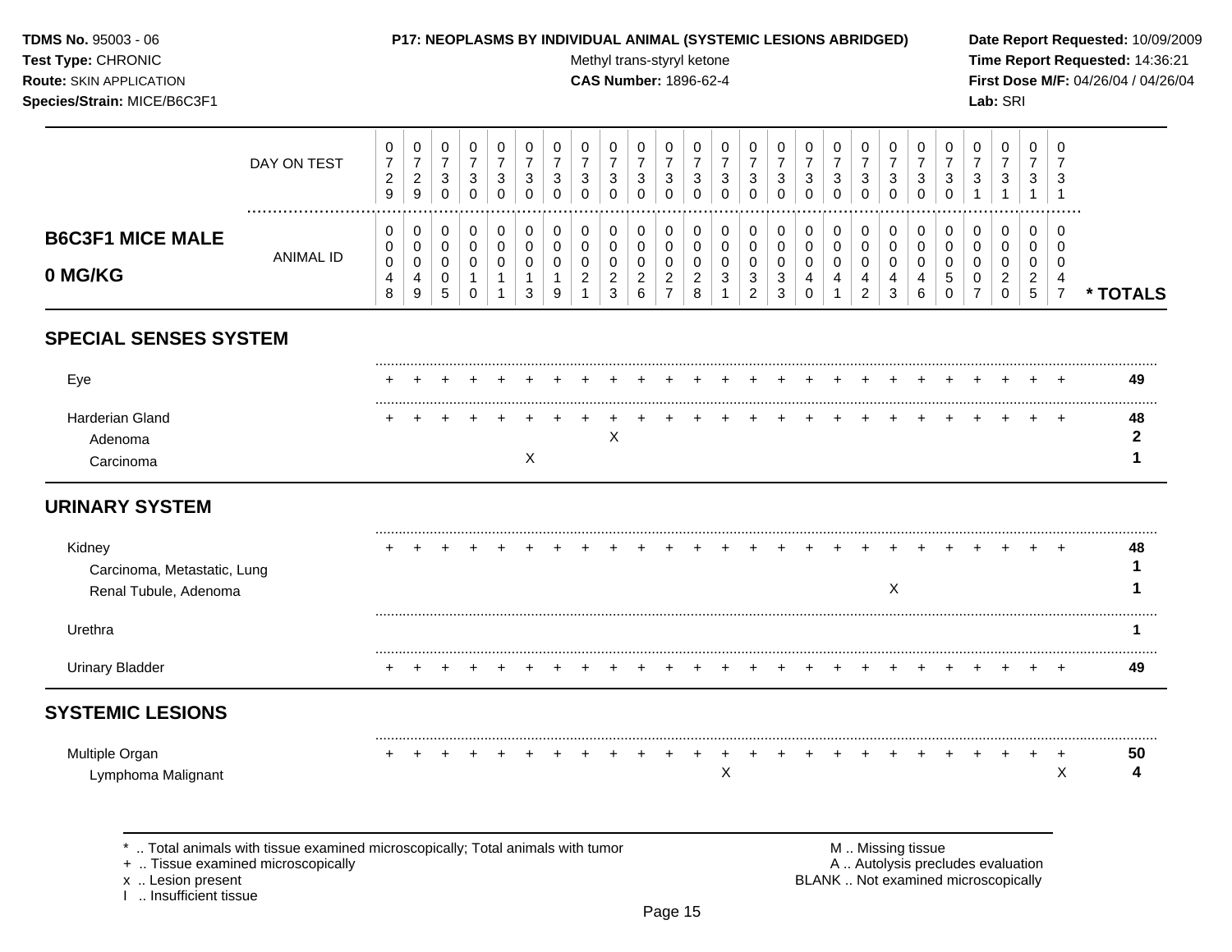**TDMS No.** 95003 - 06
**Test Type:** CHRONIC
**Route:** SKIN APPLICATION
**Species/Strain:** MICE/B6C3F1

**P17: NEOPLASMS BY INDIVIDUAL ANIMAL (SYSTEMIC LESIONS ABRIDGED)**
Methyl trans-styryl ketone
**CAS Number:** 1896-62-4

**Date Report Requested:** 10/09/2009
**Time Report Requested:** 14:36:21
**First Dose M/F:** 04/26/04 / 04/26/04
**Lab:** SRI

## B6C3F1 MICE MALE 0 MG/KG

| DAY ON TEST | 0729 | 0729 | 0730 | 0730 | 0730 | 0730 | 0730 | 0730 | 0730 | 0730 | 0730 | 0730 | 0730 | 0730 | 0730 | 0730 | 0730 | 0730 | 0730 | 0730 | 0730 | 0731 | 0731 | 0731 | 0731 | |
|---|---|---|---|---|---|---|---|---|---|---|---|---|---|---|---|---|---|---|---|---|---|---|---|---|---|---|
| **ANIMAL ID** | 0048 | 0049 | 0005 | 0010 | 0011 | 0013 | 0019 | 0021 | 0023 | 0026 | 0027 | 0028 | 0031 | 0032 | 0033 | 0040 | 0041 | 0042 | 0043 | 0046 | 0050 | 0007 | 0020 | 0025 | 0047 | *** TOTALS** |
| **SPECIAL SENSES SYSTEM** | | | | | | | | | | | | | | | | | | | | | | | | | | |
| Eye | + | + | + | + | + | + | + | + | + | + | + | + | + | + | + | + | + | + | + | + | + | + | + | + | + | 49 |
| Harderian Gland | + | + | + | + | + | + | + | + | + | + | + | + | + | + | + | + | + | + | + | + | + | + | + | + | + | 48 |
| Adenoma | | | | | | | | | X | | | | | | | | | | | | | | | | | 2 |
| Carcinoma | | | | | | X | | | | | | | | | | | | | | | | | | | | 1 |
| **URINARY SYSTEM** | | | | | | | | | | | | | | | | | | | | | | | | | | |
| Kidney | + | + | + | + | + | + | + | + | + | + | + | + | + | + | + | + | + | + | + | + | + | + | + | + | + | 48 |
| Carcinoma, Metastatic, Lung | | | | | | | | | | | | | | | | | | | | | | | | | | 1 |
| Renal Tubule, Adenoma | | | | | | | | | | | | | | | | | | | X | | | | | | | 1 |
| Urethra | | | | | | | | | | | | | | | | | | | | | | | | | | 1 |
| Urinary Bladder | + | + | + | + | + | + | + | + | + | + | + | + | + | + | + | + | + | + | + | + | + | + | + | + | + | 49 |
| **SYSTEMIC LESIONS** | | | | | | | | | | | | | | | | | | | | | | | | | | |
| Multiple Organ | + | + | + | + | + | + | + | + | + | + | + | + | + | + | + | + | + | + | + | + | + | + | + | + | + | 50 |
| Lymphoma Malignant | | | | | | | | | | | | | X | | | | | | | | | | | | X | 4 |

\* .. Total animals with tissue examined microscopically; Total animals with tumor
+ .. Tissue examined microscopically
x .. Lesion present
I .. Insufficient tissue

M .. Missing tissue
A .. Autolysis precludes evaluation
BLANK .. Not examined microscopically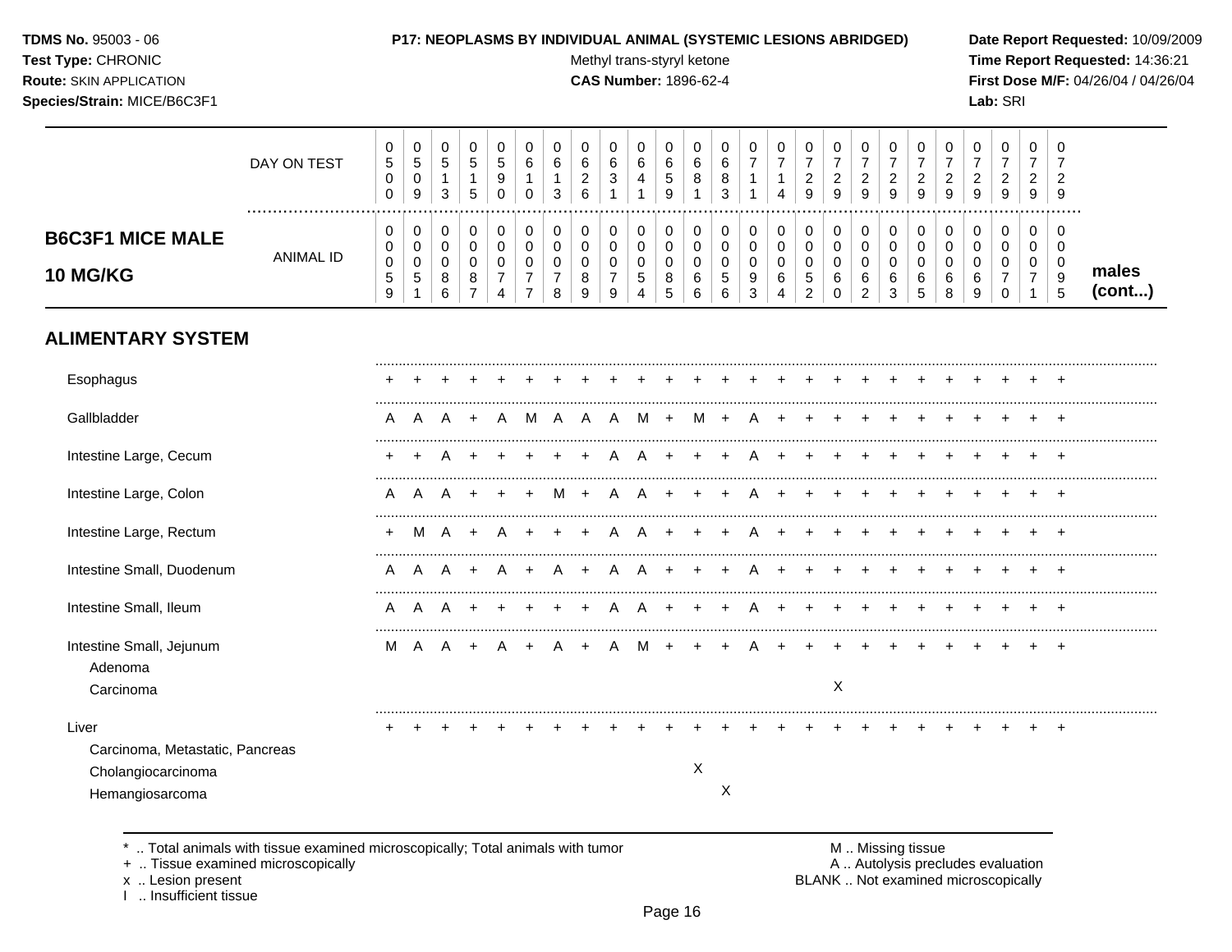**TDMS No.** 95003 - 06
**Test Type:** CHRONIC
**Route:** SKIN APPLICATION
**Species/Strain:** MICE/B6C3F1

**P17: NEOPLASMS BY INDIVIDUAL ANIMAL (SYSTEMIC LESIONS ABRIDGED)**
Methyl trans-styryl ketone
**CAS Number:** 1896-62-4

**Date Report Requested:** 10/09/2009
**Time Report Requested:** 14:36:21
**First Dose M/F:** 04/26/04 / 04/26/04
**Lab:** SRI

| B6C3F1 MICE MALE 10 MG/KG | | | | | | | | | | | | | | | | | | | | | | | | | | |
|---|---|---|---|---|---|---|---|---|---|---|---|---|---|---|---|---|---|---|---|---|---|---|---|---|---|---|
| DAY ON TEST | 0500 | 0509 | 0513 | 0515 | 0590 | 0610 | 0613 | 0626 | 0631 | 0641 | 0659 | 0681 | 0683 | 0711 | 0714 | 0729 | 0729 | 0729 | 0729 | 0729 | 0729 | 0729 | 0729 | 0729 | 0729 | |
| ANIMAL ID | 0059 | 0051 | 0086 | 0087 | 0074 | 0077 | 0078 | 0089 | 0079 | 0054 | 0085 | 0066 | 0056 | 0093 | 0064 | 0052 | 0060 | 0062 | 0063 | 0065 | 0068 | 0069 | 0070 | 0071 | 0095 | males (cont...) |
| **ALIMENTARY SYSTEM** | | | | | | | | | | | | | | | | | | | | | | | | | | |
| Esophagus | + | + | + | + | + | + | + | + | + | + | + | + | + | + | + | + | + | + | + | + | + | + | + | + | + | |
| Gallbladder | A | A | A | + | A | M | A | A | A | M | + | M | + | A | + | + | + | + | + | + | + | + | + | + | + | |
| Intestine Large, Cecum | + | + | A | + | + | + | + | + | A | A | + | + | + | A | + | + | + | + | + | + | + | + | + | + | + | |
| Intestine Large, Colon | A | A | A | + | + | + | M | + | A | A | + | + | + | A | + | + | + | + | + | + | + | + | + | + | + | |
| Intestine Large, Rectum | + | M | A | + | A | + | + | + | A | A | + | + | + | A | + | + | + | + | + | + | + | + | + | + | + | |
| Intestine Small, Duodenum | A | A | A | + | A | + | A | + | A | A | + | + | + | A | + | + | + | + | + | + | + | + | + | + | + | |
| Intestine Small, Ileum | A | A | A | + | + | + | + | + | A | A | + | + | + | A | + | + | + | + | + | + | + | + | + | + | + | |
| Intestine Small, Jejunum | M | A | A | + | A | + | A | + | A | M | + | + | + | A | + | + | + | + | + | + | + | + | + | + | + | |
| Adenoma | | | | | | | | | | | | | | | | | | | | | | | | | | |
| Carcinoma | | | | | | | | | | | | | | | | | X | | | | | | | | | |
| Liver | + | + | + | + | + | + | + | + | + | + | + | + | + | + | + | + | + | + | + | + | + | + | + | + | + | |
| Carcinoma, Metastatic, Pancreas | | | | | | | | | | | | | | | | | | | | | | | | | | |
| Cholangiocarcinoma | | | | | | | | | | | | X | | | | | | | | | | | | | | |
| Hemangiosarcoma | | | | | | | | | | | | | X | | | | | | | | | | | | | |

\* .. Total animals with tissue examined microscopically; Total animals with tumor
\+ .. Tissue examined microscopically
x .. Lesion present
I .. Insufficient tissue

M .. Missing tissue
A .. Autolysis precludes evaluation
BLANK .. Not examined microscopically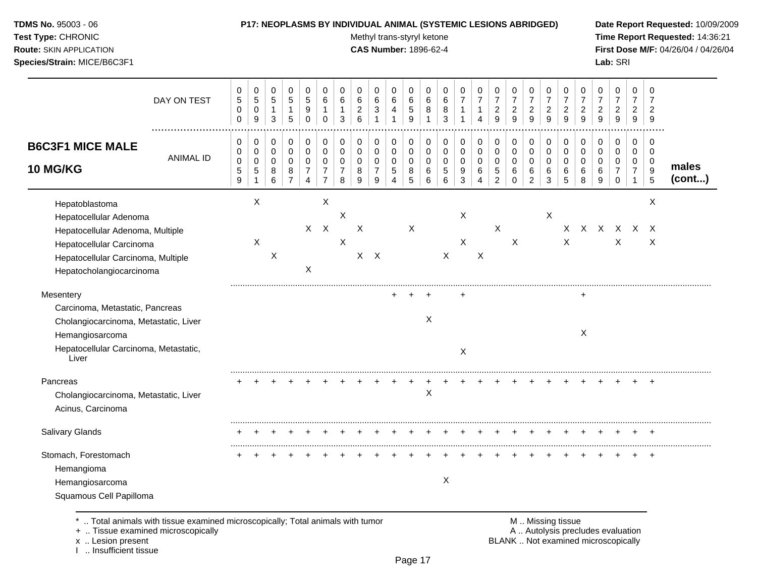**TDMS No.** 95003 - 06
**Test Type:** CHRONIC
**Route:** SKIN APPLICATION
**Species/Strain:** MICE/B6C3F1

**P17: NEOPLASMS BY INDIVIDUAL ANIMAL (SYSTEMIC LESIONS ABRIDGED)**
Methyl trans-styryl ketone
**CAS Number:** 1896-62-4

**Date Report Requested:** 10/09/2009
**Time Report Requested:** 14:36:21
**First Dose M/F:** 04/26/04 / 04/26/04
**Lab:** SRI

## B6C3F1 MICE MALE 10 MG/KG — males (cont...)

| DAY ON TEST | 500 | 509 | 513 | 515 | 590 | 610 | 613 | 626 | 631 | 641 | 659 | 681 | 683 | 711 | 714 | 729 | 729 | 729 | 729 | 729 | 729 | 729 | 729 | 729 | 729 |
|---|---|---|---|---|---|---|---|---|---|---|---|---|---|---|---|---|---|---|---|---|---|---|---|---|---|
| **ANIMAL ID** | 0059 | 0051 | 0086 | 0087 | 0074 | 0077 | 0078 | 0089 | 0079 | 0054 | 0085 | 0066 | 0056 | 0093 | 0064 | 0052 | 0060 | 0062 | 0063 | 0065 | 0068 | 0069 | 0070 | 0071 | 0095 |
| Hepatoblastoma | | X | | | | X | | | | | | | | | | | | | | | | | | | X |
| Hepatocellular Adenoma | | | | | | | X | | | | | | | X | | | | | X | | | | | | |
| Hepatocellular Adenoma, Multiple | | | | | X | X | | X | | | X | | | | | X | | | | X | X | X | X | X | X |
| Hepatocellular Carcinoma | | X | | | | | X | | | | | | | X | | | X | | | X | | | X | | X |
| Hepatocellular Carcinoma, Multiple | | | X | | | | | X | X | | | | X | | X | | | | | | | | | | |
| Hepatocholangiocarcinoma | | | | | X | | | | | | | | | | | | | | | | | | | | |
| Mesentery | | | | | | | | | | + | + | + | | + | | | | | | | + | | | | |
| Carcinoma, Metastatic, Pancreas | | | | | | | | | | | | | | | | | | | | | | | | | |
| Cholangiocarcinoma, Metastatic, Liver | | | | | | | | | | | | X | | | | | | | | | | | | | |
| Hemangiosarcoma | | | | | | | | | | | | | | | | | | | | | X | | | | |
| Hepatocellular Carcinoma, Metastatic, Liver | | | | | | | | | | | | | | X | | | | | | | | | | | |
| Pancreas | + | + | + | + | + | + | + | + | + | + | + | + | + | + | + | + | + | + | + | + | + | + | + | + | + |
| Cholangiocarcinoma, Metastatic, Liver | | | | | | | | | | | | X | | | | | | | | | | | | | |
| Acinus, Carcinoma | | | | | | | | | | | | | | | | | | | | | | | | | |
| Salivary Glands | + | + | + | + | + | + | + | + | + | + | + | + | + | + | + | + | + | + | + | + | + | + | + | + | + |
| Stomach, Forestomach | + | + | + | + | + | + | + | + | + | + | + | + | + | + | + | + | + | + | + | + | + | + | + | + | + |
| Hemangioma | | | | | | | | | | | | | | | | | | | | | | | | | |
| Hemangiosarcoma | | | | | | | | | | | | | X | | | | | | | | | | | | |
| Squamous Cell Papilloma | | | | | | | | | | | | | | | | | | | | | | | | | |

\* .. Total animals with tissue examined microscopically; Total animals with tumor
\+ .. Tissue examined microscopically
x .. Lesion present
I .. Insufficient tissue

M .. Missing tissue
A .. Autolysis precludes evaluation
BLANK .. Not examined microscopically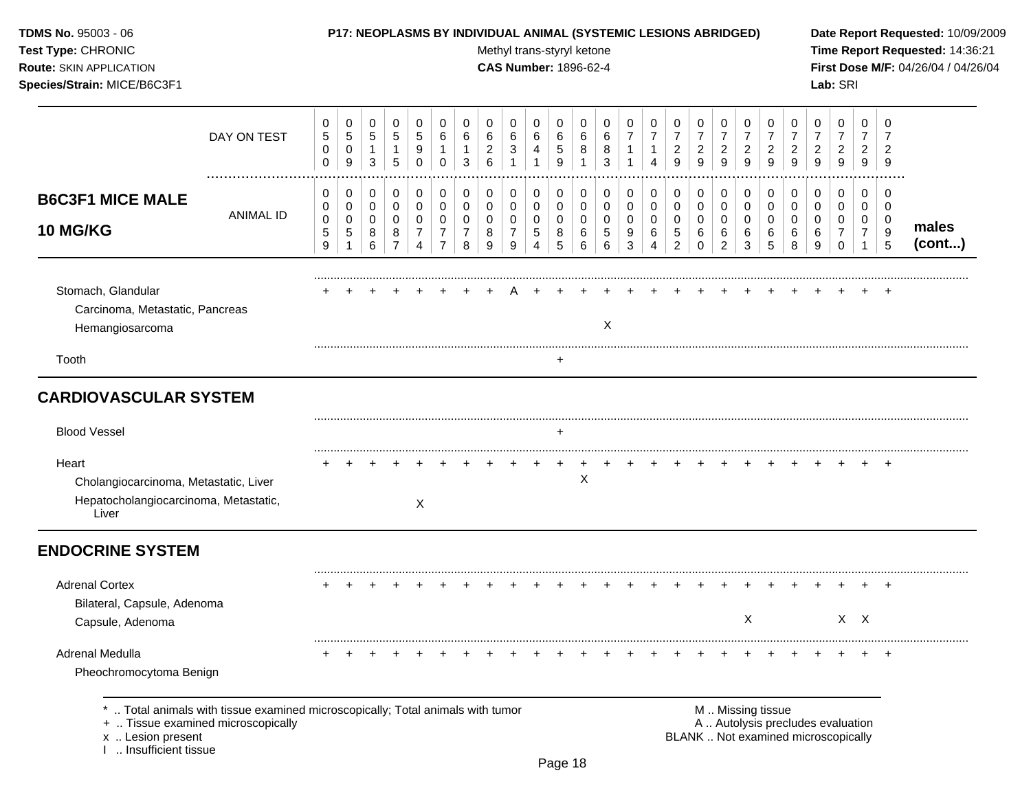**P17: NEOPLASMS BY INDIVIDUAL ANIMAL (SYSTEMIC LESIONS ABRIDGED)**

Methyl trans-styryl ketone

**CAS Number:** 1896-62-4

## B6C3F1 MICE MALE 10 MG/KG — males (cont...)

| | 1 | 2 | 3 | 4 | 5 | 6 | 7 | 8 | 9 | 10 | 11 | 12 | 13 | 14 | 15 | 16 | 17 | 18 | 19 | 20 | 21 | 22 | 23 | 24 | 25 |
|---|---|---|---|---|---|---|---|---|---|---|---|---|---|---|---|---|---|---|---|---|---|---|---|---|---|
| DAY ON TEST | 0500 | 0509 | 0513 | 0515 | 0590 | 0610 | 0613 | 0626 | 0631 | 0641 | 0659 | 0681 | 0683 | 0711 | 0714 | 0729 | 0729 | 0729 | 0729 | 0729 | 0729 | 0729 | 0729 | 0729 | 0729 |
| ANIMAL ID | 0059 | 0051 | 0086 | 0087 | 0074 | 0077 | 0078 | 0089 | 0079 | 0054 | 0085 | 0066 | 0056 | 0093 | 0064 | 0052 | 0060 | 0062 | 0063 | 0065 | 0068 | 0069 | 0070 | 0071 | 0095 |
| Stomach, Glandular | + | + | + | + | + | + | + | + | A | + | + | + | + | + | + | + | + | + | + | + | + | + | + | + | + |
| Carcinoma, Metastatic, Pancreas | | | | | | | | | | | | | | | | | | | | | | | | | |
| Hemangiosarcoma | | | | | | | | | | | | | X | | | | | | | | | | | | |
| Tooth | | | | | | | | | | | + | | | | | | | | | | | | | | |
| **CARDIOVASCULAR SYSTEM** | | | | | | | | | | | | | | | | | | | | | | | | | |
| Blood Vessel | | | | | | | | | | | + | | | | | | | | | | | | | | |
| Heart | + | + | + | + | + | + | + | + | + | + | + | + | + | + | + | + | + | + | + | + | + | + | + | + | + |
| Cholangiocarcinoma, Metastatic, Liver | | | | | | | | | | | | X | | | | | | | | | | | | | |
| Hepatocholangiocarcinoma, Metastatic, Liver | | | | | X | | | | | | | | | | | | | | | | | | | | |
| **ENDOCRINE SYSTEM** | | | | | | | | | | | | | | | | | | | | | | | | | |
| Adrenal Cortex | + | + | + | + | + | + | + | + | + | + | + | + | + | + | + | + | + | + | + | + | + | + | + | + | + |
| Bilateral, Capsule, Adenoma | | | | | | | | | | | | | | | | | | | | | | | | | |
| Capsule, Adenoma | | | | | | | | | | | | | | | | | | | X | | | | X | X | |
| Adrenal Medulla | + | + | + | + | + | + | + | + | + | + | + | + | + | + | + | + | + | + | + | + | + | + | + | + | + |
| Pheochromocytoma Benign | | | | | | | | | | | | | | | | | | | | | | | | | |

* .. Total animals with tissue examined microscopically; Total animals with tumor
+ .. Tissue examined microscopically
x .. Lesion present
I .. Insufficient tissue

M .. Missing tissue
A .. Autolysis precludes evaluation
BLANK .. Not examined microscopically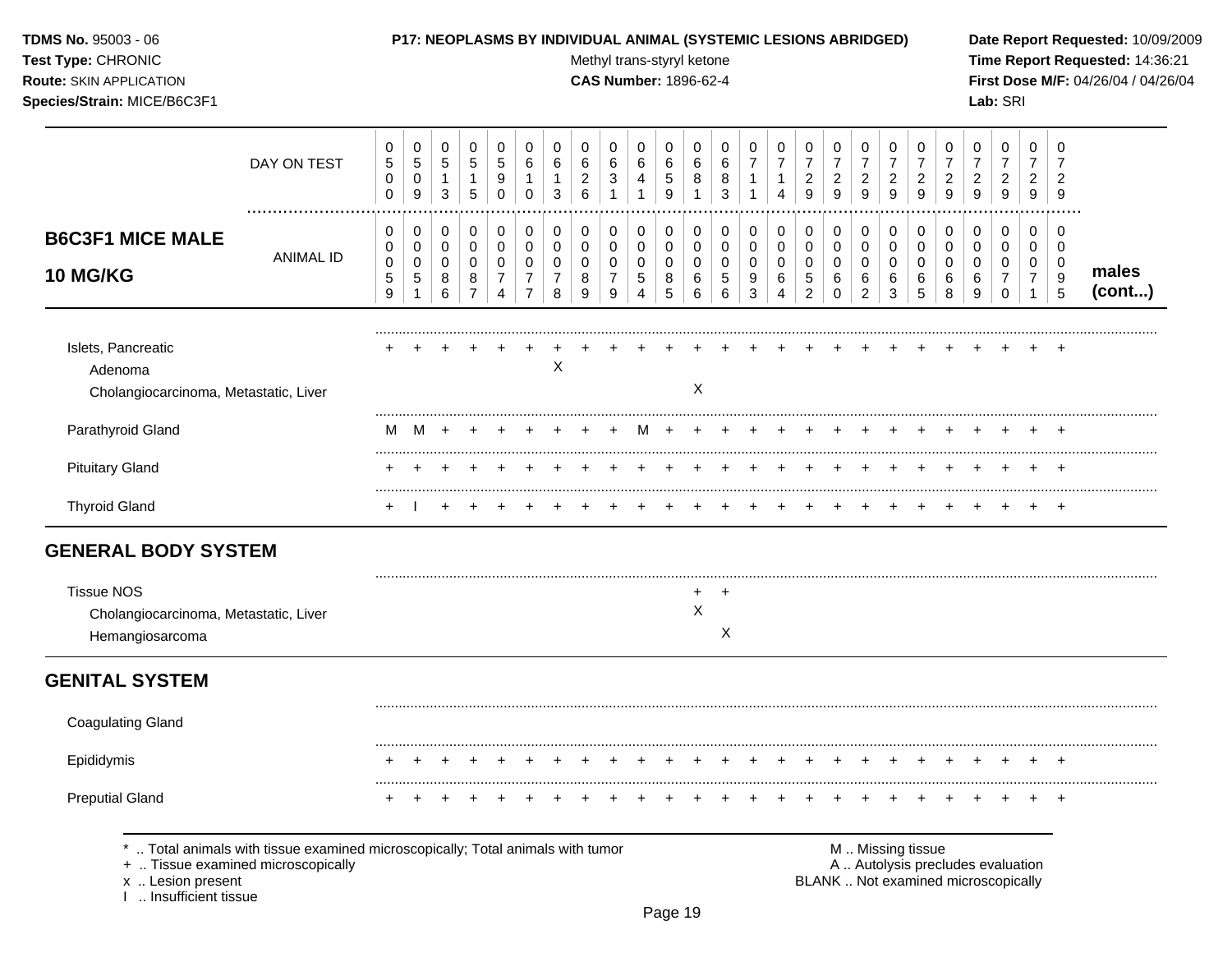**TDMS No.** 95003 - 06
**Test Type:** CHRONIC
**Route:** SKIN APPLICATION
**Species/Strain:** MICE/B6C3F1

**P17: NEOPLASMS BY INDIVIDUAL ANIMAL (SYSTEMIC LESIONS ABRIDGED)**
Methyl trans-styryl ketone
**CAS Number:** 1896-62-4

**Date Report Requested:** 10/09/2009
**Time Report Requested:** 14:36:21
**First Dose M/F:** 04/26/04 / 04/26/04
**Lab:** SRI

| DAY ON TEST | 0500 | 0509 | 0513 | 0515 | 0590 | 0610 | 0613 | 0626 | 0631 | 0641 | 0659 | 0681 | 0683 | 0711 | 0714 | 0729 | 0729 | 0729 | 0729 | 0729 | 0729 | 0729 | 0729 | 0729 | 0729 | |
|---|---|---|---|---|---|---|---|---|---|---|---|---|---|---|---|---|---|---|---|---|---|---|---|---|---|---|
| **B6C3F1 MICE MALE 10 MG/KG** — ANIMAL ID | 00059 | 00051 | 00086 | 00087 | 00074 | 00077 | 00078 | 00089 | 00079 | 00054 | 00085 | 00066 | 00056 | 00093 | 00064 | 00052 | 00060 | 00062 | 00063 | 00065 | 00068 | 00069 | 00070 | 00071 | 00095 | **males (cont...)** |
| Islets, Pancreatic | + | + | + | + | + | + | + | + | + | + | + | + | + | + | + | + | + | + | + | + | + | + | + | + | + | |
| Adenoma | | | | | | | X | | | | | | | | | | | | | | | | | | | |
| Cholangiocarcinoma, Metastatic, Liver | | | | | | | | | | | | X | | | | | | | | | | | | | | |
| Parathyroid Gland | M | M | + | + | + | + | + | + | + | M | + | + | + | + | + | + | + | + | + | + | + | + | + | + | + | |
| Pituitary Gland | + | + | + | + | + | + | + | + | + | + | + | + | + | + | + | + | + | + | + | + | + | + | + | + | + | |
| Thyroid Gland | + | I | + | + | + | + | + | + | + | + | + | + | + | + | + | + | + | + | + | + | + | + | + | + | + | |
| **GENERAL BODY SYSTEM** | | | | | | | | | | | | | | | | | | | | | | | | | | |
| Tissue NOS | | | | | | | | | | | | + | + | | | | | | | | | | | | | |
| Cholangiocarcinoma, Metastatic, Liver | | | | | | | | | | | | X | | | | | | | | | | | | | | |
| Hemangiosarcoma | | | | | | | | | | | | | X | | | | | | | | | | | | | |
| **GENITAL SYSTEM** | | | | | | | | | | | | | | | | | | | | | | | | | | |
| Coagulating Gland | | | | | | | | | | | | | | | | | | | | | | | | | | |
| Epididymis | + | + | + | + | + | + | + | + | + | + | + | + | + | + | + | + | + | + | + | + | + | + | + | + | + | |
| Preputial Gland | + | + | + | + | + | + | + | + | + | + | + | + | + | + | + | + | + | + | + | + | + | + | + | + | + | |

\* .. Total animals with tissue examined microscopically; Total animals with tumor
\+ .. Tissue examined microscopically
x .. Lesion present
I .. Insufficient tissue

M .. Missing tissue
A .. Autolysis precludes evaluation
BLANK .. Not examined microscopically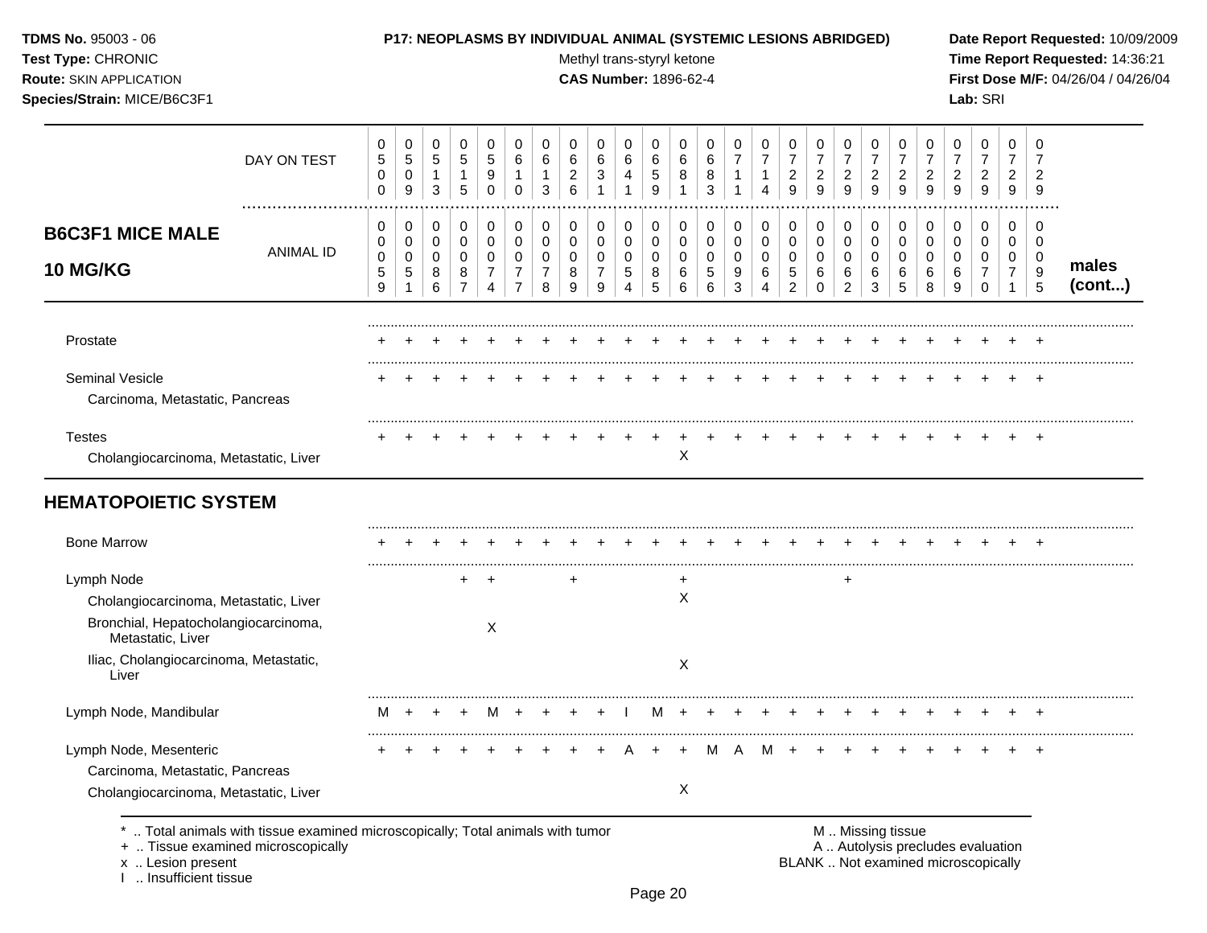**TDMS No.** 95003 - 06
**Test Type:** CHRONIC
**Route:** SKIN APPLICATION
**Species/Strain:** MICE/B6C3F1

**P17: NEOPLASMS BY INDIVIDUAL ANIMAL (SYSTEMIC LESIONS ABRIDGED)**
Methyl trans-styryl ketone
**CAS Number:** 1896-62-4

**Date Report Requested:** 10/09/2009
**Time Report Requested:** 14:36:21
**First Dose M/F:** 04/26/04 / 04/26/04
**Lab:** SRI

## B6C3F1 MICE MALE 10 MG/KG

| DAY ON TEST | 0500 | 0509 | 0513 | 0515 | 0590 | 0610 | 0613 | 0626 | 0631 | 0641 | 0659 | 0681 | 0683 | 0711 | 0714 | 0729 | 0729 | 0729 | 0729 | 0729 | 0729 | 0729 | 0729 | 0729 | 0729 | |
|---|---|---|---|---|---|---|---|---|---|---|---|---|---|---|---|---|---|---|---|---|---|---|---|---|---|---|
| **ANIMAL ID** | 00059 | 00051 | 00086 | 00087 | 00074 | 00077 | 00078 | 00089 | 00079 | 00054 | 00085 | 00066 | 00056 | 00093 | 00064 | 00052 | 00060 | 00062 | 00063 | 00065 | 00068 | 00069 | 00070 | 00071 | 00095 | **males (cont...)** |
| Prostate | + | + | + | + | + | + | + | + | + | + | + | + | + | + | + | + | + | + | + | + | + | + | + | + | + | |
| Seminal Vesicle | + | + | + | + | + | + | + | + | + | + | + | + | + | + | + | + | + | + | + | + | + | + | + | + | + | |
| Carcinoma, Metastatic, Pancreas | | | | | | | | | | | | | | | | | | | | | | | | | | |
| Testes | + | + | + | + | + | + | + | + | + | + | + | + | + | + | + | + | + | + | + | + | + | + | + | + | + | |
| Cholangiocarcinoma, Metastatic, Liver | | | | | | | | | | | | X | | | | | | | | | | | | | | |

## HEMATOPOIETIC SYSTEM

| | 0059 | 0051 | 0086 | 0087 | 0074 | 0077 | 0078 | 0089 | 0079 | 0054 | 0085 | 0066 | 0056 | 0093 | 0064 | 0052 | 0060 | 0062 | 0063 | 0065 | 0068 | 0069 | 0070 | 0071 | 0095 |
|---|---|---|---|---|---|---|---|---|---|---|---|---|---|---|---|---|---|---|---|---|---|---|---|---|---|
| Bone Marrow | + | + | + | + | + | + | + | + | + | + | + | + | + | + | + | + | + | + | + | + | + | + | + | + | + |
| Lymph Node | | | | + | + | | | + | | | | + | | | | | | + | | | | | | | |
| Cholangiocarcinoma, Metastatic, Liver | | | | | | | | | | | | X | | | | | | | | | | | | | |
| Bronchial, Hepatocholangiocarcinoma, Metastatic, Liver | | | | | X | | | | | | | | | | | | | | | | | | | | |
| Iliac, Cholangiocarcinoma, Metastatic, Liver | | | | | | | | | | | | X | | | | | | | | | | | | | |
| Lymph Node, Mandibular | M | + | + | + | M | + | + | + | + | I | M | + | + | + | + | + | + | + | + | + | + | + | + | + | + |
| Lymph Node, Mesenteric | + | + | + | + | + | + | + | + | + | A | + | + | M | A | M | + | + | + | + | + | + | + | + | + | + |
| Carcinoma, Metastatic, Pancreas | | | | | | | | | | | | | | | | | | | | | | | | | |
| Cholangiocarcinoma, Metastatic, Liver | | | | | | | | | | | | X | | | | | | | | | | | | | |

\* .. Total animals with tissue examined microscopically; Total animals with tumor
\+ .. Tissue examined microscopically
x .. Lesion present
I .. Insufficient tissue

M .. Missing tissue
A .. Autolysis precludes evaluation
BLANK .. Not examined microscopically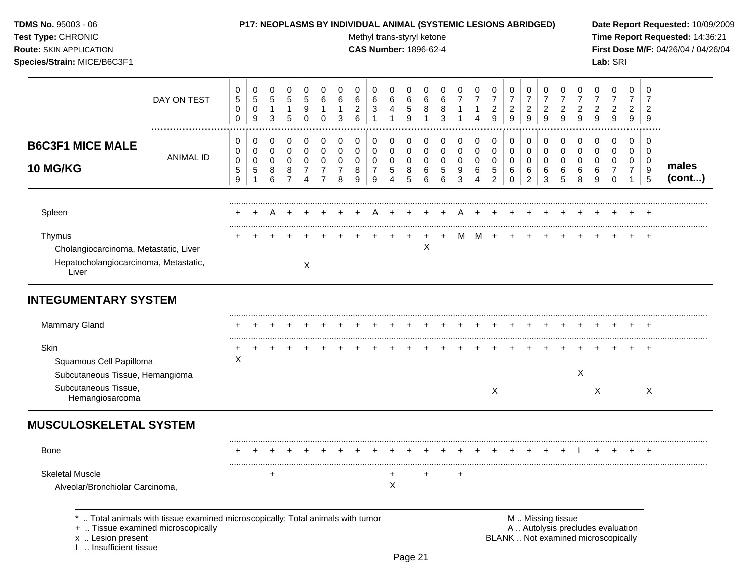**P17: NEOPLASMS BY INDIVIDUAL ANIMAL (SYSTEMIC LESIONS ABRIDGED)**

Methyl trans-styryl ketone

**CAS Number:** 1896-62-4

## B6C3F1 MICE MALE 10 MG/KG (males cont...)

| DAY ON TEST | 0500 | 0509 | 0513 | 0515 | 0590 | 0610 | 0613 | 0626 | 0631 | 0641 | 0659 | 0681 | 0683 | 0711 | 0714 | 0729 | 0729 | 0729 | 0729 | 0729 | 0729 | 0729 | 0729 | 0729 | 0729 |
|---|---|---|---|---|---|---|---|---|---|---|---|---|---|---|---|---|---|---|---|---|---|---|---|---|---|
| **ANIMAL ID** | 0059 | 0051 | 0086 | 0087 | 0074 | 0077 | 0078 | 0089 | 0079 | 0054 | 0085 | 0066 | 0056 | 0093 | 0064 | 0052 | 0060 | 0062 | 0063 | 0065 | 0068 | 0069 | 0070 | 0071 | 0095 |
| Spleen | + | + | A | + | + | + | + | + | A | + | + | + | + | A | + | + | + | + | + | + | + | + | + | + | + |
| Thymus | + | + | + | + | + | + | + | + | + | + | + | + | + | M | M | + | + | + | + | + | + | + | + | + | + |
| Cholangiocarcinoma, Metastatic, Liver | | | | | | | | | | | | X | | | | | | | | | | | | | |
| Hepatocholangiocarcinoma, Metastatic, Liver | | | | | X | | | | | | | | | | | | | | | | | | | | |
| **INTEGUMENTARY SYSTEM** | | | | | | | | | | | | | | | | | | | | | | | | | |
| Mammary Gland | + | + | + | + | + | + | + | + | + | + | + | + | + | + | + | + | + | + | + | + | + | + | + | + | + |
| Skin | + | + | + | + | + | + | + | + | + | + | + | + | + | + | + | + | + | + | + | + | + | + | + | + | + |
| Squamous Cell Papilloma | X | | | | | | | | | | | | | | | | | | | | | | | | |
| Subcutaneous Tissue, Hemangioma | | | | | | | | | | | | | | | | | | | | | X | | | | |
| Subcutaneous Tissue, Hemangiosarcoma | | | | | | | | | | | | | | | | X | | | | | | X | | | X |
| **MUSCULOSKELETAL SYSTEM** | | | | | | | | | | | | | | | | | | | | | | | | | |
| Bone | + | + | + | + | + | + | + | + | + | + | + | + | + | + | + | + | + | + | + | + | I | + | + | + | + |
| Skeletal Muscle | | | + | | | | | | | + | | + | | + | | | | | | | | | | | |
| Alveolar/Bronchiolar Carcinoma, | | | | | | | | | | X | | | | | | | | | | | | | | | |

\* .. Total animals with tissue examined microscopically; Total animals with tumor
\+ .. Tissue examined microscopically
x .. Lesion present
I .. Insufficient tissue

M .. Missing tissue
A .. Autolysis precludes evaluation
BLANK .. Not examined microscopically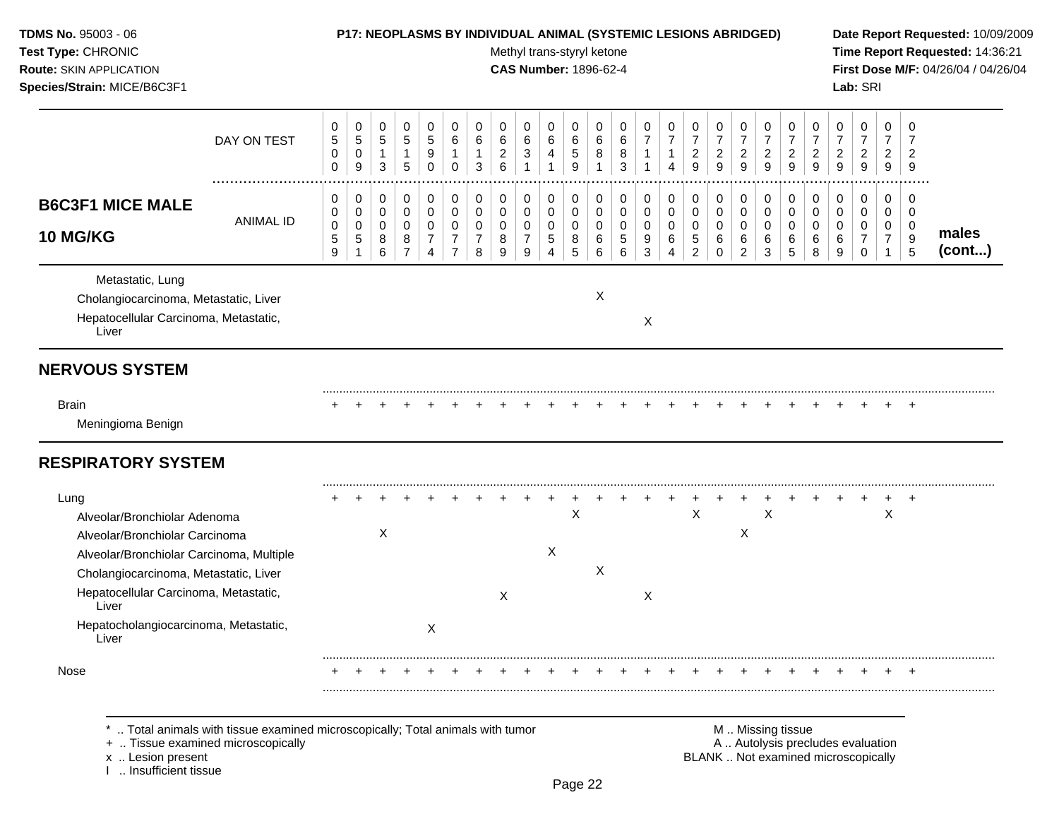**TDMS No.** 95003 - 06
**Test Type:** CHRONIC
**Route:** SKIN APPLICATION
**Species/Strain:** MICE/B6C3F1

**P17: NEOPLASMS BY INDIVIDUAL ANIMAL (SYSTEMIC LESIONS ABRIDGED)**
Methyl trans-styryl ketone
**CAS Number:** 1896-62-4

**Date Report Requested:** 10/09/2009
**Time Report Requested:** 14:36:21
**First Dose M/F:** 04/26/04 / 04/26/04
**Lab:** SRI

| **B6C3F1 MICE MALE 10 MG/KG** | | | | | | | | | | | | | | | | | | | | | | | | | | **males (cont...)** |
|---|---|---|---|---|---|---|---|---|---|---|---|---|---|---|---|---|---|---|---|---|---|---|---|---|---|---|
| DAY ON TEST | 0500 | 0509 | 0513 | 0515 | 0590 | 0610 | 0613 | 0626 | 0631 | 0641 | 0659 | 0681 | 0683 | 0711 | 0714 | 0729 | 0729 | 0729 | 0729 | 0729 | 0729 | 0729 | 0729 | 0729 | 0729 | |
| ANIMAL ID | 00059 | 00051 | 00086 | 00087 | 00074 | 00077 | 00078 | 00089 | 00079 | 00054 | 00085 | 00066 | 00056 | 00093 | 00064 | 00052 | 00060 | 00062 | 00063 | 00065 | 00068 | 00069 | 00070 | 00071 | 00095 | |
| Metastatic, Lung | | | | | | | | | | | | | | | | | | | | | | | | | | |
| Cholangiocarcinoma, Metastatic, Liver | | | | | | | | | | | | X | | | | | | | | | | | | | | |
| Hepatocellular Carcinoma, Metastatic, Liver | | | | | | | | | | | | | | X | | | | | | | | | | | | |
| **NERVOUS SYSTEM** | | | | | | | | | | | | | | | | | | | | | | | | | | |
| Brain | + | + | + | + | + | + | + | + | + | + | + | + | + | + | + | + | + | + | + | + | + | + | + | + | + | |
| Meningioma Benign | | | | | | | | | | | | | | | | | | | | | | | | | | |
| **RESPIRATORY SYSTEM** | | | | | | | | | | | | | | | | | | | | | | | | | | |
| Lung | + | + | + | + | + | + | + | + | + | + | + | + | + | + | + | + | + | + | + | + | + | + | + | + | + | |
| Alveolar/Bronchiolar Adenoma | | | | | | | | | | | X | | | | | X | | | X | | | | | X | | |
| Alveolar/Bronchiolar Carcinoma | | | X | | | | | | | | | | | | | | | X | | | | | | | | |
| Alveolar/Bronchiolar Carcinoma, Multiple | | | | | | | | | | X | | | | | | | | | | | | | | | | |
| Cholangiocarcinoma, Metastatic, Liver | | | | | | | | | | | | X | | | | | | | | | | | | | | |
| Hepatocellular Carcinoma, Metastatic, Liver | | | | | | | | X | | | | | | X | | | | | | | | | | | | |
| Hepatocholangiocarcinoma, Metastatic, Liver | | | | | X | | | | | | | | | | | | | | | | | | | | | |
| Nose | + | + | + | + | + | + | + | + | + | + | + | + | + | + | + | + | + | + | + | + | + | + | + | + | + | |

\* .. Total animals with tissue examined microscopically; Total animals with tumor
\+ .. Tissue examined microscopically
x .. Lesion present
I .. Insufficient tissue

M .. Missing tissue
A .. Autolysis precludes evaluation
BLANK .. Not examined microscopically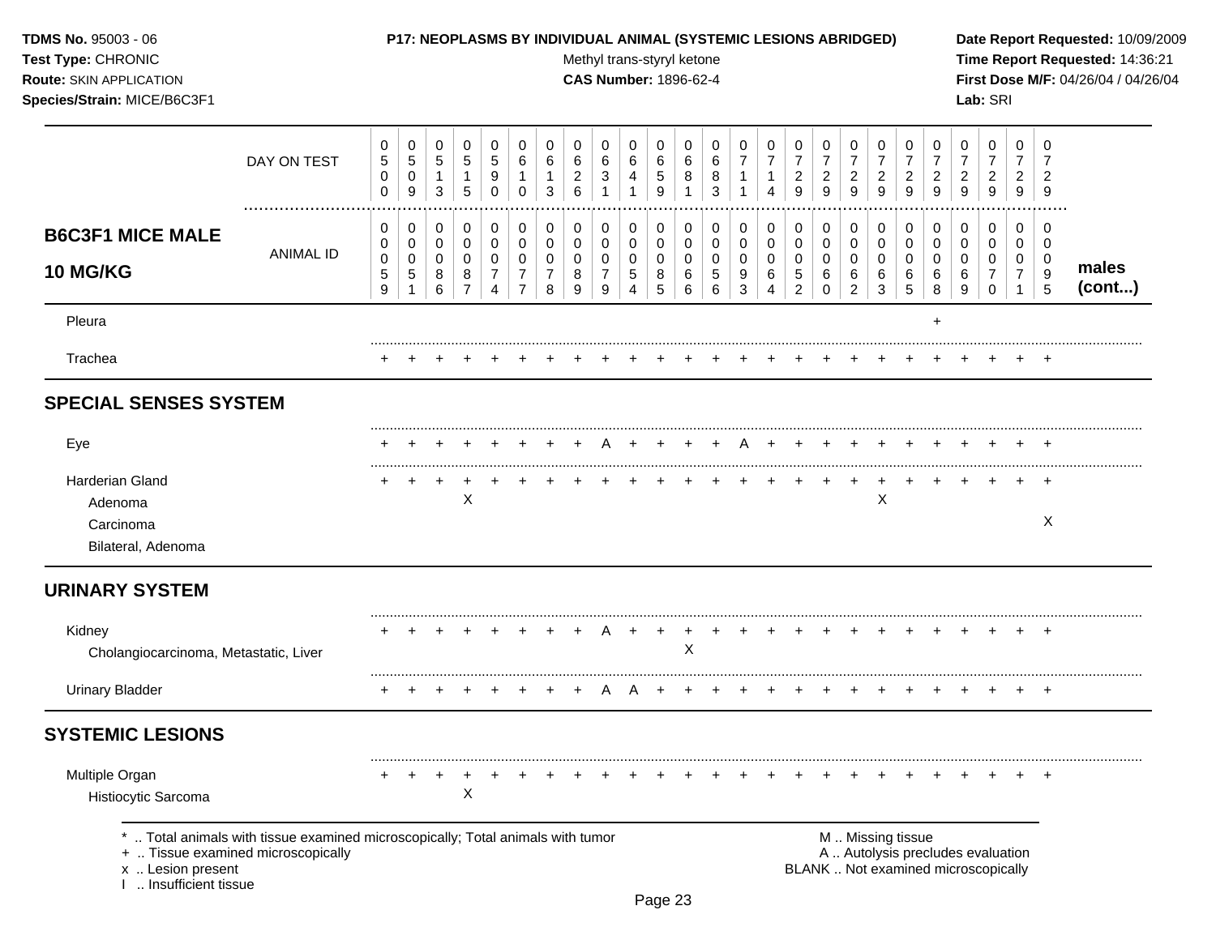**TDMS No.** 95003 - 06
**Test Type:** CHRONIC
**Route:** SKIN APPLICATION
**Species/Strain:** MICE/B6C3F1

**P17: NEOPLASMS BY INDIVIDUAL ANIMAL (SYSTEMIC LESIONS ABRIDGED)**
Methyl trans-styryl ketone
**CAS Number:** 1896-62-4

**Date Report Requested:** 10/09/2009
**Time Report Requested:** 14:36:21
**First Dose M/F:** 04/26/04 / 04/26/04
**Lab:** SRI

## B6C3F1 MICE MALE 10 MG/KG

| DAY ON TEST | 0500 | 0509 | 0513 | 0515 | 0590 | 0610 | 0613 | 0626 | 0631 | 0641 | 0659 | 0681 | 0683 | 0711 | 0714 | 0729 | 0729 | 0729 | 0729 | 0729 | 0729 | 0729 | 0729 | 0729 | 0729 | |
|---|---|---|---|---|---|---|---|---|---|---|---|---|---|---|---|---|---|---|---|---|---|---|---|---|---|---|
| **ANIMAL ID** | 00059 | 00051 | 00086 | 00087 | 00074 | 00077 | 00078 | 00089 | 00079 | 00054 | 00085 | 00066 | 00056 | 00093 | 00064 | 00052 | 00060 | 00062 | 00063 | 00065 | 00068 | 00069 | 00070 | 00071 | 00095 | **males (cont...)** |
| Pleura | | | | | | | | | | | | | | | | | | | | | + | | | | | |
| Trachea | + | + | + | + | + | + | + | + | + | + | + | + | + | + | + | + | + | + | + | + | + | + | + | + | + | |
| **SPECIAL SENSES SYSTEM** | | | | | | | | | | | | | | | | | | | | | | | | | | |
| Eye | + | + | + | + | + | + | + | + | A | + | + | + | + | A | + | + | + | + | + | + | + | + | + | + | + | |
| Harderian Gland | + | + | + | + | + | + | + | + | + | + | + | + | + | + | + | + | + | + | + | + | + | + | + | + | + | |
| Adenoma | | | | X | | | | | | | | | | | | | | | X | | | | | | | |
| Carcinoma | | | | | | | | | | | | | | | | | | | | | | | | | X | |
| Bilateral, Adenoma | | | | | | | | | | | | | | | | | | | | | | | | | | |
| **URINARY SYSTEM** | | | | | | | | | | | | | | | | | | | | | | | | | | |
| Kidney | + | + | + | + | + | + | + | + | A | + | + | + | + | + | + | + | + | + | + | + | + | + | + | + | + | |
| Cholangiocarcinoma, Metastatic, Liver | | | | | | | | | | | | X | | | | | | | | | | | | | | |
| Urinary Bladder | + | + | + | + | + | + | + | + | A | A | + | + | + | + | + | + | + | + | + | + | + | + | + | + | + | |
| **SYSTEMIC LESIONS** | | | | | | | | | | | | | | | | | | | | | | | | | | |
| Multiple Organ | + | + | + | + | + | + | + | + | + | + | + | + | + | + | + | + | + | + | + | + | + | + | + | + | + | |
| Histiocytic Sarcoma | | | | X | | | | | | | | | | | | | | | | | | | | | | |

\* .. Total animals with tissue examined microscopically; Total animals with tumor
\+ .. Tissue examined microscopically
x .. Lesion present
I .. Insufficient tissue

M .. Missing tissue
A .. Autolysis precludes evaluation
BLANK .. Not examined microscopically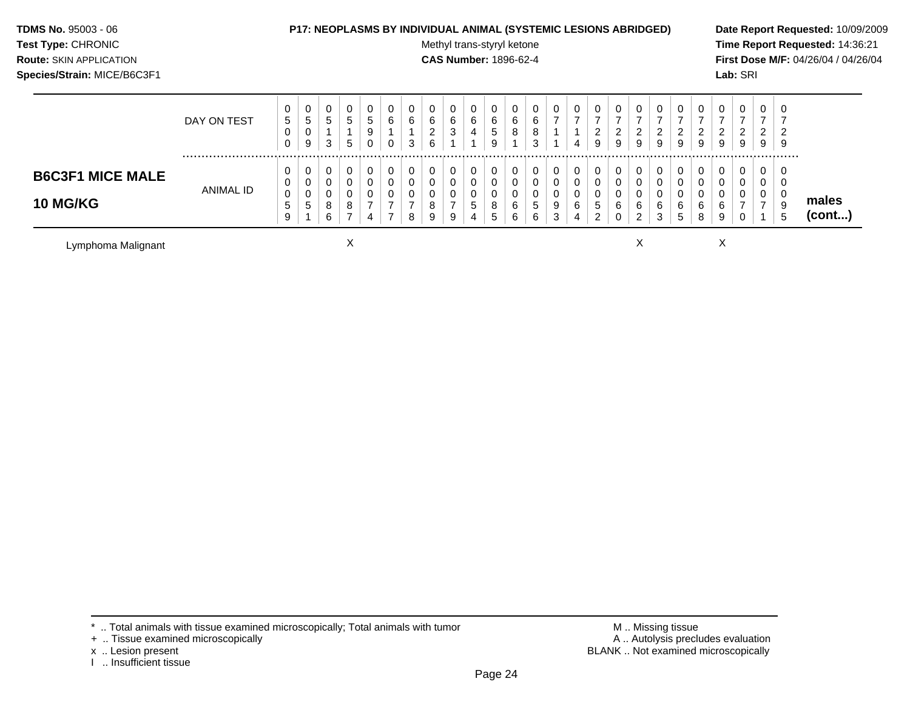## B6C3F1 MICE MALE 10 MG/KG — males (cont...)

| | 1 | 2 | 3 | 4 | 5 | 6 | 7 | 8 | 9 | 10 | 11 | 12 | 13 | 14 | 15 | 16 | 17 | 18 | 19 | 20 | 21 | 22 | 23 | 24 | 25 |
|---|---|---|---|---|---|---|---|---|---|---|---|---|---|---|---|---|---|---|---|---|---|---|---|---|---|
| DAY ON TEST | 0500 | 0509 | 0513 | 0515 | 0590 | 0610 | 0613 | 0626 | 0631 | 0641 | 0659 | 0681 | 0683 | 0711 | 0714 | 0729 | 0729 | 0729 | 0729 | 0729 | 0729 | 0729 | 0729 | 0729 | 0729 |
| ANIMAL ID | 0059 | 0051 | 0086 | 0087 | 0074 | 0077 | 0078 | 0089 | 0079 | 0054 | 0085 | 0066 | 0056 | 0093 | 0064 | 0052 | 0060 | 0062 | 0063 | 0065 | 0068 | 0069 | 0070 | 0071 | 0095 |
| Lymphoma Malignant | | | | X | | | | | | | | | | | | | | X | | | | X | | | |

\* .. Total animals with tissue examined microscopically; Total animals with tumor
\+ .. Tissue examined microscopically
x .. Lesion present
I .. Insufficient tissue

M .. Missing tissue
A .. Autolysis precludes evaluation
BLANK .. Not examined microscopically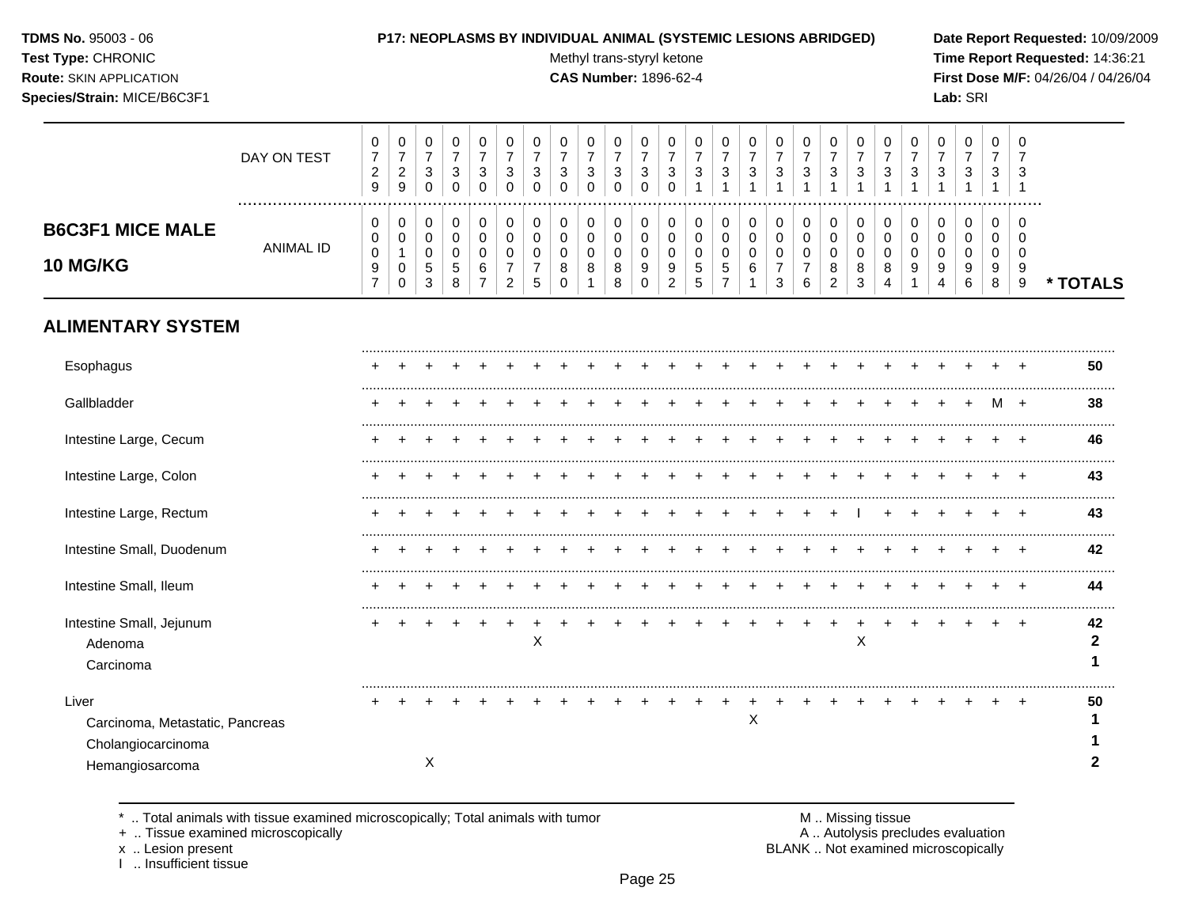**TDMS No.** 95003 - 06
**Test Type:** CHRONIC
**Route:** SKIN APPLICATION
**Species/Strain:** MICE/B6C3F1

**P17: NEOPLASMS BY INDIVIDUAL ANIMAL (SYSTEMIC LESIONS ABRIDGED)**
Methyl trans-styryl ketone
**CAS Number:** 1896-62-4

**Date Report Requested:** 10/09/2009
**Time Report Requested:** 14:36:21
**First Dose M/F:** 04/26/04 / 04/26/04
**Lab:** SRI

## B6C3F1 MICE MALE 10 MG/KG

| DAY ON TEST | 0729 | 0729 | 0730 | 0730 | 0730 | 0730 | 0730 | 0730 | 0730 | 0730 | 0730 | 0730 | 0731 | 0731 | 0731 | 0731 | 0731 | 0731 | 0731 | 0731 | 0731 | 0731 | 0731 | 0731 | 0731 | |
|---|---|---|---|---|---|---|---|---|---|---|---|---|---|---|---|---|---|---|---|---|---|---|---|---|---|---|
| ANIMAL ID | 00097 | 00100 | 00053 | 00058 | 00067 | 00072 | 00075 | 00080 | 00081 | 00088 | 00090 | 00092 | 00055 | 00057 | 00061 | 00073 | 00076 | 00082 | 00083 | 00084 | 00091 | 00094 | 00096 | 00098 | 00099 | * TOTALS |
| **ALIMENTARY SYSTEM** | | | | | | | | | | | | | | | | | | | | | | | | | | |
| Esophagus | + | + | + | + | + | + | + | + | + | + | + | + | + | + | + | + | + | + | + | + | + | + | + | + | + | **50** |
| Gallbladder | + | + | + | + | + | + | + | + | + | + | + | + | + | + | + | + | + | + | + | + | + | + | + | M | + | **38** |
| Intestine Large, Cecum | + | + | + | + | + | + | + | + | + | + | + | + | + | + | + | + | + | + | + | + | + | + | + | + | + | **46** |
| Intestine Large, Colon | + | + | + | + | + | + | + | + | + | + | + | + | + | + | + | + | + | + | + | + | + | + | + | + | + | **43** |
| Intestine Large, Rectum | + | + | + | + | + | + | + | + | + | + | + | + | + | + | + | + | + | + | I | + | + | + | + | + | + | **43** |
| Intestine Small, Duodenum | + | + | + | + | + | + | + | + | + | + | + | + | + | + | + | + | + | + | + | + | + | + | + | + | + | **42** |
| Intestine Small, Ileum | + | + | + | + | + | + | + | + | + | + | + | + | + | + | + | + | + | + | + | + | + | + | + | + | + | **44** |
| Intestine Small, Jejunum | + | + | + | + | + | + | + | + | + | + | + | + | + | + | + | + | + | + | + | + | + | + | + | + | + | **42** |
| Adenoma | | | | | | | X | | | | | | | | | | | | X | | | | | | | **2** |
| Carcinoma | | | | | | | | | | | | | | | | | | | | | | | | | | **1** |
| Liver | + | + | + | + | + | + | + | + | + | + | + | + | + | + | + | + | + | + | + | + | + | + | + | + | + | **50** |
| Carcinoma, Metastatic, Pancreas | | | | | | | | | | | | | | | X | | | | | | | | | | | **1** |
| Cholangiocarcinoma | | | | | | | | | | | | | | | | | | | | | | | | | | **1** |
| Hemangiosarcoma | | | X | | | | | | | | | | | | | | | | | | | | | | | **2** |

\* .. Total animals with tissue examined microscopically; Total animals with tumor
\+ .. Tissue examined microscopically
x .. Lesion present
I .. Insufficient tissue

M .. Missing tissue
A .. Autolysis precludes evaluation
BLANK .. Not examined microscopically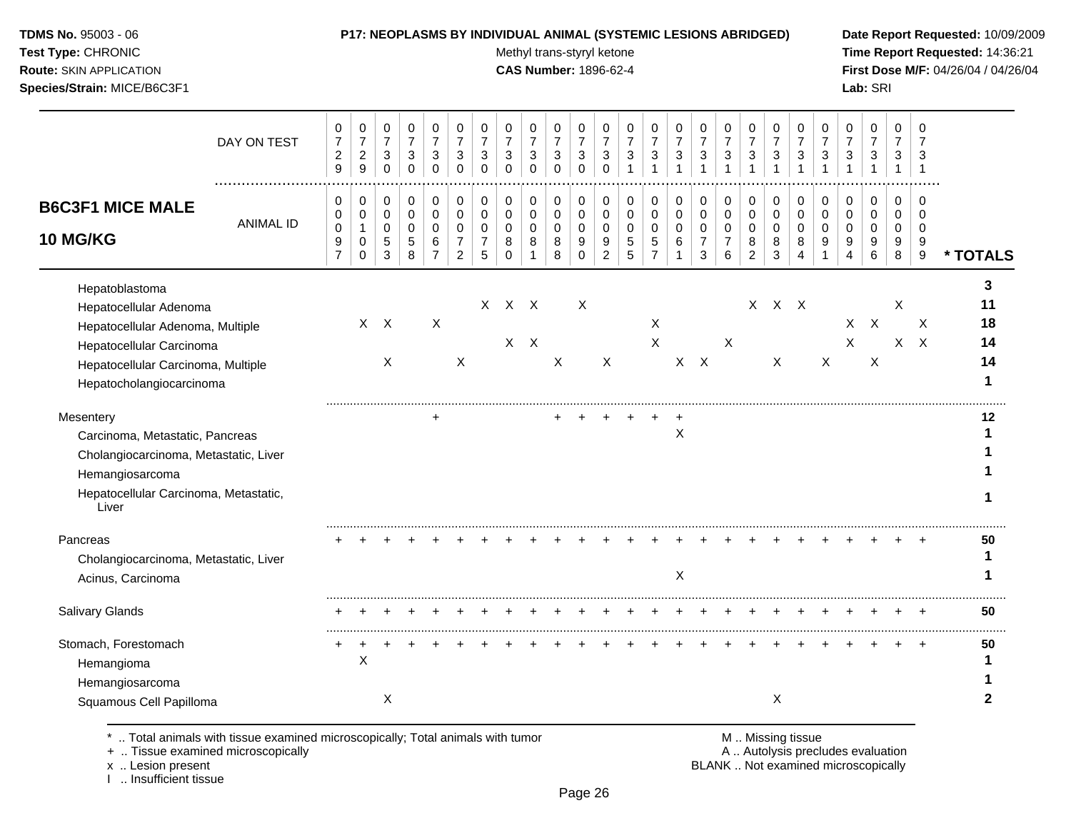**TDMS No.** 95003 - 06
**Test Type:** CHRONIC
**Route:** SKIN APPLICATION
**Species/Strain:** MICE/B6C3F1

**P17: NEOPLASMS BY INDIVIDUAL ANIMAL (SYSTEMIC LESIONS ABRIDGED)**
Methyl trans-styryl ketone
**CAS Number:** 1896-62-4

**Date Report Requested:** 10/09/2009
**Time Report Requested:** 14:36:21
**First Dose M/F:** 04/26/04 / 04/26/04
**Lab:** SRI

## B6C3F1 MICE MALE 10 MG/KG

| DAY ON TEST | 0729 | 0729 | 0730 | 0730 | 0730 | 0730 | 0730 | 0730 | 0730 | 0730 | 0730 | 0730 | 0731 | 0731 | 0731 | 0731 | 0731 | 0731 | 0731 | 0731 | 0731 | 0731 | 0731 | 0731 | 0731 | |
|---|---|---|---|---|---|---|---|---|---|---|---|---|---|---|---|---|---|---|---|---|---|---|---|---|---|---|
| **ANIMAL ID** | 0097 | 0100 | 0053 | 0058 | 0067 | 0072 | 0075 | 0080 | 0081 | 0088 | 0090 | 0092 | 0055 | 0057 | 0061 | 0073 | 0076 | 0082 | 0083 | 0084 | 0091 | 0094 | 0096 | 0098 | 0099 | **\* TOTALS** |
| Hepatoblastoma | | | | | | | | | | | | | | | | | | | | | | | | | | **3** |
| Hepatocellular Adenoma | | | | | | | X | X | X | | X | | | | | | | X | X | X | | | | X | | **11** |
| Hepatocellular Adenoma, Multiple | | X | X | | X | | | | | | | | | X | | | | | | | | X | X | | X | **18** |
| Hepatocellular Carcinoma | | | | | | | | X | X | | | | | X | | | X | | | | | X | | X | X | **14** |
| Hepatocellular Carcinoma, Multiple | | | X | | | X | | | | X | | X | | | X | X | | | X | | X | | X | | | **14** |
| Hepatocholangiocarcinoma | | | | | | | | | | | | | | | | | | | | | | | | | | **1** |
| Mesentery | | | | | + | | | | | + | + | + | + | + | + | | | | | | | | | | | **12** |
| Carcinoma, Metastatic, Pancreas | | | | | | | | | | | | | | | X | | | | | | | | | | | **1** |
| Cholangiocarcinoma, Metastatic, Liver | | | | | | | | | | | | | | | | | | | | | | | | | | **1** |
| Hemangiosarcoma | | | | | | | | | | | | | | | | | | | | | | | | | | **1** |
| Hepatocellular Carcinoma, Metastatic, Liver | | | | | | | | | | | | | | | | | | | | | | | | | | **1** |
| Pancreas | + | + | + | + | + | + | + | + | + | + | + | + | + | + | + | + | + | + | + | + | + | + | + | + | + | **50** |
| Cholangiocarcinoma, Metastatic, Liver | | | | | | | | | | | | | | | | | | | | | | | | | | **1** |
| Acinus, Carcinoma | | | | | | | | | | | | | | | X | | | | | | | | | | | **1** |
| Salivary Glands | + | + | + | + | + | + | + | + | + | + | + | + | + | + | + | + | + | + | + | + | + | + | + | + | + | **50** |
| Stomach, Forestomach | + | + | + | + | + | + | + | + | + | + | + | + | + | + | + | + | + | + | + | + | + | + | + | + | + | **50** |
| Hemangioma | | X | | | | | | | | | | | | | | | | | | | | | | | | **1** |
| Hemangiosarcoma | | | | | | | | | | | | | | | | | | | | | | | | | | **1** |
| Squamous Cell Papilloma | | | X | | | | | | | | | | | | | | | | X | | | | | | | **2** |

\* .. Total animals with tissue examined microscopically; Total animals with tumor
\+ .. Tissue examined microscopically
x .. Lesion present
I .. Insufficient tissue

M .. Missing tissue
A .. Autolysis precludes evaluation
BLANK .. Not examined microscopically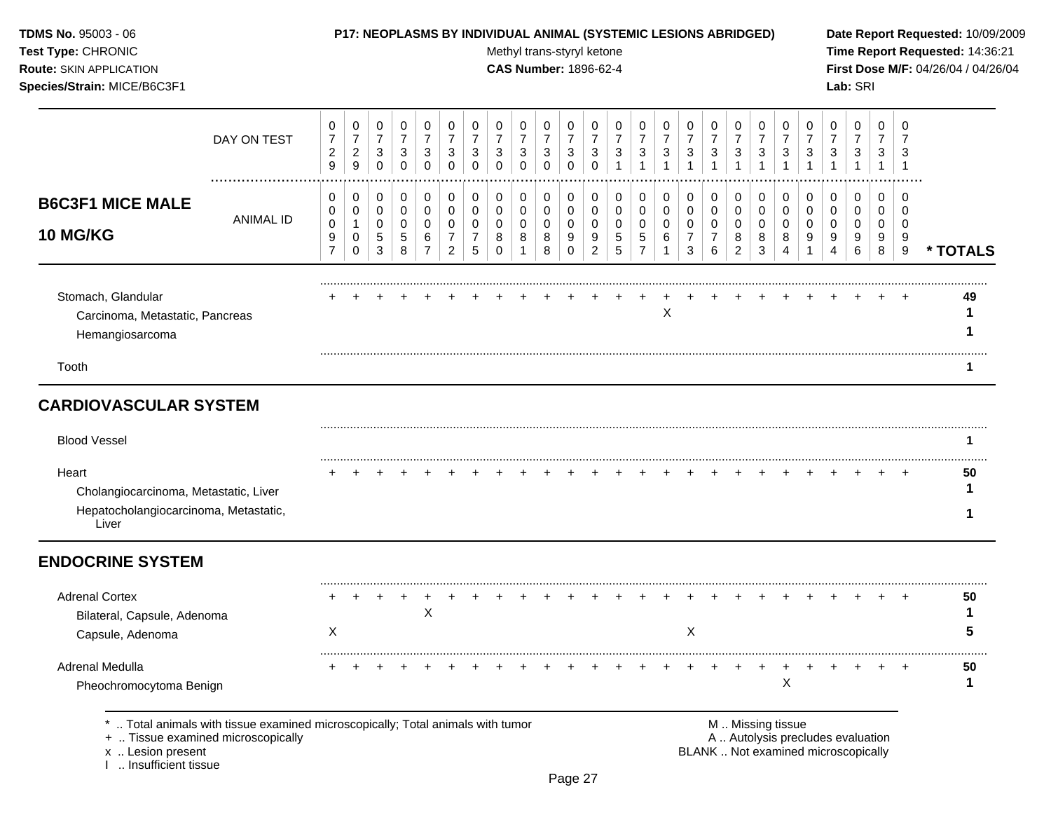**P17: NEOPLASMS BY INDIVIDUAL ANIMAL (SYSTEMIC LESIONS ABRIDGED)**

Methyl trans-styryl ketone
**CAS Number:** 1896-62-4

**TDMS No.** 95003 - 06
**Test Type:** CHRONIC
**Route:** SKIN APPLICATION
**Species/Strain:** MICE/B6C3F1

**Date Report Requested:** 10/09/2009
**Time Report Requested:** 14:36:21
**First Dose M/F:** 04/26/04 / 04/26/04
**Lab:** SRI

## B6C3F1 MICE MALE 10 MG/KG

| DAY ON TEST | 0729 | 0729 | 0730 | 0730 | 0730 | 0730 | 0730 | 0730 | 0730 | 0730 | 0730 | 0730 | 0731 | 0731 | 0731 | 0731 | 0731 | 0731 | 0731 | 0731 | 0731 | 0731 | 0731 | 0731 | 0731 | |
|---|---|---|---|---|---|---|---|---|---|---|---|---|---|---|---|---|---|---|---|---|---|---|---|---|---|---|
| **ANIMAL ID** | 0097 | 0100 | 0053 | 0058 | 0067 | 0072 | 0075 | 0080 | 0081 | 0088 | 0090 | 0092 | 0055 | 0057 | 0061 | 0073 | 0076 | 0082 | 0083 | 0084 | 0091 | 0094 | 0096 | 0098 | 0099 | *** TOTALS** |
| Stomach, Glandular | + | + | + | + | + | + | + | + | + | + | + | + | + | + | + | + | + | + | + | + | + | + | + | + | + | 49 |
| Carcinoma, Metastatic, Pancreas | | | | | | | | | | | | | | | X | | | | | | | | | | | 1 |
| Hemangiosarcoma | | | | | | | | | | | | | | | | | | | | | | | | | | 1 |
| Tooth | | | | | | | | | | | | | | | | | | | | | | | | | | 1 |
| **CARDIOVASCULAR SYSTEM** | | | | | | | | | | | | | | | | | | | | | | | | | | |
| Blood Vessel | | | | | | | | | | | | | | | | | | | | | | | | | | 1 |
| Heart | + | + | + | + | + | + | + | + | + | + | + | + | + | + | + | + | + | + | + | + | + | + | + | + | + | 50 |
| Cholangiocarcinoma, Metastatic, Liver | | | | | | | | | | | | | | | | | | | | | | | | | | 1 |
| Hepatocholangiocarcinoma, Metastatic, Liver | | | | | | | | | | | | | | | | | | | | | | | | | | 1 |
| **ENDOCRINE SYSTEM** | | | | | | | | | | | | | | | | | | | | | | | | | | |
| Adrenal Cortex | + | + | + | + | + | + | + | + | + | + | + | + | + | + | + | + | + | + | + | + | + | + | + | + | + | 50 |
| Bilateral, Capsule, Adenoma | | | | | X | | | | | | | | | | | | | | | | | | | | | 1 |
| Capsule, Adenoma | X | | | | | | | | | | | | | | | X | | | | | | | | | | 5 |
| Adrenal Medulla | + | + | + | + | + | + | + | + | + | + | + | + | + | + | + | + | + | + | + | + | + | + | + | + | + | 50 |
| Pheochromocytoma Benign | | | | | | | | | | | | | | | | | | | | X | | | | | | 1 |

\* .. Total animals with tissue examined microscopically; Total animals with tumor
+ .. Tissue examined microscopically
x .. Lesion present
I .. Insufficient tissue

M .. Missing tissue
A .. Autolysis precludes evaluation
BLANK .. Not examined microscopically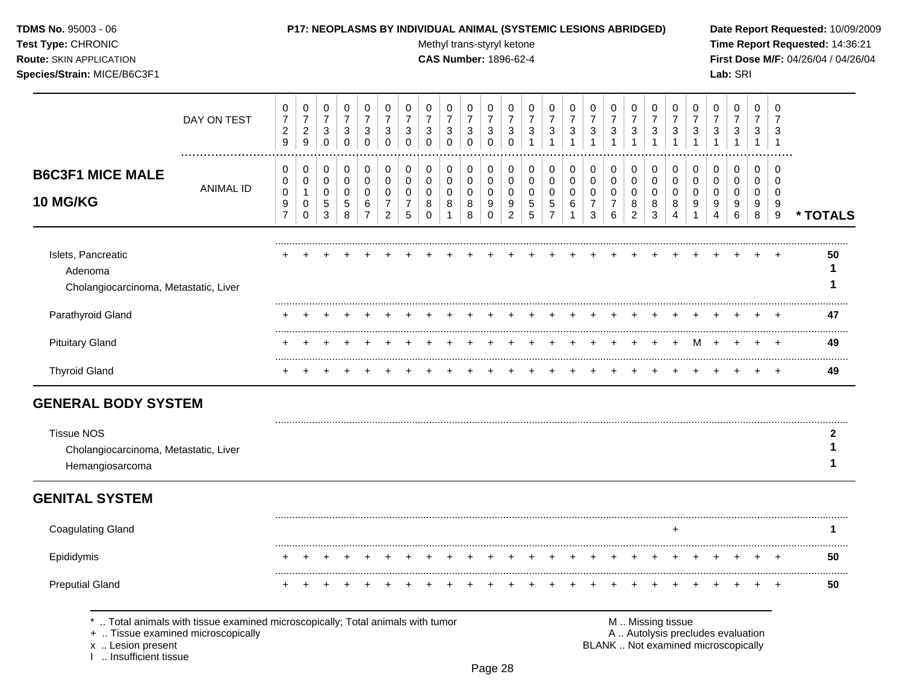**TDMS No.** 95003 - 06
**Test Type:** CHRONIC
**Route:** SKIN APPLICATION
**Species/Strain:** MICE/B6C3F1

**P17: NEOPLASMS BY INDIVIDUAL ANIMAL (SYSTEMIC LESIONS ABRIDGED)**
Methyl trans-styryl ketone
**CAS Number:** 1896-62-4

**Date Report Requested:** 10/09/2009
**Time Report Requested:** 14:36:21
**First Dose M/F:** 04/26/04 / 04/26/04
**Lab:** SRI

## B6C3F1 MICE MALE 10 MG/KG

| DAY ON TEST | 0729 | 0729 | 0730 | 0730 | 0730 | 0730 | 0730 | 0730 | 0730 | 0730 | 0730 | 0730 | 0731 | 0731 | 0731 | 0731 | 0731 | 0731 | 0731 | 0731 | 0731 | 0731 | 0731 | 0731 | 0731 | |
|---|---|---|---|---|---|---|---|---|---|---|---|---|---|---|---|---|---|---|---|---|---|---|---|---|---|---|
| **ANIMAL ID** | 0000097 | 0001000 | 0000053 | 0000058 | 0000067 | 0000072 | 0000075 | 0000080 | 0000081 | 0000088 | 0000090 | 0000092 | 0000055 | 0000057 | 0000061 | 0000073 | 0000076 | 0000082 | 0000083 | 0000084 | 0000091 | 0000094 | 0000096 | 0000098 | 0000099 | *** TOTALS** |
| Islets, Pancreatic | + | + | + | + | + | + | + | + | + | + | + | + | + | + | + | + | + | + | + | + | + | + | + | + | + | **50** |
| Adenoma | | | | | | | | | | | | | | | | | | | | | | | | | | **1** |
| Cholangiocarcinoma, Metastatic, Liver | | | | | | | | | | | | | | | | | | | | | | | | | | **1** |
| Parathyroid Gland | + | + | + | + | + | + | + | + | + | + | + | + | + | + | + | + | + | + | + | + | + | + | + | + | + | **47** |
| Pituitary Gland | + | + | + | + | + | + | + | + | + | + | + | + | + | + | + | + | + | + | + | + | M | + | + | + | + | **49** |
| Thyroid Gland | + | + | + | + | + | + | + | + | + | + | + | + | + | + | + | + | + | + | + | + | + | + | + | + | + | **49** |
| **GENERAL BODY SYSTEM** | | | | | | | | | | | | | | | | | | | | | | | | | | |
| Tissue NOS | | | | | | | | | | | | | | | | | | | | | | | | | | **2** |
| Cholangiocarcinoma, Metastatic, Liver | | | | | | | | | | | | | | | | | | | | | | | | | | **1** |
| Hemangiosarcoma | | | | | | | | | | | | | | | | | | | | | | | | | | **1** |
| **GENITAL SYSTEM** | | | | | | | | | | | | | | | | | | | | | | | | | | |
| Coagulating Gland | | | | | | | | | | | | | | | | | | | | + | | | | | | **1** |
| Epididymis | + | + | + | + | + | + | + | + | + | + | + | + | + | + | + | + | + | + | + | + | + | + | + | + | + | **50** |
| Preputial Gland | + | + | + | + | + | + | + | + | + | + | + | + | + | + | + | + | + | + | + | + | + | + | + | + | + | **50** |

\* .. Total animals with tissue examined microscopically; Total animals with tumor
\+ .. Tissue examined microscopically
x .. Lesion present
I .. Insufficient tissue

M .. Missing tissue
A .. Autolysis precludes evaluation
BLANK .. Not examined microscopically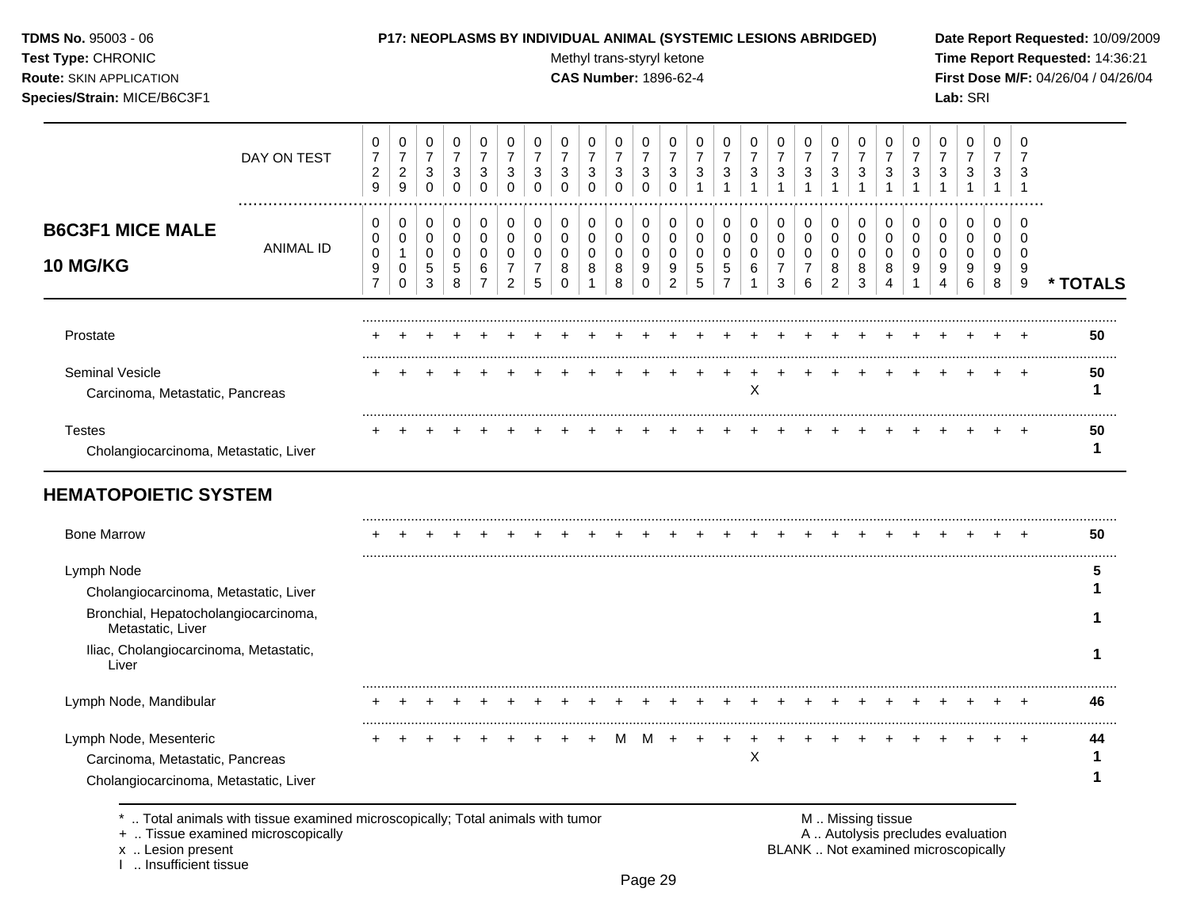**TDMS No.** 95003 - 06
**Test Type:** CHRONIC
**Route:** SKIN APPLICATION
**Species/Strain:** MICE/B6C3F1

**P17: NEOPLASMS BY INDIVIDUAL ANIMAL (SYSTEMIC LESIONS ABRIDGED)**
Methyl trans-styryl ketone
**CAS Number:** 1896-62-4

**Date Report Requested:** 10/09/2009
**Time Report Requested:** 14:36:21
**First Dose M/F:** 04/26/04 / 04/26/04
**Lab:** SRI

## B6C3F1 MICE MALE 10 MG/KG

| DAY ON TEST | 0729 | 0729 | 0730 | 0730 | 0730 | 0730 | 0730 | 0730 | 0730 | 0730 | 0730 | 0730 | 0731 | 0731 | 0731 | 0731 | 0731 | 0731 | 0731 | 0731 | 0731 | 0731 | 0731 | 0731 | 0731 | |
|---|---|---|---|---|---|---|---|---|---|---|---|---|---|---|---|---|---|---|---|---|---|---|---|---|---|---|
| **ANIMAL ID** | 00097 | 00100 | 00053 | 00058 | 00067 | 00072 | 00075 | 00080 | 00081 | 00088 | 00090 | 00092 | 00055 | 00057 | 00061 | 00073 | 00076 | 00082 | 00083 | 00084 | 00091 | 00094 | 00096 | 00098 | 00099 | **\* TOTALS** |
| Prostate | + | + | + | + | + | + | + | + | + | + | + | + | + | + | + | + | + | + | + | + | + | + | + | + | + | **50** |
| Seminal Vesicle | + | + | + | + | + | + | + | + | + | + | + | + | + | + | + | + | + | + | + | + | + | + | + | + | + | **50** |
| Carcinoma, Metastatic, Pancreas | | | | | | | | | | | | | | | X | | | | | | | | | | | **1** |
| Testes | + | + | + | + | + | + | + | + | + | + | + | + | + | + | + | + | + | + | + | + | + | + | + | + | + | **50** |
| Cholangiocarcinoma, Metastatic, Liver | | | | | | | | | | | | | | | | | | | | | | | | | | **1** |

## HEMATOPOIETIC SYSTEM

| | 00097 | 00100 | 00053 | 00058 | 00067 | 00072 | 00075 | 00080 | 00081 | 00088 | 00090 | 00092 | 00055 | 00057 | 00061 | 00073 | 00076 | 00082 | 00083 | 00084 | 00091 | 00094 | 00096 | 00098 | 00099 | **\* TOTALS** |
|---|---|---|---|---|---|---|---|---|---|---|---|---|---|---|---|---|---|---|---|---|---|---|---|---|---|---|
| Bone Marrow | + | + | + | + | + | + | + | + | + | + | + | + | + | + | + | + | + | + | + | + | + | + | + | + | + | **50** |
| Lymph Node | | | | | | | | | | | | | | | | | | | | | | | | | | **5** |
| Cholangiocarcinoma, Metastatic, Liver | | | | | | | | | | | | | | | | | | | | | | | | | | **1** |
| Bronchial, Hepatocholangiocarcinoma, Metastatic, Liver | | | | | | | | | | | | | | | | | | | | | | | | | | **1** |
| Iliac, Cholangiocarcinoma, Metastatic, Liver | | | | | | | | | | | | | | | | | | | | | | | | | | **1** |
| Lymph Node, Mandibular | + | + | + | + | + | + | + | + | + | + | + | + | + | + | + | + | + | + | + | + | + | + | + | + | + | **46** |
| Lymph Node, Mesenteric | + | + | + | + | + | + | + | + | + | M | M | + | + | + | + | + | + | + | + | + | + | + | + | + | + | **44** |
| Carcinoma, Metastatic, Pancreas | | | | | | | | | | | | | | | X | | | | | | | | | | | **1** |
| Cholangiocarcinoma, Metastatic, Liver | | | | | | | | | | | | | | | | | | | | | | | | | | **1** |

\* .. Total animals with tissue examined microscopically; Total animals with tumor
\+ .. Tissue examined microscopically
x .. Lesion present
I .. Insufficient tissue

M .. Missing tissue
A .. Autolysis precludes evaluation
BLANK .. Not examined microscopically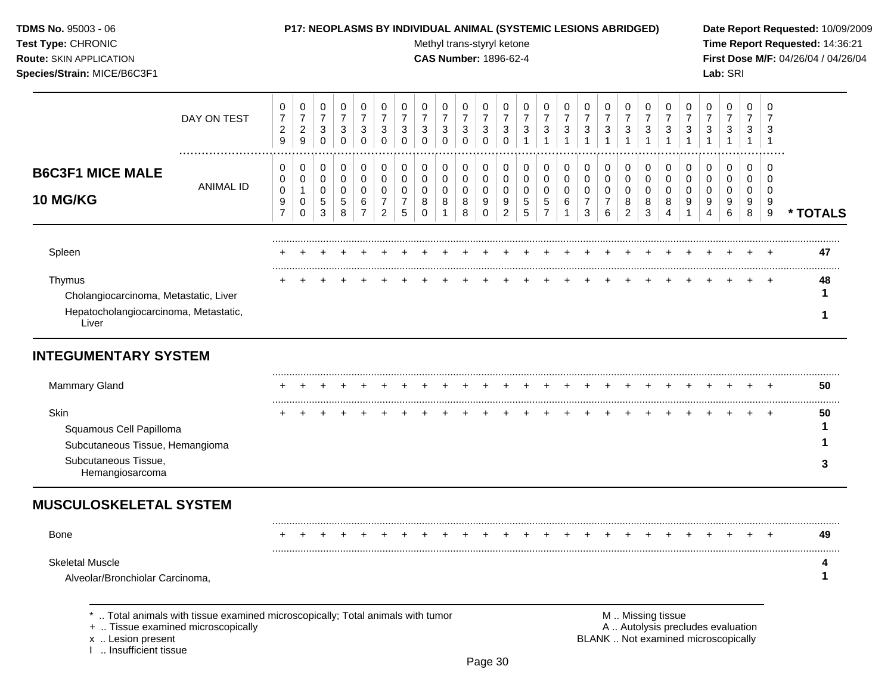**TDMS No.** 95003 - 06
**Test Type:** CHRONIC
**Route:** SKIN APPLICATION
**Species/Strain:** MICE/B6C3F1

**P17: NEOPLASMS BY INDIVIDUAL ANIMAL (SYSTEMIC LESIONS ABRIDGED)**
Methyl trans-styryl ketone
**CAS Number:** 1896-62-4

**Date Report Requested:** 10/09/2009
**Time Report Requested:** 14:36:21
**First Dose M/F:** 04/26/04 / 04/26/04
**Lab:** SRI

| DAY ON TEST | 0729 | 0729 | 0730 | 0730 | 0730 | 0730 | 0730 | 0730 | 0730 | 0730 | 0730 | 0730 | 0731 | 0731 | 0731 | 0731 | 0731 | 0731 | 0731 | 0731 | 0731 | 0731 | 0731 | 0731 | 0731 | |
|---|---|---|---|---|---|---|---|---|---|---|---|---|---|---|---|---|---|---|---|---|---|---|---|---|---|---|
| **B6C3F1 MICE MALE 10 MG/KG** — ANIMAL ID | 00097 | 00100 | 00053 | 00058 | 00067 | 00072 | 00075 | 00080 | 00081 | 00088 | 00090 | 00092 | 00055 | 00057 | 00061 | 00073 | 00076 | 00082 | 00083 | 00084 | 00091 | 00094 | 00096 | 00098 | 00099 | * TOTALS |
| Spleen | + | + | + | + | + | + | + | + | + | + | + | + | + | + | + | + | + | + | + | + | + | + | + | + | + | 47 |
| Thymus | + | + | + | + | + | + | + | + | + | + | + | + | + | + | + | + | + | + | + | + | + | + | + | + | + | 48 |
| Cholangiocarcinoma, Metastatic, Liver | | | | | | | | | | | | | | | | | | | | | | | | | | 1 |
| Hepatocholangiocarcinoma, Metastatic, Liver | | | | | | | | | | | | | | | | | | | | | | | | | | 1 |
| **INTEGUMENTARY SYSTEM** | | | | | | | | | | | | | | | | | | | | | | | | | | |
| Mammary Gland | + | + | + | + | + | + | + | + | + | + | + | + | + | + | + | + | + | + | + | + | + | + | + | + | + | 50 |
| Skin | + | + | + | + | + | + | + | + | + | + | + | + | + | + | + | + | + | + | + | + | + | + | + | + | + | 50 |
| Squamous Cell Papilloma | | | | | | | | | | | | | | | | | | | | | | | | | | 1 |
| Subcutaneous Tissue, Hemangioma | | | | | | | | | | | | | | | | | | | | | | | | | | 1 |
| Subcutaneous Tissue, Hemangiosarcoma | | | | | | | | | | | | | | | | | | | | | | | | | | 3 |
| **MUSCULOSKELETAL SYSTEM** | | | | | | | | | | | | | | | | | | | | | | | | | | |
| Bone | + | + | + | + | + | + | + | + | + | + | + | + | + | + | + | + | + | + | + | + | + | + | + | + | + | 49 |
| Skeletal Muscle | | | | | | | | | | | | | | | | | | | | | | | | | | 4 |
| Alveolar/Bronchiolar Carcinoma, | | | | | | | | | | | | | | | | | | | | | | | | | | 1 |

\* .. Total animals with tissue examined microscopically; Total animals with tumor
\+ .. Tissue examined microscopically
x .. Lesion present
I .. Insufficient tissue

M .. Missing tissue
A .. Autolysis precludes evaluation
BLANK .. Not examined microscopically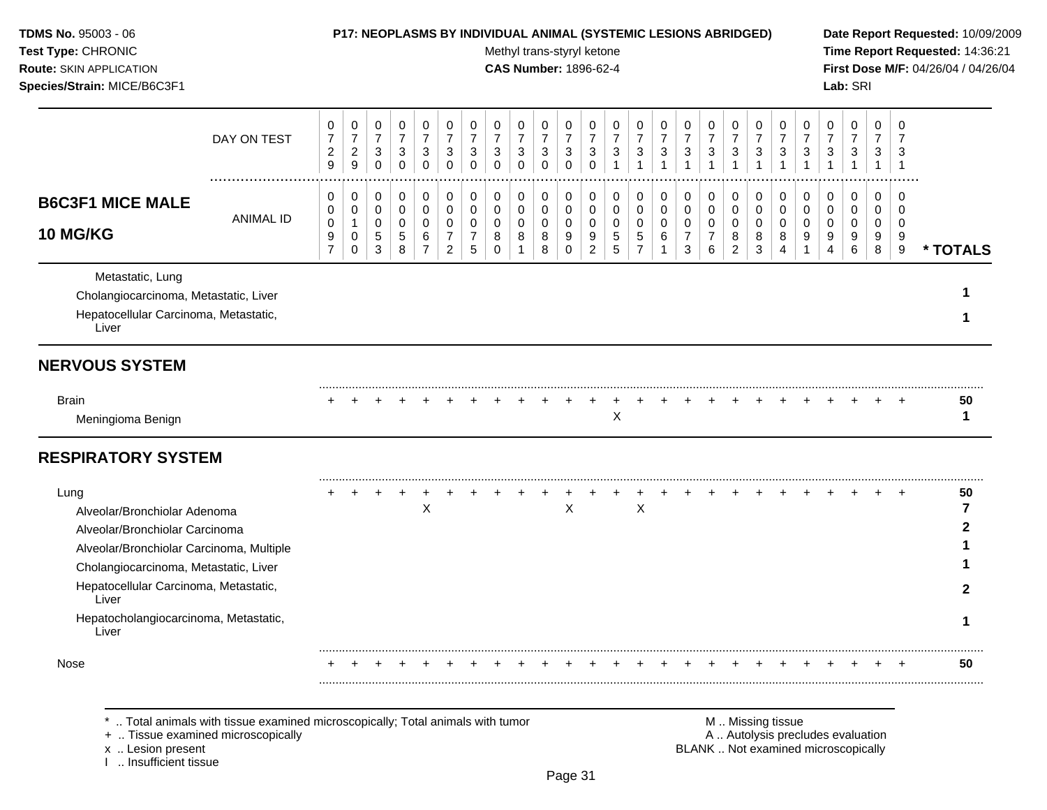**TDMS No.** 95003 - 06
**Test Type:** CHRONIC
**Route:** SKIN APPLICATION
**Species/Strain:** MICE/B6C3F1

**P17: NEOPLASMS BY INDIVIDUAL ANIMAL (SYSTEMIC LESIONS ABRIDGED)**
Methyl trans-styryl ketone
**CAS Number:** 1896-62-4

**Date Report Requested:** 10/09/2009
**Time Report Requested:** 14:36:21
**First Dose M/F:** 04/26/04 / 04/26/04
**Lab:** SRI

## B6C3F1 MICE MALE 10 MG/KG

| DAY ON TEST | 0729 | 0729 | 0730 | 0730 | 0730 | 0730 | 0730 | 0730 | 0730 | 0730 | 0730 | 0730 | 0731 | 0731 | 0731 | 0731 | 0731 | 0731 | 0731 | 0731 | 0731 | 0731 | 0731 | 0731 | 0731 | |
|---|---|---|---|---|---|---|---|---|---|---|---|---|---|---|---|---|---|---|---|---|---|---|---|---|---|---|
| **ANIMAL ID** | 00097 | 00100 | 00053 | 00058 | 00067 | 00072 | 00075 | 00080 | 00081 | 00088 | 00090 | 00092 | 00055 | 00057 | 00061 | 00073 | 00076 | 00082 | 00083 | 00084 | 00091 | 00094 | 00096 | 00098 | 00099 | **\* TOTALS** |
| Metastatic, Lung | | | | | | | | | | | | | | | | | | | | | | | | | | |
| Cholangiocarcinoma, Metastatic, Liver | | | | | | | | | | | | | | | | | | | | | | | | | | 1 |
| Hepatocellular Carcinoma, Metastatic, Liver | | | | | | | | | | | | | | | | | | | | | | | | | | 1 |
| **NERVOUS SYSTEM** | | | | | | | | | | | | | | | | | | | | | | | | | | |
| Brain | + | + | + | + | + | + | + | + | + | + | + | + | + | + | + | + | + | + | + | + | + | + | + | + | + | 50 |
| Meningioma Benign | | | | | | | | | | | | | X | | | | | | | | | | | | | 1 |
| **RESPIRATORY SYSTEM** | | | | | | | | | | | | | | | | | | | | | | | | | | |
| Lung | + | + | + | + | + | + | + | + | + | + | + | + | + | + | + | + | + | + | + | + | + | + | + | + | + | 50 |
| Alveolar/Bronchiolar Adenoma | | | | | X | | | | | | X | | | X | | | | | | | | | | | | 7 |
| Alveolar/Bronchiolar Carcinoma | | | | | | | | | | | | | | | | | | | | | | | | | | 2 |
| Alveolar/Bronchiolar Carcinoma, Multiple | | | | | | | | | | | | | | | | | | | | | | | | | | 1 |
| Cholangiocarcinoma, Metastatic, Liver | | | | | | | | | | | | | | | | | | | | | | | | | | 1 |
| Hepatocellular Carcinoma, Metastatic, Liver | | | | | | | | | | | | | | | | | | | | | | | | | | 2 |
| Hepatocholangiocarcinoma, Metastatic, Liver | | | | | | | | | | | | | | | | | | | | | | | | | | 1 |
| Nose | + | + | + | + | + | + | + | + | + | + | + | + | + | + | + | + | + | + | + | + | + | + | + | + | + | 50 |

\* .. Total animals with tissue examined microscopically; Total animals with tumor
\+ .. Tissue examined microscopically
x .. Lesion present
I .. Insufficient tissue

M .. Missing tissue
A .. Autolysis precludes evaluation
BLANK .. Not examined microscopically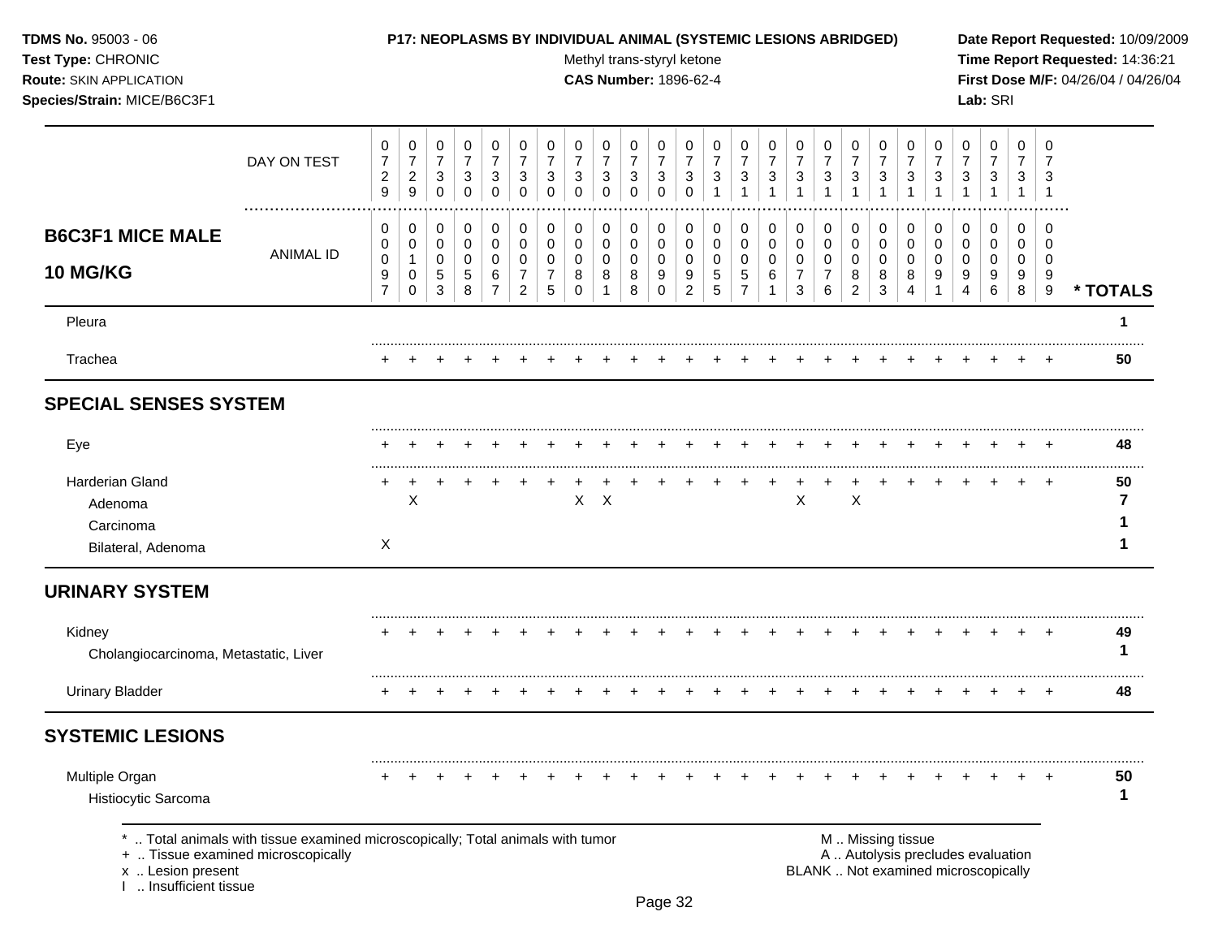## B6C3F1 MICE MALE
## 10 MG/KG

| DAY ON TEST | 0729 | 0729 | 0730 | 0730 | 0730 | 0730 | 0730 | 0730 | 0730 | 0730 | 0730 | 0730 | 0731 | 0731 | 0731 | 0731 | 0731 | 0731 | 0731 | 0731 | 0731 | 0731 | 0731 | 0731 | 0731 | |
|---|---|---|---|---|---|---|---|---|---|---|---|---|---|---|---|---|---|---|---|---|---|---|---|---|---|---|
| **ANIMAL ID** | 0097 | 0100 | 0053 | 0058 | 0067 | 0072 | 0075 | 0080 | 0081 | 0088 | 0090 | 0092 | 0055 | 0057 | 0061 | 0073 | 0076 | 0082 | 0083 | 0084 | 0091 | 0094 | 0096 | 0098 | 0099 | *** TOTALS** |
| Pleura | | | | | | | | | | | | | | | | | | | | | | | | | | **1** |
| Trachea | + | + | + | + | + | + | + | + | + | + | + | + | + | + | + | + | + | + | + | + | + | + | + | + | + | **50** |
| **SPECIAL SENSES SYSTEM** | | | | | | | | | | | | | | | | | | | | | | | | | | |
| Eye | + | + | + | + | + | + | + | + | + | + | + | + | + | + | + | + | + | + | + | + | + | + | + | + | + | **48** |
| Harderian Gland | + | + | + | + | + | + | + | + | + | + | + | + | + | + | + | + | + | + | + | + | + | + | + | + | + | **50** |
| Adenoma | | X | | | | | | X | X | | | | | | | X | | X | | | | | | | | **7** |
| Carcinoma | | | | | | | | | | | | | | | | | | | | | | | | | | **1** |
| Bilateral, Adenoma | X | | | | | | | | | | | | | | | | | | | | | | | | | **1** |
| **URINARY SYSTEM** | | | | | | | | | | | | | | | | | | | | | | | | | | |
| Kidney | + | + | + | + | + | + | + | + | + | + | + | + | + | + | + | + | + | + | + | + | + | + | + | + | + | **49** |
| Cholangiocarcinoma, Metastatic, Liver | | | | | | | | | | | | | | | | | | | | | | | | | | **1** |
| Urinary Bladder | + | + | + | + | + | + | + | + | + | + | + | + | + | + | + | + | + | + | + | + | + | + | + | + | + | **48** |
| **SYSTEMIC LESIONS** | | | | | | | | | | | | | | | | | | | | | | | | | | |
| Multiple Organ | + | + | + | + | + | + | + | + | + | + | + | + | + | + | + | + | + | + | + | + | + | + | + | + | + | **50** |
| Histiocytic Sarcoma | | | | | | | | | | | | | | | | | | | | | | | | | | **1** |

* .. Total animals with tissue examined microscopically; Total animals with tumor
+ .. Tissue examined microscopically
x .. Lesion present
I .. Insufficient tissue

M .. Missing tissue
A .. Autolysis precludes evaluation
BLANK .. Not examined microscopically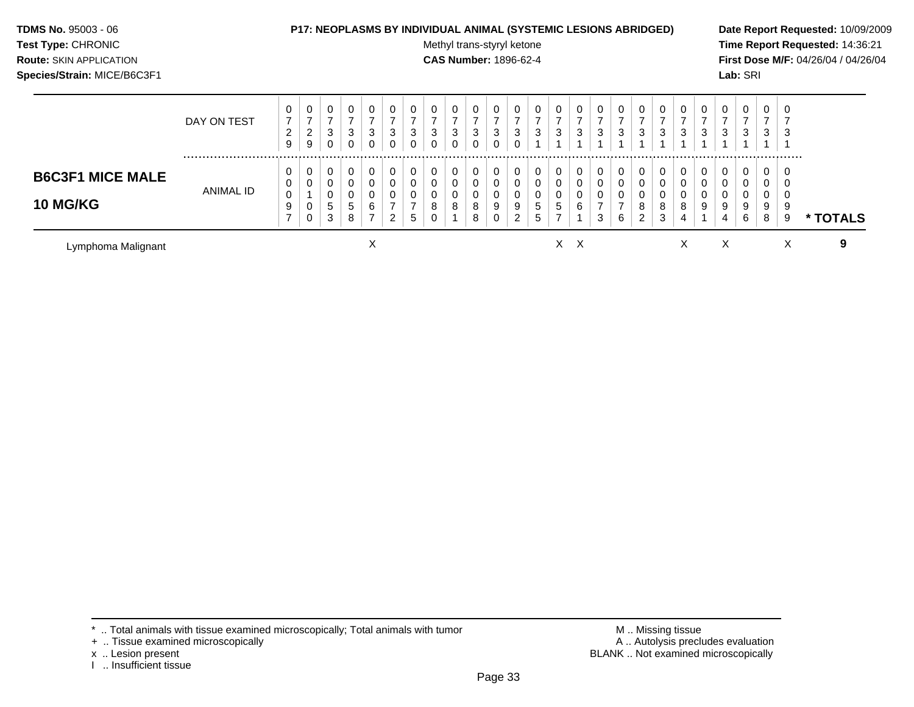**TDMS No.** 95003 - 06
**Test Type:** CHRONIC
**Route:** SKIN APPLICATION
**Species/Strain:** MICE/B6C3F1

**P17: NEOPLASMS BY INDIVIDUAL ANIMAL (SYSTEMIC LESIONS ABRIDGED)**
Methyl trans-styryl ketone
**CAS Number:** 1896-62-4

**Date Report Requested:** 10/09/2009
**Time Report Requested:** 14:36:21
**First Dose M/F:** 04/26/04 / 04/26/04
**Lab:** SRI

**B6C3F1 MICE MALE**
**10 MG/KG**

| | 1 | 2 | 3 | 4 | 5 | 6 | 7 | 8 | 9 | 10 | 11 | 12 | 13 | 14 | 15 | 16 | 17 | 18 | 19 | 20 | 21 | 22 | 23 | 24 | 25 | * TOTALS |
|---|---|---|---|---|---|---|---|---|---|---|---|---|---|---|---|---|---|---|---|---|---|---|---|---|---|---|
| DAY ON TEST | 0729 | 0729 | 0730 | 0730 | 0730 | 0730 | 0730 | 0730 | 0730 | 0730 | 0730 | 0730 | 0731 | 0731 | 0731 | 0731 | 0731 | 0731 | 0731 | 0731 | 0731 | 0731 | 0731 | 0731 | 0731 | |
| ANIMAL ID | 0097 | 0100 | 0053 | 0058 | 0067 | 0072 | 0075 | 0080 | 0081 | 0088 | 0090 | 0092 | 0055 | 0057 | 0061 | 0073 | 0076 | 0082 | 0083 | 0084 | 0091 | 0094 | 0096 | 0098 | 0099 | |
| Lymphoma Malignant | | | | | X | | | | | | | | | X | X | | | | | X | | X | | | X | 9 |

\* .. Total animals with tissue examined microscopically; Total animals with tumor
\+ .. Tissue examined microscopically
x .. Lesion present
I .. Insufficient tissue

M .. Missing tissue
A .. Autolysis precludes evaluation
BLANK .. Not examined microscopically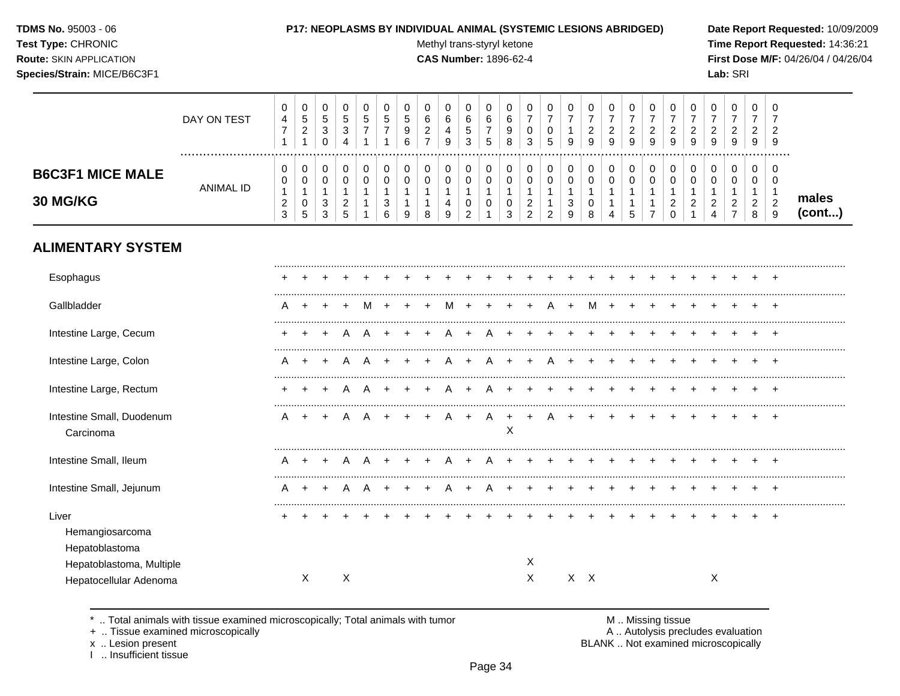**TDMS No.** 95003 - 06
**Test Type:** CHRONIC
**Route:** SKIN APPLICATION
**Species/Strain:** MICE/B6C3F1

**P17: NEOPLASMS BY INDIVIDUAL ANIMAL (SYSTEMIC LESIONS ABRIDGED)**
Methyl trans-styryl ketone
**CAS Number:** 1896-62-4

**Date Report Requested:** 10/09/2009
**Time Report Requested:** 14:36:21
**First Dose M/F:** 04/26/04 / 04/26/04
**Lab:** SRI

## B6C3F1 MICE MALE 30 MG/KG

| DAY ON TEST | 0471 | 0521 | 0530 | 0534 | 0571 | 0571 | 0596 | 0627 | 0649 | 0653 | 0675 | 0698 | 0703 | 0705 | 0719 | 0729 | 0729 | 0729 | 0729 | 0729 | 0729 | 0729 | 0729 | 0729 | 0729 | |
|---|---|---|---|---|---|---|---|---|---|---|---|---|---|---|---|---|---|---|---|---|---|---|---|---|---|---|
| ANIMAL ID | 00123 | 00105 | 00133 | 00125 | 00111 | 00136 | 00119 | 00118 | 00149 | 00102 | 00101 | 00103 | 00122 | 00112 | 00139 | 00108 | 00114 | 00115 | 00117 | 00120 | 00121 | 00124 | 00127 | 00128 | 00129 | males (cont...) |
| **ALIMENTARY SYSTEM** | | | | | | | | | | | | | | | | | | | | | | | | | | |
| Esophagus | + | + | + | + | + | + | + | + | + | + | + | + | + | + | + | + | + | + | + | + | + | + | + | + | + | |
| Gallbladder | A | + | + | + | M | + | + | + | M | + | + | + | + | A | + | M | + | + | + | + | + | + | + | + | + | |
| Intestine Large, Cecum | + | + | + | A | A | + | + | + | A | + | A | + | + | + | + | + | + | + | + | + | + | + | + | + | + | |
| Intestine Large, Colon | A | + | + | A | A | + | + | + | A | + | A | + | + | A | + | + | + | + | + | + | + | + | + | + | + | |
| Intestine Large, Rectum | + | + | + | A | A | + | + | + | A | + | A | + | + | + | + | + | + | + | + | + | + | + | + | + | + | |
| Intestine Small, Duodenum | A | + | + | A | A | + | + | + | A | + | A | + | + | A | + | + | + | + | + | + | + | + | + | + | + | |
| Carcinoma | | | | | | | | | | | | X | | | | | | | | | | | | | | |
| Intestine Small, Ileum | A | + | + | A | A | + | + | + | A | + | A | + | + | + | + | + | + | + | + | + | + | + | + | + | + | |
| Intestine Small, Jejunum | A | + | + | A | A | + | + | + | A | + | A | + | + | + | + | + | + | + | + | + | + | + | + | + | + | |
| Liver | + | + | + | + | + | + | + | + | + | + | + | + | + | + | + | + | + | + | + | + | + | + | + | + | + | |
| Hemangiosarcoma | | | | | | | | | | | | | | | | | | | | | | | | | | |
| Hepatoblastoma | | | | | | | | | | | | | | | | | | | | | | | | | | |
| Hepatoblastoma, Multiple | | | | | | | | | | | | | X | | | | | | | | | | | | | |
| Hepatocellular Adenoma | | X | | X | | | | | | | | | X | | X | X | | | | | | X | | | | |

\* .. Total animals with tissue examined microscopically; Total animals with tumor
\+ .. Tissue examined microscopically
x .. Lesion present
I .. Insufficient tissue

M .. Missing tissue
A .. Autolysis precludes evaluation
BLANK .. Not examined microscopically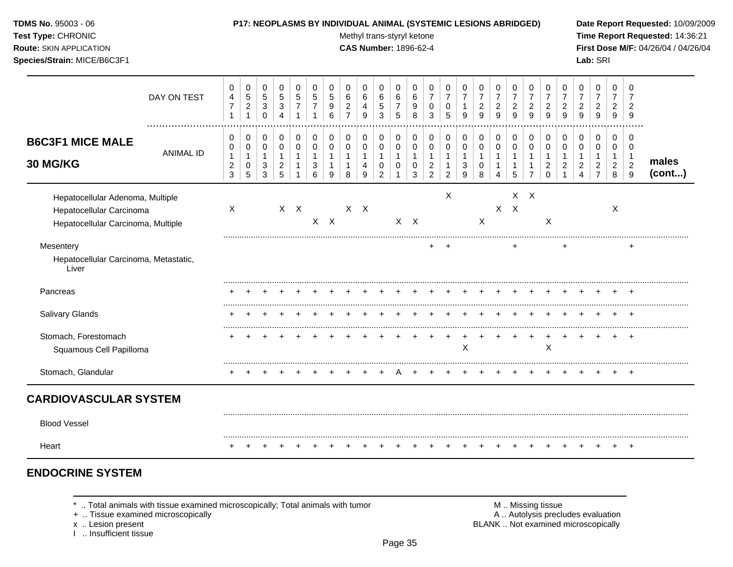**TDMS No.** 95003 - 06
**Test Type:** CHRONIC
**Route:** SKIN APPLICATION
**Species/Strain:** MICE/B6C3F1

**P17: NEOPLASMS BY INDIVIDUAL ANIMAL (SYSTEMIC LESIONS ABRIDGED)**
Methyl trans-styryl ketone
**CAS Number:** 1896-62-4

**Date Report Requested:** 10/09/2009
**Time Report Requested:** 14:36:21
**First Dose M/F:** 04/26/04 / 04/26/04
**Lab:** SRI

## B6C3F1 MICE MALE 30 MG/KG — males (cont...)

| DAY ON TEST | 0471 | 0521 | 0530 | 0534 | 0571 | 0571 | 0596 | 0627 | 0649 | 0653 | 0675 | 0698 | 0703 | 0705 | 0719 | 0729 | 0729 | 0729 | 0729 | 0729 | 0729 | 0729 | 0729 | 0729 | 0729 |
|---|---|---|---|---|---|---|---|---|---|---|---|---|---|---|---|---|---|---|---|---|---|---|---|---|---|
| **ANIMAL ID** | 0123 | 0105 | 0133 | 0125 | 0111 | 0136 | 0119 | 0118 | 0149 | 0102 | 0101 | 0103 | 0122 | 0112 | 0139 | 0108 | 0114 | 0115 | 0117 | 0120 | 0121 | 0124 | 0127 | 0128 | 0129 |
| Hepatocellular Adenoma, Multiple | | | | | | | | | | | | | | X | | | | X | X | | | | | | |
| Hepatocellular Carcinoma | X | | | X | X | | | X | X | | | | | | | | X | X | | | | | | X | |
| Hepatocellular Carcinoma, Multiple | | | | | | X | X | | | | X | X | | | | X | | | | X | | | | | |
| Mesentery | | | | | | | | | | | | | + | + | | | | + | | | + | | | | + |
| Hepatocellular Carcinoma, Metastatic, Liver | | | | | | | | | | | | | | | | | | | | | | | | | |
| Pancreas | + | + | + | + | + | + | + | + | + | + | + | + | + | + | + | + | + | + | + | + | + | + | + | + | + |
| Salivary Glands | + | + | + | + | + | + | + | + | + | + | + | + | + | + | + | + | + | + | + | + | + | + | + | + | + |
| Stomach, Forestomach | + | + | + | + | + | + | + | + | + | + | + | + | + | + | + | + | + | + | + | + | + | + | + | + | + |
| Squamous Cell Papilloma | | | | | | | | | | | | | | | X | | | | | X | | | | | |
| Stomach, Glandular | + | + | + | + | + | + | + | + | + | + | A | + | + | + | + | + | + | + | + | + | + | + | + | + | + |
| **CARDIOVASCULAR SYSTEM** | | | | | | | | | | | | | | | | | | | | | | | | | |
| Blood Vessel | | | | | | | | | | | | | | | | | | | | | | | | | |
| Heart | + | + | + | + | + | + | + | + | + | + | + | + | + | + | + | + | + | + | + | + | + | + | + | + | + |

## ENDOCRINE SYSTEM

\* .. Total animals with tissue examined microscopically; Total animals with tumor
+ .. Tissue examined microscopically
x .. Lesion present
I .. Insufficient tissue

M .. Missing tissue
A .. Autolysis precludes evaluation
BLANK .. Not examined microscopically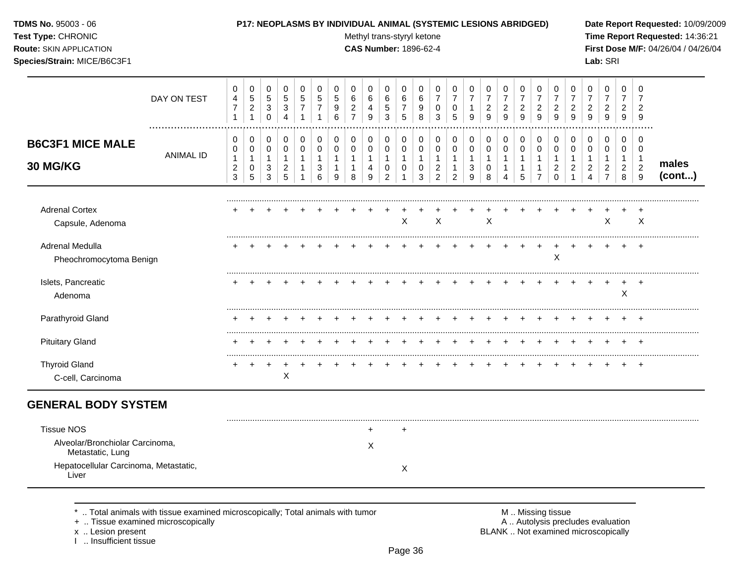**TDMS No.** 95003 - 06
**Test Type:** CHRONIC
**Route:** SKIN APPLICATION
**Species/Strain:** MICE/B6C3F1

**P17: NEOPLASMS BY INDIVIDUAL ANIMAL (SYSTEMIC LESIONS ABRIDGED)**
Methyl trans-styryl ketone
**CAS Number:** 1896-62-4

**Date Report Requested:** 10/09/2009
**Time Report Requested:** 14:36:21
**First Dose M/F:** 04/26/04 / 04/26/04
**Lab:** SRI

## B6C3F1 MICE MALE 30 MG/KG — males (cont...)

| DAY ON TEST | 0471 | 0521 | 0530 | 0534 | 0571 | 0571 | 0596 | 0627 | 0649 | 0653 | 0675 | 0698 | 0703 | 0705 | 0719 | 0729 | 0729 | 0729 | 0729 | 0729 | 0729 | 0729 | 0729 | 0729 | 0729 |
|---|---|---|---|---|---|---|---|---|---|---|---|---|---|---|---|---|---|---|---|---|---|---|---|---|---|
| **ANIMAL ID** | 00123 | 00105 | 00133 | 00125 | 00111 | 00136 | 00119 | 00118 | 00149 | 00102 | 00101 | 00103 | 00122 | 00112 | 00139 | 00108 | 00114 | 00115 | 00117 | 00120 | 00121 | 00124 | 00127 | 00128 | 00129 |
| Adrenal Cortex | + | + | + | + | + | + | + | + | + | + | + | + | + | + | + | + | + | + | + | + | + | + | + | + | + |
| Capsule, Adenoma | | | | | | | | | | | X | | X | | | X | | | | | | | X | | X |
| Adrenal Medulla | + | + | + | + | + | + | + | + | + | + | + | + | + | + | + | + | + | + | + | + | + | + | + | + | + |
| Pheochromocytoma Benign | | | | | | | | | | | | | | | | | | | | X | | | | | |
| Islets, Pancreatic | + | + | + | + | + | + | + | + | + | + | + | + | + | + | + | + | + | + | + | + | + | + | + | + | + |
| Adenoma | | | | | | | | | | | | | | | | | | | | | | | | X | |
| Parathyroid Gland | + | + | + | + | + | + | + | + | + | + | + | + | + | + | + | + | + | + | + | + | + | + | + | + | + |
| Pituitary Gland | + | + | + | + | + | + | + | + | + | + | + | + | + | + | + | + | + | + | + | + | + | + | + | + | + |
| Thyroid Gland | + | + | + | + | + | + | + | + | + | + | + | + | + | + | + | + | + | + | + | + | + | + | + | + | + |
| C-cell, Carcinoma | | | | X | | | | | | | | | | | | | | | | | | | | | |
| **GENERAL BODY SYSTEM** | | | | | | | | | | | | | | | | | | | | | | | | | |
| Tissue NOS | | | | | | | | | + | | + | | | | | | | | | | | | | | |
| Alveolar/Bronchiolar Carcinoma, Metastatic, Lung | | | | | | | | | X | | | | | | | | | | | | | | | | |
| Hepatocellular Carcinoma, Metastatic, Liver | | | | | | | | | | | X | | | | | | | | | | | | | | |

\* .. Total animals with tissue examined microscopically; Total animals with tumor
\+ .. Tissue examined microscopically
x .. Lesion present
I .. Insufficient tissue

M .. Missing tissue
A .. Autolysis precludes evaluation
BLANK .. Not examined microscopically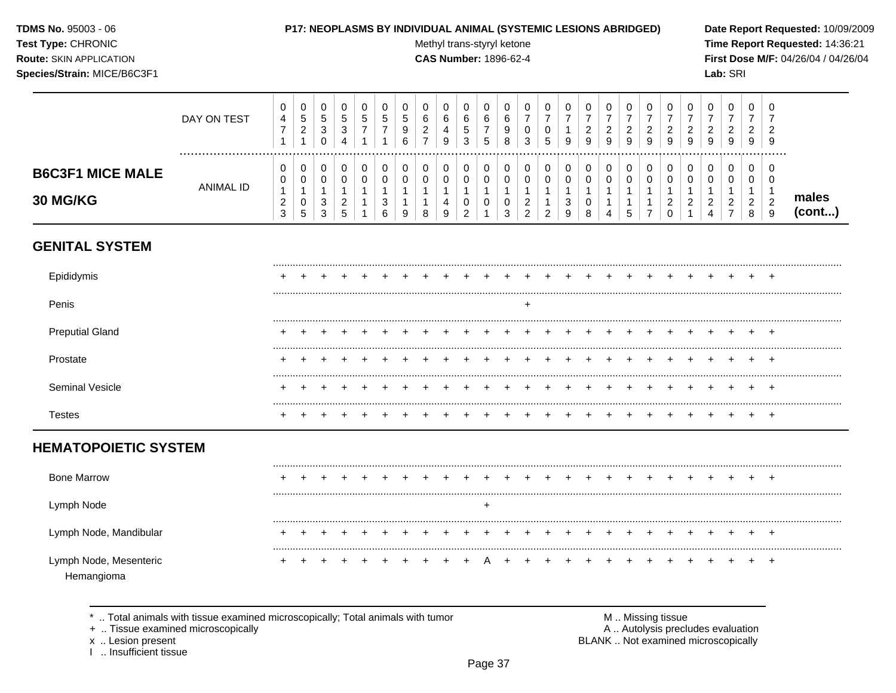**TDMS No.** 95003 - 06
**Test Type:** CHRONIC
**Route:** SKIN APPLICATION
**Species/Strain:** MICE/B6C3F1

**P17: NEOPLASMS BY INDIVIDUAL ANIMAL (SYSTEMIC LESIONS ABRIDGED)**
Methyl trans-styryl ketone
**CAS Number:** 1896-62-4

**Date Report Requested:** 10/09/2009
**Time Report Requested:** 14:36:21
**First Dose M/F:** 04/26/04 / 04/26/04
**Lab:** SRI

| DAY ON TEST | 0471 | 0521 | 0530 | 0534 | 0571 | 0571 | 0596 | 0627 | 0649 | 0653 | 0675 | 0698 | 0703 | 0705 | 0719 | 0729 | 0729 | 0729 | 0729 | 0729 | 0729 | 0729 | 0729 | 0729 | 0729 | |
|---|---|---|---|---|---|---|---|---|---|---|---|---|---|---|---|---|---|---|---|---|---|---|---|---|---|---|
| **B6C3F1 MICE MALE 30 MG/KG** ANIMAL ID | 00123 | 00105 | 00133 | 00125 | 00111 | 00136 | 00119 | 00118 | 00149 | 00102 | 00101 | 00103 | 00122 | 00112 | 00139 | 00108 | 00114 | 00115 | 00117 | 00120 | 00121 | 00124 | 00127 | 00128 | 00129 | **males (cont...)** |
| **GENITAL SYSTEM** | | | | | | | | | | | | | | | | | | | | | | | | | | |
| Epididymis | + | + | + | + | + | + | + | + | + | + | + | + | + | + | + | + | + | + | + | + | + | + | + | + | + | |
| Penis | | | | | | | | | | | | | + | | | | | | | | | | | | | |
| Preputial Gland | + | + | + | + | + | + | + | + | + | + | + | + | + | + | + | + | + | + | + | + | + | + | + | + | + | |
| Prostate | + | + | + | + | + | + | + | + | + | + | + | + | + | + | + | + | + | + | + | + | + | + | + | + | + | |
| Seminal Vesicle | + | + | + | + | + | + | + | + | + | + | + | + | + | + | + | + | + | + | + | + | + | + | + | + | + | |
| Testes | + | + | + | + | + | + | + | + | + | + | + | + | + | + | + | + | + | + | + | + | + | + | + | + | + | |
| **HEMATOPOIETIC SYSTEM** | | | | | | | | | | | | | | | | | | | | | | | | | | |
| Bone Marrow | + | + | + | + | + | + | + | + | + | + | + | + | + | + | + | + | + | + | + | + | + | + | + | + | + | |
| Lymph Node | | | | | | | | | | | + | | | | | | | | | | | | | | | |
| Lymph Node, Mandibular | + | + | + | + | + | + | + | + | + | + | + | + | + | + | + | + | + | + | + | + | + | + | + | + | + | |
| Lymph Node, Mesenteric | + | + | + | + | + | + | + | + | + | + | A | + | + | + | + | + | + | + | + | + | + | + | + | + | + | |
| Hemangioma | | | | | | | | | | | | | | | | | | | | | | | | | | |

\* .. Total animals with tissue examined microscopically; Total animals with tumor
\+ .. Tissue examined microscopically
x .. Lesion present
I .. Insufficient tissue

M .. Missing tissue
A .. Autolysis precludes evaluation
BLANK .. Not examined microscopically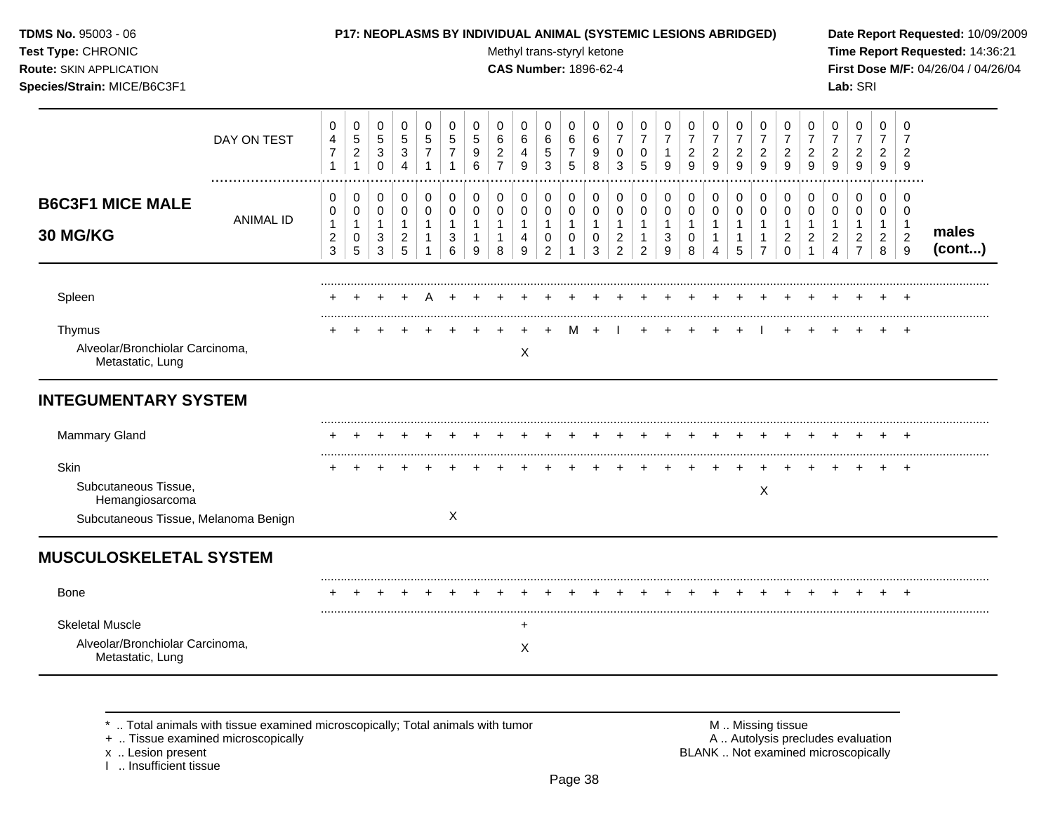**TDMS No.** 95003 - 06
**Test Type:** CHRONIC
**Route:** SKIN APPLICATION
**Species/Strain:** MICE/B6C3F1

**P17: NEOPLASMS BY INDIVIDUAL ANIMAL (SYSTEMIC LESIONS ABRIDGED)**
Methyl trans-styryl ketone
**CAS Number:** 1896-62-4

**Date Report Requested:** 10/09/2009
**Time Report Requested:** 14:36:21
**First Dose M/F:** 04/26/04 / 04/26/04
**Lab:** SRI

## B6C3F1 MICE MALE 30 MG/KG

| DAY ON TEST | 0471 | 0521 | 0530 | 0534 | 0571 | 0571 | 0596 | 0627 | 0649 | 0653 | 0675 | 0698 | 0703 | 0705 | 0719 | 0729 | 0729 | 0729 | 0729 | 0729 | 0729 | 0729 | 0729 | 0729 | 0729 | |
|---|---|---|---|---|---|---|---|---|---|---|---|---|---|---|---|---|---|---|---|---|---|---|---|---|---|---|
| ANIMAL ID | 00123 | 00105 | 00133 | 00125 | 00111 | 00136 | 00119 | 00118 | 00149 | 00102 | 00101 | 00103 | 00122 | 00112 | 00139 | 00108 | 00114 | 00115 | 00117 | 00120 | 00121 | 00124 | 00127 | 00128 | 00129 | **males (cont...)** |
| Spleen | + | + | + | + | A | + | + | + | + | + | + | + | + | + | + | + | + | + | + | + | + | + | + | + | + | |
| Thymus | + | + | + | + | + | + | + | + | + | + | M | + | I | + | + | + | + | + | I | + | + | + | + | + | + | |
| Alveolar/Bronchiolar Carcinoma, Metastatic, Lung | | | | | | | | | X | | | | | | | | | | | | | | | | | |
| **INTEGUMENTARY SYSTEM** | | | | | | | | | | | | | | | | | | | | | | | | | | |
| Mammary Gland | + | + | + | + | + | + | + | + | + | + | + | + | + | + | + | + | + | + | + | + | + | + | + | + | + | |
| Skin | + | + | + | + | + | + | + | + | + | + | + | + | + | + | + | + | + | + | + | + | + | + | + | + | + | |
| Subcutaneous Tissue, Hemangiosarcoma | | | | | | | | | | | | | | | | | | | X | | | | | | | |
| Subcutaneous Tissue, Melanoma Benign | | | | | | X | | | | | | | | | | | | | | | | | | | | |
| **MUSCULOSKELETAL SYSTEM** | | | | | | | | | | | | | | | | | | | | | | | | | | |
| Bone | + | + | + | + | + | + | + | + | + | + | + | + | + | + | + | + | + | + | + | + | + | + | + | + | + | |
| Skeletal Muscle | | | | | | | | | + | | | | | | | | | | | | | | | | | |
| Alveolar/Bronchiolar Carcinoma, Metastatic, Lung | | | | | | | | | X | | | | | | | | | | | | | | | | | |

\* .. Total animals with tissue examined microscopically; Total animals with tumor
\+ .. Tissue examined microscopically
x .. Lesion present
I .. Insufficient tissue

M .. Missing tissue
A .. Autolysis precludes evaluation
BLANK .. Not examined microscopically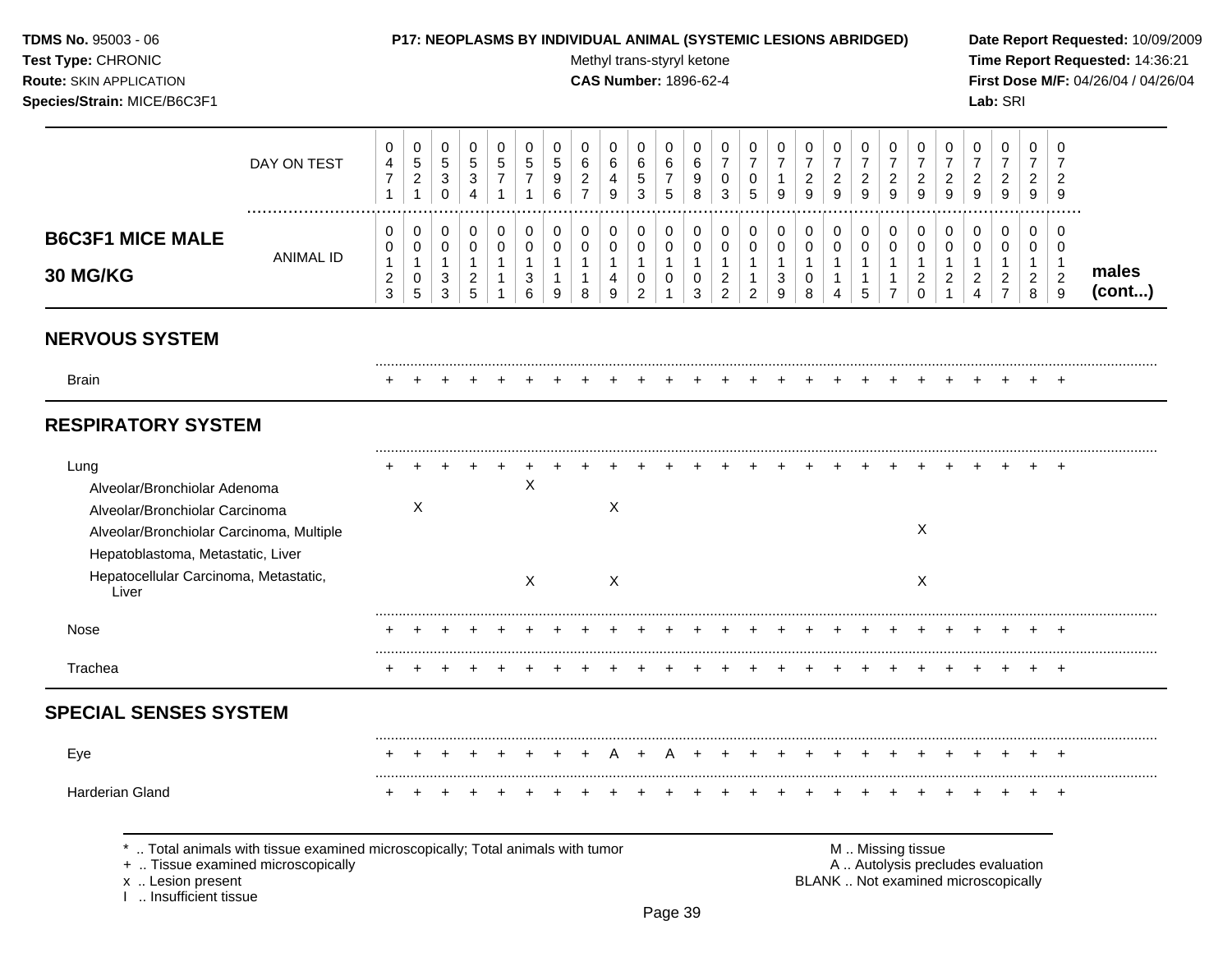**TDMS No.** 95003 - 06
**Test Type:** CHRONIC
**Route:** SKIN APPLICATION
**Species/Strain:** MICE/B6C3F1

**P17: NEOPLASMS BY INDIVIDUAL ANIMAL (SYSTEMIC LESIONS ABRIDGED)**
Methyl trans-styryl ketone
**CAS Number:** 1896-62-4

**Date Report Requested:** 10/09/2009
**Time Report Requested:** 14:36:21
**First Dose M/F:** 04/26/04 / 04/26/04
**Lab:** SRI

## B6C3F1 MICE MALE 30 MG/KG — males (cont...)

| DAY ON TEST | 0471 | 0521 | 0530 | 0534 | 0571 | 0571 | 0596 | 0627 | 0649 | 0653 | 0675 | 0698 | 0703 | 0705 | 0719 | 0729 | 0729 | 0729 | 0729 | 0729 | 0729 | 0729 | 0729 | 0729 | 0729 |
|---|---|---|---|---|---|---|---|---|---|---|---|---|---|---|---|---|---|---|---|---|---|---|---|---|---|
| **ANIMAL ID** | 0012 3 | 0010 5 | 0013 3 | 0012 5 | 0011 1 | 0013 6 | 0011 9 | 0011 8 | 0014 9 | 0010 2 | 0010 1 | 0010 3 | 0012 2 | 0011 2 | 0013 9 | 0010 8 | 0011 4 | 0011 5 | 0011 7 | 0012 0 | 0012 1 | 0012 4 | 0012 7 | 0012 8 | 0012 9 |
| **NERVOUS SYSTEM** | | | | | | | | | | | | | | | | | | | | | | | | | |
| Brain | + | + | + | + | + | + | + | + | + | + | + | + | + | + | + | + | + | + | + | + | + | + | + | + | + |
| **RESPIRATORY SYSTEM** | | | | | | | | | | | | | | | | | | | | | | | | | |
| Lung | + | + | + | + | + | + | + | + | + | + | + | + | + | + | + | + | + | + | + | + | + | + | + | + | + |
| Alveolar/Bronchiolar Adenoma | | | | | | X | | | | | | | | | | | | | | | | | | | |
| Alveolar/Bronchiolar Carcinoma | | X | | | | | | | X | | | | | | | | | | | | | | | | |
| Alveolar/Bronchiolar Carcinoma, Multiple | | | | | | | | | | | | | | | | | | | | X | | | | | |
| Hepatoblastoma, Metastatic, Liver | | | | | | | | | | | | | | | | | | | | | | | | | |
| Hepatocellular Carcinoma, Metastatic, Liver | | | | | | X | | | X | | | | | | | | | | | X | | | | | |
| Nose | + | + | + | + | + | + | + | + | + | + | + | + | + | + | + | + | + | + | + | + | + | + | + | + | + |
| Trachea | + | + | + | + | + | + | + | + | + | + | + | + | + | + | + | + | + | + | + | + | + | + | + | + | + |
| **SPECIAL SENSES SYSTEM** | | | | | | | | | | | | | | | | | | | | | | | | | |
| Eye | + | + | + | + | + | + | + | + | A | + | A | + | + | + | + | + | + | + | + | + | + | + | + | + | + |
| Harderian Gland | + | + | + | + | + | + | + | + | + | + | + | + | + | + | + | + | + | + | + | + | + | + | + | + | + |

\* .. Total animals with tissue examined microscopically; Total animals with tumor
\+ .. Tissue examined microscopically
x .. Lesion present
I .. Insufficient tissue

M .. Missing tissue
A .. Autolysis precludes evaluation
BLANK .. Not examined microscopically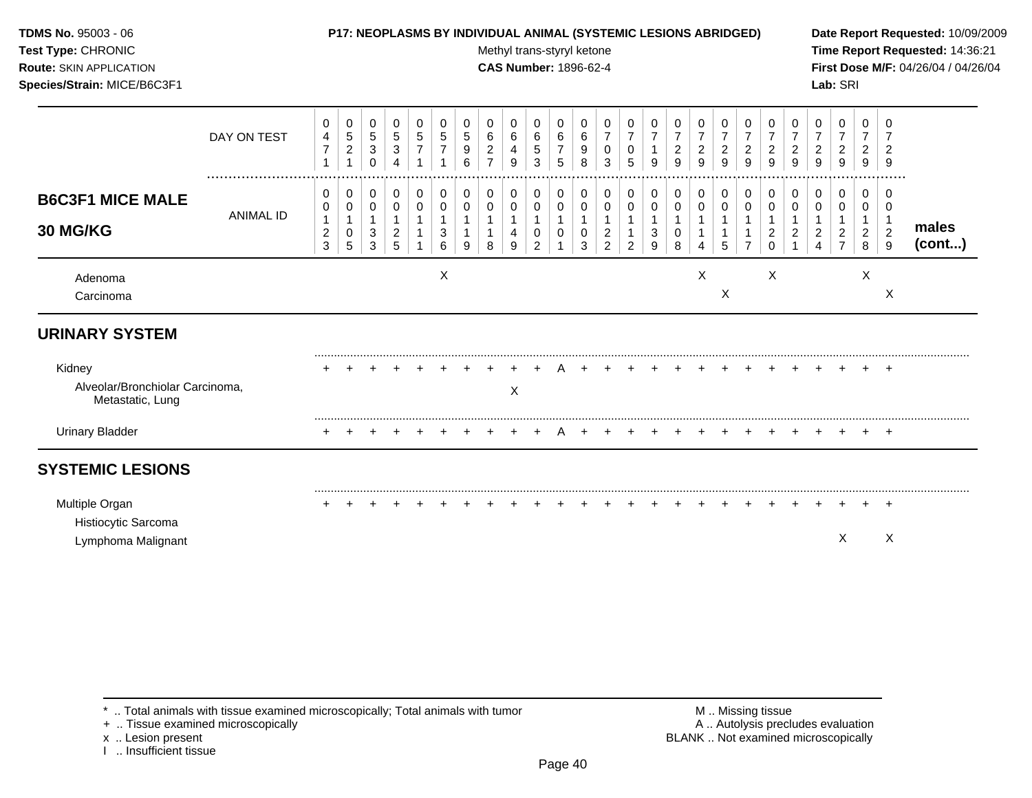**TDMS No.** 95003 - 06
**Test Type:** CHRONIC
**Route:** SKIN APPLICATION
**Species/Strain:** MICE/B6C3F1

**P17: NEOPLASMS BY INDIVIDUAL ANIMAL (SYSTEMIC LESIONS ABRIDGED)**
Methyl trans-styryl ketone
**CAS Number:** 1896-62-4

**Date Report Requested:** 10/09/2009
**Time Report Requested:** 14:36:21
**First Dose M/F:** 04/26/04 / 04/26/04
**Lab:** SRI

| | | | | | | | | | | | | | | | | | | | | | | | | | |
|---|---|---|---|---|---|---|---|---|---|---|---|---|---|---|---|---|---|---|---|---|---|---|---|---|---|
| DAY ON TEST | 0471 | 0521 | 0530 | 0534 | 0571 | 0571 | 0596 | 0627 | 0649 | 0653 | 0675 | 0698 | 0703 | 0705 | 0719 | 0729 | 0729 | 0729 | 0729 | 0729 | 0729 | 0729 | 0729 | 0729 | 0729 |
| **B6C3F1 MICE MALE 30 MG/KG** — ANIMAL ID | 00123 | 00105 | 00133 | 00125 | 00111 | 00136 | 00119 | 00118 | 00149 | 00102 | 00101 | 00103 | 00122 | 00112 | 00139 | 00108 | 00114 | 00115 | 00117 | 00120 | 00121 | 00124 | 00127 | 00128 | 00129 |
| Adenoma | | | | | | X | | | | | | | | | | | X | | | X | | | | X | |
| Carcinoma | | | | | | | | | | | | | | | | | | X | | | | | | | X |
| **URINARY SYSTEM** | | | | | | | | | | | | | | | | | | | | | | | | | |
| Kidney | + | + | + | + | + | + | + | + | + | + | A | + | + | + | + | + | + | + | + | + | + | + | + | + | + |
| Alveolar/Bronchiolar Carcinoma, Metastatic, Lung | | | | | | | | | X | | | | | | | | | | | | | | | | |
| Urinary Bladder | + | + | + | + | + | + | + | + | + | + | A | + | + | + | + | + | + | + | + | + | + | + | + | + | + |
| **SYSTEMIC LESIONS** | | | | | | | | | | | | | | | | | | | | | | | | | |
| Multiple Organ | + | + | + | + | + | + | + | + | + | + | + | + | + | + | + | + | + | + | + | + | + | + | + | + | + |
| Histiocytic Sarcoma | | | | | | | | | | | | | | | | | | | | | | | | | |
| Lymphoma Malignant | | | | | | | | | | | | | | | | | | | | | | | X | | X |

males (cont...)

\* .. Total animals with tissue examined microscopically; Total animals with tumor
\+ .. Tissue examined microscopically
x .. Lesion present
I .. Insufficient tissue

M .. Missing tissue
A .. Autolysis precludes evaluation
BLANK .. Not examined microscopically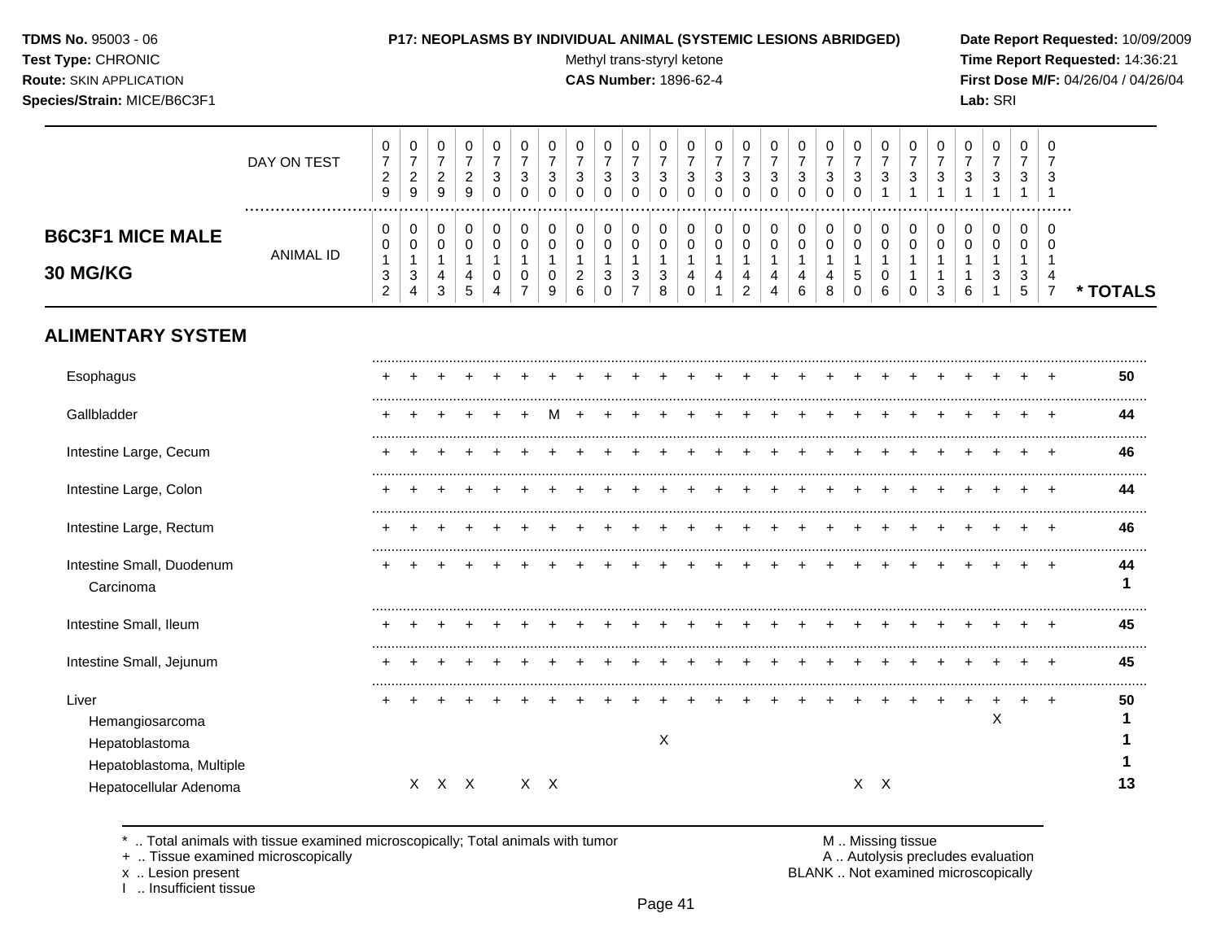**TDMS No.** 95003 - 06
**Test Type:** CHRONIC
**Route:** SKIN APPLICATION
**Species/Strain:** MICE/B6C3F1

**P17: NEOPLASMS BY INDIVIDUAL ANIMAL (SYSTEMIC LESIONS ABRIDGED)**
Methyl trans-styryl ketone
**CAS Number:** 1896-62-4

**Date Report Requested:** 10/09/2009
**Time Report Requested:** 14:36:21
**First Dose M/F:** 04/26/04 / 04/26/04
**Lab:** SRI

## B6C3F1 MICE MALE 30 MG/KG

| | | | | | | | | | | | | | | | | | | | | | | | | | | |
|---|---|---|---|---|---|---|---|---|---|---|---|---|---|---|---|---|---|---|---|---|---|---|---|---|---|---|
| DAY ON TEST | 0729 | 0729 | 0729 | 0729 | 0730 | 0730 | 0730 | 0730 | 0730 | 0730 | 0730 | 0730 | 0730 | 0730 | 0730 | 0730 | 0730 | 0730 | 0731 | 0731 | 0731 | 0731 | 0731 | 0731 | 0731 | |
| ANIMAL ID | 0132 | 0134 | 0143 | 0145 | 0104 | 0107 | 0109 | 0126 | 0130 | 0137 | 0138 | 0140 | 0141 | 0142 | 0144 | 0146 | 0148 | 0150 | 0106 | 0110 | 0113 | 0116 | 0131 | 0135 | 0147 | * TOTALS |
| **ALIMENTARY SYSTEM** | | | | | | | | | | | | | | | | | | | | | | | | | | |
| Esophagus | + | + | + | + | + | + | + | + | + | + | + | + | + | + | + | + | + | + | + | + | + | + | + | + | + | **50** |
| Gallbladder | + | + | + | + | + | + | M | + | + | + | + | + | + | + | + | + | + | + | + | + | + | + | + | + | + | **44** |
| Intestine Large, Cecum | + | + | + | + | + | + | + | + | + | + | + | + | + | + | + | + | + | + | + | + | + | + | + | + | + | **46** |
| Intestine Large, Colon | + | + | + | + | + | + | + | + | + | + | + | + | + | + | + | + | + | + | + | + | + | + | + | + | + | **44** |
| Intestine Large, Rectum | + | + | + | + | + | + | + | + | + | + | + | + | + | + | + | + | + | + | + | + | + | + | + | + | + | **46** |
| Intestine Small, Duodenum | + | + | + | + | + | + | + | + | + | + | + | + | + | + | + | + | + | + | + | + | + | + | + | + | + | **44** |
| Carcinoma | | | | | | | | | | | | | | | | | | | | | | | | | | **1** |
| Intestine Small, Ileum | + | + | + | + | + | + | + | + | + | + | + | + | + | + | + | + | + | + | + | + | + | + | + | + | + | **45** |
| Intestine Small, Jejunum | + | + | + | + | + | + | + | + | + | + | + | + | + | + | + | + | + | + | + | + | + | + | + | + | + | **45** |
| Liver | + | + | + | + | + | + | + | + | + | + | + | + | + | + | + | + | + | + | + | + | + | + | + | + | + | **50** |
| Hemangiosarcoma | | | | | | | | | | | | | | | | | | | | | | | X | | | **1** |
| Hepatoblastoma | | | | | | | | | | | X | | | | | | | | | | | | | | | **1** |
| Hepatoblastoma, Multiple | | | | | | | | | | | | | | | | | | | | | | | | | | **1** |
| Hepatocellular Adenoma | | X | X | X | | X | X | | | | | | | | | | | X | X | | | | | | | **13** |

\* .. Total animals with tissue examined microscopically; Total animals with tumor
\+ .. Tissue examined microscopically
x .. Lesion present
I .. Insufficient tissue

M .. Missing tissue
A .. Autolysis precludes evaluation
BLANK .. Not examined microscopically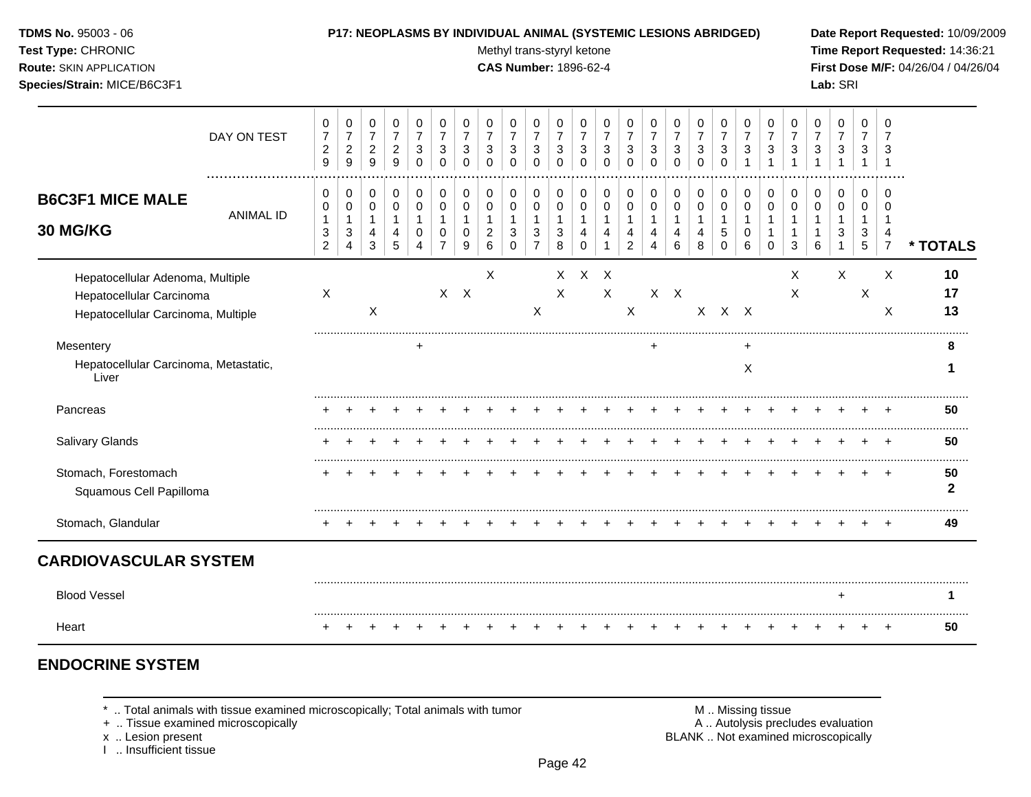**TDMS No.** 95003 - 06
**Test Type:** CHRONIC
**Route:** SKIN APPLICATION
**Species/Strain:** MICE/B6C3F1

**P17: NEOPLASMS BY INDIVIDUAL ANIMAL (SYSTEMIC LESIONS ABRIDGED)**
Methyl trans-styryl ketone
**CAS Number:** 1896-62-4

**Date Report Requested:** 10/09/2009
**Time Report Requested:** 14:36:21
**First Dose M/F:** 04/26/04 / 04/26/04
**Lab:** SRI

## B6C3F1 MICE MALE 30 MG/KG

| DAY ON TEST | 0729 | 0729 | 0729 | 0729 | 0730 | 0730 | 0730 | 0730 | 0730 | 0730 | 0730 | 0730 | 0730 | 0730 | 0730 | 0730 | 0730 | 0730 | 0731 | 0731 | 0731 | 0731 | 0731 | 0731 | 0731 | |
|---|---|---|---|---|---|---|---|---|---|---|---|---|---|---|---|---|---|---|---|---|---|---|---|---|---|---|
| ANIMAL ID | 00132 | 00134 | 00143 | 00145 | 00104 | 00107 | 00109 | 00126 | 00130 | 00137 | 00138 | 00140 | 00141 | 00142 | 00144 | 00146 | 00148 | 00150 | 00106 | 00110 | 00113 | 00116 | 00131 | 00135 | 00147 | * TOTALS |
| Hepatocellular Adenoma, Multiple | | | | | | | | X | | | X | X | X | | | | | | | | X | | X | | X | 10 |
| Hepatocellular Carcinoma | X | | | | | X | X | | | | X | | X | | X | X | | | | | X | | | X | | 17 |
| Hepatocellular Carcinoma, Multiple | | | X | | | | | | | X | | | | X | | | X | X | X | | | | | | X | 13 |
| Mesentery | | | | | + | | | | | | | | | | + | | | | + | | | | | | | 8 |
| Hepatocellular Carcinoma, Metastatic, Liver | | | | | | | | | | | | | | | | | | | X | | | | | | | 1 |
| Pancreas | + | + | + | + | + | + | + | + | + | + | + | + | + | + | + | + | + | + | + | + | + | + | + | + | + | 50 |
| Salivary Glands | + | + | + | + | + | + | + | + | + | + | + | + | + | + | + | + | + | + | + | + | + | + | + | + | + | 50 |
| Stomach, Forestomach | + | + | + | + | + | + | + | + | + | + | + | + | + | + | + | + | + | + | + | + | + | + | + | + | + | 50 |
| Squamous Cell Papilloma | | | | | | | | | | | | | | | | | | | | | | | | | | 2 |
| Stomach, Glandular | + | + | + | + | + | + | + | + | + | + | + | + | + | + | + | + | + | + | + | + | + | + | + | + | + | 49 |
| **CARDIOVASCULAR SYSTEM** | | | | | | | | | | | | | | | | | | | | | | | | | | |
| Blood Vessel | | | | | | | | | | | | | | | | | | | | | | | + | | | 1 |
| Heart | + | + | + | + | + | + | + | + | + | + | + | + | + | + | + | + | + | + | + | + | + | + | + | + | + | 50 |

## ENDOCRINE SYSTEM

\* .. Total animals with tissue examined microscopically; Total animals with tumor
\+ .. Tissue examined microscopically
x .. Lesion present
I .. Insufficient tissue

M .. Missing tissue
A .. Autolysis precludes evaluation
BLANK .. Not examined microscopically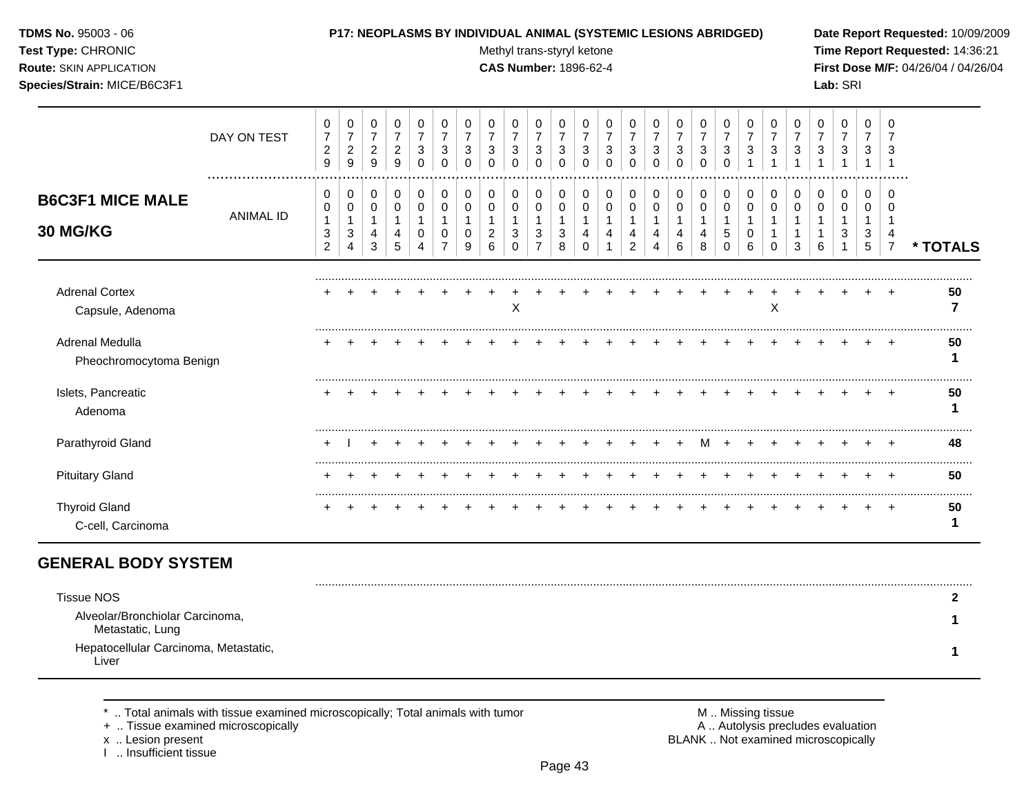**TDMS No.** 95003 - 06
**Test Type:** CHRONIC
**Route:** SKIN APPLICATION
**Species/Strain:** MICE/B6C3F1

**P17: NEOPLASMS BY INDIVIDUAL ANIMAL (SYSTEMIC LESIONS ABRIDGED)**
Methyl trans-styryl ketone
**CAS Number:** 1896-62-4

**Date Report Requested:** 10/09/2009
**Time Report Requested:** 14:36:21
**First Dose M/F:** 04/26/04 / 04/26/04
**Lab:** SRI

## B6C3F1 MICE MALE 30 MG/KG

| | DAY ON TEST | 0729 | 0729 | 0729 | 0729 | 0730 | 0730 | 0730 | 0730 | 0730 | 0730 | 0730 | 0730 | 0730 | 0730 | 0730 | 0730 | 0730 | 0730 | 0731 | 0731 | 0731 | 0731 | 0731 | 0731 | 0731 | |
|---|---|---|---|---|---|---|---|---|---|---|---|---|---|---|---|---|---|---|---|---|---|---|---|---|---|---|---|
| | ANIMAL ID | 00132 | 00134 | 00143 | 00145 | 00104 | 00107 | 00109 | 00126 | 00130 | 00137 | 00138 | 00140 | 00141 | 00142 | 00144 | 00146 | 00148 | 00150 | 00106 | 00110 | 00113 | 00116 | 00131 | 00135 | 00147 | * TOTALS |
| Adrenal Cortex | | + | + | + | + | + | + | + | + | + | + | + | + | + | + | + | + | + | + | + | + | + | + | + | + | + | 50 |
| Capsule, Adenoma | | | | | | | | | | X | | | | | | | | | | | X | | | | | | 7 |
| Adrenal Medulla | | + | + | + | + | + | + | + | + | + | + | + | + | + | + | + | + | + | + | + | + | + | + | + | + | + | 50 |
| Pheochromocytoma Benign | | | | | | | | | | | | | | | | | | | | | | | | | | | 1 |
| Islets, Pancreatic | | + | + | + | + | + | + | + | + | + | + | + | + | + | + | + | + | + | + | + | + | + | + | + | + | + | 50 |
| Adenoma | | | | | | | | | | | | | | | | | | | | | | | | | | | 1 |
| Parathyroid Gland | | + | I | + | + | + | + | + | + | + | + | + | + | + | + | + | + | M | + | + | + | + | + | + | + | + | 48 |
| Pituitary Gland | | + | + | + | + | + | + | + | + | + | + | + | + | + | + | + | + | + | + | + | + | + | + | + | + | + | 50 |
| Thyroid Gland | | + | + | + | + | + | + | + | + | + | + | + | + | + | + | + | + | + | + | + | + | + | + | + | + | + | 50 |
| C-cell, Carcinoma | | | | | | | | | | | | | | | | | | | | | | | | | | | 1 |

## GENERAL BODY SYSTEM

| | * TOTALS |
|---|---|
| Tissue NOS | 2 |
| Alveolar/Bronchiolar Carcinoma, Metastatic, Lung | 1 |
| Hepatocellular Carcinoma, Metastatic, Liver | 1 |

\* .. Total animals with tissue examined microscopically; Total animals with tumor
\+ .. Tissue examined microscopically
x .. Lesion present
I .. Insufficient tissue

M .. Missing tissue
A .. Autolysis precludes evaluation
BLANK .. Not examined microscopically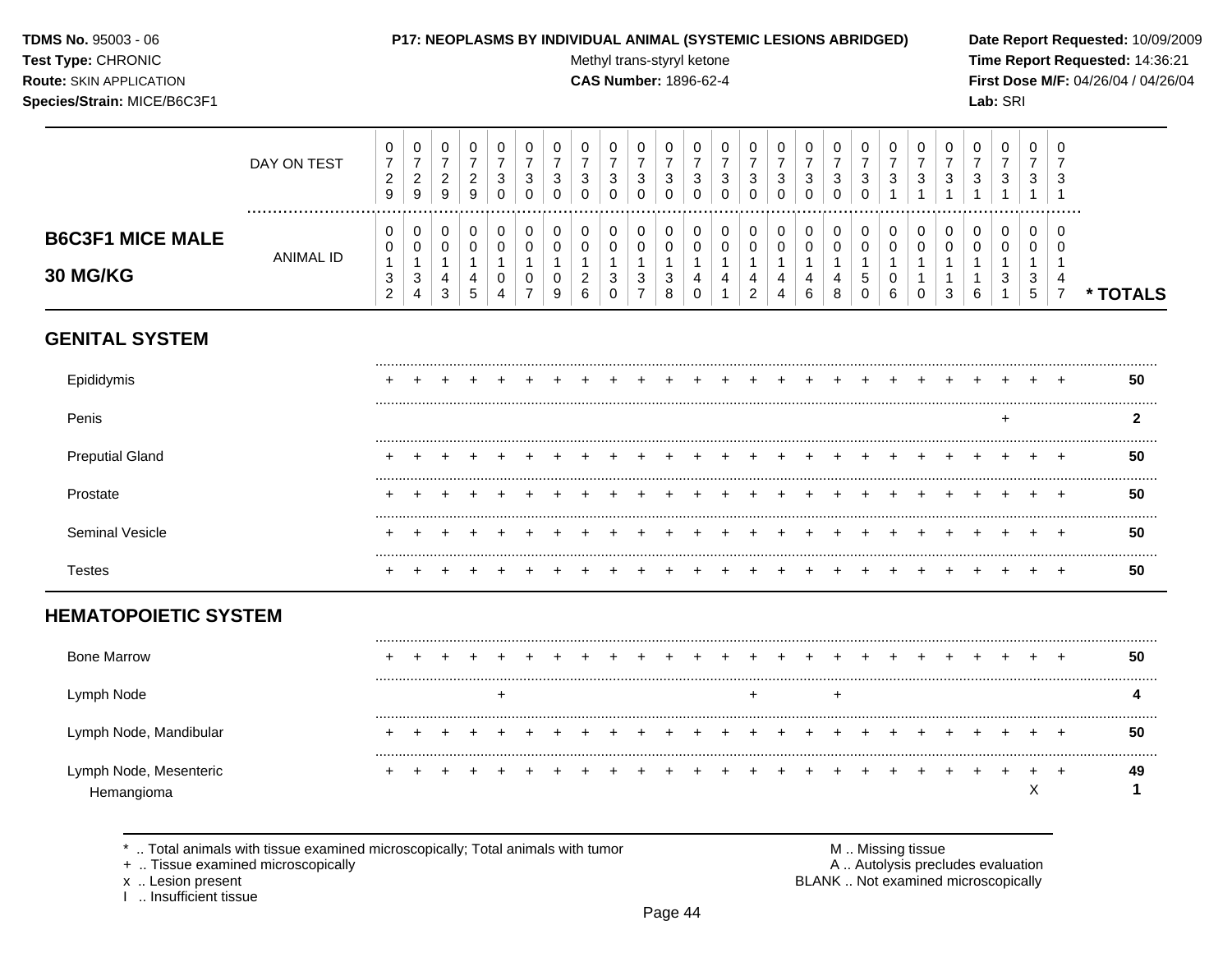**TDMS No.** 95003 - 06
**Test Type:** CHRONIC
**Route:** SKIN APPLICATION
**Species/Strain:** MICE/B6C3F1

**P17: NEOPLASMS BY INDIVIDUAL ANIMAL (SYSTEMIC LESIONS ABRIDGED)**
Methyl trans-styryl ketone
**CAS Number:** 1896-62-4

**Date Report Requested:** 10/09/2009
**Time Report Requested:** 14:36:21
**First Dose M/F:** 04/26/04 / 04/26/04
**Lab:** SRI

## B6C3F1 MICE MALE 30 MG/KG

| | 1 | 2 | 3 | 4 | 5 | 6 | 7 | 8 | 9 | 10 | 11 | 12 | 13 | 14 | 15 | 16 | 17 | 18 | 19 | 20 | 21 | 22 | 23 | 24 | 25 | * TOTALS |
|---|---|---|---|---|---|---|---|---|---|---|---|---|---|---|---|---|---|---|---|---|---|---|---|---|---|---|
| DAY ON TEST | 0729 | 0729 | 0729 | 0729 | 0730 | 0730 | 0730 | 0730 | 0730 | 0730 | 0730 | 0730 | 0730 | 0730 | 0730 | 0730 | 0730 | 0730 | 0730 | 0731 | 0731 | 0731 | 0731 | 0731 | 0731 | |
| ANIMAL ID | 0132 | 0134 | 0143 | 0145 | 0104 | 0107 | 0109 | 0126 | 0130 | 0137 | 0138 | 0140 | 0141 | 0142 | 0144 | 0146 | 0148 | 0150 | 0106 | 0110 | 0113 | 0116 | 0131 | 0135 | 0147 | |
| **GENITAL SYSTEM** | | | | | | | | | | | | | | | | | | | | | | | | | | |
| Epididymis | + | + | + | + | + | + | + | + | + | + | + | + | + | + | + | + | + | + | + | + | + | + | + | + | + | 50 |
| Penis | | | | | | | | | | | | | | | | | | | | | | | + | | | 2 |
| Preputial Gland | + | + | + | + | + | + | + | + | + | + | + | + | + | + | + | + | + | + | + | + | + | + | + | + | + | 50 |
| Prostate | + | + | + | + | + | + | + | + | + | + | + | + | + | + | + | + | + | + | + | + | + | + | + | + | + | 50 |
| Seminal Vesicle | + | + | + | + | + | + | + | + | + | + | + | + | + | + | + | + | + | + | + | + | + | + | + | + | + | 50 |
| Testes | + | + | + | + | + | + | + | + | + | + | + | + | + | + | + | + | + | + | + | + | + | + | + | + | + | 50 |
| **HEMATOPOIETIC SYSTEM** | | | | | | | | | | | | | | | | | | | | | | | | | | |
| Bone Marrow | + | + | + | + | + | + | + | + | + | + | + | + | + | + | + | + | + | + | + | + | + | + | + | + | + | 50 |
| Lymph Node | | | | | + | | | | | | | | | + | | | + | | | | | | | | | 4 |
| Lymph Node, Mandibular | + | + | + | + | + | + | + | + | + | + | + | + | + | + | + | + | + | + | + | + | + | + | + | + | + | 50 |
| Lymph Node, Mesenteric | + | + | + | + | + | + | + | + | + | + | + | + | + | + | + | + | + | + | + | + | + | + | + | + | + | 49 |
| Hemangioma | | | | | | | | | | | | | | | | | | | | | | | | X | | 1 |

\* .. Total animals with tissue examined microscopically; Total animals with tumor
\+ .. Tissue examined microscopically
x .. Lesion present
I .. Insufficient tissue

M .. Missing tissue
A .. Autolysis precludes evaluation
BLANK .. Not examined microscopically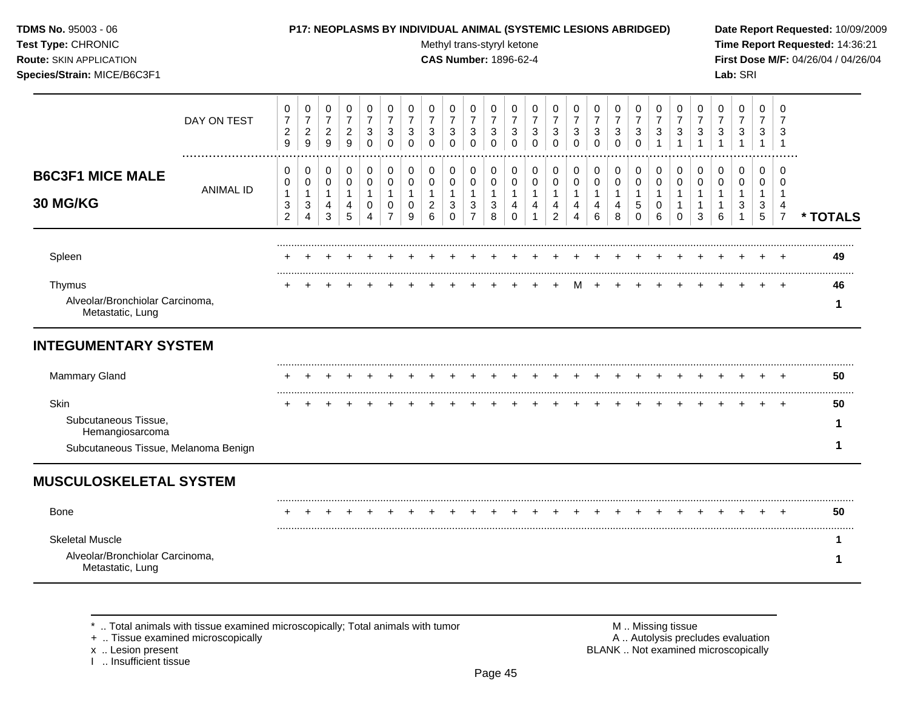**TDMS No.** 95003 - 06
**Test Type:** CHRONIC
**Route:** SKIN APPLICATION
**Species/Strain:** MICE/B6C3F1

**P17: NEOPLASMS BY INDIVIDUAL ANIMAL (SYSTEMIC LESIONS ABRIDGED)**
Methyl trans-styryl ketone
**CAS Number:** 1896-62-4

**Date Report Requested:** 10/09/2009
**Time Report Requested:** 14:36:21
**First Dose M/F:** 04/26/04 / 04/26/04
**Lab:** SRI

| B6C3F1 MICE MALE 30 MG/KG | | | | | | | | | | | | | | | | | | | | | | | | | | |
|---|---|---|---|---|---|---|---|---|---|---|---|---|---|---|---|---|---|---|---|---|---|---|---|---|---|---|
| DAY ON TEST | 0729 | 0729 | 0729 | 0729 | 0730 | 0730 | 0730 | 0730 | 0730 | 0730 | 0730 | 0730 | 0730 | 0730 | 0730 | 0730 | 0730 | 0730 | 0730 | 0731 | 0731 | 0731 | 0731 | 0731 | 0731 | |
| ANIMAL ID | 00132 | 00134 | 00143 | 00145 | 00104 | 00107 | 00109 | 00126 | 00130 | 00137 | 00138 | 00140 | 00141 | 00142 | 00144 | 00146 | 00148 | 00150 | 00106 | 00110 | 00113 | 00116 | 00131 | 00135 | 00147 | * TOTALS |
| Spleen | + | + | + | + | + | + | + | + | + | + | + | + | + | + | + | + | + | + | + | + | + | + | + | + | + | 49 |
| Thymus | + | + | + | + | + | + | + | + | + | + | + | + | + | + | M | + | + | + | + | + | + | + | + | + | + | 46 |
| Alveolar/Bronchiolar Carcinoma, Metastatic, Lung | | | | | | | | | | | | | | | | | | | | | | | | | | 1 |
| **INTEGUMENTARY SYSTEM** | | | | | | | | | | | | | | | | | | | | | | | | | | |
| Mammary Gland | + | + | + | + | + | + | + | + | + | + | + | + | + | + | + | + | + | + | + | + | + | + | + | + | + | 50 |
| Skin | + | + | + | + | + | + | + | + | + | + | + | + | + | + | + | + | + | + | + | + | + | + | + | + | + | 50 |
| Subcutaneous Tissue, Hemangiosarcoma | | | | | | | | | | | | | | | | | | | | | | | | | | 1 |
| Subcutaneous Tissue, Melanoma Benign | | | | | | | | | | | | | | | | | | | | | | | | | | 1 |
| **MUSCULOSKELETAL SYSTEM** | | | | | | | | | | | | | | | | | | | | | | | | | | |
| Bone | + | + | + | + | + | + | + | + | + | + | + | + | + | + | + | + | + | + | + | + | + | + | + | + | + | 50 |
| Skeletal Muscle | | | | | | | | | | | | | | | | | | | | | | | | | | 1 |
| Alveolar/Bronchiolar Carcinoma, Metastatic, Lung | | | | | | | | | | | | | | | | | | | | | | | | | | 1 |

\* .. Total animals with tissue examined microscopically; Total animals with tumor
\+ .. Tissue examined microscopically
x .. Lesion present
I .. Insufficient tissue

M .. Missing tissue
A .. Autolysis precludes evaluation
BLANK .. Not examined microscopically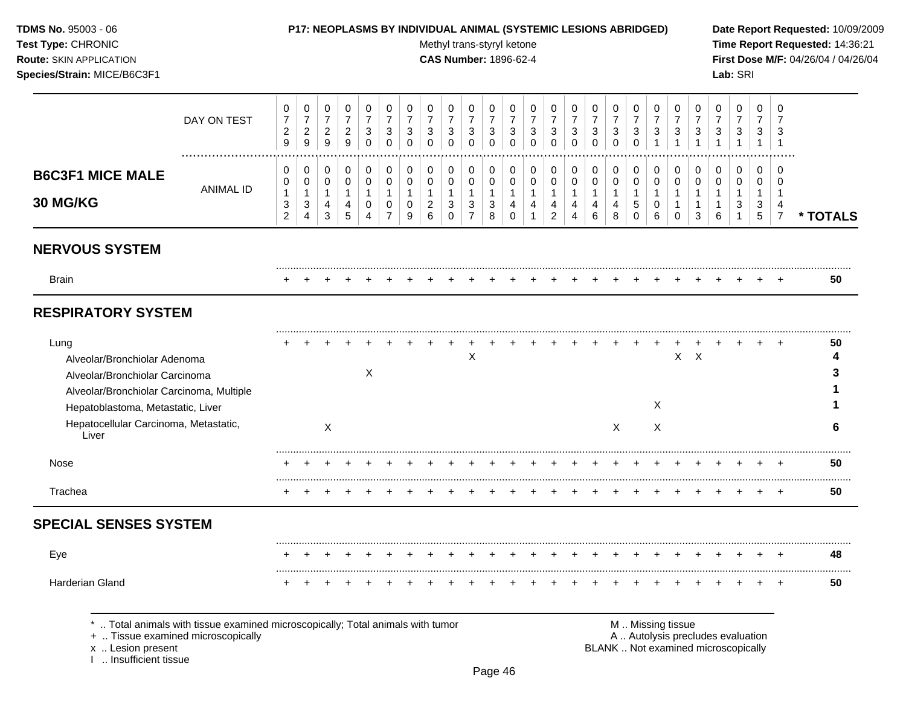**TDMS No.** 95003 - 06
**Test Type:** CHRONIC
**Route:** SKIN APPLICATION
**Species/Strain:** MICE/B6C3F1

**P17: NEOPLASMS BY INDIVIDUAL ANIMAL (SYSTEMIC LESIONS ABRIDGED)**
Methyl trans-styryl ketone
**CAS Number:** 1896-62-4

**Date Report Requested:** 10/09/2009
**Time Report Requested:** 14:36:21
**First Dose M/F:** 04/26/04 / 04/26/04
**Lab:** SRI

## B6C3F1 MICE MALE 30 MG/KG

| DAY ON TEST | 0729 | 0729 | 0729 | 0729 | 0730 | 0730 | 0730 | 0730 | 0730 | 0730 | 0730 | 0730 | 0730 | 0730 | 0730 | 0730 | 0730 | 0730 | 0731 | 0731 | 0731 | 0731 | 0731 | 0731 | 0731 | |
|---|---|---|---|---|---|---|---|---|---|---|---|---|---|---|---|---|---|---|---|---|---|---|---|---|---|---|
| **ANIMAL ID** | 00132 | 00134 | 00143 | 00145 | 00104 | 00107 | 00109 | 00126 | 00130 | 00137 | 00138 | 00140 | 00141 | 00142 | 00144 | 00146 | 00148 | 00150 | 00106 | 00110 | 00113 | 00116 | 00131 | 00135 | 00147 | *** TOTALS** |
| **NERVOUS SYSTEM** | | | | | | | | | | | | | | | | | | | | | | | | | | |
| Brain | + | + | + | + | + | + | + | + | + | + | + | + | + | + | + | + | + | + | + | + | + | + | + | + | + | 50 |
| **RESPIRATORY SYSTEM** | | | | | | | | | | | | | | | | | | | | | | | | | | |
| Lung | + | + | + | + | + | + | + | + | + | + | + | + | + | + | + | + | + | + | + | + | + | + | + | + | + | 50 |
| Alveolar/Bronchiolar Adenoma | | | | | | | | | | X | | | | | | | | | | X | X | | | | | 4 |
| Alveolar/Bronchiolar Carcinoma | | | | | X | | | | | | | | | | | | | | | | | | | | | 3 |
| Alveolar/Bronchiolar Carcinoma, Multiple | | | | | | | | | | | | | | | | | | | | | | | | | | 1 |
| Hepatoblastoma, Metastatic, Liver | | | | | | | | | | | | | | | | | | | X | | | | | | | 1 |
| Hepatocellular Carcinoma, Metastatic, Liver | | | X | | | | | | | | | | | | | | X | | X | | | | | | | 6 |
| Nose | + | + | + | + | + | + | + | + | + | + | + | + | + | + | + | + | + | + | + | + | + | + | + | + | + | 50 |
| Trachea | + | + | + | + | + | + | + | + | + | + | + | + | + | + | + | + | + | + | + | + | + | + | + | + | + | 50 |
| **SPECIAL SENSES SYSTEM** | | | | | | | | | | | | | | | | | | | | | | | | | | |
| Eye | + | + | + | + | + | + | + | + | + | + | + | + | + | + | + | + | + | + | + | + | + | + | + | + | + | 48 |
| Harderian Gland | + | + | + | + | + | + | + | + | + | + | + | + | + | + | + | + | + | + | + | + | + | + | + | + | + | 50 |

\* .. Total animals with tissue examined microscopically; Total animals with tumor
\+ .. Tissue examined microscopically
x .. Lesion present
I .. Insufficient tissue

M .. Missing tissue
A .. Autolysis precludes evaluation
BLANK .. Not examined microscopically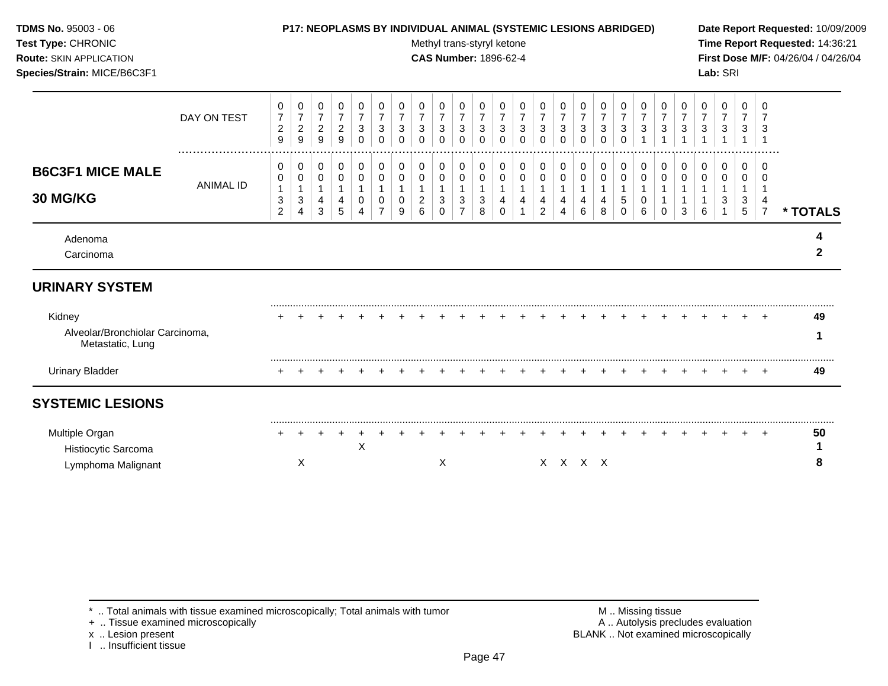**TDMS No.** 95003 - 06
**Test Type:** CHRONIC
**Route:** SKIN APPLICATION
**Species/Strain:** MICE/B6C3F1

**P17: NEOPLASMS BY INDIVIDUAL ANIMAL (SYSTEMIC LESIONS ABRIDGED)**
Methyl trans-styryl ketone
**CAS Number:** 1896-62-4

**Date Report Requested:** 10/09/2009
**Time Report Requested:** 14:36:21
**First Dose M/F:** 04/26/04 / 04/26/04
**Lab:** SRI

## B6C3F1 MICE MALE 30 MG/KG

| | 1 | 2 | 3 | 4 | 5 | 6 | 7 | 8 | 9 | 10 | 11 | 12 | 13 | 14 | 15 | 16 | 17 | 18 | 19 | 20 | 21 | 22 | 23 | 24 | 25 | * TOTALS |
|---|---|---|---|---|---|---|---|---|---|---|---|---|---|---|---|---|---|---|---|---|---|---|---|---|---|---|
| DAY ON TEST | 0729 | 0729 | 0729 | 0729 | 0730 | 0730 | 0730 | 0730 | 0730 | 0730 | 0730 | 0730 | 0730 | 0730 | 0730 | 0730 | 0730 | 0730 | 0731 | 0731 | 0731 | 0731 | 0731 | 0731 | 0731 | |
| ANIMAL ID | 0132 | 0134 | 0143 | 0145 | 0104 | 0107 | 0109 | 0126 | 0130 | 0137 | 0138 | 0140 | 0141 | 0142 | 0144 | 0146 | 0148 | 0150 | 0106 | 0110 | 0113 | 0116 | 0131 | 0135 | 0147 | |
| Adenoma | | | | | | | | | | | | | | | | | | | | | | | | | | 4 |
| Carcinoma | | | | | | | | | | | | | | | | | | | | | | | | | | 2 |
| **URINARY SYSTEM** | | | | | | | | | | | | | | | | | | | | | | | | | | |
| Kidney | + | + | + | + | + | + | + | + | + | + | + | + | + | + | + | + | + | + | + | + | + | + | + | + | + | 49 |
| Alveolar/Bronchiolar Carcinoma, Metastatic, Lung | | | | | | | | | | | | | | | | | | | | | | | | | | 1 |
| Urinary Bladder | + | + | + | + | + | + | + | + | + | + | + | + | + | + | + | + | + | + | + | + | + | + | + | + | + | 49 |
| **SYSTEMIC LESIONS** | | | | | | | | | | | | | | | | | | | | | | | | | | |
| Multiple Organ | + | + | + | + | + | + | + | + | + | + | + | + | + | + | + | + | + | + | + | + | + | + | + | + | + | 50 |
| Histiocytic Sarcoma | | | | | X | | | | | | | | | | | | | | | | | | | | | 1 |
| Lymphoma Malignant | | X | | | | | | | X | | | | | X | X | X | X | | | | | | | | | 8 |

\* .. Total animals with tissue examined microscopically; Total animals with tumor
+ .. Tissue examined microscopically
x .. Lesion present
I .. Insufficient tissue

M .. Missing tissue
A .. Autolysis precludes evaluation
BLANK .. Not examined microscopically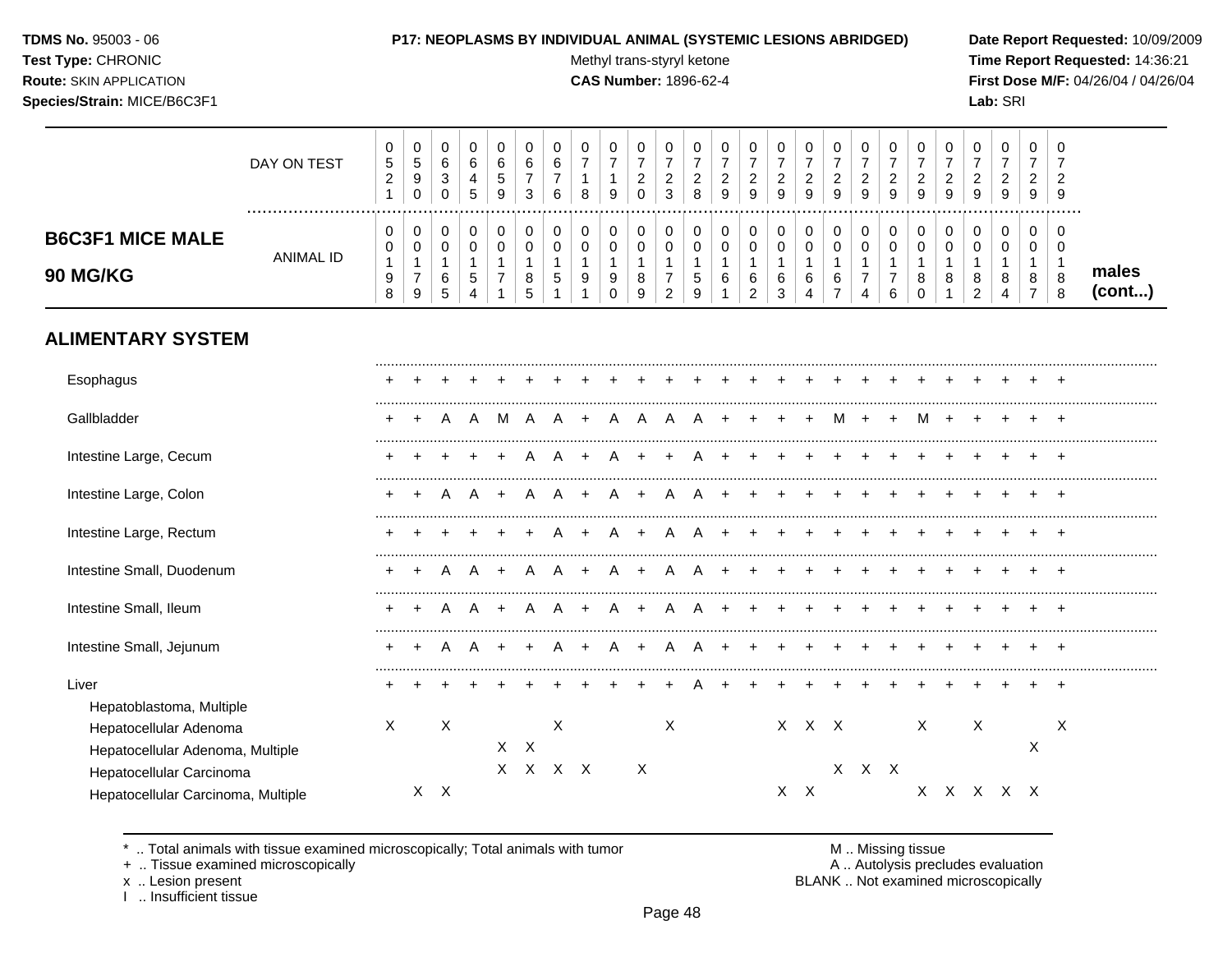**TDMS No.** 95003 - 06
**Test Type:** CHRONIC
**Route:** SKIN APPLICATION
**Species/Strain:** MICE/B6C3F1

**P17: NEOPLASMS BY INDIVIDUAL ANIMAL (SYSTEMIC LESIONS ABRIDGED)**
Methyl trans-styryl ketone
**CAS Number:** 1896-62-4

**Date Report Requested:** 10/09/2009
**Time Report Requested:** 14:36:21
**First Dose M/F:** 04/26/04 / 04/26/04
**Lab:** SRI

## B6C3F1 MICE MALE 90 MG/KG (males cont...)

| DAY ON TEST | 0521 | 0590 | 0630 | 0645 | 0659 | 0673 | 0676 | 0718 | 0719 | 0720 | 0723 | 0728 | 0729 | 0729 | 0729 | 0729 | 0729 | 0729 | 0729 | 0729 | 0729 | 0729 | 0729 | 0729 | 0729 |
|---|---|---|---|---|---|---|---|---|---|---|---|---|---|---|---|---|---|---|---|---|---|---|---|---|---|
| ANIMAL ID | 0198 | 0179 | 0165 | 0154 | 0171 | 0185 | 0151 | 0191 | 0190 | 0189 | 0172 | 0159 | 0161 | 0162 | 0163 | 0164 | 0167 | 0174 | 0176 | 0180 | 0181 | 0182 | 0184 | 0187 | 0188 |
| **ALIMENTARY SYSTEM** | | | | | | | | | | | | | | | | | | | | | | | | | |
| Esophagus | + | + | + | + | + | + | + | + | + | + | + | + | + | + | + | + | + | + | + | + | + | + | + | + | + |
| Gallbladder | + | + | A | A | M | A | A | + | A | A | A | A | + | + | + | + | M | + | + | M | + | + | + | + | + |
| Intestine Large, Cecum | + | + | + | + | + | A | A | + | A | + | + | A | + | + | + | + | + | + | + | + | + | + | + | + | + |
| Intestine Large, Colon | + | + | A | A | + | A | A | + | A | + | A | A | + | + | + | + | + | + | + | + | + | + | + | + | + |
| Intestine Large, Rectum | + | + | + | + | + | + | A | + | A | + | A | A | + | + | + | + | + | + | + | + | + | + | + | + | + |
| Intestine Small, Duodenum | + | + | A | A | + | A | A | + | A | + | A | A | + | + | + | + | + | + | + | + | + | + | + | + | + |
| Intestine Small, Ileum | + | + | A | A | + | A | A | + | A | + | A | A | + | + | + | + | + | + | + | + | + | + | + | + | + |
| Intestine Small, Jejunum | + | + | A | A | + | + | A | + | A | + | A | A | + | + | + | + | + | + | + | + | + | + | + | + | + |
| Liver | + | + | + | + | + | + | + | + | + | + | + | A | + | + | + | + | + | + | + | + | + | + | + | + | + |
| Hepatoblastoma, Multiple | | | | | | | | | | | | | | | | | | | | | | | | | |
| Hepatocellular Adenoma | X | | X | | | | X | | | | X | | | | X | X | X | | | X | | X | | | X |
| Hepatocellular Adenoma, Multiple | | | | | X | X | | | | | | | | | | | | | | | | | | X | |
| Hepatocellular Carcinoma | | | | | X | X | X | X | | X | | | | | | | X | X | X | | | | | | |
| Hepatocellular Carcinoma, Multiple | | X | X | | | | | | | | | | | | X | X | | | | X | X | X | X | X | |

\* .. Total animals with tissue examined microscopically; Total animals with tumor
\+ .. Tissue examined microscopically
x .. Lesion present
I .. Insufficient tissue

M .. Missing tissue
A .. Autolysis precludes evaluation
BLANK .. Not examined microscopically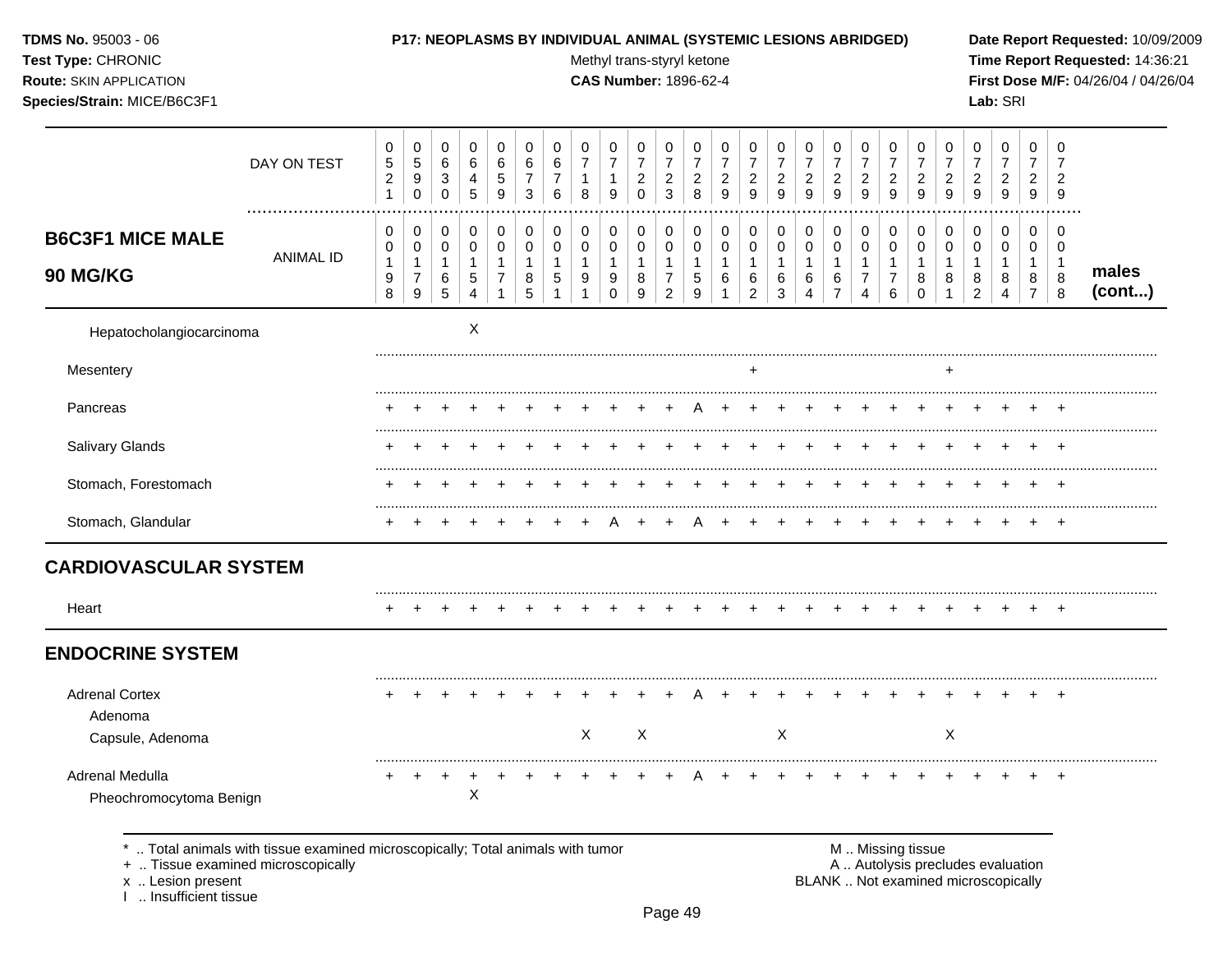**TDMS No.** 95003 - 06
**Test Type:** CHRONIC
**Route:** SKIN APPLICATION
**Species/Strain:** MICE/B6C3F1

**P17: NEOPLASMS BY INDIVIDUAL ANIMAL (SYSTEMIC LESIONS ABRIDGED)**
Methyl trans-styryl ketone
**CAS Number:** 1896-62-4

**Date Report Requested:** 10/09/2009
**Time Report Requested:** 14:36:21
**First Dose M/F:** 04/26/04 / 04/26/04
**Lab:** SRI

## B6C3F1 MICE MALE 90 MG/KG

| DAY ON TEST | 0521 | 0590 | 0630 | 0645 | 0659 | 0673 | 0676 | 0718 | 0719 | 0720 | 0723 | 0728 | 0729 | 0729 | 0729 | 0729 | 0729 | 0729 | 0729 | 0729 | 0729 | 0729 | 0729 | 0729 | 0729 | |
|---|---|---|---|---|---|---|---|---|---|---|---|---|---|---|---|---|---|---|---|---|---|---|---|---|---|---|
| ANIMAL ID | 00198 | 00179 | 00165 | 00154 | 00171 | 00185 | 00151 | 00191 | 00190 | 00189 | 00172 | 00159 | 00161 | 00162 | 00163 | 00164 | 00167 | 00174 | 00176 | 00180 | 00181 | 00182 | 00184 | 00187 | 00188 | **males (cont...)** |
| Hepatocholangiocarcinoma | | | | X | | | | | | | | | | | | | | | | | | | | | | |
| Mesentery | | | | | | | | | | | | | | + | | | | | | | + | | | | | |
| Pancreas | + | + | + | + | + | + | + | + | + | + | + | A | + | + | + | + | + | + | + | + | + | + | + | + | + | |
| Salivary Glands | + | + | + | + | + | + | + | + | + | + | + | + | + | + | + | + | + | + | + | + | + | + | + | + | + | |
| Stomach, Forestomach | + | + | + | + | + | + | + | + | + | + | + | + | + | + | + | + | + | + | + | + | + | + | + | + | + | |
| Stomach, Glandular | + | + | + | + | + | + | + | + | A | + | + | A | + | + | + | + | + | + | + | + | + | + | + | + | + | |
| **CARDIOVASCULAR SYSTEM** | | | | | | | | | | | | | | | | | | | | | | | | | | |
| Heart | + | + | + | + | + | + | + | + | + | + | + | + | + | + | + | + | + | + | + | + | + | + | + | + | + | |
| **ENDOCRINE SYSTEM** | | | | | | | | | | | | | | | | | | | | | | | | | | |
| Adrenal Cortex | + | + | + | + | + | + | + | + | + | + | + | A | + | + | + | + | + | + | + | + | + | + | + | + | + | |
| Adenoma | | | | | | | | | | | | | | | | | | | | | | | | | | |
| Capsule, Adenoma | | | | | | | | X | | X | | | | | X | | | | | | X | | | | | |
| Adrenal Medulla | + | + | + | + | + | + | + | + | + | + | + | A | + | + | + | + | + | + | + | + | + | + | + | + | + | |
| Pheochromocytoma Benign | | | | X | | | | | | | | | | | | | | | | | | | | | | |

\* .. Total animals with tissue examined microscopically; Total animals with tumor
\+ .. Tissue examined microscopically
x .. Lesion present
I .. Insufficient tissue

M .. Missing tissue
A .. Autolysis precludes evaluation
BLANK .. Not examined microscopically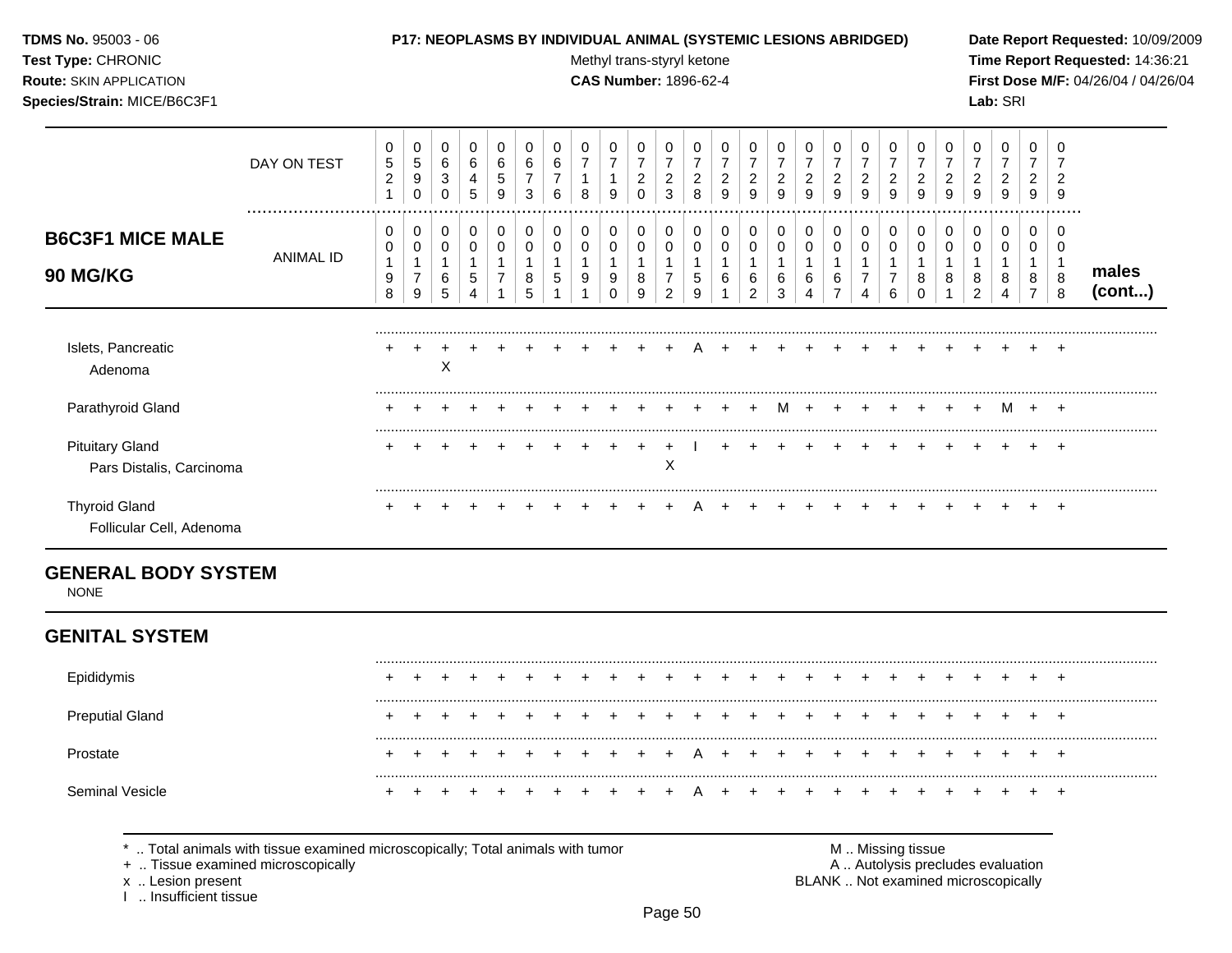**TDMS No.** 95003 - 06
**Test Type:** CHRONIC
**Route:** SKIN APPLICATION
**Species/Strain:** MICE/B6C3F1

**P17: NEOPLASMS BY INDIVIDUAL ANIMAL (SYSTEMIC LESIONS ABRIDGED)**
Methyl trans-styryl ketone
**CAS Number:** 1896-62-4

**Date Report Requested:** 10/09/2009
**Time Report Requested:** 14:36:21
**First Dose M/F:** 04/26/04 / 04/26/04
**Lab:** SRI

## B6C3F1 MICE MALE 90 MG/KG — males (cont...)

| | | | | | | | | | | | | | | | | | | | | | | | | | |
|---|---|---|---|---|---|---|---|---|---|---|---|---|---|---|---|---|---|---|---|---|---|---|---|---|---|
| DAY ON TEST | 0521 | 0590 | 0630 | 0645 | 0659 | 0673 | 0676 | 0718 | 0719 | 0720 | 0723 | 0728 | 0729 | 0729 | 0729 | 0729 | 0729 | 0729 | 0729 | 0729 | 0729 | 0729 | 0729 | 0729 | 0729 |
| ANIMAL ID | 00198 | 00179 | 00165 | 00154 | 00171 | 00185 | 00151 | 00191 | 00190 | 00189 | 00172 | 00159 | 00161 | 00162 | 00163 | 00164 | 00167 | 00174 | 00176 | 00180 | 00181 | 00182 | 00184 | 00187 | 00188 |
| Islets, Pancreatic | + | + | + | + | + | + | + | + | + | + | + | A | + | + | + | + | + | + | + | + | + | + | + | + | + |
| Adenoma | | | X | | | | | | | | | | | | | | | | | | | | | | |
| Parathyroid Gland | + | + | + | + | + | + | + | + | + | + | + | + | + | + | M | + | + | + | + | + | + | + | M | + | + |
| Pituitary Gland | + | + | + | + | + | + | + | + | + | + | + | I | + | + | + | + | + | + | + | + | + | + | + | + | + |
| Pars Distalis, Carcinoma | | | | | | | | | | | X | | | | | | | | | | | | | | |
| Thyroid Gland | + | + | + | + | + | + | + | + | + | + | + | A | + | + | + | + | + | + | + | + | + | + | + | + | + |
| Follicular Cell, Adenoma | | | | | | | | | | | | | | | | | | | | | | | | | |

## GENERAL BODY SYSTEM

NONE

## GENITAL SYSTEM

| | | | | | | | | | | | | | | | | | | | | | | | | | |
|---|---|---|---|---|---|---|---|---|---|---|---|---|---|---|---|---|---|---|---|---|---|---|---|---|---|
| Epididymis | + | + | + | + | + | + | + | + | + | + | + | + | + | + | + | + | + | + | + | + | + | + | + | + | + |
| Preputial Gland | + | + | + | + | + | + | + | + | + | + | + | + | + | + | + | + | + | + | + | + | + | + | + | + | + |
| Prostate | + | + | + | + | + | + | + | + | + | + | + | A | + | + | + | + | + | + | + | + | + | + | + | + | + |
| Seminal Vesicle | + | + | + | + | + | + | + | + | + | + | + | A | + | + | + | + | + | + | + | + | + | + | + | + | + |

\* .. Total animals with tissue examined microscopically; Total animals with tumor
\+ .. Tissue examined microscopically
x .. Lesion present
I .. Insufficient tissue

M .. Missing tissue
A .. Autolysis precludes evaluation
BLANK .. Not examined microscopically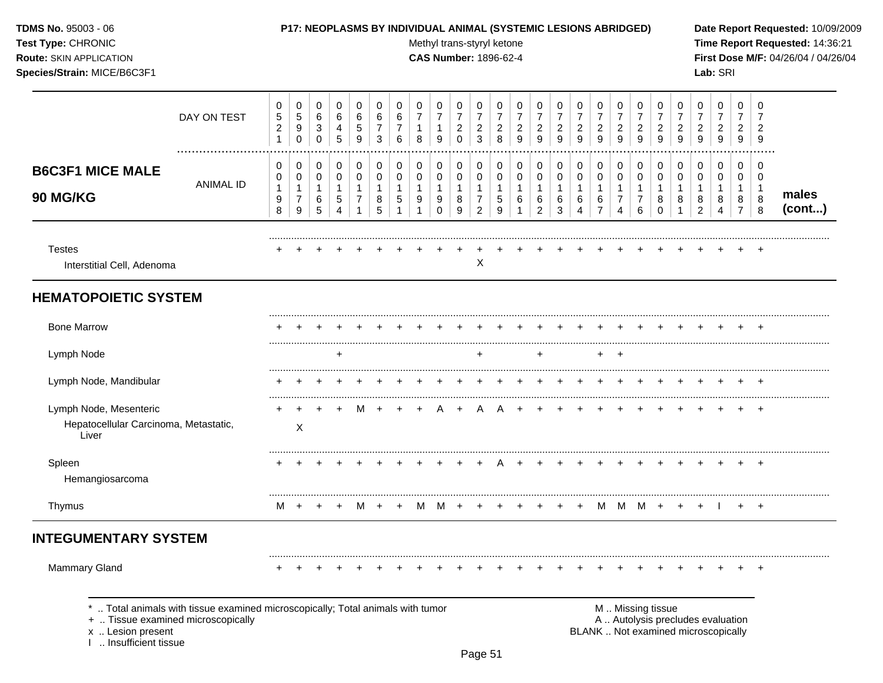**TDMS No.** 95003 - 06
**Test Type:** CHRONIC
**Route:** SKIN APPLICATION
**Species/Strain:** MICE/B6C3F1

**P17: NEOPLASMS BY INDIVIDUAL ANIMAL (SYSTEMIC LESIONS ABRIDGED)**
Methyl trans-styryl ketone
**CAS Number:** 1896-62-4

**Date Report Requested:** 10/09/2009
**Time Report Requested:** 14:36:21
**First Dose M/F:** 04/26/04 / 04/26/04
**Lab:** SRI

## B6C3F1 MICE MALE 90 MG/KG — males (cont...)

| DAY ON TEST | 0521 | 0590 | 0630 | 0645 | 0659 | 0673 | 0676 | 0718 | 0719 | 0720 | 0723 | 0728 | 0729 | 0729 | 0729 | 0729 | 0729 | 0729 | 0729 | 0729 | 0729 | 0729 | 0729 | 0729 | 0729 |
|---|---|---|---|---|---|---|---|---|---|---|---|---|---|---|---|---|---|---|---|---|---|---|---|---|---|
| **ANIMAL ID** | 00198 | 00179 | 00165 | 00154 | 00171 | 00185 | 00151 | 00191 | 00190 | 00189 | 00172 | 00159 | 00161 | 00162 | 00163 | 00164 | 00167 | 00174 | 00176 | 00180 | 00181 | 00182 | 00184 | 00187 | 00188 |
| Testes | + | + | + | + | + | + | + | + | + | + | + | + | + | + | + | + | + | + | + | + | + | + | + | + | + |
| Interstitial Cell, Adenoma | | | | | | | | | | | X | | | | | | | | | | | | | | |
| **HEMATOPOIETIC SYSTEM** | | | | | | | | | | | | | | | | | | | | | | | | | |
| Bone Marrow | + | + | + | + | + | + | + | + | + | + | + | + | + | + | + | + | + | + | + | + | + | + | + | + | + |
| Lymph Node | | | | + | | | | | | | + | | | + | | | + | + | | | | | | | |
| Lymph Node, Mandibular | + | + | + | + | + | + | + | + | + | + | + | + | + | + | + | + | + | + | + | + | + | + | + | + | + |
| Lymph Node, Mesenteric | + | + | + | + | M | + | + | + | A | + | A | A | + | + | + | + | + | + | + | + | + | + | + | + | + |
| Hepatocellular Carcinoma, Metastatic, Liver | | X | | | | | | | | | | | | | | | | | | | | | | | |
| Spleen | + | + | + | + | + | + | + | + | + | + | + | A | + | + | + | + | + | + | + | + | + | + | + | + | + |
| Hemangiosarcoma | | | | | | | | | | | | | | | | | | | | | | | | | |
| Thymus | M | + | + | + | M | + | + | M | M | + | + | + | + | + | + | + | M | M | M | + | + | + | I | + | + |
| **INTEGUMENTARY SYSTEM** | | | | | | | | | | | | | | | | | | | | | | | | | |
| Mammary Gland | + | + | + | + | + | + | + | + | + | + | + | + | + | + | + | + | + | + | + | + | + | + | + | + | + |

\* .. Total animals with tissue examined microscopically; Total animals with tumor
\+ .. Tissue examined microscopically
x .. Lesion present
I .. Insufficient tissue

M .. Missing tissue
A .. Autolysis precludes evaluation
BLANK .. Not examined microscopically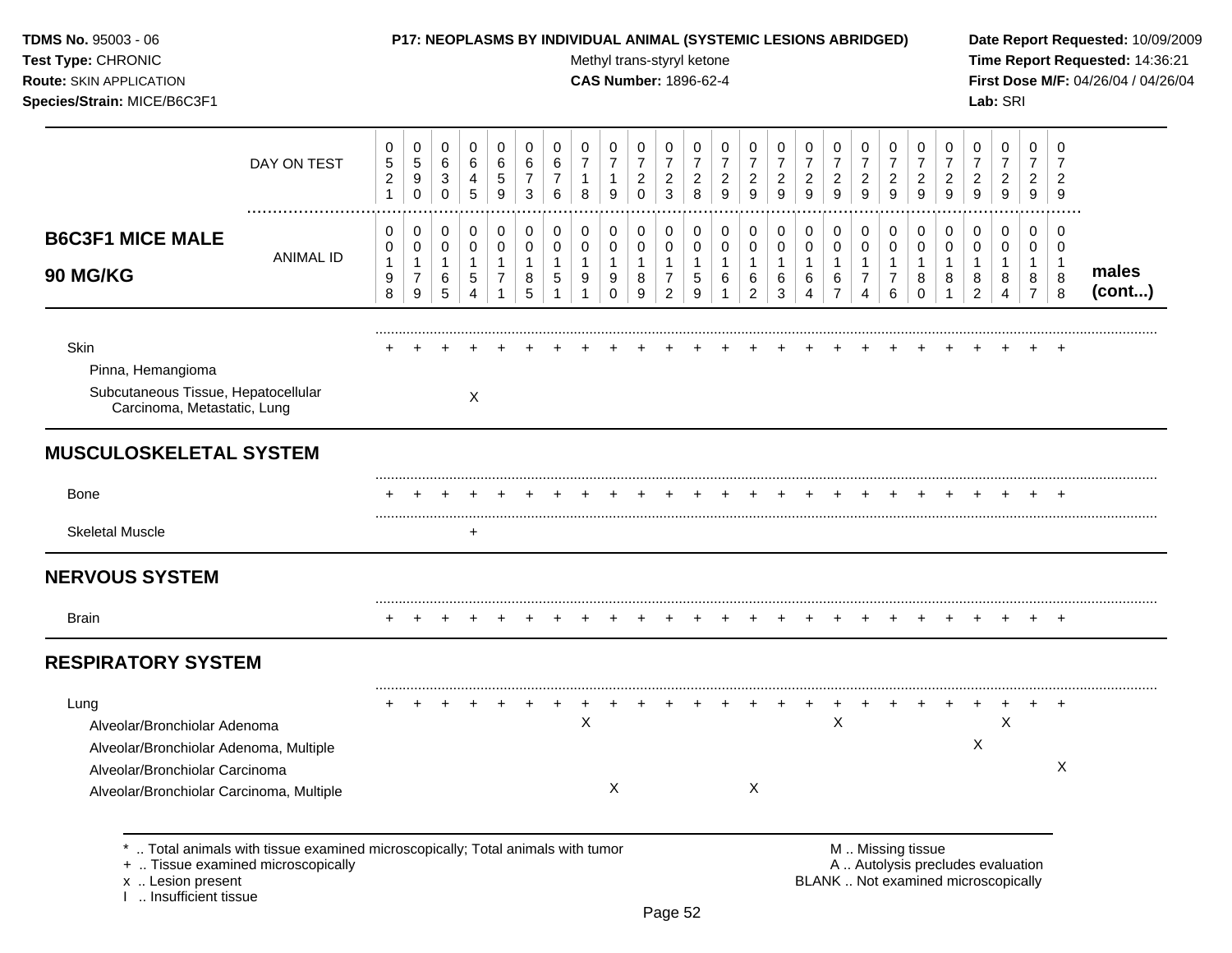**TDMS No.** 95003 - 06
**Test Type:** CHRONIC
**Route:** SKIN APPLICATION
**Species/Strain:** MICE/B6C3F1

**P17: NEOPLASMS BY INDIVIDUAL ANIMAL (SYSTEMIC LESIONS ABRIDGED)**
Methyl trans-styryl ketone
**CAS Number:** 1896-62-4

**Date Report Requested:** 10/09/2009
**Time Report Requested:** 14:36:21
**First Dose M/F:** 04/26/04 / 04/26/04
**Lab:** SRI

**B6C3F1 MICE MALE 90 MG/KG** — males (cont...)

| DAY ON TEST | 0521 | 0590 | 0630 | 0645 | 0659 | 0673 | 0676 | 0718 | 0719 | 0720 | 0723 | 0728 | 0729 | 0729 | 0729 | 0729 | 0729 | 0729 | 0729 | 0729 | 0729 | 0729 | 0729 | 0729 | 0729 |
|---|---|---|---|---|---|---|---|---|---|---|---|---|---|---|---|---|---|---|---|---|---|---|---|---|---|
| ANIMAL ID | 00198 | 00179 | 00165 | 00154 | 00171 | 00185 | 00151 | 00191 | 00190 | 00189 | 00172 | 00159 | 00161 | 00162 | 00163 | 00164 | 00167 | 00174 | 00176 | 00180 | 00181 | 00182 | 00184 | 00187 | 00188 |
| Skin | + | + | + | + | + | + | + | + | + | + | + | + | + | + | + | + | + | + | + | + | + | + | + | + | + |
| Pinna, Hemangioma | | | | | | | | | | | | | | | | | | | | | | | | | |
| Subcutaneous Tissue, Hepatocellular Carcinoma, Metastatic, Lung | | | | X | | | | | | | | | | | | | | | | | | | | | |
| **MUSCULOSKELETAL SYSTEM** | | | | | | | | | | | | | | | | | | | | | | | | | |
| Bone | + | + | + | + | + | + | + | + | + | + | + | + | + | + | + | + | + | + | + | + | + | + | + | + | + |
| Skeletal Muscle | | | | + | | | | | | | | | | | | | | | | | | | | | |
| **NERVOUS SYSTEM** | | | | | | | | | | | | | | | | | | | | | | | | | |
| Brain | + | + | + | + | + | + | + | + | + | + | + | + | + | + | + | + | + | + | + | + | + | + | + | + | + |
| **RESPIRATORY SYSTEM** | | | | | | | | | | | | | | | | | | | | | | | | | |
| Lung | + | + | + | + | + | + | + | + | + | + | + | + | + | + | + | + | + | + | + | + | + | + | + | + | + |
| Alveolar/Bronchiolar Adenoma | | | | | | | | X | | | | | | | | | X | | | | | | X | | |
| Alveolar/Bronchiolar Adenoma, Multiple | | | | | | | | | | | | | | | | | | | | | | X | | | |
| Alveolar/Bronchiolar Carcinoma | | | | | | | | | | | | | | | | | | | | | | | | | X |
| Alveolar/Bronchiolar Carcinoma, Multiple | | | | | | | | | X | | | | | X | | | | | | | | | | | |

\* .. Total animals with tissue examined microscopically; Total animals with tumor
\+ .. Tissue examined microscopically
x .. Lesion present
I .. Insufficient tissue

M .. Missing tissue
A .. Autolysis precludes evaluation
BLANK .. Not examined microscopically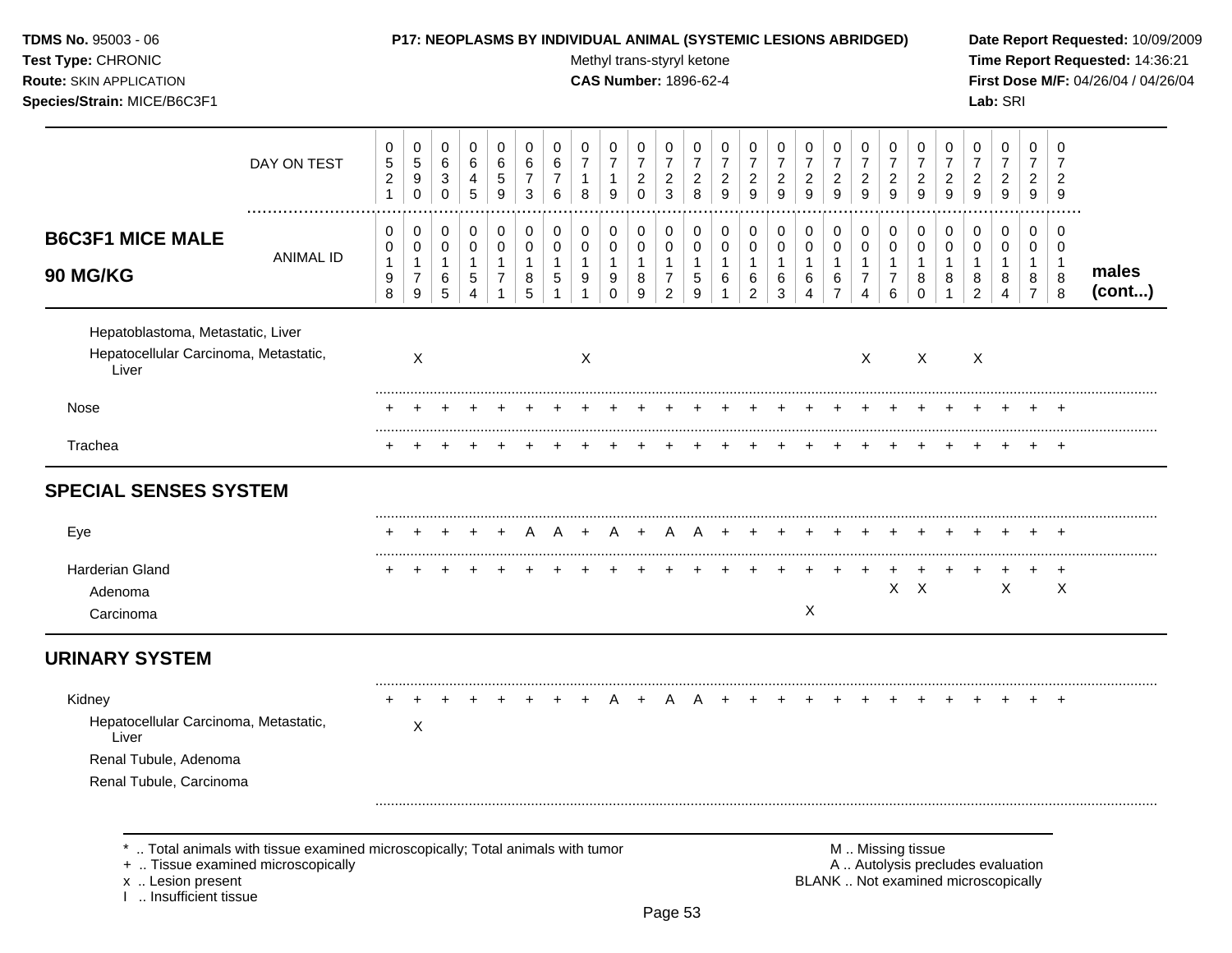**TDMS No.** 95003 - 06
**Test Type:** CHRONIC
**Route:** SKIN APPLICATION
**Species/Strain:** MICE/B6C3F1

**P17: NEOPLASMS BY INDIVIDUAL ANIMAL (SYSTEMIC LESIONS ABRIDGED)**
Methyl trans-styryl ketone
**CAS Number:** 1896-62-4

**Date Report Requested:** 10/09/2009
**Time Report Requested:** 14:36:21
**First Dose M/F:** 04/26/04 / 04/26/04
**Lab:** SRI

## B6C3F1 MICE MALE 90 MG/KG — males (cont...)

| | | | | | | | | | | | | | | | | | | | | | | | | | |
|---|---|---|---|---|---|---|---|---|---|---|---|---|---|---|---|---|---|---|---|---|---|---|---|---|---|
| **DAY ON TEST** | 0521 | 0590 | 0630 | 0645 | 0659 | 0673 | 0676 | 0718 | 0719 | 0720 | 0723 | 0728 | 0729 | 0729 | 0729 | 0729 | 0729 | 0729 | 0729 | 0729 | 0729 | 0729 | 0729 | 0729 | 0729 |
| **ANIMAL ID** | 00198 | 00179 | 00165 | 00154 | 00171 | 00185 | 00151 | 00191 | 00190 | 00189 | 00172 | 00159 | 00161 | 00162 | 00163 | 00164 | 00167 | 00174 | 00176 | 00180 | 00181 | 00182 | 00184 | 00187 | 00188 |
| Hepatoblastoma, Metastatic, Liver | | | | | | | | | | | | | | | | | | | | | | | | | |
| Hepatocellular Carcinoma, Metastatic, Liver | | X | | | | | | X | | | | | | | | | | X | | X | | X | | | |
| Nose | + | + | + | + | + | + | + | + | + | + | + | + | + | + | + | + | + | + | + | + | + | + | + | + | + |
| Trachea | + | + | + | + | + | + | + | + | + | + | + | + | + | + | + | + | + | + | + | + | + | + | + | + | + |
| **SPECIAL SENSES SYSTEM** | | | | | | | | | | | | | | | | | | | | | | | | | |
| Eye | + | + | + | + | + | A | A | + | A | + | A | A | + | + | + | + | + | + | + | + | + | + | + | + | + |
| Harderian Gland | + | + | + | + | + | + | + | + | + | + | + | + | + | + | + | + | + | + | + | + | + | + | + | + | + |
| Adenoma | | | | | | | | | | | | | | | | | | | X | X | | | X | | X |
| Carcinoma | | | | | | | | | | | | | | | | X | | | | | | | | | |
| **URINARY SYSTEM** | | | | | | | | | | | | | | | | | | | | | | | | | |
| Kidney | + | + | + | + | + | + | + | + | A | + | A | A | + | + | + | + | + | + | + | + | + | + | + | + | + |
| Hepatocellular Carcinoma, Metastatic, Liver | | X | | | | | | | | | | | | | | | | | | | | | | | |
| Renal Tubule, Adenoma | | | | | | | | | | | | | | | | | | | | | | | | | |
| Renal Tubule, Carcinoma | | | | | | | | | | | | | | | | | | | | | | | | | |

\* .. Total animals with tissue examined microscopically; Total animals with tumor
\+ .. Tissue examined microscopically
x .. Lesion present
I .. Insufficient tissue

M .. Missing tissue
A .. Autolysis precludes evaluation
BLANK .. Not examined microscopically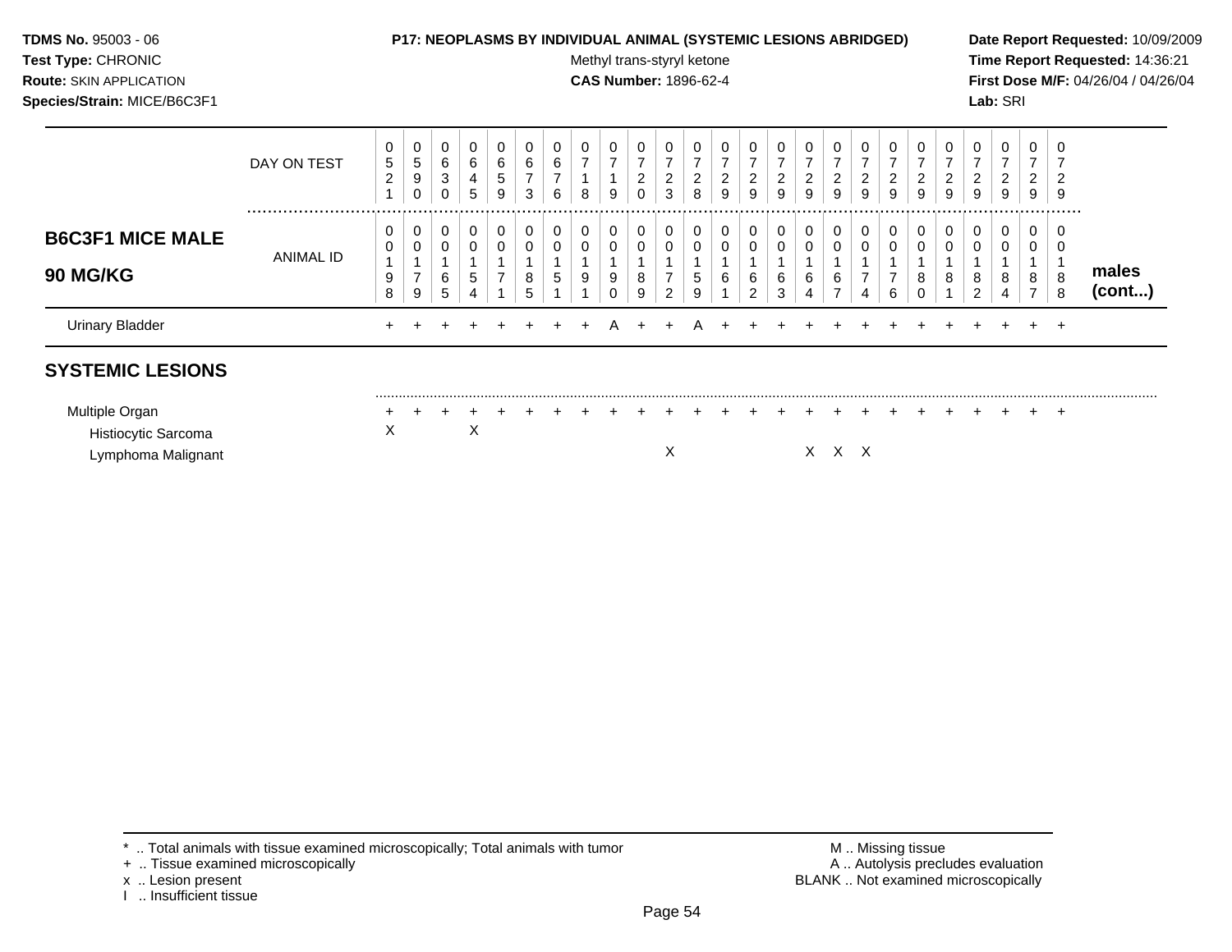**TDMS No.** 95003 - 06
**Test Type:** CHRONIC
**Route:** SKIN APPLICATION
**Species/Strain:** MICE/B6C3F1

**P17: NEOPLASMS BY INDIVIDUAL ANIMAL (SYSTEMIC LESIONS ABRIDGED)**
Methyl trans-styryl ketone
**CAS Number:** 1896-62-4

**Date Report Requested:** 10/09/2009
**Time Report Requested:** 14:36:21
**First Dose M/F:** 04/26/04 / 04/26/04
**Lab:** SRI

| | | | | | | | | | | | | | | | | | | | | | | | | | | |
|---|---|---|---|---|---|---|---|---|---|---|---|---|---|---|---|---|---|---|---|---|---|---|---|---|---|---|
| DAY ON TEST | 0521 | 0590 | 0630 | 0645 | 0659 | 0673 | 0676 | 0718 | 0719 | 0720 | 0723 | 0728 | 0729 | 0729 | 0729 | 0729 | 0729 | 0729 | 0729 | 0729 | 0729 | 0729 | 0729 | 0729 | 0729 | |
| **B6C3F1 MICE MALE 90 MG/KG** — ANIMAL ID | 00198 | 00179 | 00165 | 00154 | 00171 | 00185 | 00151 | 00191 | 00190 | 00189 | 00172 | 00159 | 00161 | 00162 | 00163 | 00164 | 00167 | 00174 | 00176 | 00180 | 00181 | 00182 | 00184 | 00187 | 00188 | **males (cont...)** |
| Urinary Bladder | + | + | + | + | + | + | + | + | A | + | + | A | + | + | + | + | + | + | + | + | + | + | + | + | + | |

## SYSTEMIC LESIONS

| | | | | | | | | | | | | | | | | | | | | | | | | | |
|---|---|---|---|---|---|---|---|---|---|---|---|---|---|---|---|---|---|---|---|---|---|---|---|---|---|
| Multiple Organ | + | + | + | + | + | + | + | + | + | + | + | + | + | + | + | + | + | + | + | + | + | + | + | + | + |
| Histiocytic Sarcoma | X | | | X | | | | | | | | | | | | | | | | | | | | | |
| Lymphoma Malignant | | | | | | | | | | | X | | | | | X | X | X | | | | | | | |

\* .. Total animals with tissue examined microscopically; Total animals with tumor
\+ .. Tissue examined microscopically
x .. Lesion present
I .. Insufficient tissue

M .. Missing tissue
A .. Autolysis precludes evaluation
BLANK .. Not examined microscopically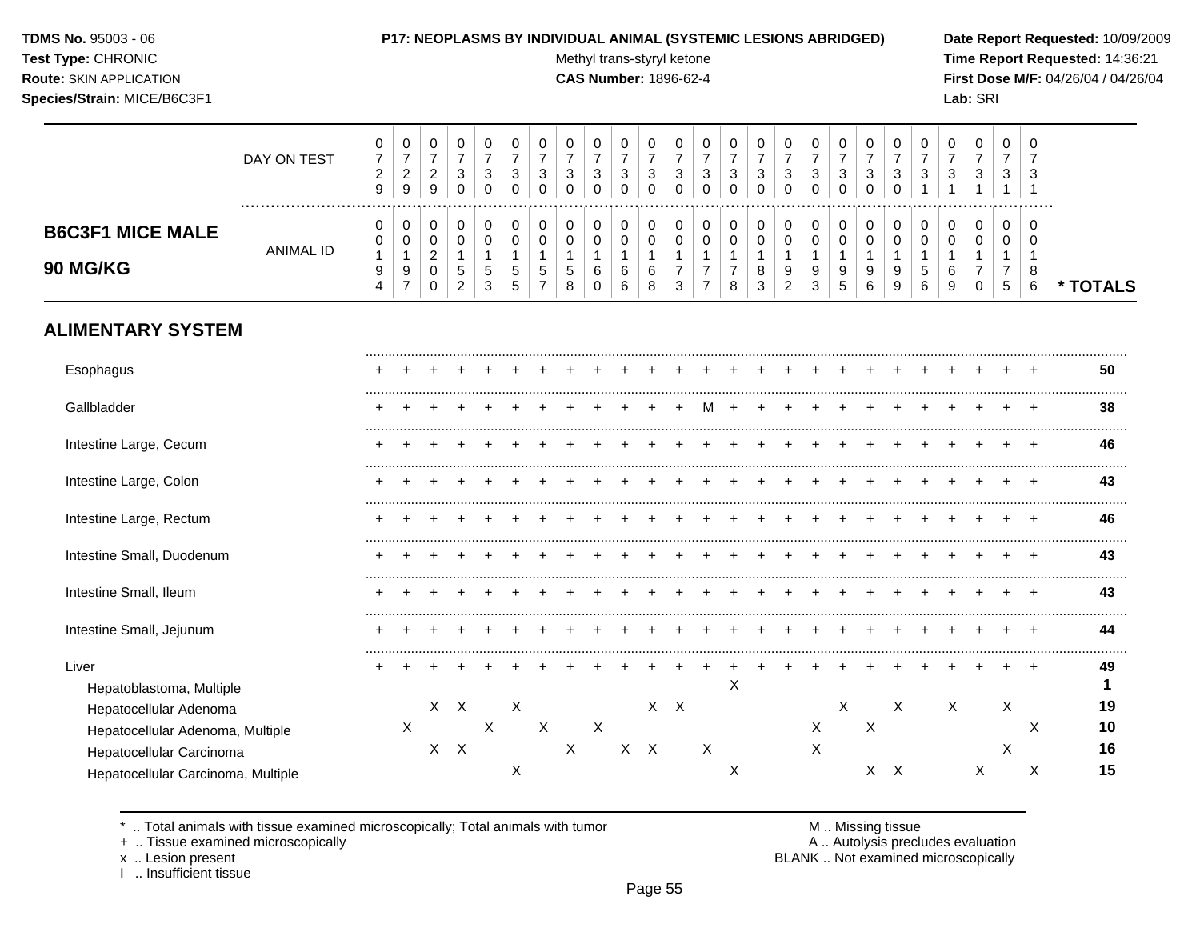**TDMS No.** 95003 - 06
**Test Type:** CHRONIC
**Route:** SKIN APPLICATION
**Species/Strain:** MICE/B6C3F1

**P17: NEOPLASMS BY INDIVIDUAL ANIMAL (SYSTEMIC LESIONS ABRIDGED)**
Methyl trans-styryl ketone
**CAS Number:** 1896-62-4

**Date Report Requested:** 10/09/2009
**Time Report Requested:** 14:36:21
**First Dose M/F:** 04/26/04 / 04/26/04
**Lab:** SRI

## B6C3F1 MICE MALE 90 MG/KG

| DAY ON TEST | 0729 | 0729 | 0729 | 0730 | 0730 | 0730 | 0730 | 0730 | 0730 | 0730 | 0730 | 0730 | 0730 | 0730 | 0730 | 0730 | 0730 | 0730 | 0730 | 0730 | 0731 | 0731 | 0731 | 0731 | 0731 | |
|---|---|---|---|---|---|---|---|---|---|---|---|---|---|---|---|---|---|---|---|---|---|---|---|---|---|---|
| **ANIMAL ID** | 0194 | 0197 | 0200 | 0152 | 0153 | 0155 | 0157 | 0158 | 0160 | 0166 | 0168 | 0173 | 0177 | 0178 | 0183 | 0192 | 0193 | 0195 | 0196 | 0199 | 0156 | 0169 | 0170 | 0175 | 0186 | *** TOTALS** |
| **ALIMENTARY SYSTEM** | | | | | | | | | | | | | | | | | | | | | | | | | | |
| Esophagus | + | + | + | + | + | + | + | + | + | + | + | + | + | + | + | + | + | + | + | + | + | + | + | + | + | **50** |
| Gallbladder | + | + | + | + | + | + | + | + | + | + | + | + | M | + | + | + | + | + | + | + | + | + | + | + | + | **38** |
| Intestine Large, Cecum | + | + | + | + | + | + | + | + | + | + | + | + | + | + | + | + | + | + | + | + | + | + | + | + | + | **46** |
| Intestine Large, Colon | + | + | + | + | + | + | + | + | + | + | + | + | + | + | + | + | + | + | + | + | + | + | + | + | + | **43** |
| Intestine Large, Rectum | + | + | + | + | + | + | + | + | + | + | + | + | + | + | + | + | + | + | + | + | + | + | + | + | + | **46** |
| Intestine Small, Duodenum | + | + | + | + | + | + | + | + | + | + | + | + | + | + | + | + | + | + | + | + | + | + | + | + | + | **43** |
| Intestine Small, Ileum | + | + | + | + | + | + | + | + | + | + | + | + | + | + | + | + | + | + | + | + | + | + | + | + | + | **43** |
| Intestine Small, Jejunum | + | + | + | + | + | + | + | + | + | + | + | + | + | + | + | + | + | + | + | + | + | + | + | + | + | **44** |
| Liver | + | + | + | + | + | + | + | + | + | + | + | + | + | + | + | + | + | + | + | + | + | + | + | + | + | **49** |
| Hepatoblastoma, Multiple | | | | | | | | | | | | | | X | | | | | | | | | | | | **1** |
| Hepatocellular Adenoma | | | X | X | | X | | | | | X | X | | | | | | X | | X | | X | | X | | **19** |
| Hepatocellular Adenoma, Multiple | | X | | | X | | X | | X | | | | | | | | X | | X | | | | | | X | **10** |
| Hepatocellular Carcinoma | | | X | X | | | | X | | X | X | | X | | | | X | | | | | | | X | | **16** |
| Hepatocellular Carcinoma, Multiple | | | | | | X | | | | | | | | X | | | | | X | X | | | X | | X | **15** |

\* .. Total animals with tissue examined microscopically; Total animals with tumor
\+ .. Tissue examined microscopically
x .. Lesion present
I .. Insufficient tissue

M .. Missing tissue
A .. Autolysis precludes evaluation
BLANK .. Not examined microscopically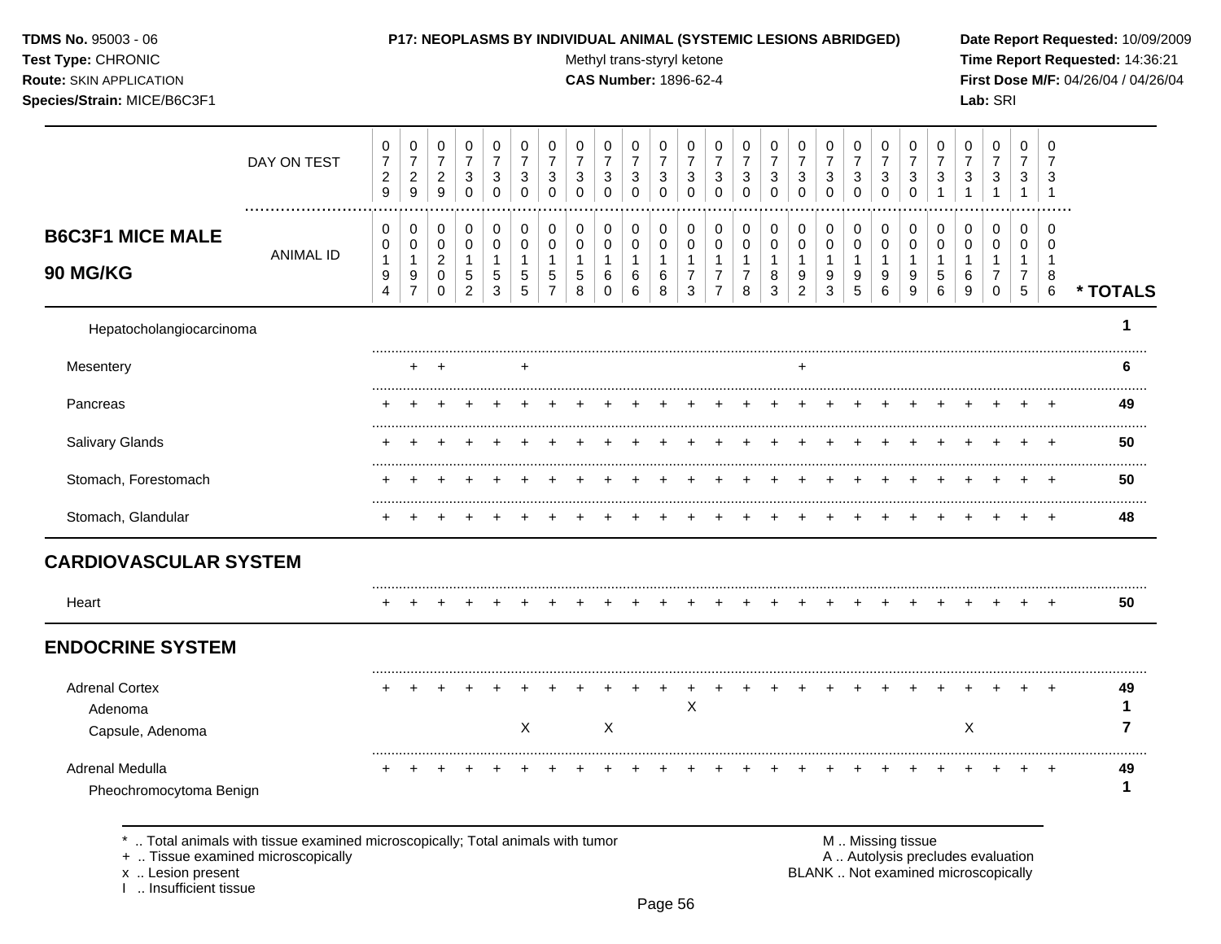**TDMS No.** 95003 - 06
**Test Type:** CHRONIC
**Route:** SKIN APPLICATION
**Species/Strain:** MICE/B6C3F1

**P17: NEOPLASMS BY INDIVIDUAL ANIMAL (SYSTEMIC LESIONS ABRIDGED)**
Methyl trans-styryl ketone
**CAS Number:** 1896-62-4

**Date Report Requested:** 10/09/2009
**Time Report Requested:** 14:36:21
**First Dose M/F:** 04/26/04 / 04/26/04
**Lab:** SRI

| B6C3F1 MICE MALE 90 MG/KG | | | | | | | | | | | | | | | | | | | | | | | | | | |
|---|---|---|---|---|---|---|---|---|---|---|---|---|---|---|---|---|---|---|---|---|---|---|---|---|---|---|
| DAY ON TEST | 0729 | 0729 | 0729 | 0730 | 0730 | 0730 | 0730 | 0730 | 0730 | 0730 | 0730 | 0730 | 0730 | 0730 | 0730 | 0730 | 0730 | 0730 | 0730 | 0730 | 0731 | 0731 | 0731 | 0731 | 0731 | |
| ANIMAL ID | 0194 | 0197 | 0200 | 0152 | 0153 | 0155 | 0157 | 0158 | 0160 | 0166 | 0168 | 0173 | 0177 | 0178 | 0183 | 0192 | 0193 | 0195 | 0196 | 0199 | 0156 | 0169 | 0170 | 0175 | 0186 | * TOTALS |
| Hepatocholangiocarcinoma | | | | | | | | | | | | | | | | | | | | | | | | | | 1 |
| Mesentery | | + | + | | | + | | | | | | | | | | + | | | | | | | | | | 6 |
| Pancreas | + | + | + | + | + | + | + | + | + | + | + | + | + | + | + | + | + | + | + | + | + | + | + | + | + | 49 |
| Salivary Glands | + | + | + | + | + | + | + | + | + | + | + | + | + | + | + | + | + | + | + | + | + | + | + | + | + | 50 |
| Stomach, Forestomach | + | + | + | + | + | + | + | + | + | + | + | + | + | + | + | + | + | + | + | + | + | + | + | + | + | 50 |
| Stomach, Glandular | + | + | + | + | + | + | + | + | + | + | + | + | + | + | + | + | + | + | + | + | + | + | + | + | + | 48 |
| **CARDIOVASCULAR SYSTEM** | | | | | | | | | | | | | | | | | | | | | | | | | | |
| Heart | + | + | + | + | + | + | + | + | + | + | + | + | + | + | + | + | + | + | + | + | + | + | + | + | + | 50 |
| **ENDOCRINE SYSTEM** | | | | | | | | | | | | | | | | | | | | | | | | | | |
| Adrenal Cortex | + | + | + | + | + | + | + | + | + | + | + | + | + | + | + | + | + | + | + | + | + | + | + | + | + | 49 |
| Adenoma | | | | | | | | | | | | X | | | | | | | | | | | | | | 1 |
| Capsule, Adenoma | | | | | | X | | | X | | | | | | | | | | | | | X | | | | 7 |
| Adrenal Medulla | + | + | + | + | + | + | + | + | + | + | + | + | + | + | + | + | + | + | + | + | + | + | + | + | + | 49 |
| Pheochromocytoma Benign | | | | | | | | | | | | | | | | | | | | | | | | | | 1 |

\* .. Total animals with tissue examined microscopically; Total animals with tumor
\+ .. Tissue examined microscopically
x .. Lesion present
I .. Insufficient tissue

M .. Missing tissue
A .. Autolysis precludes evaluation
BLANK .. Not examined microscopically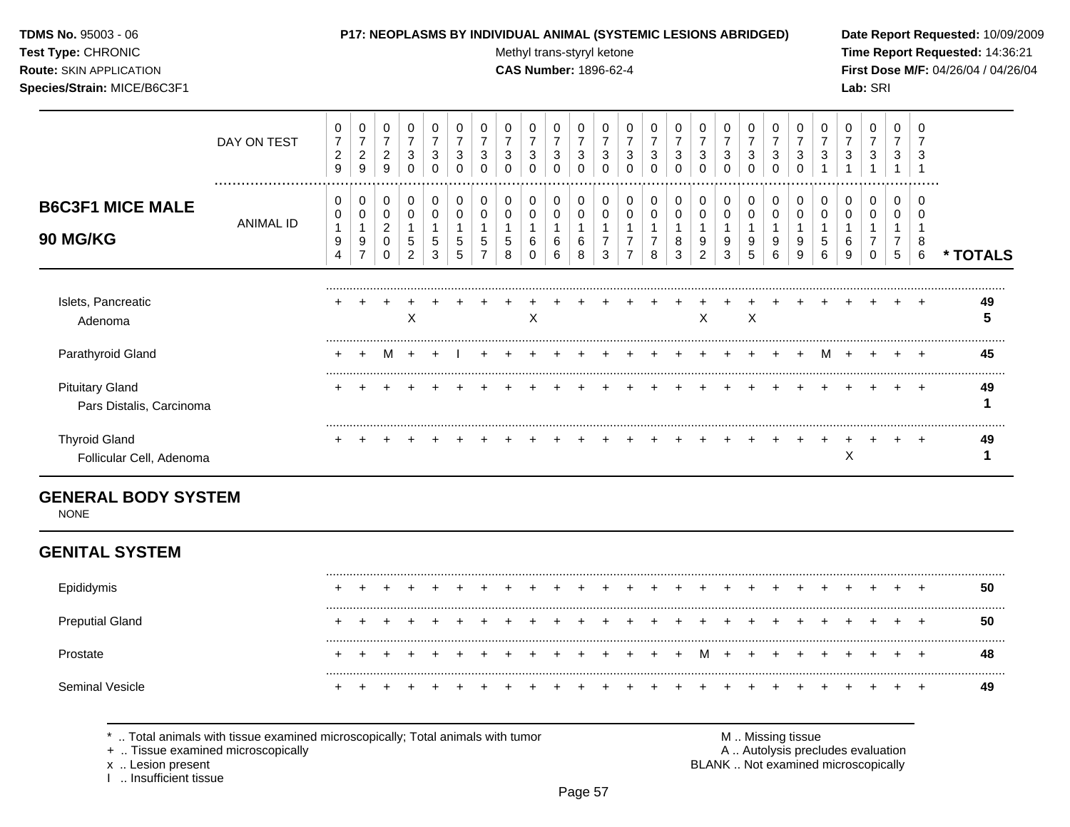**TDMS No.** 95003 - 06
**Test Type:** CHRONIC
**Route:** SKIN APPLICATION
**Species/Strain:** MICE/B6C3F1

**P17: NEOPLASMS BY INDIVIDUAL ANIMAL (SYSTEMIC LESIONS ABRIDGED)**
Methyl trans-styryl ketone
**CAS Number:** 1896-62-4

**Date Report Requested:** 10/09/2009
**Time Report Requested:** 14:36:21
**First Dose M/F:** 04/26/04 / 04/26/04
**Lab:** SRI

## B6C3F1 MICE MALE 90 MG/KG

| DAY ON TEST | 0729 | 0729 | 0729 | 0730 | 0730 | 0730 | 0730 | 0730 | 0730 | 0730 | 0730 | 0730 | 0730 | 0730 | 0730 | 0730 | 0730 | 0730 | 0730 | 0730 | 0731 | 0731 | 0731 | 0731 | 0731 | |
|---|---|---|---|---|---|---|---|---|---|---|---|---|---|---|---|---|---|---|---|---|---|---|---|---|---|---|
| **ANIMAL ID** | 00194 | 00197 | 00200 | 00152 | 00153 | 00155 | 00157 | 00158 | 00160 | 00166 | 00168 | 00173 | 00177 | 00178 | 00183 | 00192 | 00193 | 00195 | 00196 | 00199 | 00156 | 00169 | 00170 | 00175 | 00186 | *** TOTALS** |
| Islets, Pancreatic | + | + | + | + | + | + | + | + | + | + | + | + | + | + | + | + | + | + | + | + | + | + | + | + | + | **49** |
| Adenoma | | | | X | | | | | X | | | | | | | X | | X | | | | | | | | **5** |
| Parathyroid Gland | + | + | M | + | + | I | + | + | + | + | + | + | + | + | + | + | + | + | + | + | M | + | + | + | + | **45** |
| Pituitary Gland | + | + | + | + | + | + | + | + | + | + | + | + | + | + | + | + | + | + | + | + | + | + | + | + | + | **49** |
| Pars Distalis, Carcinoma | | | | | | | | | | | | | | | | | | | | | | | | | | **1** |
| Thyroid Gland | + | + | + | + | + | + | + | + | + | + | + | + | + | + | + | + | + | + | + | + | + | + | + | + | + | **49** |
| Follicular Cell, Adenoma | | | | | | | | | | | | | | | | | | | | | | X | | | | **1** |

## GENERAL BODY SYSTEM

NONE

## GENITAL SYSTEM

| | | | | | | | | | | | | | | | | | | | | | | | | | | |
|---|---|---|---|---|---|---|---|---|---|---|---|---|---|---|---|---|---|---|---|---|---|---|---|---|---|---|
| Epididymis | + | + | + | + | + | + | + | + | + | + | + | + | + | + | + | + | + | + | + | + | + | + | + | + | + | **50** |
| Preputial Gland | + | + | + | + | + | + | + | + | + | + | + | + | + | + | + | + | + | + | + | + | + | + | + | + | + | **50** |
| Prostate | + | + | + | + | + | + | + | + | + | + | + | + | + | + | + | M | + | + | + | + | + | + | + | + | + | **48** |
| Seminal Vesicle | + | + | + | + | + | + | + | + | + | + | + | + | + | + | + | + | + | + | + | + | + | + | + | + | + | **49** |

\* .. Total animals with tissue examined microscopically; Total animals with tumor
\+ .. Tissue examined microscopically
x .. Lesion present
I .. Insufficient tissue

M .. Missing tissue
A .. Autolysis precludes evaluation
BLANK .. Not examined microscopically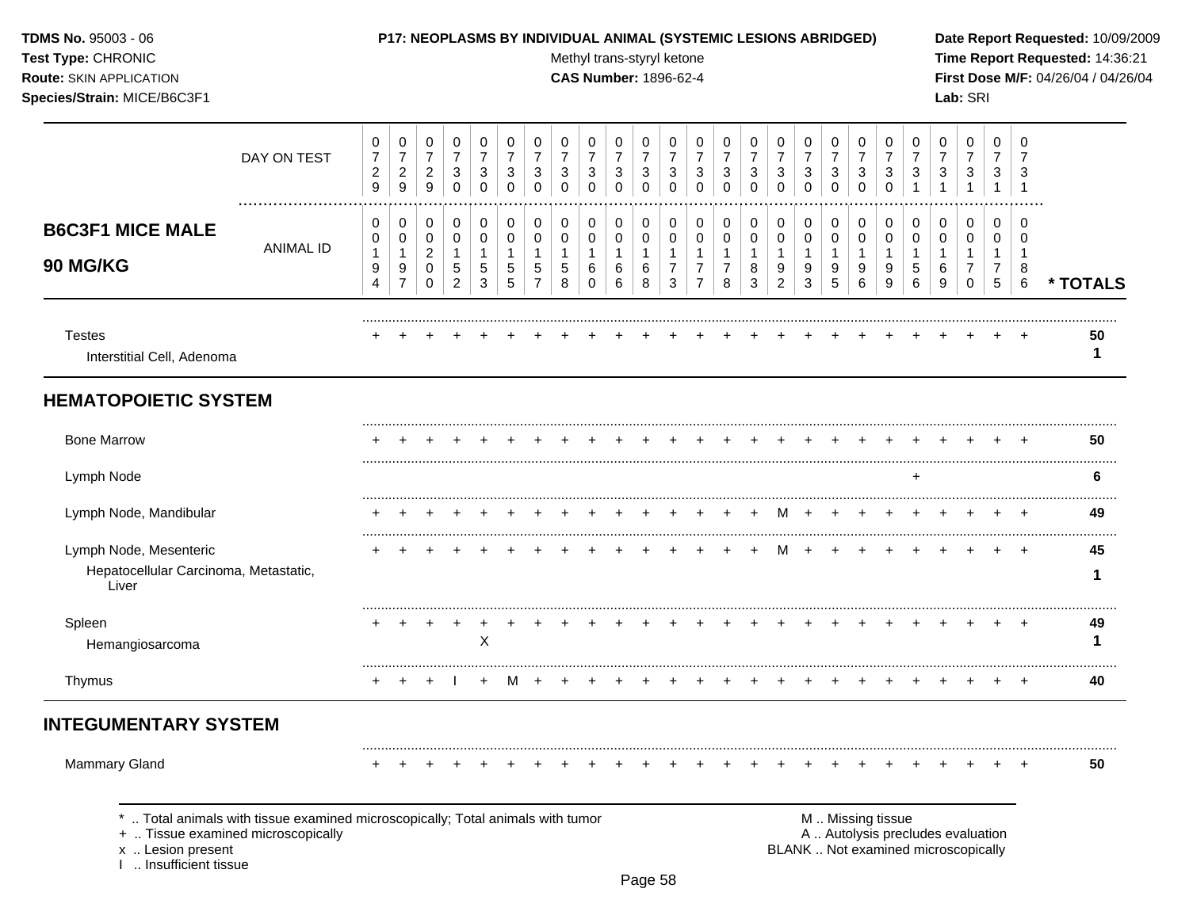**TDMS No.** 95003 - 06
**Test Type:** CHRONIC
**Route:** SKIN APPLICATION
**Species/Strain:** MICE/B6C3F1

**P17: NEOPLASMS BY INDIVIDUAL ANIMAL (SYSTEMIC LESIONS ABRIDGED)**
Methyl trans-styryl ketone
**CAS Number:** 1896-62-4

**Date Report Requested:** 10/09/2009
**Time Report Requested:** 14:36:21
**First Dose M/F:** 04/26/04 / 04/26/04
**Lab:** SRI

## B6C3F1 MICE MALE 90 MG/KG

| DAY ON TEST | 0729 | 0729 | 0729 | 0730 | 0730 | 0730 | 0730 | 0730 | 0730 | 0730 | 0730 | 0730 | 0730 | 0730 | 0730 | 0730 | 0730 | 0730 | 0730 | 0730 | 0731 | 0731 | 0731 | 0731 | 0731 | |
|---|---|---|---|---|---|---|---|---|---|---|---|---|---|---|---|---|---|---|---|---|---|---|---|---|---|---|
| **ANIMAL ID** | 00194 | 00197 | 00200 | 00152 | 00153 | 00155 | 00157 | 00158 | 00160 | 00166 | 00168 | 00173 | 00177 | 00178 | 00183 | 00192 | 00193 | 00195 | 00196 | 00199 | 00156 | 00169 | 00170 | 00175 | 00186 | *** TOTALS** |
| Testes | + | + | + | + | + | + | + | + | + | + | + | + | + | + | + | + | + | + | + | + | + | + | + | + | + | 50 |
| Interstitial Cell, Adenoma | | | | | | | | | | | | | | | | | | | | | | | | | | 1 |
| **HEMATOPOIETIC SYSTEM** | | | | | | | | | | | | | | | | | | | | | | | | | | |
| Bone Marrow | + | + | + | + | + | + | + | + | + | + | + | + | + | + | + | + | + | + | + | + | + | + | + | + | + | 50 |
| Lymph Node | | | | | | | | | | | | | | | | | | | | | + | | | | | 6 |
| Lymph Node, Mandibular | + | + | + | + | + | + | + | + | + | + | + | + | + | + | + | M | + | + | + | + | + | + | + | + | + | 49 |
| Lymph Node, Mesenteric | + | + | + | + | + | + | + | + | + | + | + | + | + | + | + | M | + | + | + | + | + | + | + | + | + | 45 |
| Hepatocellular Carcinoma, Metastatic, Liver | | | | | | | | | | | | | | | | | | | | | | | | | | 1 |
| Spleen | + | + | + | + | + | + | + | + | + | + | + | + | + | + | + | + | + | + | + | + | + | + | + | + | + | 49 |
| Hemangiosarcoma | | | | | X | | | | | | | | | | | | | | | | | | | | | 1 |
| Thymus | + | + | + | I | + | M | + | + | + | + | + | + | + | + | + | + | + | + | + | + | + | + | + | + | + | 40 |
| **INTEGUMENTARY SYSTEM** | | | | | | | | | | | | | | | | | | | | | | | | | | |
| Mammary Gland | + | + | + | + | + | + | + | + | + | + | + | + | + | + | + | + | + | + | + | + | + | + | + | + | + | 50 |

* .. Total animals with tissue examined microscopically; Total animals with tumor
+ .. Tissue examined microscopically
x .. Lesion present
I .. Insufficient tissue

M .. Missing tissue
A .. Autolysis precludes evaluation
BLANK .. Not examined microscopically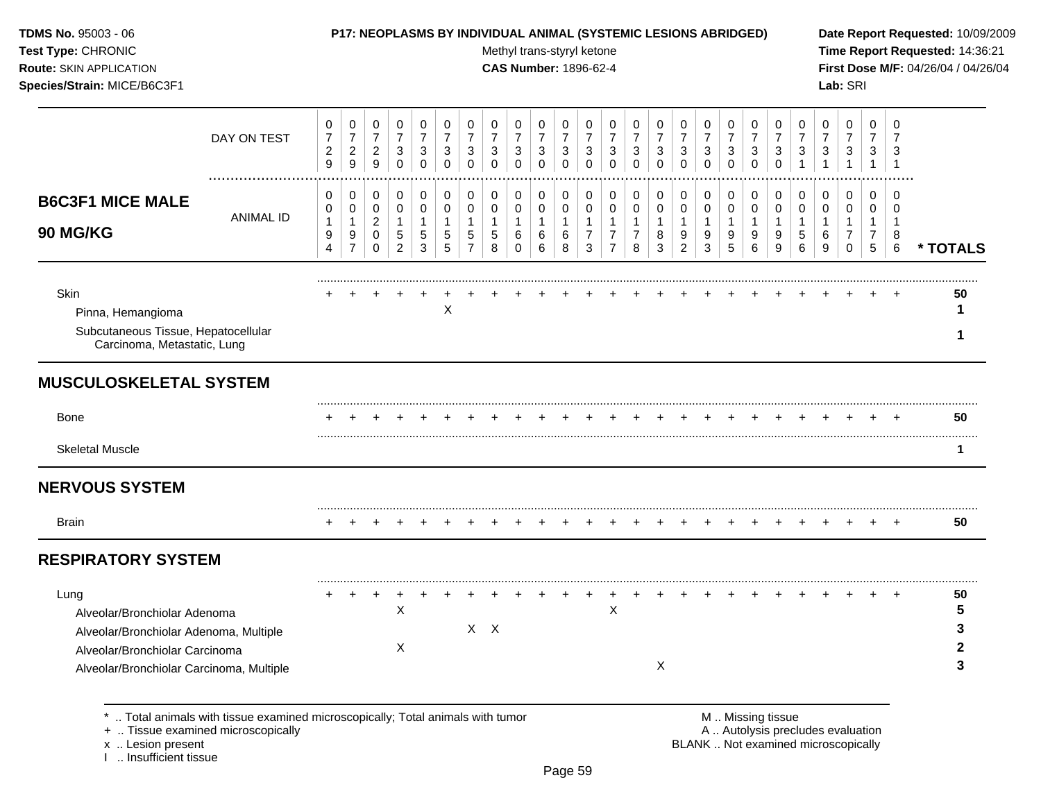**TDMS No.** 95003 - 06
**Test Type:** CHRONIC
**Route:** SKIN APPLICATION
**Species/Strain:** MICE/B6C3F1

**P17: NEOPLASMS BY INDIVIDUAL ANIMAL (SYSTEMIC LESIONS ABRIDGED)**
Methyl trans-styryl ketone
**CAS Number:** 1896-62-4

**Date Report Requested:** 10/09/2009
**Time Report Requested:** 14:36:21
**First Dose M/F:** 04/26/04 / 04/26/04
**Lab:** SRI

## B6C3F1 MICE MALE 90 MG/KG

| | | | | | | | | | | | | | | | | | | | | | | | | | | |
|---|---|---|---|---|---|---|---|---|---|---|---|---|---|---|---|---|---|---|---|---|---|---|---|---|---|---|
| DAY ON TEST | 0729 | 0729 | 0729 | 0730 | 0730 | 0730 | 0730 | 0730 | 0730 | 0730 | 0730 | 0730 | 0730 | 0730 | 0730 | 0730 | 0730 | 0730 | 0730 | 0730 | 0731 | 0731 | 0731 | 0731 | 0731 | |
| ANIMAL ID | 0194 | 0197 | 0200 | 0152 | 0153 | 0155 | 0157 | 0158 | 0160 | 0166 | 0168 | 0173 | 0177 | 0178 | 0183 | 0192 | 0193 | 0195 | 0196 | 0199 | 0156 | 0169 | 0170 | 0175 | 0186 | * TOTALS |
| Skin | + | + | + | + | + | + | + | + | + | + | + | + | + | + | + | + | + | + | + | + | + | + | + | + | + | 50 |
| Pinna, Hemangioma | | | | | | X | | | | | | | | | | | | | | | | | | | | 1 |
| Subcutaneous Tissue, Hepatocellular Carcinoma, Metastatic, Lung | | | | | | | | | | | | | | | | | | | | | | | | | | 1 |
| **MUSCULOSKELETAL SYSTEM** | | | | | | | | | | | | | | | | | | | | | | | | | | |
| Bone | + | + | + | + | + | + | + | + | + | + | + | + | + | + | + | + | + | + | + | + | + | + | + | + | + | 50 |
| Skeletal Muscle | | | | | | | | | | | | | | | | | | | | | | | | | | 1 |
| **NERVOUS SYSTEM** | | | | | | | | | | | | | | | | | | | | | | | | | | |
| Brain | + | + | + | + | + | + | + | + | + | + | + | + | + | + | + | + | + | + | + | + | + | + | + | + | + | 50 |
| **RESPIRATORY SYSTEM** | | | | | | | | | | | | | | | | | | | | | | | | | | |
| Lung | + | + | + | + | + | + | + | + | + | + | + | + | + | + | + | + | + | + | + | + | + | + | + | + | + | 50 |
| Alveolar/Bronchiolar Adenoma | | | | X | | | | | | | | | X | | | | | | | | | | | | | 5 |
| Alveolar/Bronchiolar Adenoma, Multiple | | | | | | | X | X | | | | | | | | | | | | | | | | | | 3 |
| Alveolar/Bronchiolar Carcinoma | | | | X | | | | | | | | | | | | | | | | | | | | | | 2 |
| Alveolar/Bronchiolar Carcinoma, Multiple | | | | | | | | | | | | | | | X | | | | | | | | | | | 3 |

\* .. Total animals with tissue examined microscopically; Total animals with tumor
\+ .. Tissue examined microscopically
x .. Lesion present
I .. Insufficient tissue

M .. Missing tissue
A .. Autolysis precludes evaluation
BLANK .. Not examined microscopically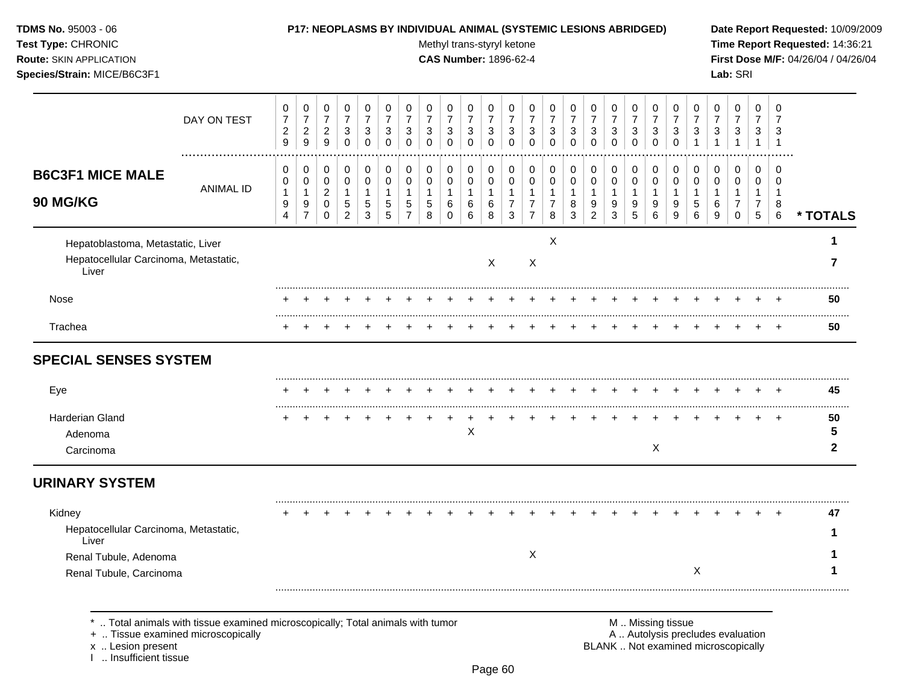**TDMS No.** 95003 - 06
**Test Type:** CHRONIC
**Route:** SKIN APPLICATION
**Species/Strain:** MICE/B6C3F1

**P17: NEOPLASMS BY INDIVIDUAL ANIMAL (SYSTEMIC LESIONS ABRIDGED)**
Methyl trans-styryl ketone
**CAS Number:** 1896-62-4

**Date Report Requested:** 10/09/2009
**Time Report Requested:** 14:36:21
**First Dose M/F:** 04/26/04 / 04/26/04
**Lab:** SRI

## B6C3F1 MICE MALE 90 MG/KG

| DAY ON TEST | 0729 | 0729 | 0729 | 0730 | 0730 | 0730 | 0730 | 0730 | 0730 | 0730 | 0730 | 0730 | 0730 | 0730 | 0730 | 0730 | 0730 | 0730 | 0730 | 0730 | 0731 | 0731 | 0731 | 0731 | 0731 | |
|---|---|---|---|---|---|---|---|---|---|---|---|---|---|---|---|---|---|---|---|---|---|---|---|---|---|---|
| **ANIMAL ID** | 0194 | 0197 | 0200 | 0152 | 0153 | 0155 | 0157 | 0158 | 0160 | 0166 | 0168 | 0173 | 0177 | 0178 | 0183 | 0192 | 0193 | 0195 | 0196 | 0199 | 0156 | 0169 | 0170 | 0175 | 0186 | *** TOTALS** |
| Hepatoblastoma, Metastatic, Liver | | | | | | | | | | | | | | X | | | | | | | | | | | | 1 |
| Hepatocellular Carcinoma, Metastatic, Liver | | | | | | | | | | | X | | X | | | | | | | | | | | | | 7 |
| Nose | + | + | + | + | + | + | + | + | + | + | + | + | + | + | + | + | + | + | + | + | + | + | + | + | + | 50 |
| Trachea | + | + | + | + | + | + | + | + | + | + | + | + | + | + | + | + | + | + | + | + | + | + | + | + | + | 50 |
| **SPECIAL SENSES SYSTEM** | | | | | | | | | | | | | | | | | | | | | | | | | | |
| Eye | + | + | + | + | + | + | + | + | + | + | + | + | + | + | + | + | + | + | + | + | + | + | + | + | + | 45 |
| Harderian Gland | + | + | + | + | + | + | + | + | + | + | + | + | + | + | + | + | + | + | + | + | + | + | + | + | + | 50 |
| Adenoma | | | | | | | | | | X | | | | | | | | | | | | | | | | 5 |
| Carcinoma | | | | | | | | | | | | | | | | | | | X | | | | | | | 2 |
| **URINARY SYSTEM** | | | | | | | | | | | | | | | | | | | | | | | | | | |
| Kidney | + | + | + | + | + | + | + | + | + | + | + | + | + | + | + | + | + | + | + | + | + | + | + | + | + | 47 |
| Hepatocellular Carcinoma, Metastatic, Liver | | | | | | | | | | | | | | | | | | | | | | | | | | 1 |
| Renal Tubule, Adenoma | | | | | | | | | | | | | X | | | | | | | | | | | | | 1 |
| Renal Tubule, Carcinoma | | | | | | | | | | | | | | | | | | | | | X | | | | | 1 |

* .. Total animals with tissue examined microscopically; Total animals with tumor
+ .. Tissue examined microscopically
x .. Lesion present
I .. Insufficient tissue

M .. Missing tissue
A .. Autolysis precludes evaluation
BLANK .. Not examined microscopically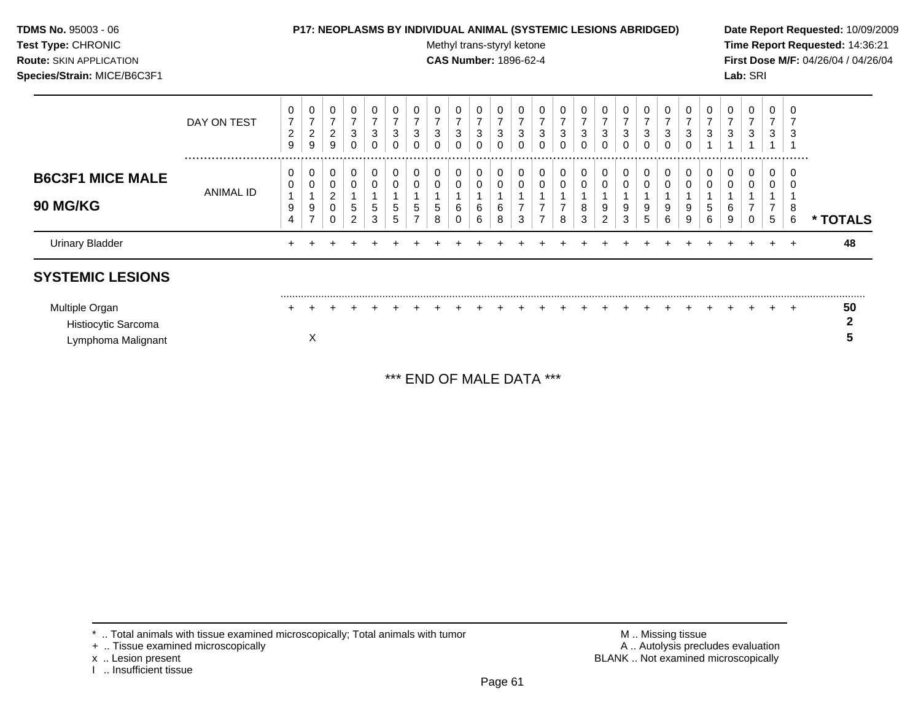**TDMS No.** 95003 - 06
**Test Type:** CHRONIC
**Route:** SKIN APPLICATION
**Species/Strain:** MICE/B6C3F1

**P17: NEOPLASMS BY INDIVIDUAL ANIMAL (SYSTEMIC LESIONS ABRIDGED)**
Methyl trans-styryl ketone
**CAS Number:** 1896-62-4

**Date Report Requested:** 10/09/2009
**Time Report Requested:** 14:36:21
**First Dose M/F:** 04/26/04 / 04/26/04
**Lab:** SRI

| | DAY ON TEST | 0729 | 0729 | 0729 | 0730 | 0730 | 0730 | 0730 | 0730 | 0730 | 0730 | 0730 | 0730 | 0730 | 0730 | 0730 | 0730 | 0730 | 0730 | 0730 | 0730 | 0731 | 0731 | 0731 | 0731 | 0731 | |
|---|---|---|---|---|---|---|---|---|---|---|---|---|---|---|---|---|---|---|---|---|---|---|---|---|---|---|---|
| **B6C3F1 MICE MALE 90 MG/KG** | ANIMAL ID | 00194 | 00197 | 00200 | 00152 | 00153 | 00155 | 00157 | 00158 | 00160 | 00166 | 00168 | 00173 | 00177 | 00178 | 00183 | 00192 | 00193 | 00195 | 00196 | 00199 | 00156 | 00169 | 00170 | 00175 | 00186 | *** TOTALS** |
| Urinary Bladder | | + | + | + | + | + | + | + | + | + | + | + | + | + | + | + | + | + | + | + | + | + | + | + | + | + | 48 |
| **SYSTEMIC LESIONS** | | | | | | | | | | | | | | | | | | | | | | | | | | | |
| Multiple Organ | | + | + | + | + | + | + | + | + | + | + | + | + | + | + | + | + | + | + | + | + | + | + | + | + | + | 50 |
| Histiocytic Sarcoma | | | | | | | | | | | | | | | | | | | | | | | | | | | 2 |
| Lymphoma Malignant | | | X | | | | | | | | | | | | | | | | | | | | | | | | 5 |

*** END OF MALE DATA ***

* .. Total animals with tissue examined microscopically; Total animals with tumor
+ .. Tissue examined microscopically
x .. Lesion present
I .. Insufficient tissue

M .. Missing tissue
A .. Autolysis precludes evaluation
BLANK .. Not examined microscopically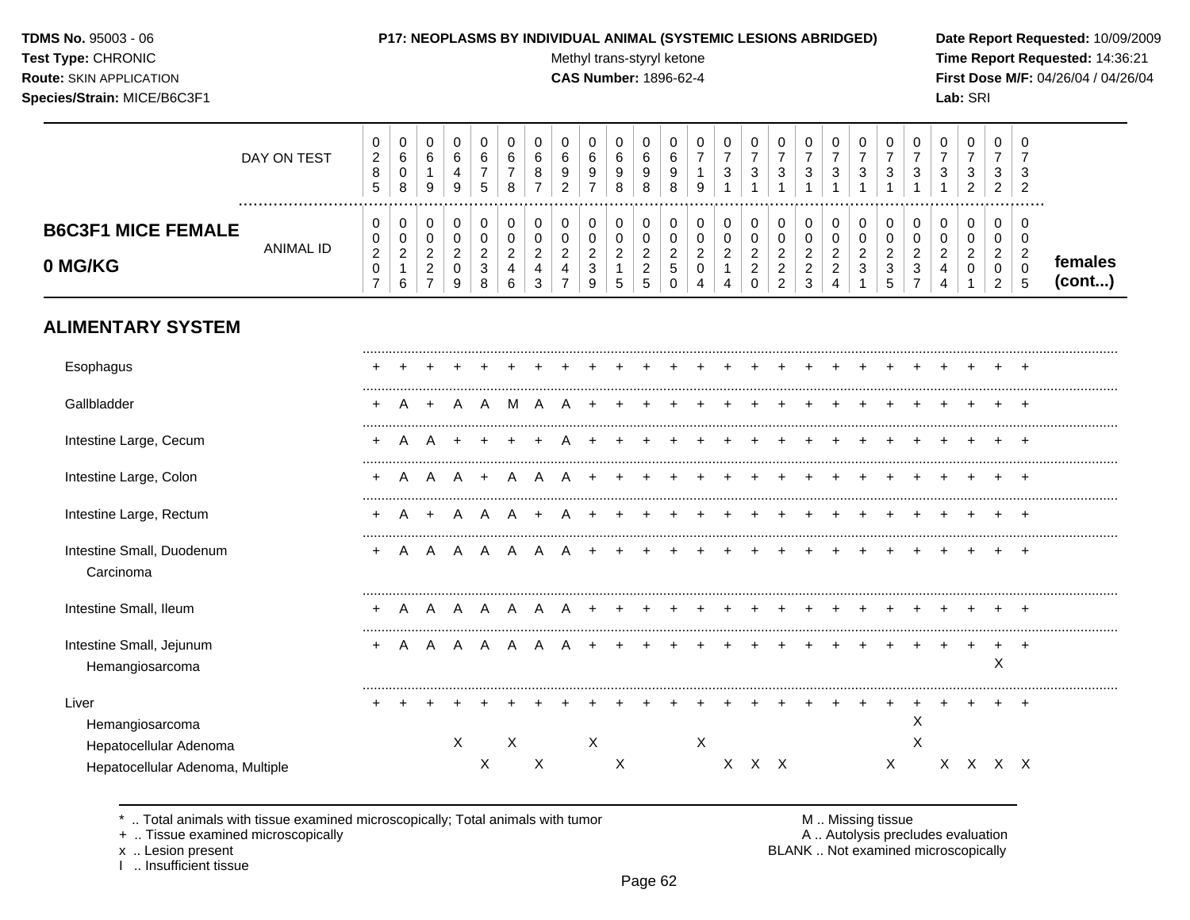**TDMS No.** 95003 - 06
**Test Type:** CHRONIC
**Route:** SKIN APPLICATION
**Species/Strain:** MICE/B6C3F1

**P17: NEOPLASMS BY INDIVIDUAL ANIMAL (SYSTEMIC LESIONS ABRIDGED)**
Methyl trans-styryl ketone
**CAS Number:** 1896-62-4

**Date Report Requested:** 10/09/2009
**Time Report Requested:** 14:36:21
**First Dose M/F:** 04/26/04 / 04/26/04
**Lab:** SRI

## B6C3F1 MICE FEMALE 0 MG/KG

| DAY ON TEST | 0285 | 0608 | 0619 | 0649 | 0675 | 0678 | 0687 | 0692 | 0697 | 0698 | 0698 | 0698 | 0719 | 0731 | 0731 | 0731 | 0731 | 0731 | 0731 | 0731 | 0731 | 0731 | 0732 | 0732 | 0732 | |
|---|---|---|---|---|---|---|---|---|---|---|---|---|---|---|---|---|---|---|---|---|---|---|---|---|---|---|
| **ANIMAL ID** | 0207 | 0216 | 0227 | 0209 | 0238 | 0246 | 0243 | 0247 | 0239 | 0215 | 0225 | 0250 | 0204 | 0214 | 0220 | 0222 | 0223 | 0224 | 0231 | 0235 | 0237 | 0244 | 0201 | 0202 | 0205 | **females (cont...)** |
| **ALIMENTARY SYSTEM** | | | | | | | | | | | | | | | | | | | | | | | | | | |
| Esophagus | + | + | + | + | + | + | + | + | + | + | + | + | + | + | + | + | + | + | + | + | + | + | + | + | + | |
| Gallbladder | + | A | + | A | A | M | A | A | + | + | + | + | + | + | + | + | + | + | + | + | + | + | + | + | + | |
| Intestine Large, Cecum | + | A | A | + | + | + | + | A | + | + | + | + | + | + | + | + | + | + | + | + | + | + | + | + | + | |
| Intestine Large, Colon | + | A | A | A | + | A | A | A | + | + | + | + | + | + | + | + | + | + | + | + | + | + | + | + | + | |
| Intestine Large, Rectum | + | A | + | A | A | A | + | A | + | + | + | + | + | + | + | + | + | + | + | + | + | + | + | + | + | |
| Intestine Small, Duodenum | + | A | A | A | A | A | A | A | + | + | + | + | + | + | + | + | + | + | + | + | + | + | + | + | + | |
| Carcinoma | | | | | | | | | | | | | | | | | | | | | | | | | | |
| Intestine Small, Ileum | + | A | A | A | A | A | A | A | + | + | + | + | + | + | + | + | + | + | + | + | + | + | + | + | + | |
| Intestine Small, Jejunum | + | A | A | A | A | A | A | A | + | + | + | + | + | + | + | + | + | + | + | + | + | + | + | + | + | |
| Hemangiosarcoma | | | | | | | | | | | | | | | | | | | | | | | | X | | |
| Liver | + | + | + | + | + | + | + | + | + | + | + | + | + | + | + | + | + | + | + | + | + | + | + | + | + | |
| Hemangiosarcoma | | | | | | | | | | | | | | | | | | | | | X | | | | | |
| Hepatocellular Adenoma | | | | X | | X | | | X | | | | X | | | | | | | | X | | | | | |
| Hepatocellular Adenoma, Multiple | | | | | X | | X | | | X | | | | X | X | X | | | | X | | X | X | X | X | |

\* .. Total animals with tissue examined microscopically; Total animals with tumor
\+ .. Tissue examined microscopically
x .. Lesion present
I .. Insufficient tissue

M .. Missing tissue
A .. Autolysis precludes evaluation
BLANK .. Not examined microscopically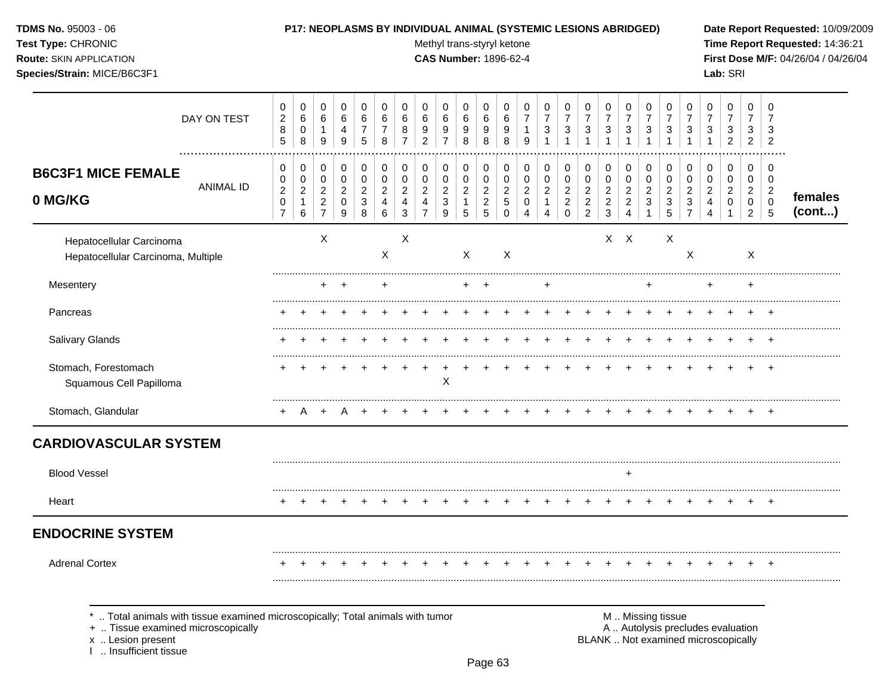**TDMS No.** 95003 - 06
**Test Type:** CHRONIC
**Route:** SKIN APPLICATION
**Species/Strain:** MICE/B6C3F1

**P17: NEOPLASMS BY INDIVIDUAL ANIMAL (SYSTEMIC LESIONS ABRIDGED)**
Methyl trans-styryl ketone
**CAS Number:** 1896-62-4

**Date Report Requested:** 10/09/2009
**Time Report Requested:** 14:36:21
**First Dose M/F:** 04/26/04 / 04/26/04
**Lab:** SRI

## B6C3F1 MICE FEMALE 0 MG/KG — females (cont...)

| DAY ON TEST | 0285 | 0608 | 0619 | 0649 | 0675 | 0678 | 0687 | 0692 | 0697 | 0698 | 0698 | 0698 | 0719 | 0731 | 0731 | 0731 | 0731 | 0731 | 0731 | 0731 | 0731 | 0731 | 0732 | 0732 | 0732 |
|---|---|---|---|---|---|---|---|---|---|---|---|---|---|---|---|---|---|---|---|---|---|---|---|---|---|
| **ANIMAL ID** | 00207 | 00216 | 00227 | 00209 | 00238 | 00246 | 00243 | 00247 | 00239 | 00215 | 00225 | 00250 | 00204 | 00214 | 00220 | 00222 | 00223 | 00224 | 00231 | 00235 | 00237 | 00244 | 00201 | 00202 | 00205 |
| Hepatocellular Carcinoma | | | X | | | | X | | | | | | | | | | X | X | | X | | | | | |
| Hepatocellular Carcinoma, Multiple | | | | | | X | | | | X | | X | | | | | | | | | X | | | X | |
| Mesentery | | | + | + | | + | | | | + | + | | | + | | | | | + | | | + | | + | |
| Pancreas | + | + | + | + | + | + | + | + | + | + | + | + | + | + | + | + | + | + | + | + | + | + | + | + | + |
| Salivary Glands | + | + | + | + | + | + | + | + | + | + | + | + | + | + | + | + | + | + | + | + | + | + | + | + | + |
| Stomach, Forestomach | + | + | + | + | + | + | + | + | + | + | + | + | + | + | + | + | + | + | + | + | + | + | + | + | + |
| Squamous Cell Papilloma | | | | | | | | | X | | | | | | | | | | | | | | | | |
| Stomach, Glandular | + | A | + | A | + | + | + | + | + | + | + | + | + | + | + | + | + | + | + | + | + | + | + | + | + |
| **CARDIOVASCULAR SYSTEM** | | | | | | | | | | | | | | | | | | | | | | | | | |
| Blood Vessel | | | | | | | | | | | | | | | | | | + | | | | | | | |
| Heart | + | + | + | + | + | + | + | + | + | + | + | + | + | + | + | + | + | + | + | + | + | + | + | + | + |
| **ENDOCRINE SYSTEM** | | | | | | | | | | | | | | | | | | | | | | | | | |
| Adrenal Cortex | + | + | + | + | + | + | + | + | + | + | + | + | + | + | + | + | + | + | + | + | + | + | + | + | + |

* .. Total animals with tissue examined microscopically; Total animals with tumor
+ .. Tissue examined microscopically
x .. Lesion present
I .. Insufficient tissue

M .. Missing tissue
A .. Autolysis precludes evaluation
BLANK .. Not examined microscopically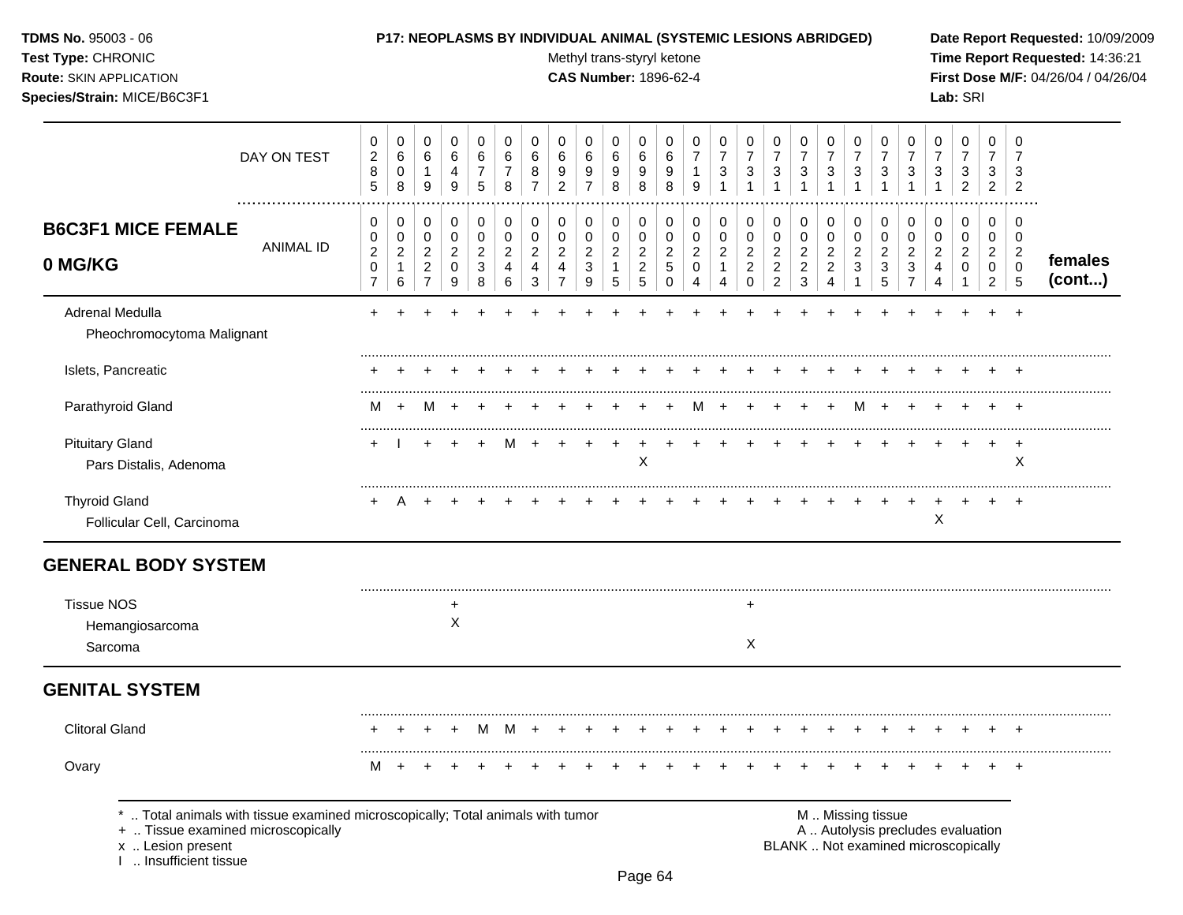**TDMS No.** 95003 - 06
**Test Type:** CHRONIC
**Route:** SKIN APPLICATION
**Species/Strain:** MICE/B6C3F1

**P17: NEOPLASMS BY INDIVIDUAL ANIMAL (SYSTEMIC LESIONS ABRIDGED)**
Methyl trans-styryl ketone
**CAS Number:** 1896-62-4

**Date Report Requested:** 10/09/2009
**Time Report Requested:** 14:36:21
**First Dose M/F:** 04/26/04 / 04/26/04
**Lab:** SRI

| DAY ON TEST | 0285 | 0608 | 0619 | 0649 | 0675 | 0678 | 0687 | 0692 | 0697 | 0698 | 0698 | 0698 | 0719 | 0731 | 0731 | 0731 | 0731 | 0731 | 0731 | 0731 | 0731 | 0731 | 0732 | 0732 | 0732 | |
|---|---|---|---|---|---|---|---|---|---|---|---|---|---|---|---|---|---|---|---|---|---|---|---|---|---|---|
| **B6C3F1 MICE FEMALE 0 MG/KG** — ANIMAL ID | 00207 | 00216 | 00227 | 00209 | 00238 | 00246 | 00243 | 00247 | 00239 | 00215 | 00225 | 00250 | 00204 | 00214 | 00220 | 00222 | 00223 | 00224 | 00231 | 00235 | 00237 | 00244 | 00201 | 00202 | 00205 | **females (cont...)** |
| Adrenal Medulla | + | + | + | + | + | + | + | + | + | + | + | + | + | + | + | + | + | + | + | + | + | + | + | + | + | |
| Pheochromocytoma Malignant | | | | | | | | | | | | | | | | | | | | | | | | | | |
| Islets, Pancreatic | + | + | + | + | + | + | + | + | + | + | + | + | + | + | + | + | + | + | + | + | + | + | + | + | + | |
| Parathyroid Gland | M | + | M | + | + | + | + | + | + | + | + | + | M | + | + | + | + | + | M | + | + | + | + | + | + | |
| Pituitary Gland | + | I | + | + | + | M | + | + | + | + | + | + | + | + | + | + | + | + | + | + | + | + | + | + | + | |
| Pars Distalis, Adenoma | | | | | | | | | | | X | | | | | | | | | | | | | | X | |
| Thyroid Gland | + | A | + | + | + | + | + | + | + | + | + | + | + | + | + | + | + | + | + | + | + | + | + | + | + | |
| Follicular Cell, Carcinoma | | | | | | | | | | | | | | | | | | | | | | X | | | | |
| **GENERAL BODY SYSTEM** | | | | | | | | | | | | | | | | | | | | | | | | | | |
| Tissue NOS | | | | + | | | | | | | | | | | + | | | | | | | | | | | |
| Hemangiosarcoma | | | | X | | | | | | | | | | | | | | | | | | | | | | |
| Sarcoma | | | | | | | | | | | | | | | X | | | | | | | | | | | |
| **GENITAL SYSTEM** | | | | | | | | | | | | | | | | | | | | | | | | | | |
| Clitoral Gland | + | + | + | + | M | M | + | + | + | + | + | + | + | + | + | + | + | + | + | + | + | + | + | + | + | |
| Ovary | M | + | + | + | + | + | + | + | + | + | + | + | + | + | + | + | + | + | + | + | + | + | + | + | + | |

\* .. Total animals with tissue examined microscopically; Total animals with tumor
\+ .. Tissue examined microscopically
x .. Lesion present
I .. Insufficient tissue

M .. Missing tissue
A .. Autolysis precludes evaluation
BLANK .. Not examined microscopically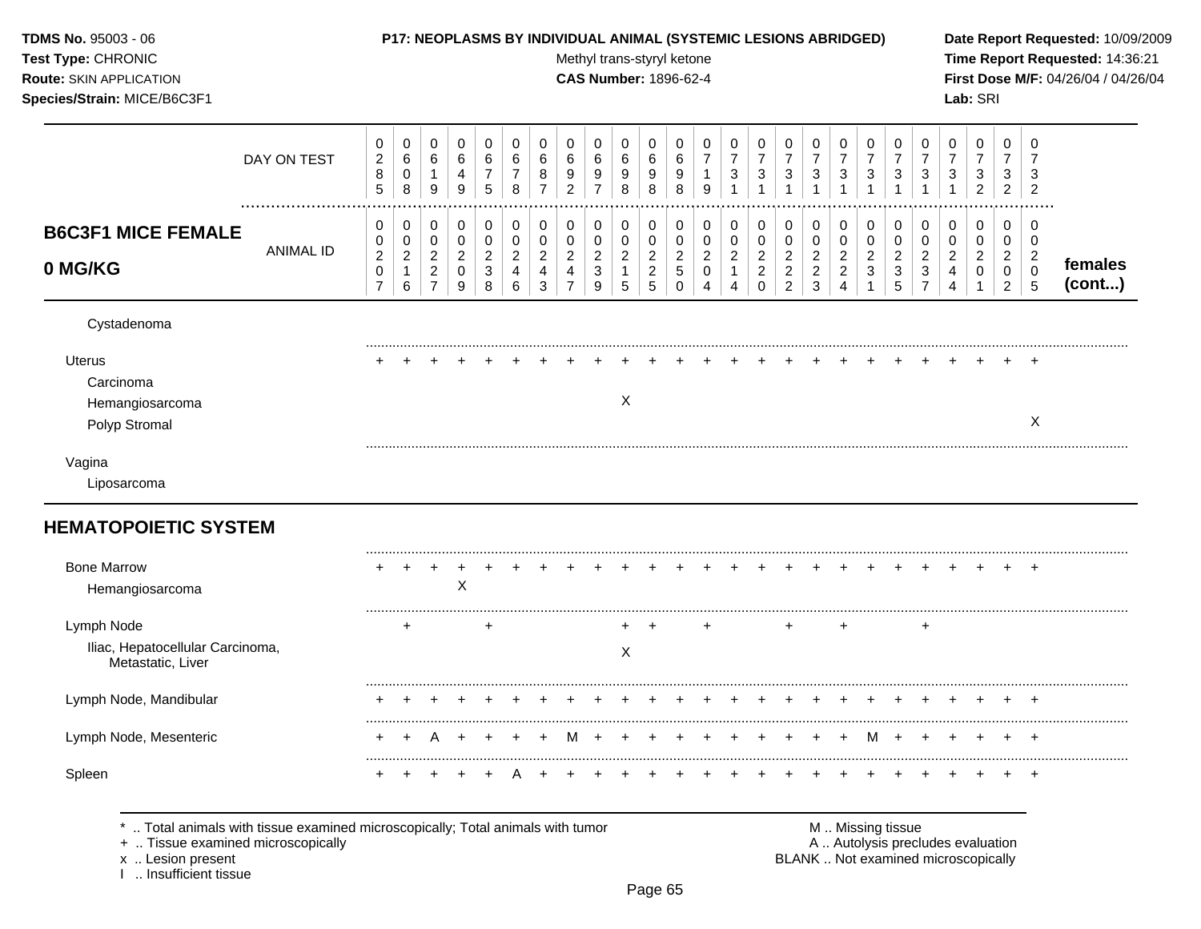**TDMS No.** 95003 - 06
**Test Type:** CHRONIC
**Route:** SKIN APPLICATION
**Species/Strain:** MICE/B6C3F1

**P17: NEOPLASMS BY INDIVIDUAL ANIMAL (SYSTEMIC LESIONS ABRIDGED)**
Methyl trans-styryl ketone
**CAS Number:** 1896-62-4

**Date Report Requested:** 10/09/2009
**Time Report Requested:** 14:36:21
**First Dose M/F:** 04/26/04 / 04/26/04
**Lab:** SRI

| B6C3F1 MICE FEMALE 0 MG/KG | | | | | | | | | | | | | | | | | | | | | | | | | | females (cont...) |
|---|---|---|---|---|---|---|---|---|---|---|---|---|---|---|---|---|---|---|---|---|---|---|---|---|---|---|
| DAY ON TEST | 0285 | 0608 | 0619 | 0649 | 0675 | 0678 | 0687 | 0692 | 0697 | 0698 | 0698 | 0698 | 0719 | 0731 | 0731 | 0731 | 0731 | 0731 | 0731 | 0731 | 0731 | 0731 | 0732 | 0732 | 0732 | |
| ANIMAL ID | 00207 | 00216 | 00227 | 00209 | 00238 | 00246 | 00243 | 00247 | 00239 | 00215 | 00225 | 00250 | 00204 | 00214 | 00220 | 00222 | 00223 | 00224 | 00231 | 00235 | 00237 | 00244 | 00201 | 00202 | 00205 | |
| Cystadenoma | | | | | | | | | | | | | | | | | | | | | | | | | | |
| Uterus | + | + | + | + | + | + | + | + | + | + | + | + | + | + | + | + | + | + | + | + | + | + | + | + | + | |
| Carcinoma | | | | | | | | | | | | | | | | | | | | | | | | | | |
| Hemangiosarcoma | | | | | | | | | | X | | | | | | | | | | | | | | | | |
| Polyp Stromal | | | | | | | | | | | | | | | | | | | | | | | | | X | |
| Vagina | | | | | | | | | | | | | | | | | | | | | | | | | | |
| Liposarcoma | | | | | | | | | | | | | | | | | | | | | | | | | | |
| **HEMATOPOIETIC SYSTEM** | | | | | | | | | | | | | | | | | | | | | | | | | | |
| Bone Marrow | + | + | + | + | + | + | + | + | + | + | + | + | + | + | + | + | + | + | + | + | + | + | + | + | + | |
| Hemangiosarcoma | | | | X | | | | | | | | | | | | | | | | | | | | | | |
| Lymph Node | | + | | | + | | | | | + | + | | + | | | + | | + | | | + | | | | | |
| Iliac, Hepatocellular Carcinoma, Metastatic, Liver | | | | | | | | | | X | | | | | | | | | | | | | | | | |
| Lymph Node, Mandibular | + | + | + | + | + | + | + | + | + | + | + | + | + | + | + | + | + | + | + | + | + | + | + | + | + | |
| Lymph Node, Mesenteric | + | + | A | + | + | + | + | M | + | + | + | + | + | + | + | + | + | + | M | + | + | + | + | + | + | |
| Spleen | + | + | + | + | + | A | + | + | + | + | + | + | + | + | + | + | + | + | + | + | + | + | + | + | + | |

\* .. Total animals with tissue examined microscopically; Total animals with tumor
\+ .. Tissue examined microscopically
x .. Lesion present
I .. Insufficient tissue

M .. Missing tissue
A .. Autolysis precludes evaluation
BLANK .. Not examined microscopically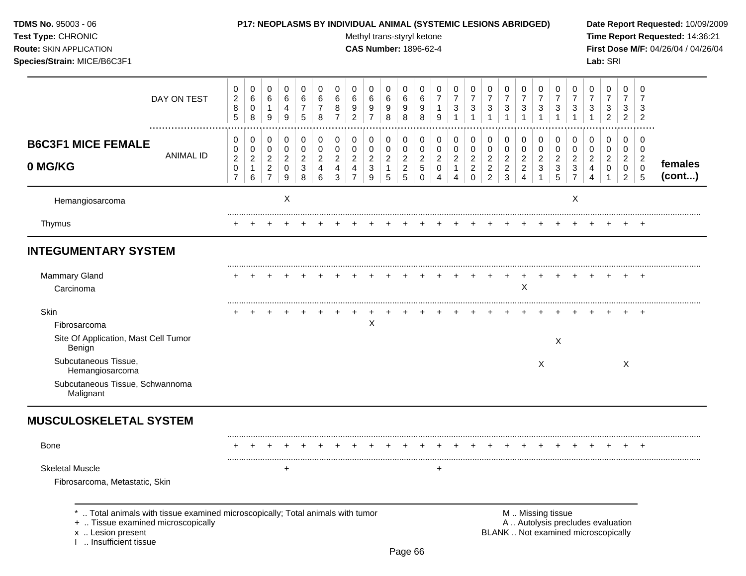**TDMS No.** 95003 - 06
**Test Type:** CHRONIC
**Route:** SKIN APPLICATION
**Species/Strain:** MICE/B6C3F1

**P17: NEOPLASMS BY INDIVIDUAL ANIMAL (SYSTEMIC LESIONS ABRIDGED)**
Methyl trans-styryl ketone
**CAS Number:** 1896-62-4

**Date Report Requested:** 10/09/2009
**Time Report Requested:** 14:36:21
**First Dose M/F:** 04/26/04 / 04/26/04
**Lab:** SRI

## B6C3F1 MICE FEMALE 0 MG/KG — females (cont...)

| DAY ON TEST | 0285 | 0608 | 0619 | 0649 | 0675 | 0678 | 0687 | 0692 | 0697 | 0698 | 0698 | 0698 | 0719 | 0731 | 0731 | 0731 | 0731 | 0731 | 0731 | 0731 | 0731 | 0731 | 0732 | 0732 | 0732 |
|---|---|---|---|---|---|---|---|---|---|---|---|---|---|---|---|---|---|---|---|---|---|---|---|---|---|
| **ANIMAL ID** | 00207 | 00216 | 00227 | 00209 | 00238 | 00246 | 00243 | 00247 | 00239 | 00215 | 00225 | 00250 | 00204 | 00214 | 00220 | 00222 | 00223 | 00224 | 00231 | 00235 | 00237 | 00244 | 00201 | 00202 | 00205 |
| Hemangiosarcoma | | | | X | | | | | | | | | | | | | | | | | X | | | | |
| Thymus | + | + | + | + | + | + | + | + | + | + | + | + | + | + | + | + | + | + | + | + | + | + | + | + | + |
| **INTEGUMENTARY SYSTEM** | | | | | | | | | | | | | | | | | | | | | | | | | |
| Mammary Gland | + | + | + | + | + | + | + | + | + | + | + | + | + | + | + | + | + | + | + | + | + | + | + | + | + |
| Carcinoma | | | | | | | | | | | | | | | | | | X | | | | | | | |
| Skin | + | + | + | + | + | + | + | + | + | + | + | + | + | + | + | + | + | + | + | + | + | + | + | + | + |
| Fibrosarcoma | | | | | | | | | X | | | | | | | | | | | | | | | | |
| Site Of Application, Mast Cell Tumor Benign | | | | | | | | | | | | | | | | | | | | X | | | | | |
| Subcutaneous Tissue, Hemangiosarcoma | | | | | | | | | | | | | | | | | | | X | | | | | X | |
| Subcutaneous Tissue, Schwannoma Malignant | | | | | | | | | | | | | | | | | | | | | | | | | |
| **MUSCULOSKELETAL SYSTEM** | | | | | | | | | | | | | | | | | | | | | | | | | |
| Bone | + | + | + | + | + | + | + | + | + | + | + | + | + | + | + | + | + | + | + | + | + | + | + | + | + |
| Skeletal Muscle | | | | + | | | | | | | | | + | | | | | | | | | | | | |
| Fibrosarcoma, Metastatic, Skin | | | | | | | | | | | | | | | | | | | | | | | | | |

\* .. Total animals with tissue examined microscopically; Total animals with tumor
\+ .. Tissue examined microscopically
x .. Lesion present
I .. Insufficient tissue

M .. Missing tissue
A .. Autolysis precludes evaluation
BLANK .. Not examined microscopically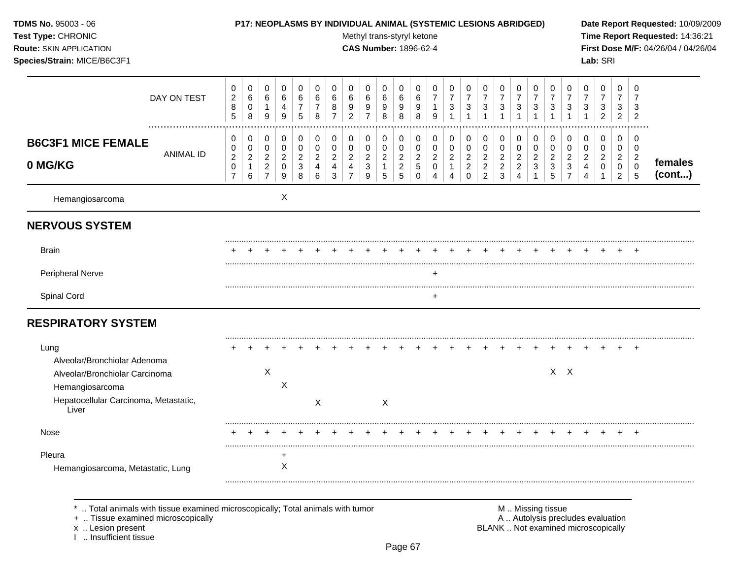**TDMS No.** 95003 - 06
**Test Type:** CHRONIC
**Route:** SKIN APPLICATION
**Species/Strain:** MICE/B6C3F1

**P17: NEOPLASMS BY INDIVIDUAL ANIMAL (SYSTEMIC LESIONS ABRIDGED)**
Methyl trans-styryl ketone
**CAS Number:** 1896-62-4

**Date Report Requested:** 10/09/2009
**Time Report Requested:** 14:36:21
**First Dose M/F:** 04/26/04 / 04/26/04
**Lab:** SRI

## B6C3F1 MICE FEMALE 0 MG/KG

| DAY ON TEST | 0285 | 0608 | 0619 | 0649 | 0675 | 0678 | 0687 | 0692 | 0697 | 0698 | 0698 | 0698 | 0719 | 0731 | 0731 | 0731 | 0731 | 0731 | 0731 | 0731 | 0731 | 0731 | 0732 | 0732 | 0732 | |
|---|---|---|---|---|---|---|---|---|---|---|---|---|---|---|---|---|---|---|---|---|---|---|---|---|---|---|
| ANIMAL ID | 0207 | 0216 | 0227 | 0209 | 0238 | 0246 | 0243 | 0247 | 0239 | 0215 | 0225 | 0250 | 0204 | 0214 | 0220 | 0222 | 0223 | 0224 | 0231 | 0235 | 0237 | 0244 | 0201 | 0202 | 0205 | females (cont...) |
| Hemangiosarcoma | | | | X | | | | | | | | | | | | | | | | | | | | | | |
| **NERVOUS SYSTEM** | | | | | | | | | | | | | | | | | | | | | | | | | | |
| Brain | + | + | + | + | + | + | + | + | + | + | + | + | + | + | + | + | + | + | + | + | + | + | + | + | + | |
| Peripheral Nerve | | | | | | | | | | | | | + | | | | | | | | | | | | | |
| Spinal Cord | | | | | | | | | | | | | + | | | | | | | | | | | | | |
| **RESPIRATORY SYSTEM** | | | | | | | | | | | | | | | | | | | | | | | | | | |
| Lung | + | + | + | + | + | + | + | + | + | + | + | + | + | + | + | + | + | + | + | + | + | + | + | + | + | |
| Alveolar/Bronchiolar Adenoma | | | | | | | | | | | | | | | | | | | | | | | | | | |
| Alveolar/Bronchiolar Carcinoma | | | X | | | | | | | | | | | | | | | | | X | X | | | | | |
| Hemangiosarcoma | | | | X | | | | | | | | | | | | | | | | | | | | | | |
| Hepatocellular Carcinoma, Metastatic, Liver | | | | | | X | | | | X | | | | | | | | | | | | | | | | |
| Nose | + | + | + | + | + | + | + | + | + | + | + | + | + | + | + | + | + | + | + | + | + | + | + | + | + | |
| Pleura | | | | + | | | | | | | | | | | | | | | | | | | | | | |
| Hemangiosarcoma, Metastatic, Lung | | | | X | | | | | | | | | | | | | | | | | | | | | | |

\* .. Total animals with tissue examined microscopically; Total animals with tumor
\+ .. Tissue examined microscopically
x .. Lesion present
I .. Insufficient tissue

M .. Missing tissue
A .. Autolysis precludes evaluation
BLANK .. Not examined microscopically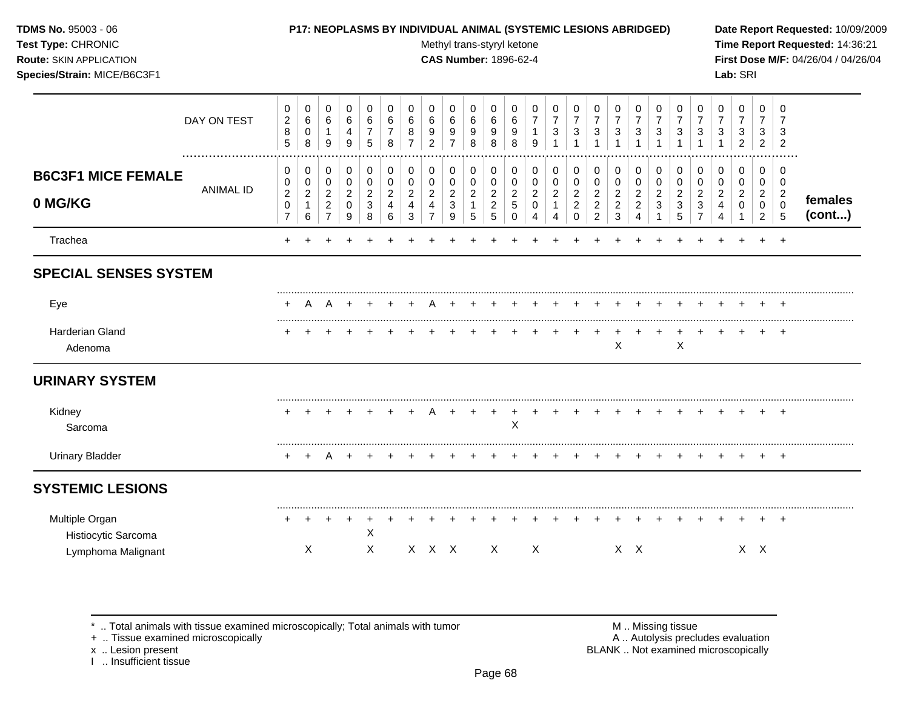**TDMS No.** 95003 - 06
**Test Type:** CHRONIC
**Route:** SKIN APPLICATION
**Species/Strain:** MICE/B6C3F1

**P17: NEOPLASMS BY INDIVIDUAL ANIMAL (SYSTEMIC LESIONS ABRIDGED)**
Methyl trans-styryl ketone
**CAS Number:** 1896-62-4

**Date Report Requested:** 10/09/2009
**Time Report Requested:** 14:36:21
**First Dose M/F:** 04/26/04 / 04/26/04
**Lab:** SRI

## B6C3F1 MICE FEMALE 0 MG/KG — females (cont...)

| DAY ON TEST | 0285 | 0608 | 0619 | 0649 | 0675 | 0678 | 0687 | 0692 | 0697 | 0698 | 0698 | 0698 | 0719 | 0731 | 0731 | 0731 | 0731 | 0731 | 0731 | 0731 | 0731 | 0731 | 0732 | 0732 | 0732 |
|---|---|---|---|---|---|---|---|---|---|---|---|---|---|---|---|---|---|---|---|---|---|---|---|---|---|
| ANIMAL ID | 00207 | 00216 | 00227 | 00209 | 00238 | 00246 | 00243 | 00247 | 00239 | 00215 | 00225 | 00250 | 00204 | 00214 | 00220 | 00222 | 00223 | 00224 | 00231 | 00235 | 00237 | 00244 | 00201 | 00202 | 00205 |
| Trachea | + | + | + | + | + | + | + | + | + | + | + | + | + | + | + | + | + | + | + | + | + | + | + | + | + |
| **SPECIAL SENSES SYSTEM** | | | | | | | | | | | | | | | | | | | | | | | | | |
| Eye | + | A | A | + | + | + | + | A | + | + | + | + | + | + | + | + | + | + | + | + | + | + | + | + | + |
| Harderian Gland | + | + | + | + | + | + | + | + | + | + | + | + | + | + | + | + | + | + | + | + | + | + | + | + | + |
| Adenoma | | | | | | | | | | | | | | | | | X | | | X | | | | | |
| **URINARY SYSTEM** | | | | | | | | | | | | | | | | | | | | | | | | | |
| Kidney | + | + | + | + | + | + | + | A | + | + | + | + | + | + | + | + | + | + | + | + | + | + | + | + | + |
| Sarcoma | | | | | | | | | | | | X | | | | | | | | | | | | | |
| Urinary Bladder | + | + | A | + | + | + | + | + | + | + | + | + | + | + | + | + | + | + | + | + | + | + | + | + | + |
| **SYSTEMIC LESIONS** | | | | | | | | | | | | | | | | | | | | | | | | | |
| Multiple Organ | + | + | + | + | + | + | + | + | + | + | + | + | + | + | + | + | + | + | + | + | + | + | + | + | + |
| Histiocytic Sarcoma | | | | | X | | | | | | | | | | | | | | | | | | | | |
| Lymphoma Malignant | | X | | | X | | X | X | X | | X | | X | | | | X | X | | | | | X | X | |

\* .. Total animals with tissue examined microscopically; Total animals with tumor
\+ .. Tissue examined microscopically
x .. Lesion present
I .. Insufficient tissue

M .. Missing tissue
A .. Autolysis precludes evaluation
BLANK .. Not examined microscopically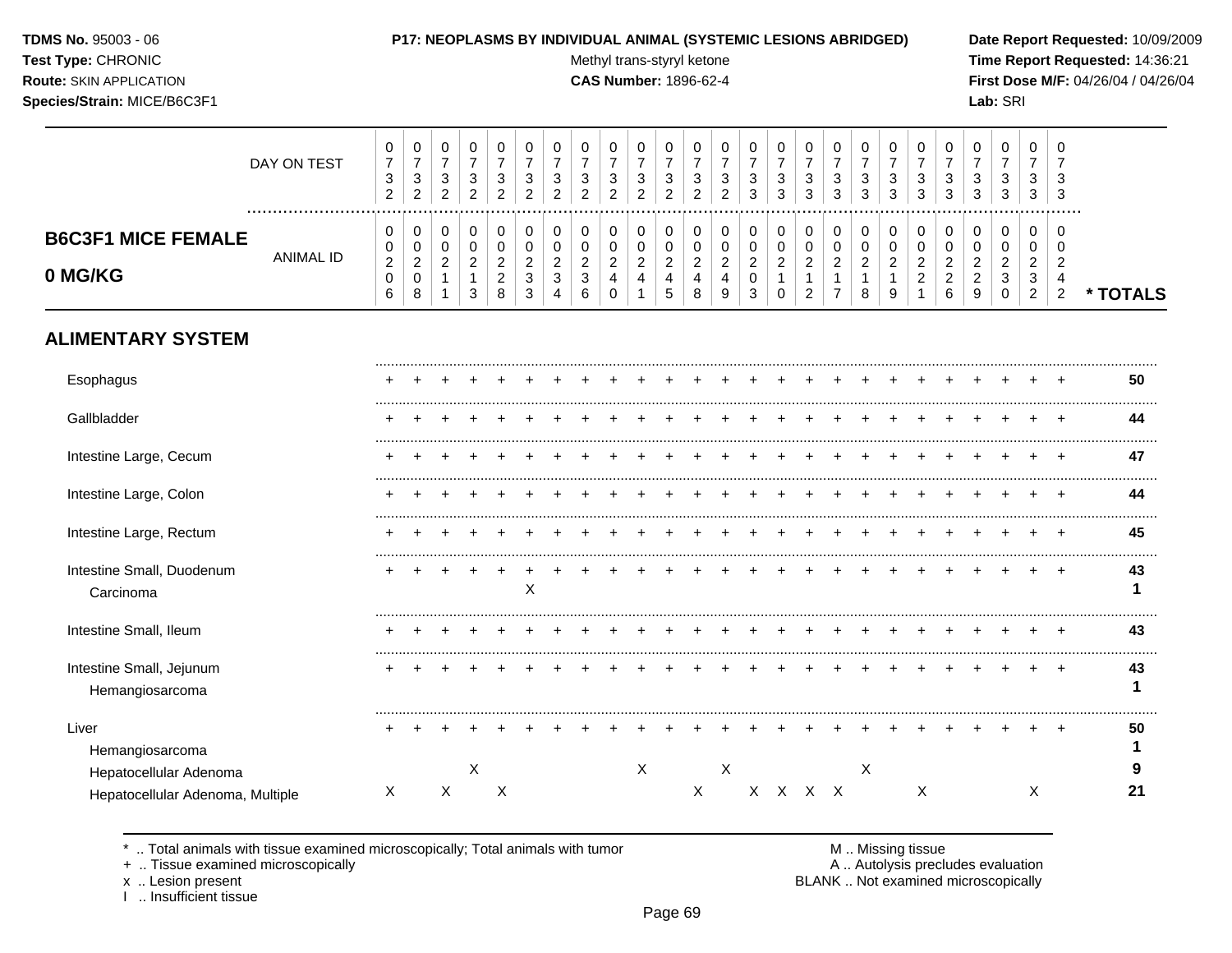**TDMS No.** 95003 - 06
**Test Type:** CHRONIC
**Route:** SKIN APPLICATION
**Species/Strain:** MICE/B6C3F1

**P17: NEOPLASMS BY INDIVIDUAL ANIMAL (SYSTEMIC LESIONS ABRIDGED)**
Methyl trans-styryl ketone
**CAS Number:** 1896-62-4

**Date Report Requested:** 10/09/2009
**Time Report Requested:** 14:36:21
**First Dose M/F:** 04/26/04 / 04/26/04
**Lab:** SRI

## B6C3F1 MICE FEMALE 0 MG/KG

| | | | | | | | | | | | | | | | | | | | | | | | | | | |
|---|---|---|---|---|---|---|---|---|---|---|---|---|---|---|---|---|---|---|---|---|---|---|---|---|---|---|
| DAY ON TEST | 0732 | 0732 | 0732 | 0732 | 0732 | 0732 | 0732 | 0732 | 0732 | 0732 | 0732 | 0732 | 0732 | 0733 | 0733 | 0733 | 0733 | 0733 | 0733 | 0733 | 0733 | 0733 | 0733 | 0733 | 0733 | |
| ANIMAL ID | 0206 | 0208 | 0211 | 0213 | 0228 | 0233 | 0234 | 0236 | 0240 | 0241 | 0245 | 0248 | 0249 | 0203 | 0210 | 0212 | 0217 | 0218 | 0219 | 0221 | 0226 | 0229 | 0230 | 0232 | 0242 | * TOTALS |
| **ALIMENTARY SYSTEM** | | | | | | | | | | | | | | | | | | | | | | | | | | |
| Esophagus | + | + | + | + | + | + | + | + | + | + | + | + | + | + | + | + | + | + | + | + | + | + | + | + | + | **50** |
| Gallbladder | + | + | + | + | + | + | + | + | + | + | + | + | + | + | + | + | + | + | + | + | + | + | + | + | + | **44** |
| Intestine Large, Cecum | + | + | + | + | + | + | + | + | + | + | + | + | + | + | + | + | + | + | + | + | + | + | + | + | + | **47** |
| Intestine Large, Colon | + | + | + | + | + | + | + | + | + | + | + | + | + | + | + | + | + | + | + | + | + | + | + | + | + | **44** |
| Intestine Large, Rectum | + | + | + | + | + | + | + | + | + | + | + | + | + | + | + | + | + | + | + | + | + | + | + | + | + | **45** |
| Intestine Small, Duodenum | + | + | + | + | + | + | + | + | + | + | + | + | + | + | + | + | + | + | + | + | + | + | + | + | + | **43** |
| Carcinoma | | | | | | X | | | | | | | | | | | | | | | | | | | | **1** |
| Intestine Small, Ileum | + | + | + | + | + | + | + | + | + | + | + | + | + | + | + | + | + | + | + | + | + | + | + | + | + | **43** |
| Intestine Small, Jejunum | + | + | + | + | + | + | + | + | + | + | + | + | + | + | + | + | + | + | + | + | + | + | + | + | + | **43** |
| Hemangiosarcoma | | | | | | | | | | | | | | | | | | | | | | | | | | **1** |
| Liver | + | + | + | + | + | + | + | + | + | + | + | + | + | + | + | + | + | + | + | + | + | + | + | + | + | **50** |
| Hemangiosarcoma | | | | | | | | | | | | | | | | | | | | | | | | | | **1** |
| Hepatocellular Adenoma | | | | X | | | | | | X | | | X | | | | | X | | | | | | | | **9** |
| Hepatocellular Adenoma, Multiple | X | | X | | X | | | | | | | X | | X | X | X | X | | | X | | | | X | | **21** |

\* .. Total animals with tissue examined microscopically; Total animals with tumor
\+ .. Tissue examined microscopically
x .. Lesion present
I .. Insufficient tissue
M .. Missing tissue
A .. Autolysis precludes evaluation
BLANK .. Not examined microscopically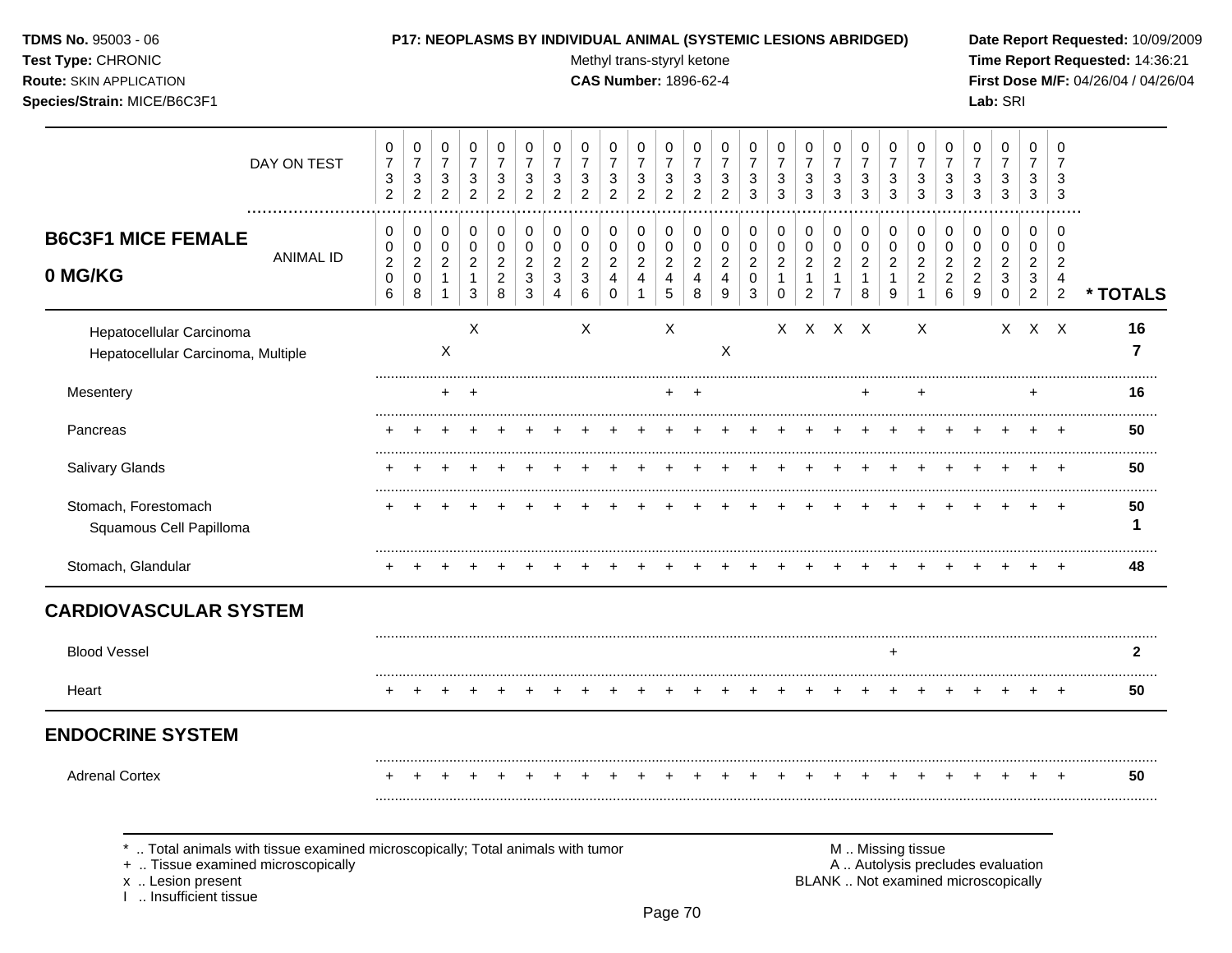**TDMS No.** 95003 - 06
**Test Type:** CHRONIC
**Route:** SKIN APPLICATION
**Species/Strain:** MICE/B6C3F1

**P17: NEOPLASMS BY INDIVIDUAL ANIMAL (SYSTEMIC LESIONS ABRIDGED)**
Methyl trans-styryl ketone
**CAS Number:** 1896-62-4

**Date Report Requested:** 10/09/2009
**Time Report Requested:** 14:36:21
**First Dose M/F:** 04/26/04 / 04/26/04
**Lab:** SRI

## B6C3F1 MICE FEMALE 0 MG/KG

| DAY ON TEST | 0732 | 0732 | 0732 | 0732 | 0732 | 0732 | 0732 | 0732 | 0732 | 0732 | 0732 | 0732 | 0732 | 0733 | 0733 | 0733 | 0733 | 0733 | 0733 | 0733 | 0733 | 0733 | 0733 | 0733 | 0733 | |
|---|---|---|---|---|---|---|---|---|---|---|---|---|---|---|---|---|---|---|---|---|---|---|---|---|---|---|
| **ANIMAL ID** | 0206 | 0208 | 0211 | 0213 | 0228 | 0233 | 0234 | 0236 | 0240 | 0241 | 0245 | 0248 | 0249 | 0203 | 0210 | 0212 | 0217 | 0218 | 0219 | 0221 | 0226 | 0229 | 0230 | 0232 | 0242 | *** TOTALS** |
| Hepatocellular Carcinoma | | | | X | | | | X | | | X | | | | X | X | X | X | | X | | | X | X | X | 16 |
| Hepatocellular Carcinoma, Multiple | | | X | | | | | | | | | | X | | | | | | | | | | | | | 7 |
| Mesentery | | | + | + | | | | | | | + | + | | | | | | + | | + | | | | + | | 16 |
| Pancreas | + | + | + | + | + | + | + | + | + | + | + | + | + | + | + | + | + | + | + | + | + | + | + | + | + | 50 |
| Salivary Glands | + | + | + | + | + | + | + | + | + | + | + | + | + | + | + | + | + | + | + | + | + | + | + | + | + | 50 |
| Stomach, Forestomach | + | + | + | + | + | + | + | + | + | + | + | + | + | + | + | + | + | + | + | + | + | + | + | + | + | 50 |
| Squamous Cell Papilloma | | | | | | | | | | | | | | | | | | | | | | | | | | 1 |
| Stomach, Glandular | + | + | + | + | + | + | + | + | + | + | + | + | + | + | + | + | + | + | + | + | + | + | + | + | + | 48 |
| **CARDIOVASCULAR SYSTEM** | | | | | | | | | | | | | | | | | | | | | | | | | | |
| Blood Vessel | | | | | | | | | | | | | | | | | | | + | | | | | | | 2 |
| Heart | + | + | + | + | + | + | + | + | + | + | + | + | + | + | + | + | + | + | + | + | + | + | + | + | + | 50 |
| **ENDOCRINE SYSTEM** | | | | | | | | | | | | | | | | | | | | | | | | | | |
| Adrenal Cortex | + | + | + | + | + | + | + | + | + | + | + | + | + | + | + | + | + | + | + | + | + | + | + | + | + | 50 |

\* .. Total animals with tissue examined microscopically; Total animals with tumor
\+ .. Tissue examined microscopically
x .. Lesion present
I .. Insufficient tissue

M .. Missing tissue
A .. Autolysis precludes evaluation
BLANK .. Not examined microscopically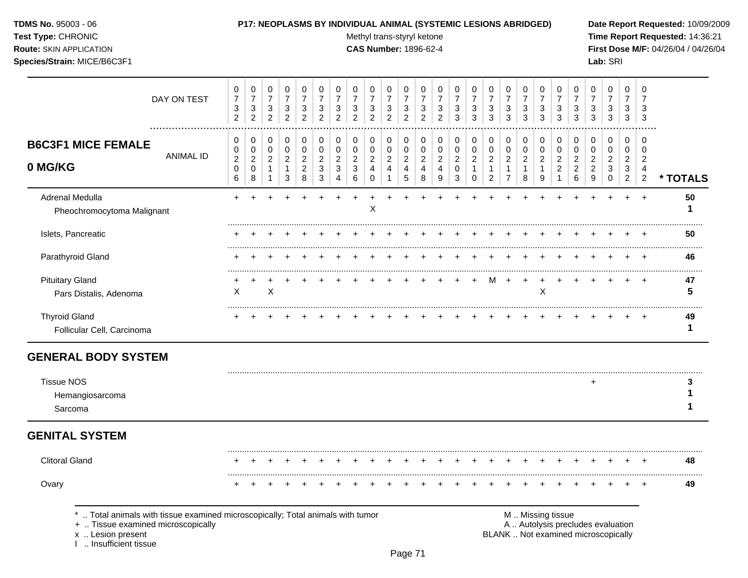**TDMS No.** 95003 - 06
**Test Type:** CHRONIC
**Route:** SKIN APPLICATION
**Species/Strain:** MICE/B6C3F1

**P17: NEOPLASMS BY INDIVIDUAL ANIMAL (SYSTEMIC LESIONS ABRIDGED)**
Methyl trans-styryl ketone
**CAS Number:** 1896-62-4

**Date Report Requested:** 10/09/2009
**Time Report Requested:** 14:36:21
**First Dose M/F:** 04/26/04 / 04/26/04
**Lab:** SRI

## B6C3F1 MICE FEMALE 0 MG/KG

| DAY ON TEST | 0732 | 0732 | 0732 | 0732 | 0732 | 0732 | 0732 | 0732 | 0732 | 0732 | 0732 | 0732 | 0732 | 0733 | 0733 | 0733 | 0733 | 0733 | 0733 | 0733 | 0733 | 0733 | 0733 | 0733 | 0733 | |
|---|---|---|---|---|---|---|---|---|---|---|---|---|---|---|---|---|---|---|---|---|---|---|---|---|---|---|
| ANIMAL ID | 00206 | 00208 | 00211 | 00213 | 00228 | 00233 | 00234 | 00236 | 00240 | 00241 | 00245 | 00248 | 00249 | 00203 | 00210 | 00212 | 00217 | 00218 | 00219 | 00221 | 00226 | 00229 | 00230 | 00232 | 00242 | * TOTALS |
| Adrenal Medulla | + | + | + | + | + | + | + | + | + | + | + | + | + | + | + | + | + | + | + | + | + | + | + | + | + | 50 |
| Pheochromocytoma Malignant | | | | | | | | | X | | | | | | | | | | | | | | | | | 1 |
| Islets, Pancreatic | + | + | + | + | + | + | + | + | + | + | + | + | + | + | + | + | + | + | + | + | + | + | + | + | + | 50 |
| Parathyroid Gland | + | + | + | + | + | + | + | + | + | + | + | + | + | + | + | + | + | + | + | + | + | + | + | + | + | 46 |
| Pituitary Gland | + | + | + | + | + | + | + | + | + | + | + | + | + | + | + | M | + | + | + | + | + | + | + | + | + | 47 |
| Pars Distalis, Adenoma | X | | X | | | | | | | | | | | | | | | | X | | | | | | | 5 |
| Thyroid Gland | + | + | + | + | + | + | + | + | + | + | + | + | + | + | + | + | + | + | + | + | + | + | + | + | + | 49 |
| Follicular Cell, Carcinoma | | | | | | | | | | | | | | | | | | | | | | | | | | 1 |
| **GENERAL BODY SYSTEM** | | | | | | | | | | | | | | | | | | | | | | | | | | |
| Tissue NOS | | | | | | | | | | | | | | | | | | | | | | + | | | | 3 |
| Hemangiosarcoma | | | | | | | | | | | | | | | | | | | | | | | | | | 1 |
| Sarcoma | | | | | | | | | | | | | | | | | | | | | | | | | | 1 |
| **GENITAL SYSTEM** | | | | | | | | | | | | | | | | | | | | | | | | | | |
| Clitoral Gland | + | + | + | + | + | + | + | + | + | + | + | + | + | + | + | + | + | + | + | + | + | + | + | + | + | 48 |
| Ovary | + | + | + | + | + | + | + | + | + | + | + | + | + | + | + | + | + | + | + | + | + | + | + | + | + | 49 |

* .. Total animals with tissue examined microscopically; Total animals with tumor
+ .. Tissue examined microscopically
x .. Lesion present
I .. Insufficient tissue

M .. Missing tissue
A .. Autolysis precludes evaluation
BLANK .. Not examined microscopically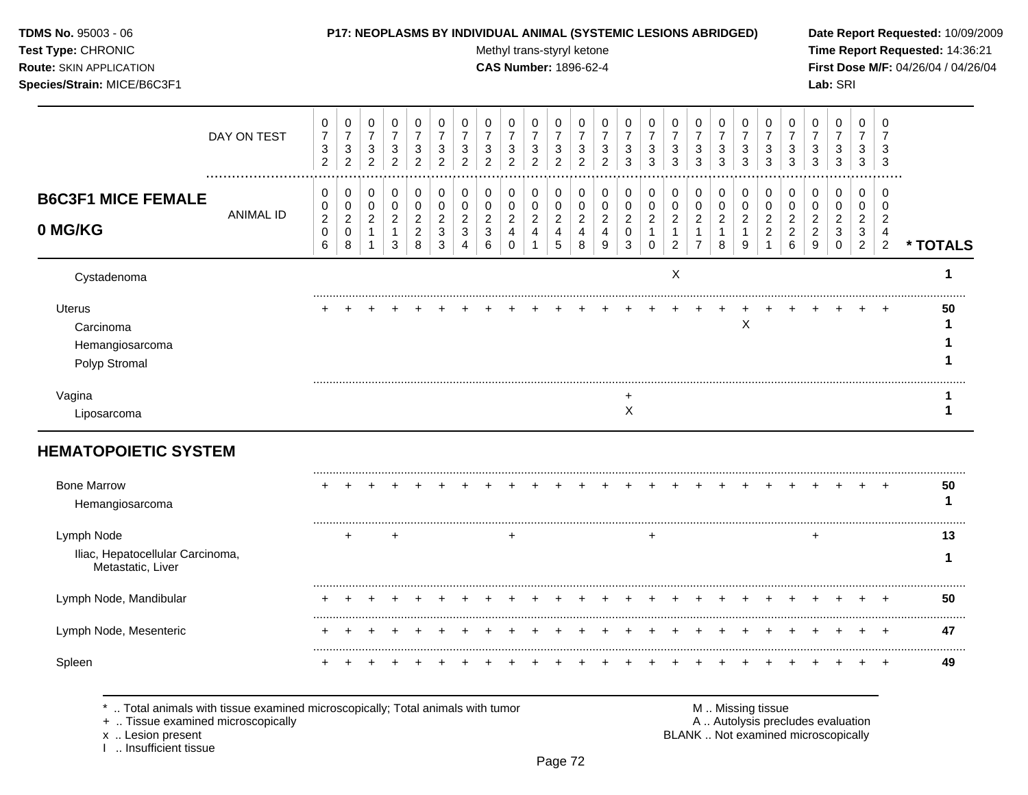**P17: NEOPLASMS BY INDIVIDUAL ANIMAL (SYSTEMIC LESIONS ABRIDGED)**

Methyl trans-styryl ketone

**CAS Number:** 1896-62-4

**B6C3F1 MICE FEMALE**

**0 MG/KG**

| | 0206 | 0208 | 0211 | 0213 | 0228 | 0233 | 0234 | 0236 | 0240 | 0241 | 0245 | 0248 | 0249 | 0203 | 0210 | 0212 | 0217 | 0218 | 0219 | 0221 | 0226 | 0229 | 0230 | 0232 | 0242 | * TOTALS |
|---|---|---|---|---|---|---|---|---|---|---|---|---|---|---|---|---|---|---|---|---|---|---|---|---|---|---|
| DAY ON TEST | 0732 | 0732 | 0732 | 0732 | 0732 | 0732 | 0732 | 0732 | 0732 | 0732 | 0732 | 0732 | 0732 | 0733 | 0733 | 0733 | 0733 | 0733 | 0733 | 0733 | 0733 | 0733 | 0733 | 0733 | 0733 | |
| Cystadenoma | | | | | | | | | | | | | | | | X | | | | | | | | | | 1 |
| Uterus | + | + | + | + | + | + | + | + | + | + | + | + | + | + | + | + | + | + | + | + | + | + | + | + | + | 50 |
| Carcinoma | | | | | | | | | | | | | | | | | | | X | | | | | | | 1 |
| Hemangiosarcoma | | | | | | | | | | | | | | | | | | | | | | | | | | 1 |
| Polyp Stromal | | | | | | | | | | | | | | | | | | | | | | | | | | 1 |
| Vagina | | | | | | | | | | | | | | + | | | | | | | | | | | | 1 |
| Liposarcoma | | | | | | | | | | | | | | X | | | | | | | | | | | | 1 |

## HEMATOPOIETIC SYSTEM

| | 0206 | 0208 | 0211 | 0213 | 0228 | 0233 | 0234 | 0236 | 0240 | 0241 | 0245 | 0248 | 0249 | 0203 | 0210 | 0212 | 0217 | 0218 | 0219 | 0221 | 0226 | 0229 | 0230 | 0232 | 0242 | * TOTALS |
|---|---|---|---|---|---|---|---|---|---|---|---|---|---|---|---|---|---|---|---|---|---|---|---|---|---|---|
| Bone Marrow | + | + | + | + | + | + | + | + | + | + | + | + | + | + | + | + | + | + | + | + | + | + | + | + | + | 50 |
| Hemangiosarcoma | | | | | | | | | | | | | | | | | | | | | | | | | | 1 |
| Lymph Node | | + | | + | | | | | + | | | | | | + | | | | | | + | | | | | 13 |
| Iliac, Hepatocellular Carcinoma, Metastatic, Liver | | | | | | | | | | | | | | | | | | | | | | | | | | 1 |
| Lymph Node, Mandibular | + | + | + | + | + | + | + | + | + | + | + | + | + | + | + | + | + | + | + | + | + | + | + | + | + | 50 |
| Lymph Node, Mesenteric | + | + | + | + | + | + | + | + | + | + | + | + | + | + | + | + | + | + | + | + | + | + | + | + | + | 47 |
| Spleen | + | + | + | + | + | + | + | + | + | + | + | + | + | + | + | + | + | + | + | + | + | + | + | + | + | 49 |

\* .. Total animals with tissue examined microscopically; Total animals with tumor
\+ .. Tissue examined microscopically
x .. Lesion present
I .. Insufficient tissue

M .. Missing tissue
A .. Autolysis precludes evaluation
BLANK .. Not examined microscopically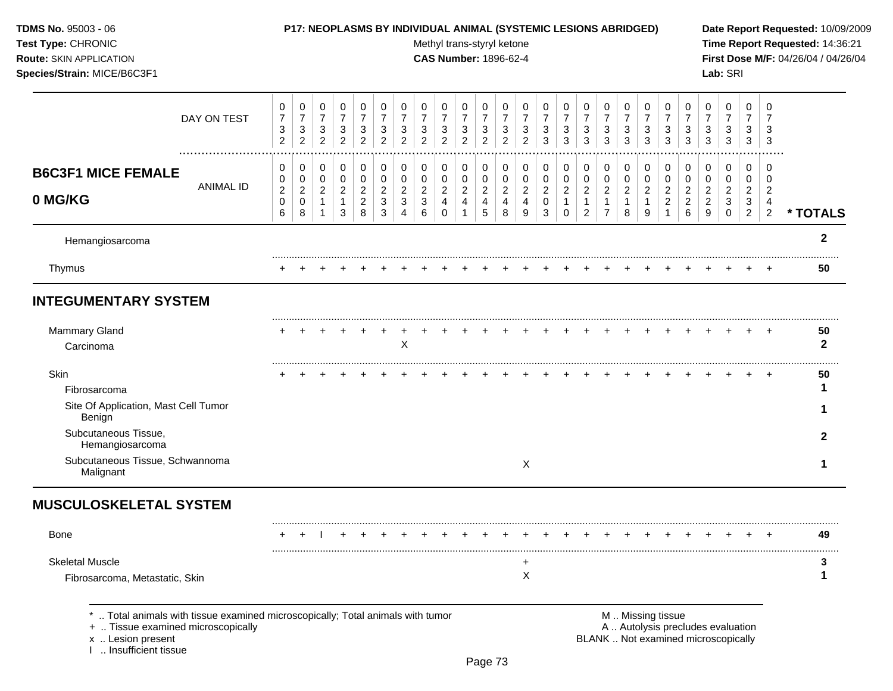**TDMS No.** 95003 - 06
**Test Type:** CHRONIC
**Route:** SKIN APPLICATION
**Species/Strain:** MICE/B6C3F1

**P17: NEOPLASMS BY INDIVIDUAL ANIMAL (SYSTEMIC LESIONS ABRIDGED)**
Methyl trans-styryl ketone
**CAS Number:** 1896-62-4

**Date Report Requested:** 10/09/2009
**Time Report Requested:** 14:36:21
**First Dose M/F:** 04/26/04 / 04/26/04
**Lab:** SRI

## B6C3F1 MICE FEMALE 0 MG/KG

| DAY ON TEST | 0732 | 0732 | 0732 | 0732 | 0732 | 0732 | 0732 | 0732 | 0732 | 0732 | 0732 | 0732 | 0732 | 0733 | 0733 | 0733 | 0733 | 0733 | 0733 | 0733 | 0733 | 0733 | 0733 | 0733 | 0733 | |
|---|---|---|---|---|---|---|---|---|---|---|---|---|---|---|---|---|---|---|---|---|---|---|---|---|---|---|
| ANIMAL ID | 00206 | 00208 | 00211 | 00213 | 00228 | 00233 | 00234 | 00236 | 00240 | 00241 | 00245 | 00248 | 00249 | 00203 | 00210 | 00212 | 00217 | 00218 | 00219 | 00221 | 00226 | 00229 | 00230 | 00232 | 00242 | * TOTALS |
| Hemangiosarcoma | | | | | | | | | | | | | | | | | | | | | | | | | | 2 |
| Thymus | + | + | + | + | + | + | + | + | + | + | + | + | + | + | + | + | + | + | + | + | + | + | + | + | + | 50 |
| **INTEGUMENTARY SYSTEM** | | | | | | | | | | | | | | | | | | | | | | | | | | |
| Mammary Gland | + | + | + | + | + | + | + | + | + | + | + | + | + | + | + | + | + | + | + | + | + | + | + | + | + | 50 |
| Carcinoma | | | | | | | X | | | | | | | | | | | | | | | | | | | 2 |
| Skin | + | + | + | + | + | + | + | + | + | + | + | + | + | + | + | + | + | + | + | + | + | + | + | + | + | 50 |
| Fibrosarcoma | | | | | | | | | | | | | | | | | | | | | | | | | | 1 |
| Site Of Application, Mast Cell Tumor Benign | | | | | | | | | | | | | | | | | | | | | | | | | | 1 |
| Subcutaneous Tissue, Hemangiosarcoma | | | | | | | | | | | | | | | | | | | | | | | | | | 2 |
| Subcutaneous Tissue, Schwannoma Malignant | | | | | | | | | | | | | X | | | | | | | | | | | | | 1 |
| **MUSCULOSKELETAL SYSTEM** | | | | | | | | | | | | | | | | | | | | | | | | | | |
| Bone | + | + | I | + | + | + | + | + | + | + | + | + | + | + | + | + | + | + | + | + | + | + | + | + | + | 49 |
| Skeletal Muscle | | | | | | | | | | | | | + | | | | | | | | | | | | | 3 |
| Fibrosarcoma, Metastatic, Skin | | | | | | | | | | | | | X | | | | | | | | | | | | | 1 |

\* .. Total animals with tissue examined microscopically; Total animals with tumor
\+ .. Tissue examined microscopically
x .. Lesion present
I .. Insufficient tissue

M .. Missing tissue
A .. Autolysis precludes evaluation
BLANK .. Not examined microscopically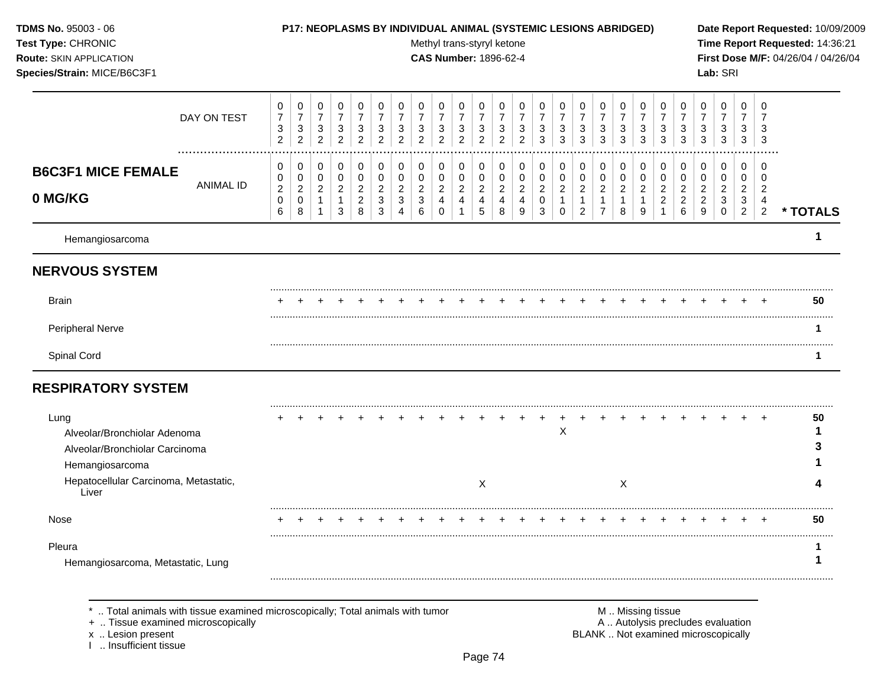**P17: NEOPLASMS BY INDIVIDUAL ANIMAL (SYSTEMIC LESIONS ABRIDGED)**

Methyl trans-styryl ketone
**CAS Number:** 1896-62-4

**TDMS No.** 95003 - 06
**Test Type:** CHRONIC
**Route:** SKIN APPLICATION
**Species/Strain:** MICE/B6C3F1

**Date Report Requested:** 10/09/2009
**Time Report Requested:** 14:36:21
**First Dose M/F:** 04/26/04 / 04/26/04
**Lab:** SRI

**B6C3F1 MICE FEMALE**
**0 MG/KG**

| | | | | | | | | | | | | | | | | | | | | | | | | | |
|---|---|---|---|---|---|---|---|---|---|---|---|---|---|---|---|---|---|---|---|---|---|---|---|---|---|
| DAY ON TEST | 0732 | 0732 | 0732 | 0732 | 0732 | 0732 | 0732 | 0732 | 0732 | 0732 | 0732 | 0732 | 0732 | 0733 | 0733 | 0733 | 0733 | 0733 | 0733 | 0733 | 0733 | 0733 | 0733 | 0733 | 0733 | |
| ANIMAL ID | 00206 | 00208 | 00211 | 00213 | 00228 | 00233 | 00234 | 00236 | 00240 | 00241 | 00245 | 00248 | 00249 | 00203 | 00210 | 00212 | 00217 | 00218 | 00219 | 00221 | 00226 | 00229 | 00230 | 00232 | 00242 | * TOTALS |
| Hemangiosarcoma | | | | | | | | | | | | | | | | | | | | | | | | | | 1 |
| **NERVOUS SYSTEM** | | | | | | | | | | | | | | | | | | | | | | | | | | |
| Brain | + | + | + | + | + | + | + | + | + | + | + | + | + | + | + | + | + | + | + | + | + | + | + | + | + | 50 |
| Peripheral Nerve | | | | | | | | | | | | | | | | | | | | | | | | | | 1 |
| Spinal Cord | | | | | | | | | | | | | | | | | | | | | | | | | | 1 |
| **RESPIRATORY SYSTEM** | | | | | | | | | | | | | | | | | | | | | | | | | | |
| Lung | + | + | + | + | + | + | + | + | + | + | + | + | + | + | + | + | + | + | + | + | + | + | + | + | + | 50 |
| Alveolar/Bronchiolar Adenoma | | | | | | | | | | | | | | | X | | | | | | | | | | | 1 |
| Alveolar/Bronchiolar Carcinoma | | | | | | | | | | | | | | | | | | | | | | | | | | 3 |
| Hemangiosarcoma | | | | | | | | | | | | | | | | | | | | | | | | | | 1 |
| Hepatocellular Carcinoma, Metastatic, Liver | | | | | | | | | | | X | | | | | | | X | | | | | | | | 4 |
| Nose | + | + | + | + | + | + | + | + | + | + | + | + | + | + | + | + | + | + | + | + | + | + | + | + | + | 50 |
| Pleura | | | | | | | | | | | | | | | | | | | | | | | | | | 1 |
| Hemangiosarcoma, Metastatic, Lung | | | | | | | | | | | | | | | | | | | | | | | | | | 1 |

\* .. Total animals with tissue examined microscopically; Total animals with tumor
\+ .. Tissue examined microscopically
x .. Lesion present
I .. Insufficient tissue

M .. Missing tissue
A .. Autolysis precludes evaluation
BLANK .. Not examined microscopically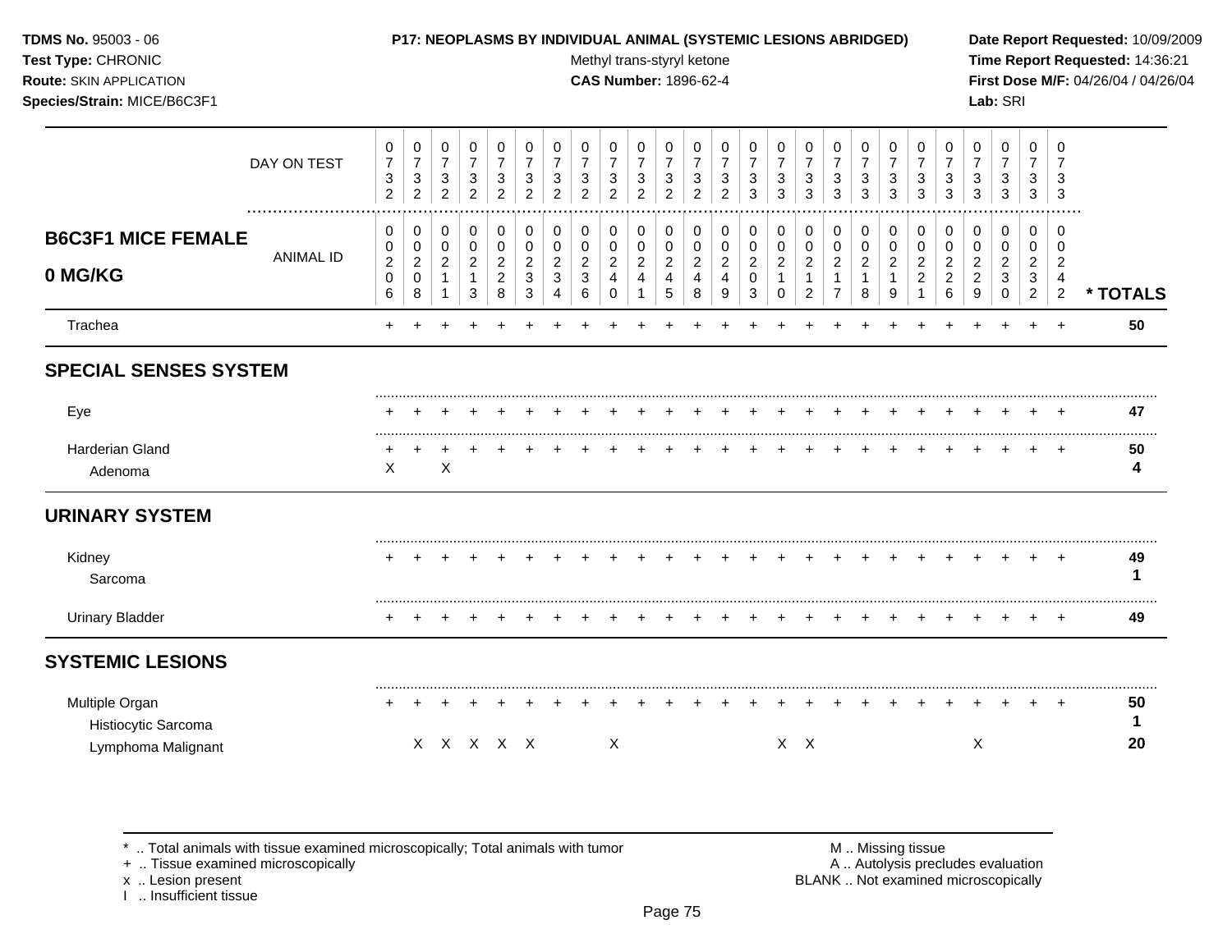**TDMS No.** 95003 - 06
**Test Type:** CHRONIC
**Route:** SKIN APPLICATION
**Species/Strain:** MICE/B6C3F1

**P17: NEOPLASMS BY INDIVIDUAL ANIMAL (SYSTEMIC LESIONS ABRIDGED)**
Methyl trans-styryl ketone
**CAS Number:** 1896-62-4

**Date Report Requested:** 10/09/2009
**Time Report Requested:** 14:36:21
**First Dose M/F:** 04/26/04 / 04/26/04
**Lab:** SRI

## B6C3F1 MICE FEMALE 0 MG/KG

| | 1 | 2 | 3 | 4 | 5 | 6 | 7 | 8 | 9 | 10 | 11 | 12 | 13 | 14 | 15 | 16 | 17 | 18 | 19 | 20 | 21 | 22 | 23 | 24 | 25 | * TOTALS |
|---|---|---|---|---|---|---|---|---|---|---|---|---|---|---|---|---|---|---|---|---|---|---|---|---|---|---|
| DAY ON TEST | 0732 | 0732 | 0732 | 0732 | 0732 | 0732 | 0732 | 0732 | 0732 | 0732 | 0732 | 0732 | 0732 | 0733 | 0733 | 0733 | 0733 | 0733 | 0733 | 0733 | 0733 | 0733 | 0733 | 0733 | 0733 | |
| ANIMAL ID | 00206 | 00208 | 00211 | 00213 | 00228 | 00233 | 00234 | 00236 | 00240 | 00241 | 00245 | 00248 | 00249 | 00203 | 00210 | 00212 | 00217 | 00218 | 00219 | 00221 | 00226 | 00229 | 00230 | 00232 | 00242 | |
| Trachea | + | + | + | + | + | + | + | + | + | + | + | + | + | + | + | + | + | + | + | + | + | + | + | + | + | 50 |
| **SPECIAL SENSES SYSTEM** | | | | | | | | | | | | | | | | | | | | | | | | | | |
| Eye | + | + | + | + | + | + | + | + | + | + | + | + | + | + | + | + | + | + | + | + | + | + | + | + | + | 47 |
| Harderian Gland | + | + | + | + | + | + | + | + | + | + | + | + | + | + | + | + | + | + | + | + | + | + | + | + | + | 50 |
| Adenoma | X | | X | | | | | | | | | | | | | | | | | | | | | | | 4 |
| **URINARY SYSTEM** | | | | | | | | | | | | | | | | | | | | | | | | | | |
| Kidney | + | + | + | + | + | + | + | + | + | + | + | + | + | + | + | + | + | + | + | + | + | + | + | + | + | 49 |
| Sarcoma | | | | | | | | | | | | | | | | | | | | | | | | | | 1 |
| Urinary Bladder | + | + | + | + | + | + | + | + | + | + | + | + | + | + | + | + | + | + | + | + | + | + | + | + | + | 49 |
| **SYSTEMIC LESIONS** | | | | | | | | | | | | | | | | | | | | | | | | | | |
| Multiple Organ | + | + | + | + | + | + | + | + | + | + | + | + | + | + | + | + | + | + | + | + | + | + | + | + | + | 50 |
| Histiocytic Sarcoma | | | | | | | | | | | | | | | | | | | | | | | | | | 1 |
| Lymphoma Malignant | | X | X | X | X | X | | | X | | | | | | X | X | | | | | | X | | | | 20 |

\* .. Total animals with tissue examined microscopically; Total animals with tumor
\+ .. Tissue examined microscopically
x .. Lesion present
I .. Insufficient tissue

M .. Missing tissue
A .. Autolysis precludes evaluation
BLANK .. Not examined microscopically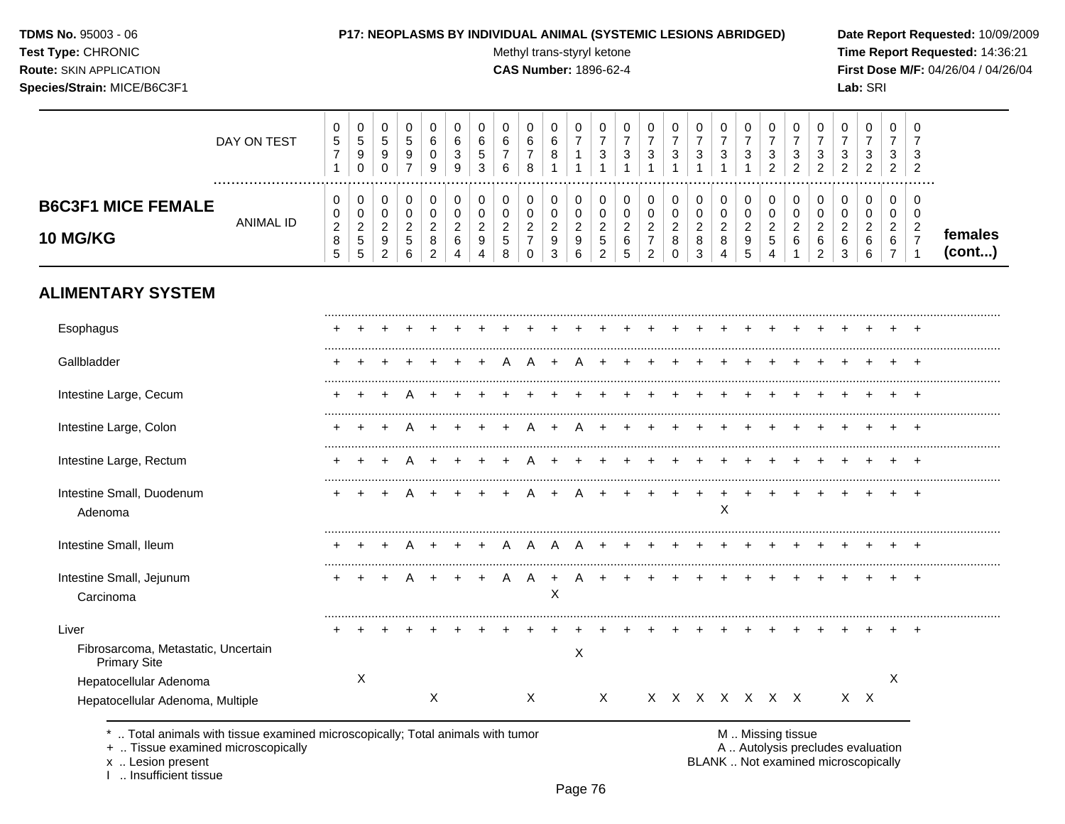**TDMS No.** 95003 - 06
**Test Type:** CHRONIC
**Route:** SKIN APPLICATION
**Species/Strain:** MICE/B6C3F1

**P17: NEOPLASMS BY INDIVIDUAL ANIMAL (SYSTEMIC LESIONS ABRIDGED)**
Methyl trans-styryl ketone
**CAS Number:** 1896-62-4

**Date Report Requested:** 10/09/2009
**Time Report Requested:** 14:36:21
**First Dose M/F:** 04/26/04 / 04/26/04
**Lab:** SRI

## B6C3F1 MICE FEMALE 10 MG/KG

| DAY ON TEST | 0571 | 0590 | 0590 | 0597 | 0609 | 0639 | 0653 | 0676 | 0678 | 0681 | 0711 | 0731 | 0731 | 0731 | 0731 | 0731 | 0731 | 0731 | 0732 | 0732 | 0732 | 0732 | 0732 | 0732 | 0732 | |
|---|---|---|---|---|---|---|---|---|---|---|---|---|---|---|---|---|---|---|---|---|---|---|---|---|---|---|
| ANIMAL ID | 00285 | 00255 | 00292 | 00256 | 00282 | 00264 | 00294 | 00258 | 00270 | 00293 | 00296 | 00252 | 00265 | 00272 | 00280 | 00283 | 00284 | 00295 | 00254 | 00261 | 00262 | 00263 | 00266 | 00267 | 00271 | females (cont...) |
| **ALIMENTARY SYSTEM** | | | | | | | | | | | | | | | | | | | | | | | | | | |
| Esophagus | + | + | + | + | + | + | + | + | + | + | + | + | + | + | + | + | + | + | + | + | + | + | + | + | + | |
| Gallbladder | + | + | + | + | + | + | + | A | A | + | A | + | + | + | + | + | + | + | + | + | + | + | + | + | + | |
| Intestine Large, Cecum | + | + | + | A | + | + | + | + | + | + | + | + | + | + | + | + | + | + | + | + | + | + | + | + | + | |
| Intestine Large, Colon | + | + | + | A | + | + | + | + | A | + | A | + | + | + | + | + | + | + | + | + | + | + | + | + | + | |
| Intestine Large, Rectum | + | + | + | A | + | + | + | + | A | + | + | + | + | + | + | + | + | + | + | + | + | + | + | + | + | |
| Intestine Small, Duodenum | + | + | + | A | + | + | + | + | A | + | A | + | + | + | + | + | + | + | + | + | + | + | + | + | + | |
| Adenoma | | | | | | | | | | | | | | | | | X | | | | | | | | | |
| Intestine Small, Ileum | + | + | + | A | + | + | + | A | A | A | A | + | + | + | + | + | + | + | + | + | + | + | + | + | + | |
| Intestine Small, Jejunum | + | + | + | A | + | + | + | A | A | + | A | + | + | + | + | + | + | + | + | + | + | + | + | + | + | |
| Carcinoma | | | | | | | | | | X | | | | | | | | | | | | | | | | |
| Liver | + | + | + | + | + | + | + | + | + | + | + | + | + | + | + | + | + | + | + | + | + | + | + | + | + | |
| Fibrosarcoma, Metastatic, Uncertain Primary Site | | | | | | | | | | | X | | | | | | | | | | | | | | | |
| Hepatocellular Adenoma | | X | | | | | | | | | | | | | | | | | | | | | | X | | |
| Hepatocellular Adenoma, Multiple | | | | | X | | | | X | | | X | | X | X | X | X | X | X | X | | X | X | | | |

\* .. Total animals with tissue examined microscopically; Total animals with tumor
\+ .. Tissue examined microscopically
x .. Lesion present
I .. Insufficient tissue

M .. Missing tissue
A .. Autolysis precludes evaluation
BLANK .. Not examined microscopically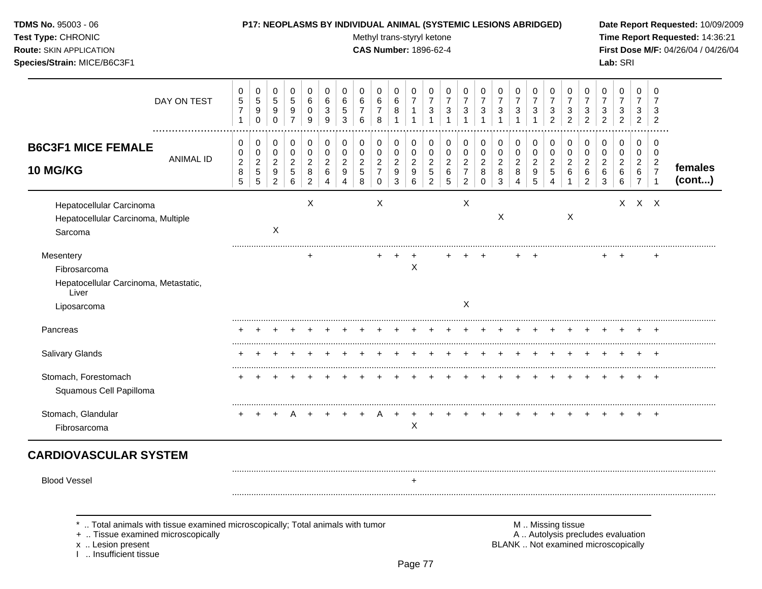**TDMS No.** 95003 - 06
**Test Type:** CHRONIC
**Route:** SKIN APPLICATION
**Species/Strain:** MICE/B6C3F1

**P17: NEOPLASMS BY INDIVIDUAL ANIMAL (SYSTEMIC LESIONS ABRIDGED)**
Methyl trans-styryl ketone
**CAS Number:** 1896-62-4

**Date Report Requested:** 10/09/2009
**Time Report Requested:** 14:36:21
**First Dose M/F:** 04/26/04 / 04/26/04
**Lab:** SRI

| DAY ON TEST | 0571 | 0590 | 0590 | 0597 | 0609 | 0639 | 0653 | 0676 | 0678 | 0681 | 0711 | 0731 | 0731 | 0731 | 0731 | 0731 | 0731 | 0731 | 0732 | 0732 | 0732 | 0732 | 0732 | 0732 | 0732 | |
|---|---|---|---|---|---|---|---|---|---|---|---|---|---|---|---|---|---|---|---|---|---|---|---|---|---|---|
| **B6C3F1 MICE FEMALE 10 MG/KG** — ANIMAL ID | 0285 | 0255 | 0292 | 0256 | 0282 | 0264 | 0294 | 0258 | 0270 | 0293 | 0296 | 0252 | 0265 | 0272 | 0280 | 0283 | 0284 | 0295 | 0254 | 0261 | 0262 | 0263 | 0266 | 0267 | 0271 | **females (cont...)** |
| Hepatocellular Carcinoma | | | | | X | | | | X | | | | | X | | | | | | | | | X | X | X | |
| Hepatocellular Carcinoma, Multiple | | | | | | | | | | | | | | | | X | | | | X | | | | | | |
| Sarcoma | | | X | | | | | | | | | | | | | | | | | | | | | | | |
| Mesentery | | | | | + | | | | + | + | + | | + | + | + | | + | + | | | | + | + | | + | |
| Fibrosarcoma | | | | | | | | | | | X | | | | | | | | | | | | | | | |
| Hepatocellular Carcinoma, Metastatic, Liver | | | | | | | | | | | | | | | | | | | | | | | | | | |
| Liposarcoma | | | | | | | | | | | | | | X | | | | | | | | | | | | |
| Pancreas | + | + | + | + | + | + | + | + | + | + | + | + | + | + | + | + | + | + | + | + | + | + | + | + | + | |
| Salivary Glands | + | + | + | + | + | + | + | + | + | + | + | + | + | + | + | + | + | + | + | + | + | + | + | + | + | |
| Stomach, Forestomach | + | + | + | + | + | + | + | + | + | + | + | + | + | + | + | + | + | + | + | + | + | + | + | + | + | |
| Squamous Cell Papilloma | | | | | | | | | | | | | | | | | | | | | | | | | | |
| Stomach, Glandular | + | + | + | A | + | + | + | + | A | + | + | + | + | + | + | + | + | + | + | + | + | + | + | + | + | |
| Fibrosarcoma | | | | | | | | | | | X | | | | | | | | | | | | | | | |

## CARDIOVASCULAR SYSTEM

| | | | | | | | | | | | | | | | | | | | | | | | | | | |
|---|---|---|---|---|---|---|---|---|---|---|---|---|---|---|---|---|---|---|---|---|---|---|---|---|---|---|
| Blood Vessel | | | | | | | | | | | + | | | | | | | | | | | | | | | |

\* .. Total animals with tissue examined microscopically; Total animals with tumor
\+ .. Tissue examined microscopically
x .. Lesion present
I .. Insufficient tissue

M .. Missing tissue
A .. Autolysis precludes evaluation
BLANK .. Not examined microscopically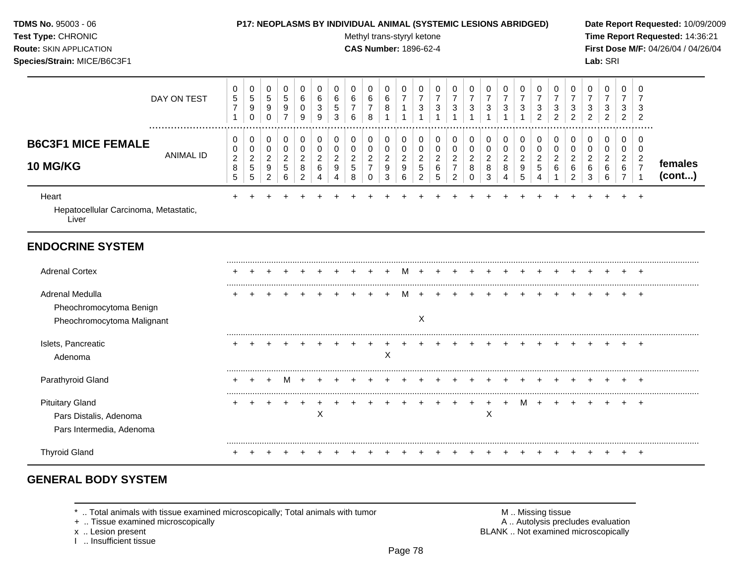**TDMS No.** 95003 - 06
**Test Type:** CHRONIC
**Route:** SKIN APPLICATION
**Species/Strain:** MICE/B6C3F1

**P17: NEOPLASMS BY INDIVIDUAL ANIMAL (SYSTEMIC LESIONS ABRIDGED)**
Methyl trans-styryl ketone
**CAS Number:** 1896-62-4

**Date Report Requested:** 10/09/2009
**Time Report Requested:** 14:36:21
**First Dose M/F:** 04/26/04 / 04/26/04
**Lab:** SRI

| DAY ON TEST | 0571 | 0590 | 0590 | 0597 | 0609 | 0639 | 0653 | 0676 | 0678 | 0681 | 0711 | 0731 | 0731 | 0731 | 0731 | 0731 | 0731 | 0731 | 0732 | 0732 | 0732 | 0732 | 0732 | 0732 | 0732 | |
|---|---|---|---|---|---|---|---|---|---|---|---|---|---|---|---|---|---|---|---|---|---|---|---|---|---|---|
| **B6C3F1 MICE FEMALE 10 MG/KG** ANIMAL ID | 00285 | 00255 | 00292 | 00256 | 00282 | 00264 | 00294 | 00258 | 00270 | 00293 | 00296 | 00252 | 00265 | 00272 | 00280 | 00283 | 00284 | 00295 | 00254 | 00261 | 00262 | 00263 | 00266 | 00267 | 00271 | **females (cont...)** |
| Heart | + | + | + | + | + | + | + | + | + | + | + | + | + | + | + | + | + | + | + | + | + | + | + | + | + | |
| Hepatocellular Carcinoma, Metastatic, Liver | | | | | | | | | | | | | | | | | | | | | | | | | | |
| **ENDOCRINE SYSTEM** | | | | | | | | | | | | | | | | | | | | | | | | | | |
| Adrenal Cortex | + | + | + | + | + | + | + | + | + | + | M | + | + | + | + | + | + | + | + | + | + | + | + | + | + | |
| Adrenal Medulla | + | + | + | + | + | + | + | + | + | + | M | + | + | + | + | + | + | + | + | + | + | + | + | + | + | |
| Pheochromocytoma Benign | | | | | | | | | | | | | | | | | | | | | | | | | | |
| Pheochromocytoma Malignant | | | | | | | | | | | | X | | | | | | | | | | | | | | |
| Islets, Pancreatic | + | + | + | + | + | + | + | + | + | + | + | + | + | + | + | + | + | + | + | + | + | + | + | + | + | |
| Adenoma | | | | | | | | | | X | | | | | | | | | | | | | | | | |
| Parathyroid Gland | + | + | + | M | + | + | + | + | + | + | + | + | + | + | + | + | + | + | + | + | + | + | + | + | + | |
| Pituitary Gland | + | + | + | + | + | + | + | + | + | + | + | + | + | + | + | + | + | M | + | + | + | + | + | + | + | |
| Pars Distalis, Adenoma | | | | | | X | | | | | | | | | | X | | | | | | | | | | |
| Pars Intermedia, Adenoma | | | | | | | | | | | | | | | | | | | | | | | | | | |
| Thyroid Gland | + | + | + | + | + | + | + | + | + | + | + | + | + | + | + | + | + | + | + | + | + | + | + | + | + | |

## GENERAL BODY SYSTEM

\* .. Total animals with tissue examined microscopically; Total animals with tumor
\+ .. Tissue examined microscopically
x .. Lesion present
I .. Insufficient tissue

M .. Missing tissue
A .. Autolysis precludes evaluation
BLANK .. Not examined microscopically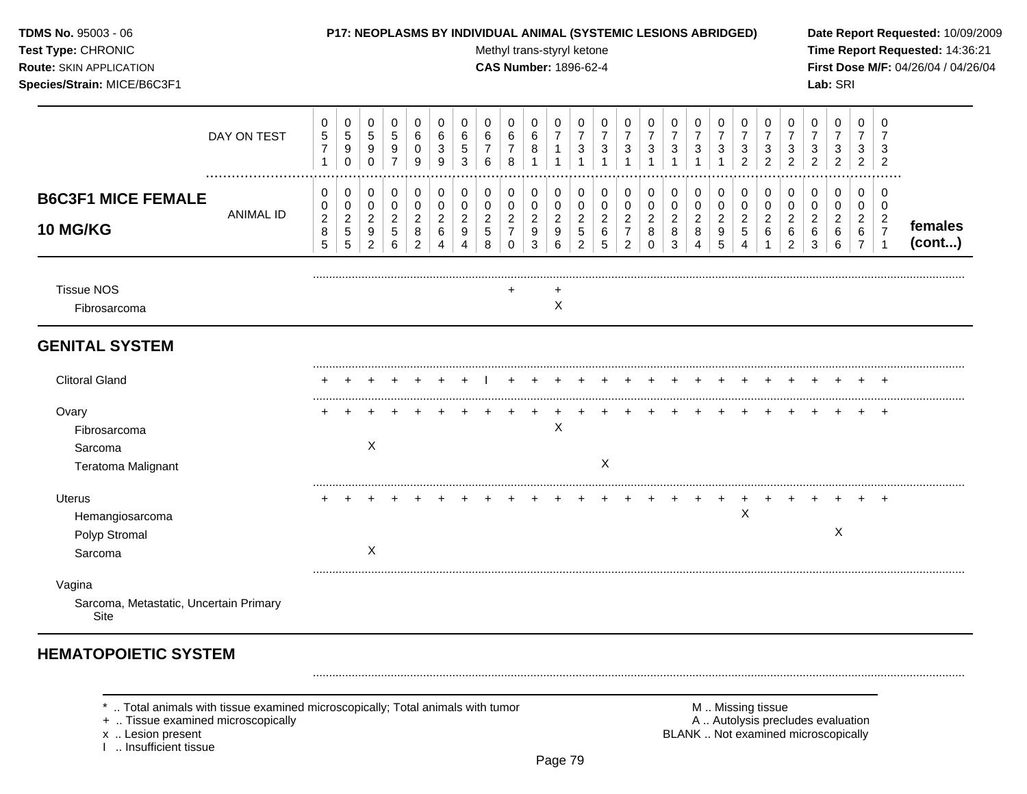**TDMS No.** 95003 - 06
**Test Type:** CHRONIC
**Route:** SKIN APPLICATION
**Species/Strain:** MICE/B6C3F1

**P17: NEOPLASMS BY INDIVIDUAL ANIMAL (SYSTEMIC LESIONS ABRIDGED)**
Methyl trans-styryl ketone
**CAS Number:** 1896-62-4

**Date Report Requested:** 10/09/2009
**Time Report Requested:** 14:36:21
**First Dose M/F:** 04/26/04 / 04/26/04
**Lab:** SRI

**B6C3F1 MICE FEMALE 10 MG/KG** — females (cont...)

| DAY ON TEST | 0571 | 0590 | 0590 | 0597 | 0609 | 0639 | 0653 | 0676 | 0678 | 0681 | 0711 | 0731 | 0731 | 0731 | 0731 | 0731 | 0731 | 0731 | 0732 | 0732 | 0732 | 0732 | 0732 | 0732 | 0732 |
|---|---|---|---|---|---|---|---|---|---|---|---|---|---|---|---|---|---|---|---|---|---|---|---|---|---|
| **ANIMAL ID** | 00285 | 00255 | 00292 | 00256 | 00282 | 00264 | 00294 | 00258 | 00270 | 00293 | 00296 | 00252 | 00265 | 00272 | 00280 | 00283 | 00284 | 00295 | 00254 | 00261 | 00262 | 00263 | 00266 | 00267 | 00271 |
| Tissue NOS | | | | | | | | | + | | + | | | | | | | | | | | | | | |
| Fibrosarcoma | | | | | | | | | | | X | | | | | | | | | | | | | | |
| **GENITAL SYSTEM** | | | | | | | | | | | | | | | | | | | | | | | | | |
| Clitoral Gland | + | + | + | + | + | + | + | I | + | + | + | + | + | + | + | + | + | + | + | + | + | + | + | + | + |
| Ovary | + | + | + | + | + | + | + | + | + | + | + | + | + | + | + | + | + | + | + | + | + | + | + | + | + |
| Fibrosarcoma | | | | | | | | | | | X | | | | | | | | | | | | | | |
| Sarcoma | | | X | | | | | | | | | | | | | | | | | | | | | | |
| Teratoma Malignant | | | | | | | | | | | | | X | | | | | | | | | | | | |
| Uterus | + | + | + | + | + | + | + | + | + | + | + | + | + | + | + | + | + | + | + | + | + | + | + | + | + |
| Hemangiosarcoma | | | | | | | | | | | | | | | | | | | X | | | | | | |
| Polyp Stromal | | | | | | | | | | | | | | | | | | | | | | | X | | |
| Sarcoma | | | X | | | | | | | | | | | | | | | | | | | | | | |
| Vagina | | | | | | | | | | | | | | | | | | | | | | | | | |
| Sarcoma, Metastatic, Uncertain Primary Site | | | | | | | | | | | | | | | | | | | | | | | | | |
| **HEMATOPOIETIC SYSTEM** | | | | | | | | | | | | | | | | | | | | | | | | | |

\* .. Total animals with tissue examined microscopically; Total animals with tumor
\+ .. Tissue examined microscopically
x .. Lesion present
I .. Insufficient tissue

M .. Missing tissue
A .. Autolysis precludes evaluation
BLANK .. Not examined microscopically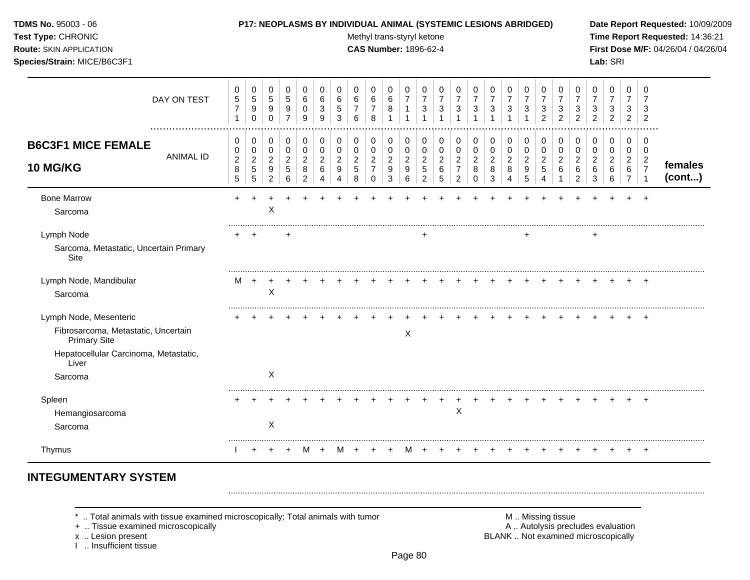**TDMS No.** 95003 - 06
**Test Type:** CHRONIC
**Route:** SKIN APPLICATION
**Species/Strain:** MICE/B6C3F1

**P17: NEOPLASMS BY INDIVIDUAL ANIMAL (SYSTEMIC LESIONS ABRIDGED)**
Methyl trans-styryl ketone
**CAS Number:** 1896-62-4

**Date Report Requested:** 10/09/2009
**Time Report Requested:** 14:36:21
**First Dose M/F:** 04/26/04 / 04/26/04
**Lab:** SRI

| DAY ON TEST | 0571 | 0590 | 0590 | 0597 | 0609 | 0639 | 0653 | 0676 | 0678 | 0681 | 0711 | 0731 | 0731 | 0731 | 0731 | 0731 | 0731 | 0731 | 0732 | 0732 | 0732 | 0732 | 0732 | 0732 | 0732 | |
|---|---|---|---|---|---|---|---|---|---|---|---|---|---|---|---|---|---|---|---|---|---|---|---|---|---|---|
| **B6C3F1 MICE FEMALE 10 MG/KG** ANIMAL ID | 00285 | 00255 | 00292 | 00256 | 00282 | 00264 | 00294 | 00258 | 00270 | 00293 | 00296 | 00252 | 00265 | 00272 | 00280 | 00283 | 00284 | 00295 | 00254 | 00261 | 00262 | 00263 | 00266 | 00267 | 00271 | **females (cont...)** |
| Bone Marrow | + | + | + | + | + | + | + | + | + | + | + | + | + | + | + | + | + | + | + | + | + | + | + | + | + | |
| Sarcoma | | | X | | | | | | | | | | | | | | | | | | | | | | | |
| Lymph Node | + | + | | + | | | | | | | | + | | | | | | + | | | | + | | | | |
| Sarcoma, Metastatic, Uncertain Primary Site | | | | | | | | | | | | | | | | | | | | | | | | | | |
| Lymph Node, Mandibular | M | + | + | + | + | + | + | + | + | + | + | + | + | + | + | + | + | + | + | + | + | + | + | + | + | |
| Sarcoma | | | X | | | | | | | | | | | | | | | | | | | | | | | |
| Lymph Node, Mesenteric | + | + | + | + | + | + | + | + | + | + | + | + | + | + | + | + | + | + | + | + | + | + | + | + | + | |
| Fibrosarcoma, Metastatic, Uncertain Primary Site | | | | | | | | | | | X | | | | | | | | | | | | | | | |
| Hepatocellular Carcinoma, Metastatic, Liver | | | | | | | | | | | | | | | | | | | | | | | | | | |
| Sarcoma | | | X | | | | | | | | | | | | | | | | | | | | | | | |
| Spleen | + | + | + | + | + | + | + | + | + | + | + | + | + | + | + | + | + | + | + | + | + | + | + | + | + | |
| Hemangiosarcoma | | | | | | | | | | | | | | X | | | | | | | | | | | | |
| Sarcoma | | | X | | | | | | | | | | | | | | | | | | | | | | | |
| Thymus | I | + | + | + | M | + | M | + | + | + | M | + | + | + | + | + | + | + | + | + | + | + | + | + | + | |

## INTEGUMENTARY SYSTEM

\* .. Total animals with tissue examined microscopically; Total animals with tumor
\+ .. Tissue examined microscopically
x .. Lesion present
I .. Insufficient tissue

M .. Missing tissue
A .. Autolysis precludes evaluation
BLANK .. Not examined microscopically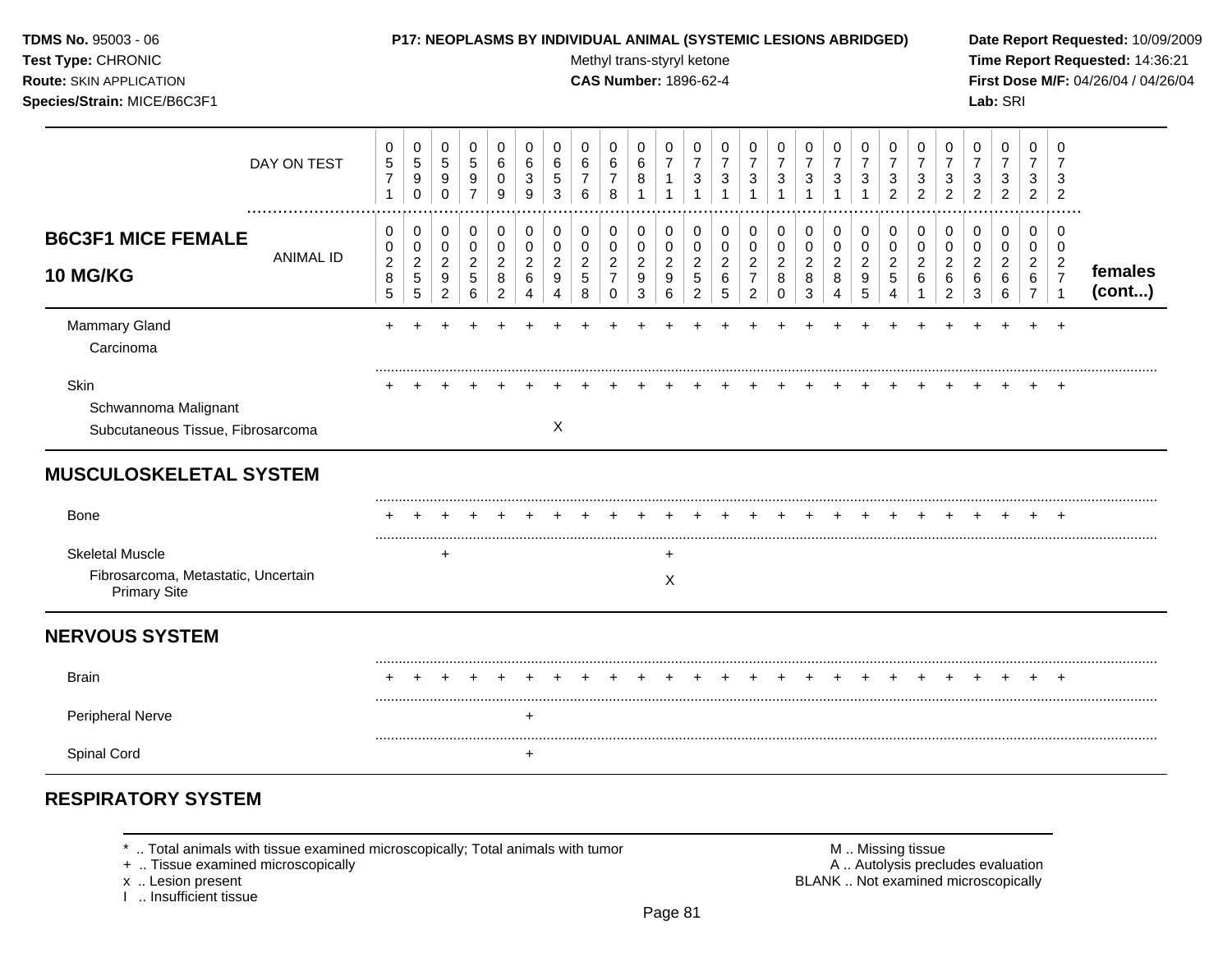**TDMS No.** 95003 - 06
**Test Type:** CHRONIC
**Route:** SKIN APPLICATION
**Species/Strain:** MICE/B6C3F1

**P17: NEOPLASMS BY INDIVIDUAL ANIMAL (SYSTEMIC LESIONS ABRIDGED)**
Methyl trans-styryl ketone
**CAS Number:** 1896-62-4

**Date Report Requested:** 10/09/2009
**Time Report Requested:** 14:36:21
**First Dose M/F:** 04/26/04 / 04/26/04
**Lab:** SRI

| DAY ON TEST | 0571 | 0590 | 0590 | 0597 | 0609 | 0639 | 0653 | 0676 | 0678 | 0681 | 0711 | 0731 | 0731 | 0731 | 0731 | 0731 | 0731 | 0731 | 0732 | 0732 | 0732 | 0732 | 0732 | 0732 | 0732 | |
|---|---|---|---|---|---|---|---|---|---|---|---|---|---|---|---|---|---|---|---|---|---|---|---|---|---|---|
| **B6C3F1 MICE FEMALE 10 MG/KG** — ANIMAL ID | 00285 | 00255 | 00292 | 00256 | 00282 | 00264 | 00294 | 00258 | 00270 | 00293 | 00296 | 00252 | 00265 | 00272 | 00280 | 00283 | 00284 | 00295 | 00254 | 00261 | 00262 | 00263 | 00266 | 00267 | 00271 | **females (cont...)** |
| Mammary Gland | + | + | + | + | + | + | + | + | + | + | + | + | + | + | + | + | + | + | + | + | + | + | + | + | + | |
| Carcinoma | | | | | | | | | | | | | | | | | | | | | | | | | | |
| Skin | + | + | + | + | + | + | + | + | + | + | + | + | + | + | + | + | + | + | + | + | + | + | + | + | + | |
| Schwannoma Malignant | | | | | | | | | | | | | | | | | | | | | | | | | | |
| Subcutaneous Tissue, Fibrosarcoma | | | | | | | X | | | | | | | | | | | | | | | | | | | |
| **MUSCULOSKELETAL SYSTEM** | | | | | | | | | | | | | | | | | | | | | | | | | | |
| Bone | + | + | + | + | + | + | + | + | + | + | + | + | + | + | + | + | + | + | + | + | + | + | + | + | + | |
| Skeletal Muscle | | | + | | | | | | | | + | | | | | | | | | | | | | | | |
| Fibrosarcoma, Metastatic, Uncertain Primary Site | | | | | | | | | | | X | | | | | | | | | | | | | | | |
| **NERVOUS SYSTEM** | | | | | | | | | | | | | | | | | | | | | | | | | | |
| Brain | + | + | + | + | + | + | + | + | + | + | + | + | + | + | + | + | + | + | + | + | + | + | + | + | + | |
| Peripheral Nerve | | | | | | + | | | | | | | | | | | | | | | | | | | | |
| Spinal Cord | | | | | | + | | | | | | | | | | | | | | | | | | | | |

## RESPIRATORY SYSTEM

\* .. Total animals with tissue examined microscopically; Total animals with tumor
\+ .. Tissue examined microscopically
x .. Lesion present
I .. Insufficient tissue

M .. Missing tissue
A .. Autolysis precludes evaluation
BLANK .. Not examined microscopically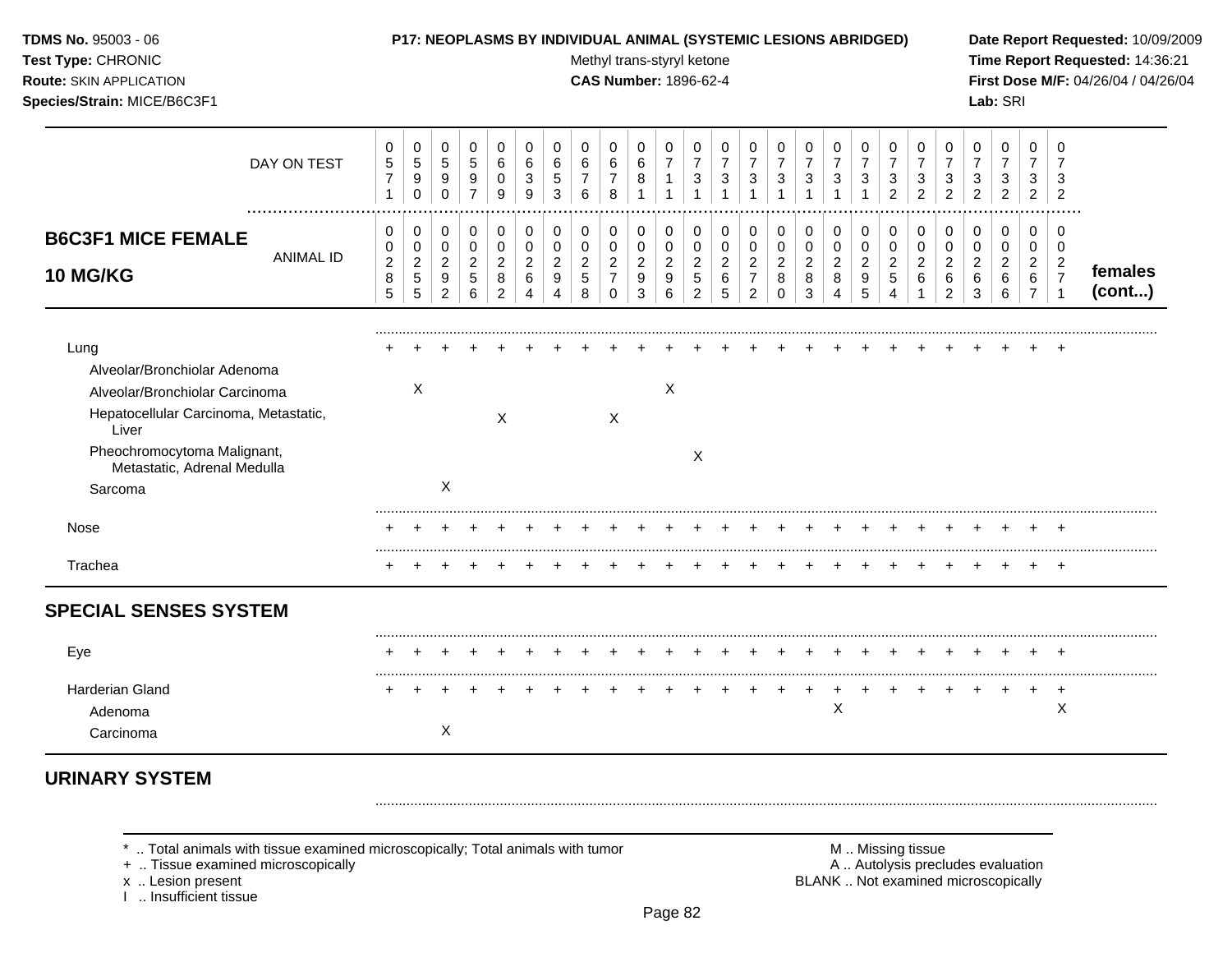**TDMS No.** 95003 - 06
**Test Type:** CHRONIC
**Route:** SKIN APPLICATION
**Species/Strain:** MICE/B6C3F1

**P17: NEOPLASMS BY INDIVIDUAL ANIMAL (SYSTEMIC LESIONS ABRIDGED)**
Methyl trans-styryl ketone
**CAS Number:** 1896-62-4

**Date Report Requested:** 10/09/2009
**Time Report Requested:** 14:36:21
**First Dose M/F:** 04/26/04 / 04/26/04
**Lab:** SRI

## B6C3F1 MICE FEMALE 10 MG/KG — females (cont...)

| DAY ON TEST | 0571 | 0590 | 0590 | 0597 | 0609 | 0639 | 0653 | 0676 | 0678 | 0681 | 0711 | 0731 | 0731 | 0731 | 0731 | 0731 | 0731 | 0731 | 0732 | 0732 | 0732 | 0732 | 0732 | 0732 | 0732 |
|---|---|---|---|---|---|---|---|---|---|---|---|---|---|---|---|---|---|---|---|---|---|---|---|---|---|
| **ANIMAL ID** | 00285 | 00255 | 00292 | 00256 | 00282 | 00264 | 00294 | 00258 | 00270 | 00293 | 00296 | 00252 | 00265 | 00272 | 00280 | 00283 | 00284 | 00295 | 00254 | 00261 | 00262 | 00263 | 00266 | 00267 | 00271 |
| Lung | + | + | + | + | + | + | + | + | + | + | + | + | + | + | + | + | + | + | + | + | + | + | + | + | + |
| Alveolar/Bronchiolar Adenoma | | | | | | | | | | | | | | | | | | | | | | | | | |
| Alveolar/Bronchiolar Carcinoma | | X | | | | | | | | | X | | | | | | | | | | | | | | |
| Hepatocellular Carcinoma, Metastatic, Liver | | | | | X | | | | X | | | | | | | | | | | | | | | | |
| Pheochromocytoma Malignant, Metastatic, Adrenal Medulla | | | | | | | | | | | | X | | | | | | | | | | | | | |
| Sarcoma | | | X | | | | | | | | | | | | | | | | | | | | | | |
| Nose | + | + | + | + | + | + | + | + | + | + | + | + | + | + | + | + | + | + | + | + | + | + | + | + | + |
| Trachea | + | + | + | + | + | + | + | + | + | + | + | + | + | + | + | + | + | + | + | + | + | + | + | + | + |
| **SPECIAL SENSES SYSTEM** | | | | | | | | | | | | | | | | | | | | | | | | | |
| Eye | + | + | + | + | + | + | + | + | + | + | + | + | + | + | + | + | + | + | + | + | + | + | + | + | + |
| Harderian Gland | + | + | + | + | + | + | + | + | + | + | + | + | + | + | + | + | + | + | + | + | + | + | + | + | + |
| Adenoma | | | | | | | | | | | | | | | | | X | | | | | | | | X |
| Carcinoma | | | X | | | | | | | | | | | | | | | | | | | | | | |
| **URINARY SYSTEM** | | | | | | | | | | | | | | | | | | | | | | | | | |

\* .. Total animals with tissue examined microscopically; Total animals with tumor
\+ .. Tissue examined microscopically
x .. Lesion present
I .. Insufficient tissue

M .. Missing tissue
A .. Autolysis precludes evaluation
BLANK .. Not examined microscopically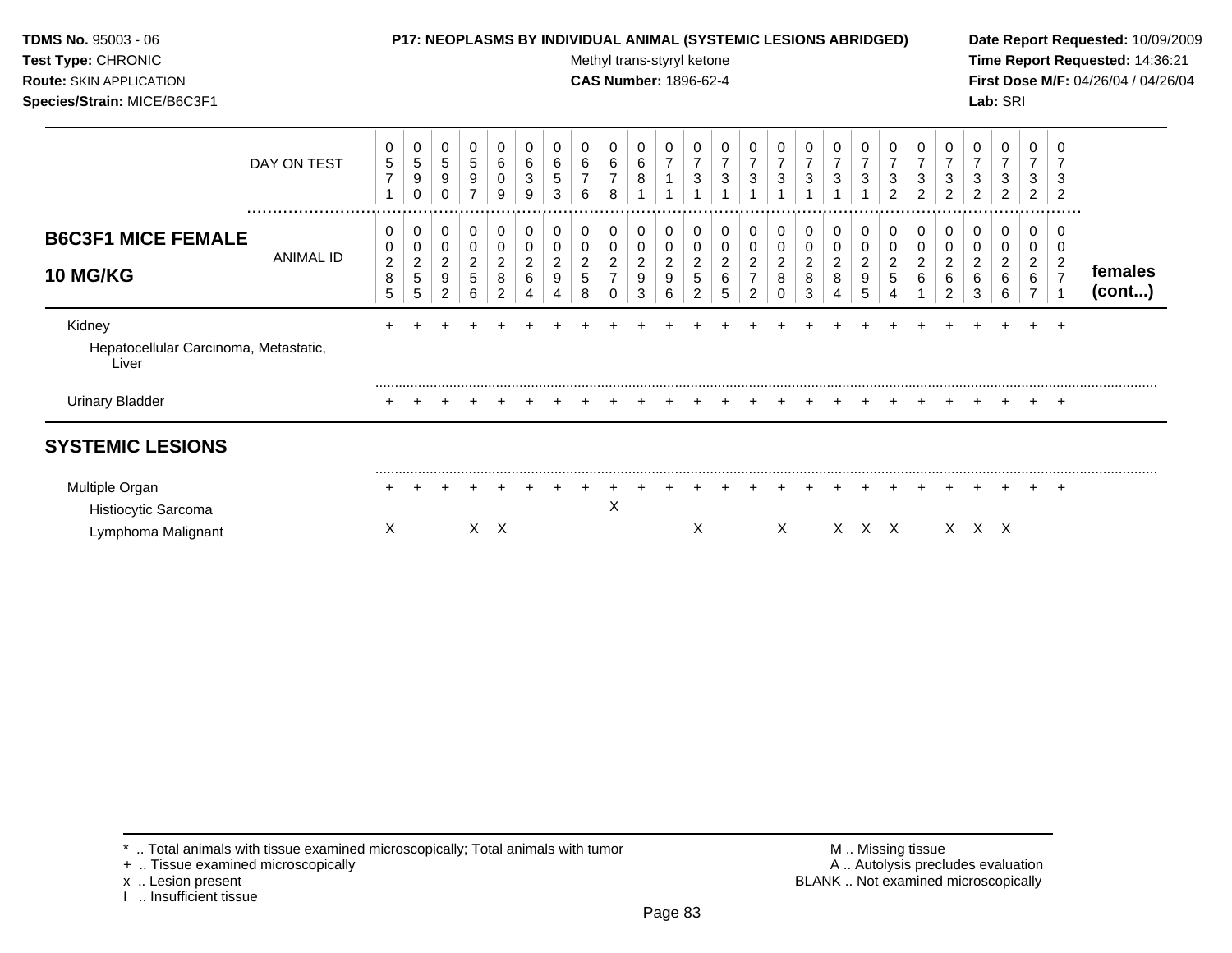**TDMS No.** 95003 - 06
**Test Type:** CHRONIC
**Route:** SKIN APPLICATION
**Species/Strain:** MICE/B6C3F1

**P17: NEOPLASMS BY INDIVIDUAL ANIMAL (SYSTEMIC LESIONS ABRIDGED)**
Methyl trans-styryl ketone
**CAS Number:** 1896-62-4

**Date Report Requested:** 10/09/2009
**Time Report Requested:** 14:36:21
**First Dose M/F:** 04/26/04 / 04/26/04
**Lab:** SRI

## B6C3F1 MICE FEMALE 10 MG/KG

| DAY ON TEST | 0571 | 0590 | 0590 | 0597 | 0609 | 0639 | 0653 | 0676 | 0678 | 0681 | 0711 | 0731 | 0731 | 0731 | 0731 | 0731 | 0731 | 0731 | 0732 | 0732 | 0732 | 0732 | 0732 | 0732 | 0732 | |
|---|---|---|---|---|---|---|---|---|---|---|---|---|---|---|---|---|---|---|---|---|---|---|---|---|---|---|
| **ANIMAL ID** | 00285 | 00255 | 00292 | 00256 | 00282 | 00264 | 00294 | 00258 | 00270 | 00293 | 00296 | 00252 | 00265 | 00272 | 00280 | 00283 | 00284 | 00295 | 00254 | 00261 | 00262 | 00263 | 00266 | 00267 | 00271 | **females (cont...)** |
| Kidney | + | + | + | + | + | + | + | + | + | + | + | + | + | + | + | + | + | + | + | + | + | + | + | + | + | |
| Hepatocellular Carcinoma, Metastatic, Liver | | | | | | | | | | | | | | | | | | | | | | | | | | |
| Urinary Bladder | + | + | + | + | + | + | + | + | + | + | + | + | + | + | + | + | + | + | + | + | + | + | + | + | + | |

## SYSTEMIC LESIONS

| | 00285 | 00255 | 00292 | 00256 | 00282 | 00264 | 00294 | 00258 | 00270 | 00293 | 00296 | 00252 | 00265 | 00272 | 00280 | 00283 | 00284 | 00295 | 00254 | 00261 | 00262 | 00263 | 00266 | 00267 | 00271 |
|---|---|---|---|---|---|---|---|---|---|---|---|---|---|---|---|---|---|---|---|---|---|---|---|---|---|
| Multiple Organ | + | + | + | + | + | + | + | + | + | + | + | + | + | + | + | + | + | + | + | + | + | + | + | + | + |
| Histiocytic Sarcoma | | | | | | | | | X | | | | | | | | | | | | | | | | |
| Lymphoma Malignant | X | | | X | X | | | | | | | X | | | X | | X | X | X | | X | X | X | | |

\* .. Total animals with tissue examined microscopically; Total animals with tumor
\+ .. Tissue examined microscopically
x .. Lesion present
I .. Insufficient tissue

M .. Missing tissue
A .. Autolysis precludes evaluation
BLANK .. Not examined microscopically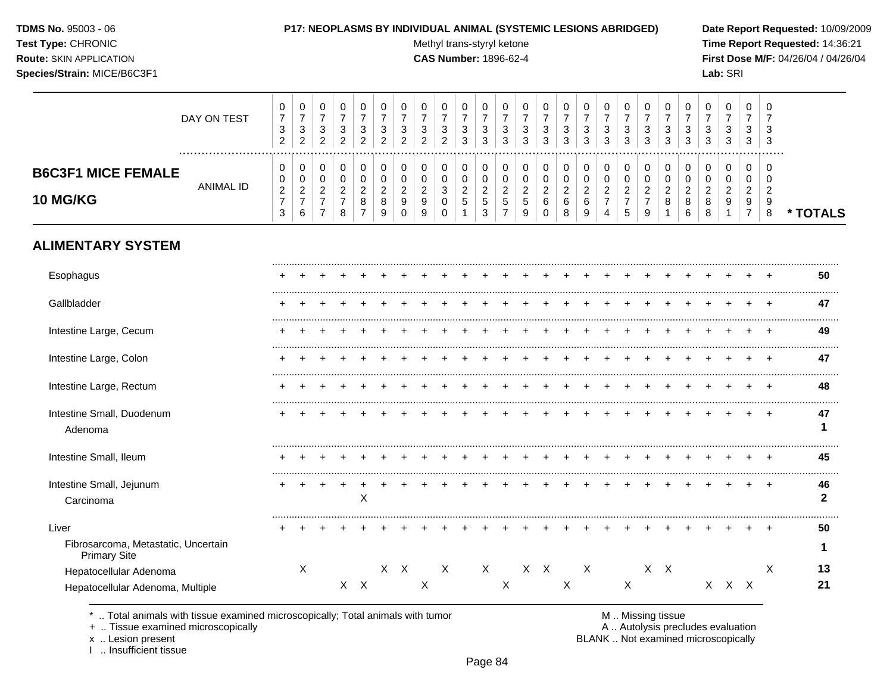**TDMS No.** 95003 - 06
**Test Type:** CHRONIC
**Route:** SKIN APPLICATION
**Species/Strain:** MICE/B6C3F1

**P17: NEOPLASMS BY INDIVIDUAL ANIMAL (SYSTEMIC LESIONS ABRIDGED)**
Methyl trans-styryl ketone
**CAS Number:** 1896-62-4

**Date Report Requested:** 10/09/2009
**Time Report Requested:** 14:36:21
**First Dose M/F:** 04/26/04 / 04/26/04
**Lab:** SRI

## B6C3F1 MICE FEMALE 10 MG/KG

| | | | | | | | | | | | | | | | | | | | | | | | | | | |
|---|---|---|---|---|---|---|---|---|---|---|---|---|---|---|---|---|---|---|---|---|---|---|---|---|---|---|
| **DAY ON TEST** | 0732 | 0732 | 0732 | 0732 | 0732 | 0732 | 0732 | 0732 | 0732 | 0733 | 0733 | 0733 | 0733 | 0733 | 0733 | 0733 | 0733 | 0733 | 0733 | 0733 | 0733 | 0733 | 0733 | 0733 | 0733 | |
| **ANIMAL ID** | 0273 | 0276 | 0277 | 0278 | 0287 | 0289 | 0290 | 0299 | 0300 | 0251 | 0253 | 0257 | 0259 | 0260 | 0268 | 0269 | 0274 | 0275 | 0279 | 0281 | 0286 | 0288 | 0291 | 0297 | 0298 | *** TOTALS** |
| **ALIMENTARY SYSTEM** | | | | | | | | | | | | | | | | | | | | | | | | | | |
| Esophagus | + | + | + | + | + | + | + | + | + | + | + | + | + | + | + | + | + | + | + | + | + | + | + | + | + | **50** |
| Gallbladder | + | + | + | + | + | + | + | + | + | + | + | + | + | + | + | + | + | + | + | + | + | + | + | + | + | **47** |
| Intestine Large, Cecum | + | + | + | + | + | + | + | + | + | + | + | + | + | + | + | + | + | + | + | + | + | + | + | + | + | **49** |
| Intestine Large, Colon | + | + | + | + | + | + | + | + | + | + | + | + | + | + | + | + | + | + | + | + | + | + | + | + | + | **47** |
| Intestine Large, Rectum | + | + | + | + | + | + | + | + | + | + | + | + | + | + | + | + | + | + | + | + | + | + | + | + | + | **48** |
| Intestine Small, Duodenum | + | + | + | + | + | + | + | + | + | + | + | + | + | + | + | + | + | + | + | + | + | + | + | + | + | **47** |
| Adenoma | | | | | | | | | | | | | | | | | | | | | | | | | | **1** |
| Intestine Small, Ileum | + | + | + | + | + | + | + | + | + | + | + | + | + | + | + | + | + | + | + | + | + | + | + | + | + | **45** |
| Intestine Small, Jejunum | + | + | + | + | + | + | + | + | + | + | + | + | + | + | + | + | + | + | + | + | + | + | + | + | + | **46** |
| Carcinoma | | | | | X | | | | | | | | | | | | | | | | | | | | | **2** |
| Liver | + | + | + | + | + | + | + | + | + | + | + | + | + | + | + | + | + | + | + | + | + | + | + | + | + | **50** |
| Fibrosarcoma, Metastatic, Uncertain Primary Site | | | | | | | | | | | | | | | | | | | | | | | | | | **1** |
| Hepatocellular Adenoma | | X | | | | X | X | | X | | X | | X | X | | X | | | X | X | | | | | X | **13** |
| Hepatocellular Adenoma, Multiple | | | | X | X | | | X | | | | X | | | X | | | X | | | | X | X | X | | **21** |

\* .. Total animals with tissue examined microscopically; Total animals with tumor
\+ .. Tissue examined microscopically
x .. Lesion present
I .. Insufficient tissue

M .. Missing tissue
A .. Autolysis precludes evaluation
BLANK .. Not examined microscopically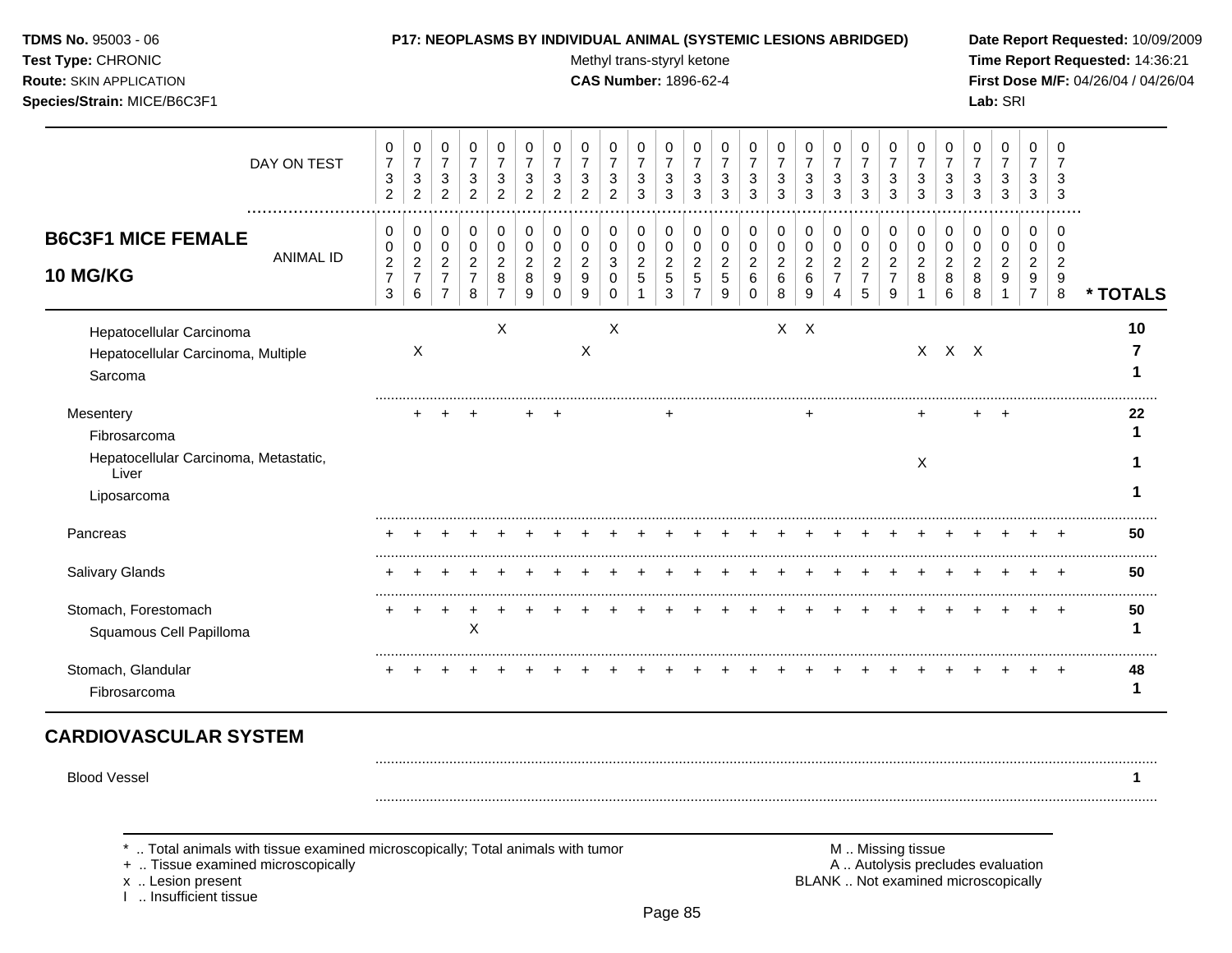**TDMS No.** 95003 - 06
**Test Type:** CHRONIC
**Route:** SKIN APPLICATION
**Species/Strain:** MICE/B6C3F1

**P17: NEOPLASMS BY INDIVIDUAL ANIMAL (SYSTEMIC LESIONS ABRIDGED)**
Methyl trans-styryl ketone
**CAS Number:** 1896-62-4

**Date Report Requested:** 10/09/2009
**Time Report Requested:** 14:36:21
**First Dose M/F:** 04/26/04 / 04/26/04
**Lab:** SRI

| DAY ON TEST | 0732 | 0732 | 0732 | 0732 | 0732 | 0732 | 0732 | 0732 | 0732 | 0733 | 0733 | 0733 | 0733 | 0733 | 0733 | 0733 | 0733 | 0733 | 0733 | 0733 | 0733 | 0733 | 0733 | 0733 | 0733 | |
|---|---|---|---|---|---|---|---|---|---|---|---|---|---|---|---|---|---|---|---|---|---|---|---|---|---|---|
| **B6C3F1 MICE FEMALE 10 MG/KG** — ANIMAL ID | 00273 | 00276 | 00277 | 00278 | 00287 | 00289 | 00290 | 00299 | 00300 | 00251 | 00253 | 00257 | 00259 | 00260 | 00268 | 00269 | 00274 | 00275 | 00279 | 00281 | 00286 | 00288 | 00291 | 00297 | 00298 | *** TOTALS** |
| Hepatocellular Carcinoma | | | | | X | | | | X | | | | | | X | X | | | | | | | | | | 10 |
| Hepatocellular Carcinoma, Multiple | | X | | | | | | X | | | | | | | | | | | | X | X | X | | | | 7 |
| Sarcoma | | | | | | | | | | | | | | | | | | | | | | | | | | 1 |
| Mesentery | | + | + | + | | + | + | | | | + | | | | | + | | | | + | | + | + | | | 22 |
| Fibrosarcoma | | | | | | | | | | | | | | | | | | | | | | | | | | 1 |
| Hepatocellular Carcinoma, Metastatic, Liver | | | | | | | | | | | | | | | | | | | | X | | | | | | 1 |
| Liposarcoma | | | | | | | | | | | | | | | | | | | | | | | | | | 1 |
| Pancreas | + | + | + | + | + | + | + | + | + | + | + | + | + | + | + | + | + | + | + | + | + | + | + | + | + | 50 |
| Salivary Glands | + | + | + | + | + | + | + | + | + | + | + | + | + | + | + | + | + | + | + | + | + | + | + | + | + | 50 |
| Stomach, Forestomach | + | + | + | + | + | + | + | + | + | + | + | + | + | + | + | + | + | + | + | + | + | + | + | + | + | 50 |
| Squamous Cell Papilloma | | | | X | | | | | | | | | | | | | | | | | | | | | | 1 |
| Stomach, Glandular | + | + | + | + | + | + | + | + | + | + | + | + | + | + | + | + | + | + | + | + | + | + | + | + | + | 48 |
| Fibrosarcoma | | | | | | | | | | | | | | | | | | | | | | | | | | 1 |

## CARDIOVASCULAR SYSTEM

| | | | | | | | | | | | | | | | | | | | | | | | | | | |
|---|---|---|---|---|---|---|---|---|---|---|---|---|---|---|---|---|---|---|---|---|---|---|---|---|---|---|
| Blood Vessel | | | | | | | | | | | | | | | | | | | | | | | | | | 1 |

\* .. Total animals with tissue examined microscopically; Total animals with tumor
\+ .. Tissue examined microscopically
x .. Lesion present
I .. Insufficient tissue

M .. Missing tissue
A .. Autolysis precludes evaluation
BLANK .. Not examined microscopically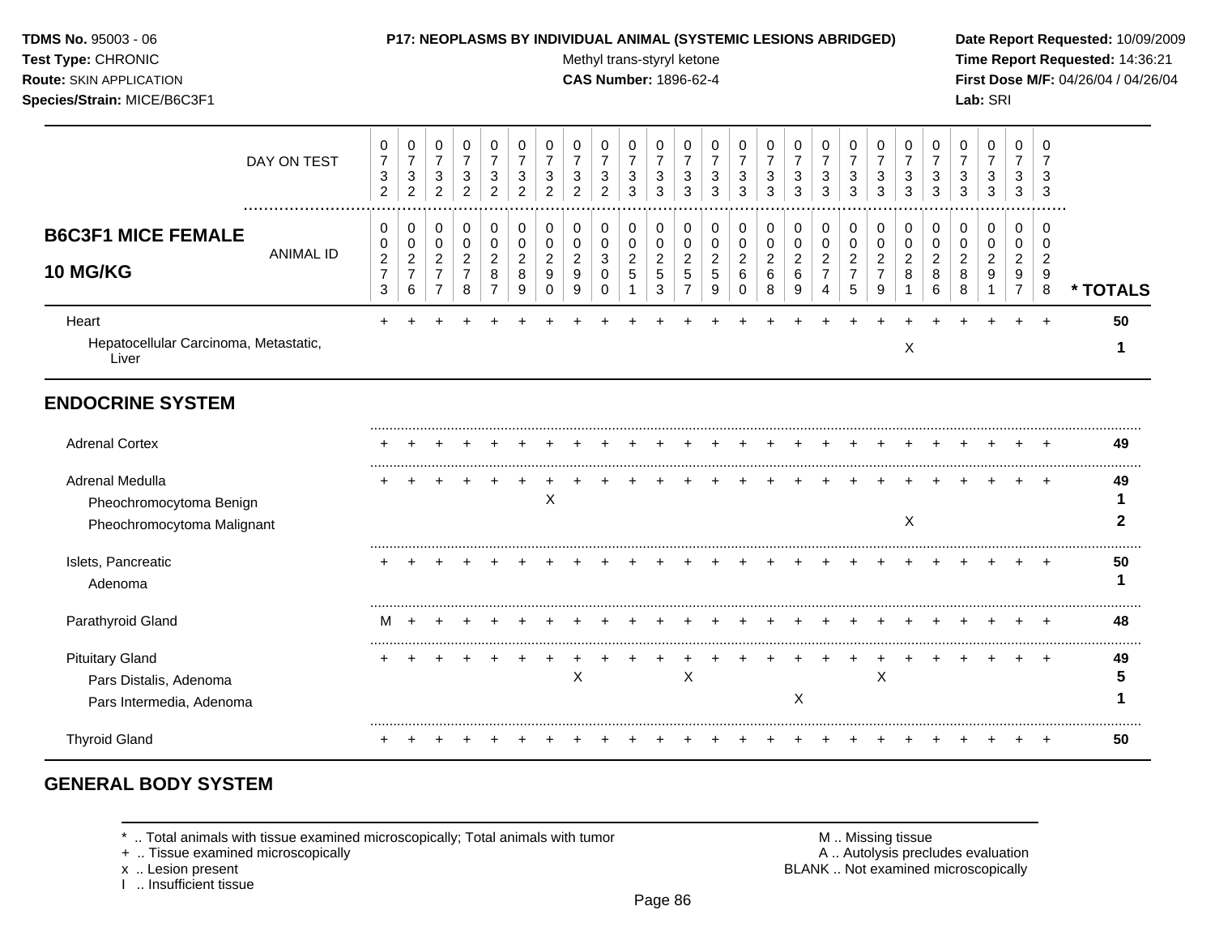**TDMS No.** 95003 - 06
**Test Type:** CHRONIC
**Route:** SKIN APPLICATION
**Species/Strain:** MICE/B6C3F1

**P17: NEOPLASMS BY INDIVIDUAL ANIMAL (SYSTEMIC LESIONS ABRIDGED)**
Methyl trans-styryl ketone
**CAS Number:** 1896-62-4

**Date Report Requested:** 10/09/2009
**Time Report Requested:** 14:36:21
**First Dose M/F:** 04/26/04 / 04/26/04
**Lab:** SRI

| DAY ON TEST | 0732 | 0732 | 0732 | 0732 | 0732 | 0732 | 0732 | 0732 | 0732 | 0733 | 0733 | 0733 | 0733 | 0733 | 0733 | 0733 | 0733 | 0733 | 0733 | 0733 | 0733 | 0733 | 0733 | 0733 | 0733 | |
|---|---|---|---|---|---|---|---|---|---|---|---|---|---|---|---|---|---|---|---|---|---|---|---|---|---|---|
| **B6C3F1 MICE FEMALE 10 MG/KG** ANIMAL ID | 00273 | 00276 | 00277 | 00278 | 00287 | 00289 | 00290 | 00299 | 00300 | 00251 | 00253 | 00257 | 00259 | 00260 | 00268 | 00269 | 00274 | 00275 | 00279 | 00281 | 00286 | 00288 | 00291 | 00297 | 00298 | *** TOTALS** |
| Heart | + | + | + | + | + | + | + | + | + | + | + | + | + | + | + | + | + | + | + | + | + | + | + | + | + | 50 |
| Hepatocellular Carcinoma, Metastatic, Liver | | | | | | | | | | | | | | | | | | | | X | | | | | | 1 |
| **ENDOCRINE SYSTEM** | | | | | | | | | | | | | | | | | | | | | | | | | | |
| Adrenal Cortex | + | + | + | + | + | + | + | + | + | + | + | + | + | + | + | + | + | + | + | + | + | + | + | + | + | 49 |
| Adrenal Medulla | + | + | + | + | + | + | + | + | + | + | + | + | + | + | + | + | + | + | + | + | + | + | + | + | + | 49 |
| Pheochromocytoma Benign | | | | | | | X | | | | | | | | | | | | | | | | | | | 1 |
| Pheochromocytoma Malignant | | | | | | | | | | | | | | | | | | | | X | | | | | | 2 |
| Islets, Pancreatic | + | + | + | + | + | + | + | + | + | + | + | + | + | + | + | + | + | + | + | + | + | + | + | + | + | 50 |
| Adenoma | | | | | | | | | | | | | | | | | | | | | | | | | | 1 |
| Parathyroid Gland | M | + | + | + | + | + | + | + | + | + | + | + | + | + | + | + | + | + | + | + | + | + | + | + | + | 48 |
| Pituitary Gland | + | + | + | + | + | + | + | + | + | + | + | + | + | + | + | + | + | + | + | + | + | + | + | + | + | 49 |
| Pars Distalis, Adenoma | | | | | | | | X | | | | X | | | | | | | X | | | | | | | 5 |
| Pars Intermedia, Adenoma | | | | | | | | | | | | | | | | X | | | | | | | | | | 1 |
| Thyroid Gland | + | + | + | + | + | + | + | + | + | + | + | + | + | + | + | + | + | + | + | + | + | + | + | + | + | 50 |

## GENERAL BODY SYSTEM

\* .. Total animals with tissue examined microscopically; Total animals with tumor
\+ .. Tissue examined microscopically
x .. Lesion present
I .. Insufficient tissue

M .. Missing tissue
A .. Autolysis precludes evaluation
BLANK .. Not examined microscopically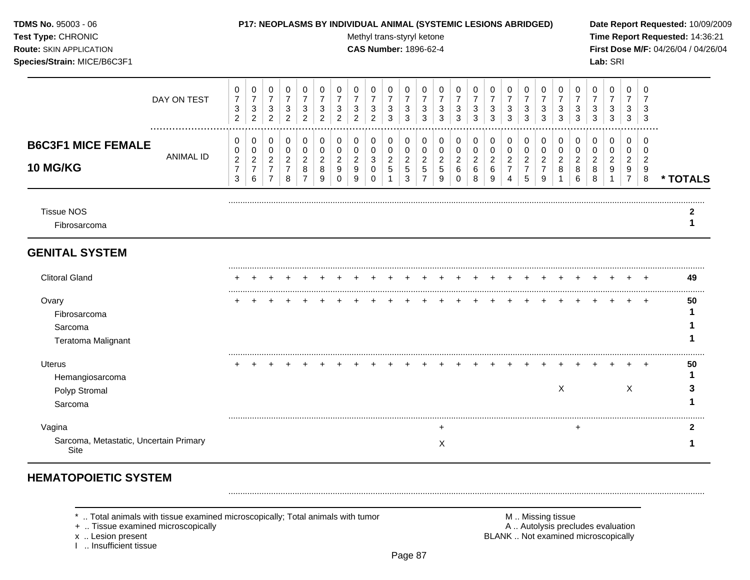TDMS No. 95003 - 06
Test Type: CHRONIC
Route: SKIN APPLICATION
Species/Strain: MICE/B6C3F1

**P17: NEOPLASMS BY INDIVIDUAL ANIMAL (SYSTEMIC LESIONS ABRIDGED)**
Methyl trans-styryl ketone
**CAS Number:** 1896-62-4

Date Report Requested: 10/09/2009
Time Report Requested: 14:36:21
First Dose M/F: 04/26/04 / 04/26/04
Lab: SRI

| DAY ON TEST | 0732 | 0732 | 0732 | 0732 | 0732 | 0732 | 0732 | 0732 | 0732 | 0733 | 0733 | 0733 | 0733 | 0733 | 0733 | 0733 | 0733 | 0733 | 0733 | 0733 | 0733 | 0733 | 0733 | 0733 | 0733 | |
|---|---|---|---|---|---|---|---|---|---|---|---|---|---|---|---|---|---|---|---|---|---|---|---|---|---|---|
| **B6C3F1 MICE FEMALE 10 MG/KG** ANIMAL ID | 00273 | 00276 | 00277 | 00278 | 00287 | 00289 | 00290 | 00299 | 00300 | 00251 | 00253 | 00257 | 00259 | 00260 | 00268 | 00269 | 00274 | 00275 | 00279 | 00281 | 00286 | 00288 | 00291 | 00297 | 00298 | *** TOTALS** |
| Tissue NOS | | | | | | | | | | | | | | | | | | | | | | | | | | **2** |
| Fibrosarcoma | | | | | | | | | | | | | | | | | | | | | | | | | | **1** |
| **GENITAL SYSTEM** | | | | | | | | | | | | | | | | | | | | | | | | | | |
| Clitoral Gland | + | + | + | + | + | + | + | + | + | + | + | + | + | + | + | + | + | + | + | + | + | + | + | + | + | **49** |
| Ovary | + | + | + | + | + | + | + | + | + | + | + | + | + | + | + | + | + | + | + | + | + | + | + | + | + | **50** |
| Fibrosarcoma | | | | | | | | | | | | | | | | | | | | | | | | | | **1** |
| Sarcoma | | | | | | | | | | | | | | | | | | | | | | | | | | **1** |
| Teratoma Malignant | | | | | | | | | | | | | | | | | | | | | | | | | | **1** |
| Uterus | + | + | + | + | + | + | + | + | + | + | + | + | + | + | + | + | + | + | + | + | + | + | + | + | + | **50** |
| Hemangiosarcoma | | | | | | | | | | | | | | | | | | | | | | | | | | **1** |
| Polyp Stromal | | | | | | | | | | | | | | | | | | | | X | | | | X | | **3** |
| Sarcoma | | | | | | | | | | | | | | | | | | | | | | | | | | **1** |
| Vagina | | | | | | | | | | | | | + | | | | | | | | + | | | | | **2** |
| Sarcoma, Metastatic, Uncertain Primary Site | | | | | | | | | | | | | X | | | | | | | | | | | | | **1** |
| **HEMATOPOIETIC SYSTEM** | | | | | | | | | | | | | | | | | | | | | | | | | | |

\* .. Total animals with tissue examined microscopically; Total animals with tumor
\+ .. Tissue examined microscopically
x .. Lesion present
I .. Insufficient tissue

M .. Missing tissue
A .. Autolysis precludes evaluation
BLANK .. Not examined microscopically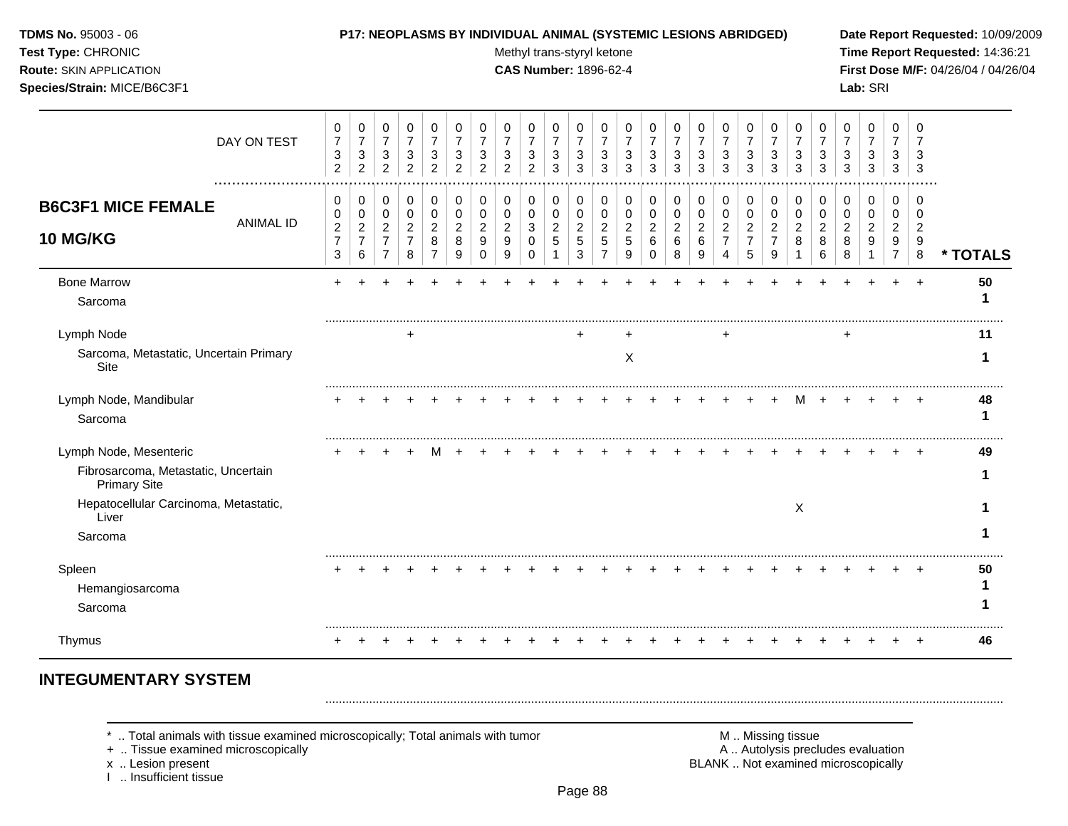**TDMS No.** 95003 - 06
**Test Type:** CHRONIC
**Route:** SKIN APPLICATION
**Species/Strain:** MICE/B6C3F1

**P17: NEOPLASMS BY INDIVIDUAL ANIMAL (SYSTEMIC LESIONS ABRIDGED)**
Methyl trans-styryl ketone
**CAS Number:** 1896-62-4

**Date Report Requested:** 10/09/2009
**Time Report Requested:** 14:36:21
**First Dose M/F:** 04/26/04 / 04/26/04
**Lab:** SRI

| DAY ON TEST | 0732 | 0732 | 0732 | 0732 | 0732 | 0732 | 0732 | 0732 | 0732 | 0733 | 0733 | 0733 | 0733 | 0733 | 0733 | 0733 | 0733 | 0733 | 0733 | 0733 | 0733 | 0733 | 0733 | 0733 | 0733 | |
|---|---|---|---|---|---|---|---|---|---|---|---|---|---|---|---|---|---|---|---|---|---|---|---|---|---|---|
| **B6C3F1 MICE FEMALE 10 MG/KG** ANIMAL ID | 00273 | 00276 | 00277 | 00278 | 00287 | 00289 | 00290 | 00299 | 00300 | 00251 | 00253 | 00257 | 00259 | 00260 | 00268 | 00269 | 00274 | 00275 | 00279 | 00281 | 00286 | 00288 | 00291 | 00297 | 00298 | * TOTALS |
| Bone Marrow | + | + | + | + | + | + | + | + | + | + | + | + | + | + | + | + | + | + | + | + | + | + | + | + | + | 50 |
| Sarcoma | | | | | | | | | | | | | | | | | | | | | | | | | | 1 |
| Lymph Node | | | | + | | | | | | | + | | + | | | | + | | | | | + | | | | 11 |
| Sarcoma, Metastatic, Uncertain Primary Site | | | | | | | | | | | | | X | | | | | | | | | | | | | 1 |
| Lymph Node, Mandibular | + | + | + | + | + | + | + | + | + | + | + | + | + | + | + | + | + | + | + | M | + | + | + | + | + | 48 |
| Sarcoma | | | | | | | | | | | | | | | | | | | | | | | | | | 1 |
| Lymph Node, Mesenteric | + | + | + | + | M | + | + | + | + | + | + | + | + | + | + | + | + | + | + | + | + | + | + | + | + | 49 |
| Fibrosarcoma, Metastatic, Uncertain Primary Site | | | | | | | | | | | | | | | | | | | | | | | | | | 1 |
| Hepatocellular Carcinoma, Metastatic, Liver | | | | | | | | | | | | | | | | | | | | X | | | | | | 1 |
| Sarcoma | | | | | | | | | | | | | | | | | | | | | | | | | | 1 |
| Spleen | + | + | + | + | + | + | + | + | + | + | + | + | + | + | + | + | + | + | + | + | + | + | + | + | + | 50 |
| Hemangiosarcoma | | | | | | | | | | | | | | | | | | | | | | | | | | 1 |
| Sarcoma | | | | | | | | | | | | | | | | | | | | | | | | | | 1 |
| Thymus | + | + | + | + | + | + | + | + | + | + | + | + | + | + | + | + | + | + | + | + | + | + | + | + | + | 46 |

## INTEGUMENTARY SYSTEM

\* .. Total animals with tissue examined microscopically; Total animals with tumor
\+ .. Tissue examined microscopically
x .. Lesion present
I .. Insufficient tissue

M .. Missing tissue
A .. Autolysis precludes evaluation
BLANK .. Not examined microscopically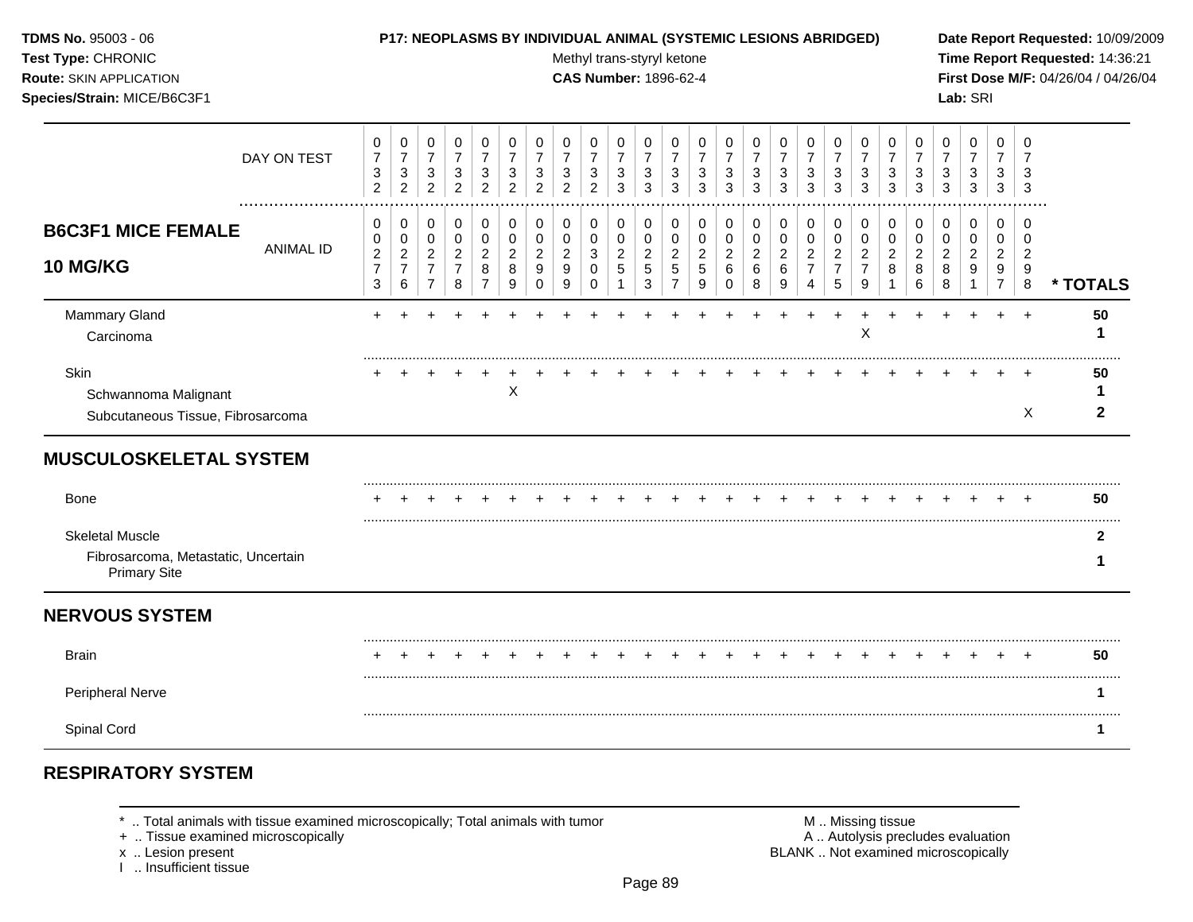| B6C3F1 MICE FEMALE 10 MG/KG | 0732 | 0732 | 0732 | 0732 | 0732 | 0732 | 0732 | 0732 | 0732 | 0733 | 0733 | 0733 | 0733 | 0733 | 0733 | 0733 | 0733 | 0733 | 0733 | 0733 | 0733 | 0733 | 0733 | 0733 | 0733 | * TOTALS |
|---|---|---|---|---|---|---|---|---|---|---|---|---|---|---|---|---|---|---|---|---|---|---|---|---|---|---|
| ANIMAL ID | 00273 | 00276 | 00277 | 00278 | 00287 | 00289 | 00290 | 00299 | 00300 | 00251 | 00253 | 00257 | 00259 | 00260 | 00268 | 00269 | 00274 | 00275 | 00279 | 00281 | 00286 | 00288 | 00291 | 00297 | 00298 | |
| Mammary Gland | + | + | + | + | + | + | + | + | + | + | + | + | + | + | + | + | + | + | + | + | + | + | + | + | + | 50 |
| Carcinoma | | | | | | | | | | | | | | | | | | | X | | | | | | | 1 |
| Skin | + | + | + | + | + | + | + | + | + | + | + | + | + | + | + | + | + | + | + | + | + | + | + | + | + | 50 |
| Schwannoma Malignant | | | | | | X | | | | | | | | | | | | | | | | | | | | 1 |
| Subcutaneous Tissue, Fibrosarcoma | | | | | | | | | | | | | | | | | | | | | | | | | X | 2 |
| **MUSCULOSKELETAL SYSTEM** | | | | | | | | | | | | | | | | | | | | | | | | | | |
| Bone | + | + | + | + | + | + | + | + | + | + | + | + | + | + | + | + | + | + | + | + | + | + | + | + | + | 50 |
| Skeletal Muscle | | | | | | | | | | | | | | | | | | | | | | | | | | 2 |
| Fibrosarcoma, Metastatic, Uncertain Primary Site | | | | | | | | | | | | | | | | | | | | | | | | | | 1 |
| **NERVOUS SYSTEM** | | | | | | | | | | | | | | | | | | | | | | | | | | |
| Brain | + | + | + | + | + | + | + | + | + | + | + | + | + | + | + | + | + | + | + | + | + | + | + | + | + | 50 |
| Peripheral Nerve | | | | | | | | | | | | | | | | | | | | | | | | | | 1 |
| Spinal Cord | | | | | | | | | | | | | | | | | | | | | | | | | | 1 |

## RESPIRATORY SYSTEM

* .. Total animals with tissue examined microscopically; Total animals with tumor
+ .. Tissue examined microscopically
x .. Lesion present
I .. Insufficient tissue

M .. Missing tissue
A .. Autolysis precludes evaluation
BLANK .. Not examined microscopically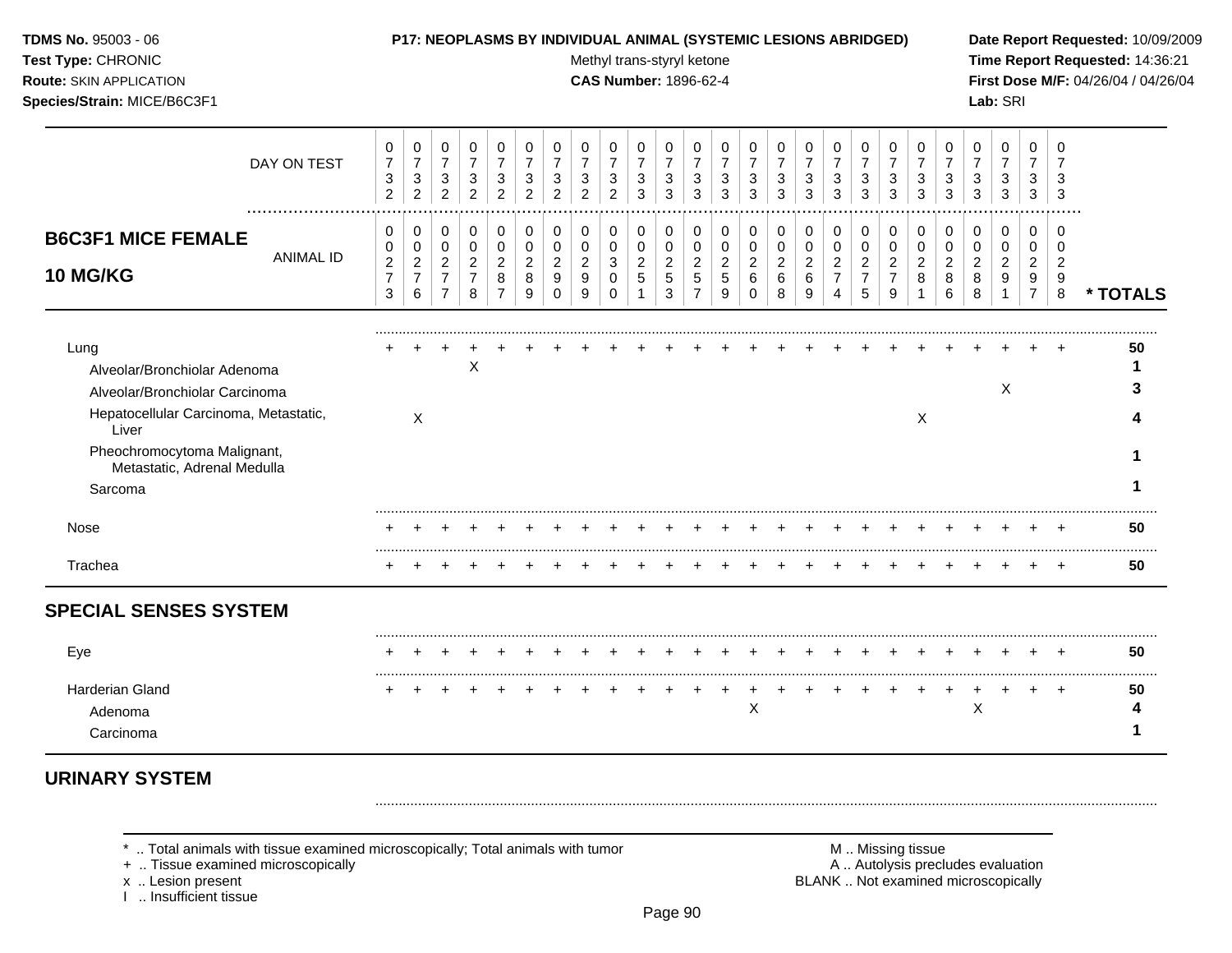**TDMS No.** 95003 - 06
**Test Type:** CHRONIC
**Route:** SKIN APPLICATION
**Species/Strain:** MICE/B6C3F1

**P17: NEOPLASMS BY INDIVIDUAL ANIMAL (SYSTEMIC LESIONS ABRIDGED)**
Methyl trans-styryl ketone
**CAS Number:** 1896-62-4

**Date Report Requested:** 10/09/2009
**Time Report Requested:** 14:36:21
**First Dose M/F:** 04/26/04 / 04/26/04
**Lab:** SRI

## B6C3F1 MICE FEMALE 10 MG/KG

| DAY ON TEST | 0732 | 0732 | 0732 | 0732 | 0732 | 0732 | 0732 | 0732 | 0732 | 0733 | 0733 | 0733 | 0733 | 0733 | 0733 | 0733 | 0733 | 0733 | 0733 | 0733 | 0733 | 0733 | 0733 | 0733 | 0733 | |
|---|---|---|---|---|---|---|---|---|---|---|---|---|---|---|---|---|---|---|---|---|---|---|---|---|---|---|
| **ANIMAL ID** | 00273 | 00276 | 00277 | 00278 | 00287 | 00289 | 00290 | 00299 | 00300 | 00251 | 00253 | 00257 | 00259 | 00260 | 00268 | 00269 | 00274 | 00275 | 00279 | 00281 | 00286 | 00288 | 00291 | 00297 | 00298 | *** TOTALS** |
| Lung | + | + | + | + | + | + | + | + | + | + | + | + | + | + | + | + | + | + | + | + | + | + | + | + | + | 50 |
| Alveolar/Bronchiolar Adenoma | | | | X | | | | | | | | | | | | | | | | | | | | | | 1 |
| Alveolar/Bronchiolar Carcinoma | | | | | | | | | | | | | | | | | | | | | | | X | | | 3 |
| Hepatocellular Carcinoma, Metastatic, Liver | | X | | | | | | | | | | | | | | | | | | X | | | | | | 4 |
| Pheochromocytoma Malignant, Metastatic, Adrenal Medulla | | | | | | | | | | | | | | | | | | | | | | | | | | 1 |
| Sarcoma | | | | | | | | | | | | | | | | | | | | | | | | | | 1 |
| Nose | + | + | + | + | + | + | + | + | + | + | + | + | + | + | + | + | + | + | + | + | + | + | + | + | + | 50 |
| Trachea | + | + | + | + | + | + | + | + | + | + | + | + | + | + | + | + | + | + | + | + | + | + | + | + | + | 50 |
| **SPECIAL SENSES SYSTEM** | | | | | | | | | | | | | | | | | | | | | | | | | | |
| Eye | + | + | + | + | + | + | + | + | + | + | + | + | + | + | + | + | + | + | + | + | + | + | + | + | + | 50 |
| Harderian Gland | + | + | + | + | + | + | + | + | + | + | + | + | + | + | + | + | + | + | + | + | + | + | + | + | + | 50 |
| Adenoma | | | | | | | | | | | | | | X | | | | | | | | X | | | | 4 |
| Carcinoma | | | | | | | | | | | | | | | | | | | | | | | | | | 1 |
| **URINARY SYSTEM** | | | | | | | | | | | | | | | | | | | | | | | | | | |

\* .. Total animals with tissue examined microscopically; Total animals with tumor
\+ .. Tissue examined microscopically
x .. Lesion present
I .. Insufficient tissue

M .. Missing tissue
A .. Autolysis precludes evaluation
BLANK .. Not examined microscopically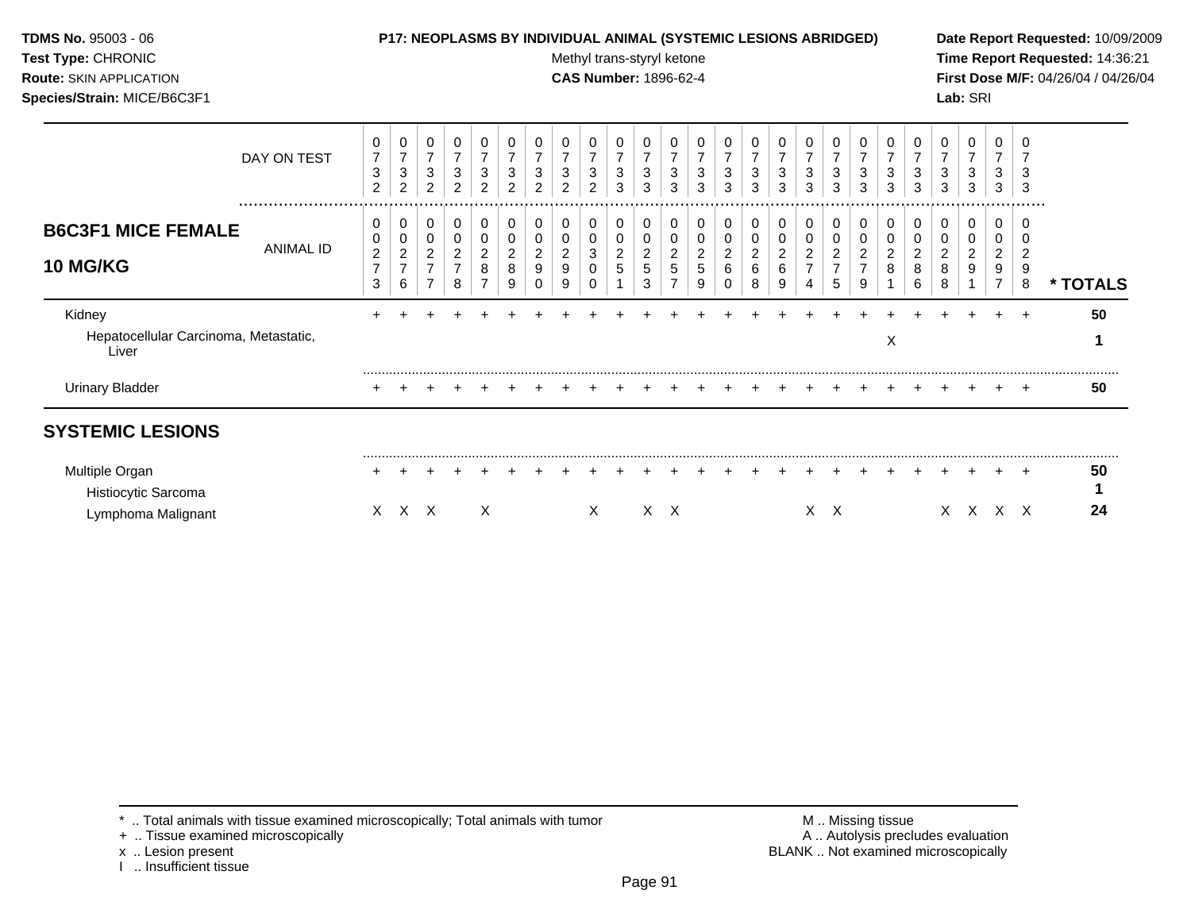**TDMS No.** 95003 - 06
**Test Type:** CHRONIC
**Route:** SKIN APPLICATION
**Species/Strain:** MICE/B6C3F1

**P17: NEOPLASMS BY INDIVIDUAL ANIMAL (SYSTEMIC LESIONS ABRIDGED)**
Methyl trans-styryl ketone
**CAS Number:** 1896-62-4

**Date Report Requested:** 10/09/2009
**Time Report Requested:** 14:36:21
**First Dose M/F:** 04/26/04 / 04/26/04
**Lab:** SRI

| DAY ON TEST | 0732 | 0732 | 0732 | 0732 | 0732 | 0732 | 0732 | 0732 | 0732 | 0733 | 0733 | 0733 | 0733 | 0733 | 0733 | 0733 | 0733 | 0733 | 0733 | 0733 | 0733 | 0733 | 0733 | 0733 | 0733 | |
|---|---|---|---|---|---|---|---|---|---|---|---|---|---|---|---|---|---|---|---|---|---|---|---|---|---|---|
| **B6C3F1 MICE FEMALE 10 MG/KG** — ANIMAL ID | 00273 | 00276 | 00277 | 00278 | 00287 | 00289 | 00290 | 00299 | 00300 | 00251 | 00253 | 00257 | 00259 | 00260 | 00268 | 00269 | 00274 | 00275 | 00279 | 00281 | 00286 | 00288 | 00291 | 00297 | 00298 | *** TOTALS** |
| Kidney | + | + | + | + | + | + | + | + | + | + | + | + | + | + | + | + | + | + | + | + | + | + | + | + | + | 50 |
| Hepatocellular Carcinoma, Metastatic, Liver | | | | | | | | | | | | | | | | | | | | X | | | | | | 1 |
| Urinary Bladder | + | + | + | + | + | + | + | + | + | + | + | + | + | + | + | + | + | + | + | + | + | + | + | + | + | 50 |
| **SYSTEMIC LESIONS** | | | | | | | | | | | | | | | | | | | | | | | | | | |
| Multiple Organ | + | + | + | + | + | + | + | + | + | + | + | + | + | + | + | + | + | + | + | + | + | + | + | + | + | 50 |
| Histiocytic Sarcoma | | | | | | | | | | | | | | | | | | | | | | | | | | 1 |
| Lymphoma Malignant | X | X | X | | X | | | | X | | X | X | | | | | X | X | | | | X | X | X | X | 24 |

\* .. Total animals with tissue examined microscopically; Total animals with tumor
\+ .. Tissue examined microscopically
x .. Lesion present
I .. Insufficient tissue

M .. Missing tissue
A .. Autolysis precludes evaluation
BLANK .. Not examined microscopically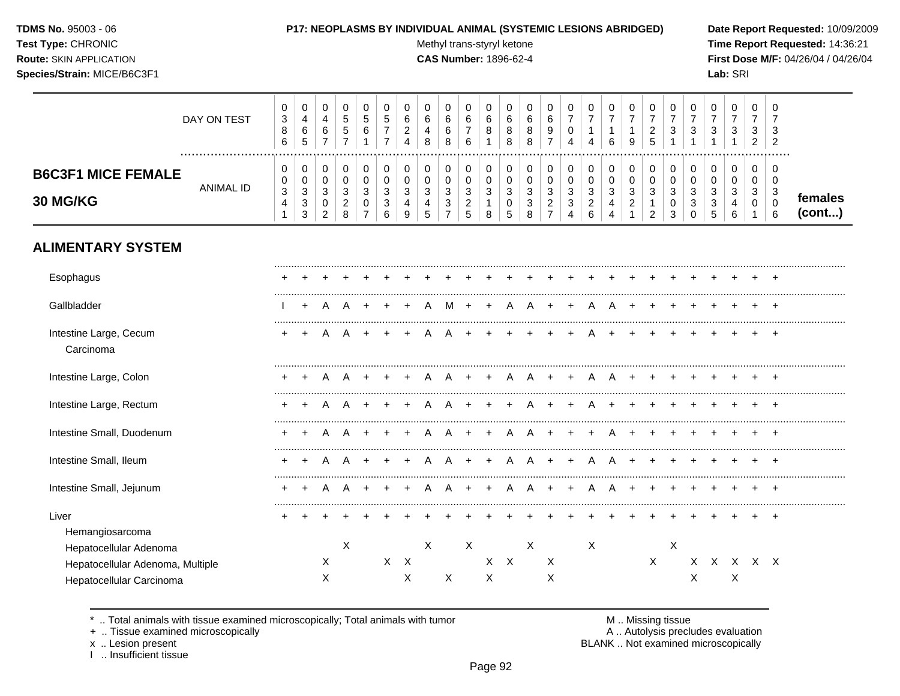**TDMS No.** 95003 - 06
**Test Type:** CHRONIC
**Route:** SKIN APPLICATION
**Species/Strain:** MICE/B6C3F1

**P17: NEOPLASMS BY INDIVIDUAL ANIMAL (SYSTEMIC LESIONS ABRIDGED)**
Methyl trans-styryl ketone
**CAS Number:** 1896-62-4

**Date Report Requested:** 10/09/2009
**Time Report Requested:** 14:36:21
**First Dose M/F:** 04/26/04 / 04/26/04
**Lab:** SRI

## B6C3F1 MICE FEMALE 30 MG/KG — females (cont...)

| | 1 | 2 | 3 | 4 | 5 | 6 | 7 | 8 | 9 | 10 | 11 | 12 | 13 | 14 | 15 | 16 | 17 | 18 | 19 | 20 | 21 | 22 | 23 | 24 | 25 |
|---|---|---|---|---|---|---|---|---|---|---|---|---|---|---|---|---|---|---|---|---|---|---|---|---|---|
| DAY ON TEST | 0386 | 0465 | 0467 | 0557 | 0561 | 0577 | 0624 | 0648 | 0668 | 0676 | 0681 | 0688 | 0688 | 0697 | 0704 | 0714 | 0716 | 0719 | 0725 | 0731 | 0731 | 0731 | 0731 | 0732 | 0732 |
| ANIMAL ID | 00341 | 00333 | 00302 | 00328 | 00307 | 00336 | 00349 | 00345 | 00337 | 00325 | 00318 | 00305 | 00338 | 00327 | 00334 | 00326 | 00344 | 00321 | 00312 | 00303 | 00330 | 00335 | 00346 | 00301 | 00306 |
| **ALIMENTARY SYSTEM** | | | | | | | | | | | | | | | | | | | | | | | | | |
| Esophagus | + | + | + | + | + | + | + | + | + | + | + | + | + | + | + | + | + | + | + | + | + | + | + | + | + |
| Gallbladder | I | + | A | A | + | + | + | A | M | + | + | A | A | + | + | A | A | + | + | + | + | + | + | + | + |
| Intestine Large, Cecum | + | + | A | A | + | + | + | A | A | + | + | + | + | + | + | A | + | + | + | + | + | + | + | + | + |
| Carcinoma | | | | | | | | | | | | | | | | | | | | | | | | | |
| Intestine Large, Colon | + | + | A | A | + | + | + | A | A | + | + | A | A | + | + | A | A | + | + | + | + | + | + | + | + |
| Intestine Large, Rectum | + | + | A | A | + | + | + | A | A | + | + | + | A | + | + | A | + | + | + | + | + | + | + | + | + |
| Intestine Small, Duodenum | + | + | A | A | + | + | + | A | A | + | + | A | A | + | + | + | A | + | + | + | + | + | + | + | + |
| Intestine Small, Ileum | + | + | A | A | + | + | + | A | A | + | + | A | A | + | + | A | A | + | + | + | + | + | + | + | + |
| Intestine Small, Jejunum | + | + | A | A | + | + | + | A | A | + | + | A | A | + | + | A | A | + | + | + | + | + | + | + | + |
| Liver | + | + | + | + | + | + | + | + | + | + | + | + | + | + | + | + | + | + | + | + | + | + | + | + | + |
| Hemangiosarcoma | | | | | | | | | | | | | | | | | | | | | | | | | |
| Hepatocellular Adenoma | | | | X | | | | X | | X | | | X | | | X | | | | X | | | | | |
| Hepatocellular Adenoma, Multiple | | | X | | | X | X | | | | X | X | | X | | | | | X | | X | X | X | X | X |
| Hepatocellular Carcinoma | | | X | | | | X | | X | | X | | | X | | | | | | | X | | X | | |

\* .. Total animals with tissue examined microscopically; Total animals with tumor
\+ .. Tissue examined microscopically
x .. Lesion present
I .. Insufficient tissue

M .. Missing tissue
A .. Autolysis precludes evaluation
BLANK .. Not examined microscopically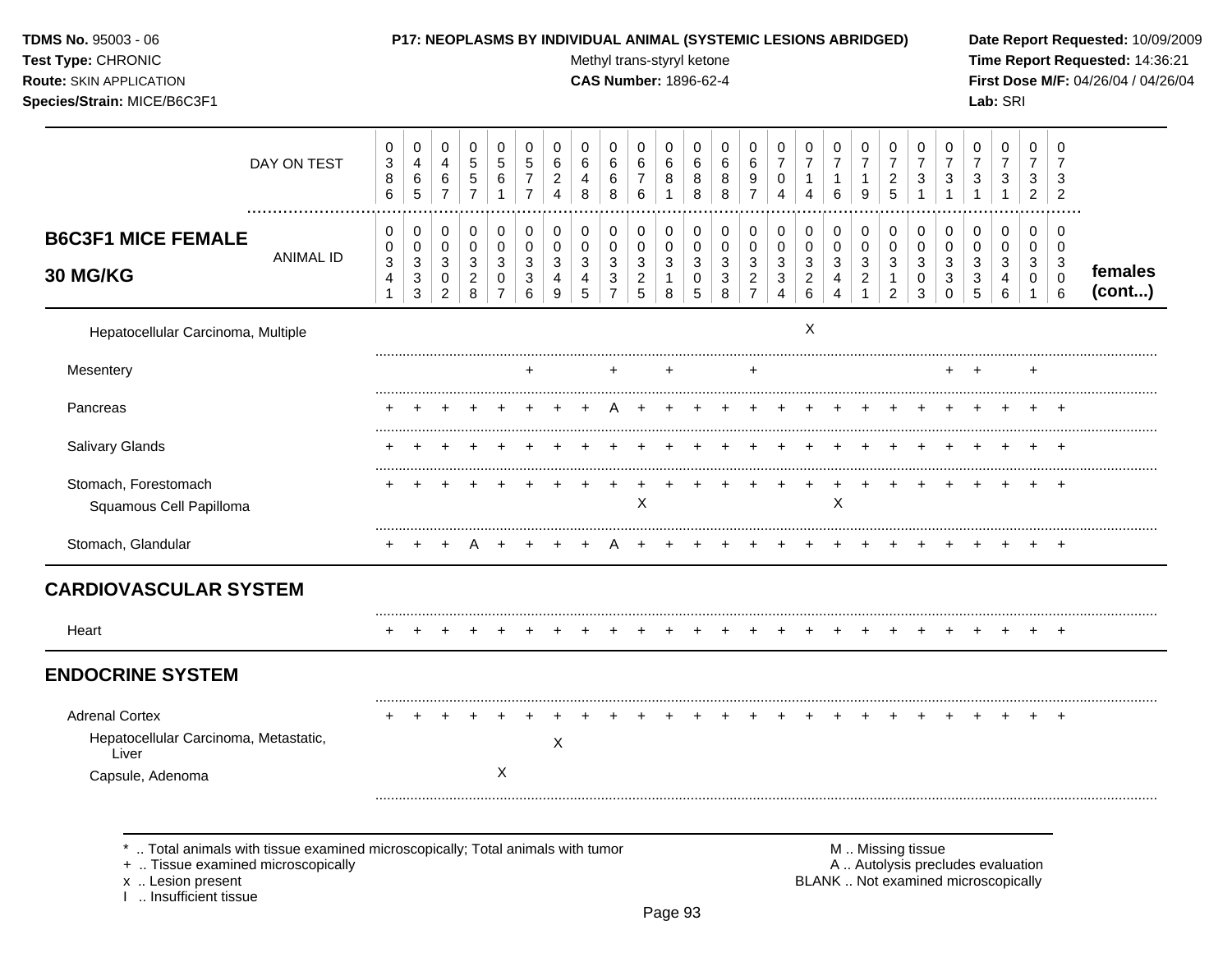TDMS No. 95003 - 06
Test Type: CHRONIC
Route: SKIN APPLICATION
Species/Strain: MICE/B6C3F1

**P17: NEOPLASMS BY INDIVIDUAL ANIMAL (SYSTEMIC LESIONS ABRIDGED)**
Methyl trans-styryl ketone
**CAS Number:** 1896-62-4

Date Report Requested: 10/09/2009
Time Report Requested: 14:36:21
First Dose M/F: 04/26/04 / 04/26/04
Lab: SRI

**B6C3F1 MICE FEMALE 30 MG/KG**

| DAY ON TEST | 0386 | 0465 | 0467 | 0557 | 0561 | 0577 | 0624 | 0648 | 0668 | 0676 | 0681 | 0688 | 0688 | 0697 | 0704 | 0714 | 0716 | 0719 | 0725 | 0731 | 0731 | 0731 | 0731 | 0732 | 0732 | |
|---|---|---|---|---|---|---|---|---|---|---|---|---|---|---|---|---|---|---|---|---|---|---|---|---|---|---|
| **ANIMAL ID** | 0034 1 | 0033 3 | 0030 2 | 0032 8 | 0030 7 | 0033 6 | 0034 9 | 0034 5 | 0033 7 | 0032 5 | 0031 8 | 0030 5 | 0033 8 | 0032 7 | 0033 4 | 0032 6 | 0034 4 | 0032 1 | 0031 2 | 0030 3 | 0033 0 | 0033 5 | 0034 6 | 0030 1 | 0030 6 | **females (cont...)** |
| Hepatocellular Carcinoma, Multiple | | | | | | | | | | | | | | | | X | | | | | | | | | | |
| Mesentery | | | | | | + | | | + | | + | | | + | | | | | | | + | + | | + | | |
| Pancreas | + | + | + | + | + | + | + | + | A | + | + | + | + | + | + | + | + | + | + | + | + | + | + | + | + | |
| Salivary Glands | + | + | + | + | + | + | + | + | + | + | + | + | + | + | + | + | + | + | + | + | + | + | + | + | + | |
| Stomach, Forestomach | + | + | + | + | + | + | + | + | + | + | + | + | + | + | + | + | + | + | + | + | + | + | + | + | + | |
| Squamous Cell Papilloma | | | | | | | | | | X | | | | | | | X | | | | | | | | | |
| Stomach, Glandular | + | + | + | A | + | + | + | + | A | + | + | + | + | + | + | + | + | + | + | + | + | + | + | + | + | |
| **CARDIOVASCULAR SYSTEM** | | | | | | | | | | | | | | | | | | | | | | | | | | |
| Heart | + | + | + | + | + | + | + | + | + | + | + | + | + | + | + | + | + | + | + | + | + | + | + | + | + | |
| **ENDOCRINE SYSTEM** | | | | | | | | | | | | | | | | | | | | | | | | | | |
| Adrenal Cortex | + | + | + | + | + | + | + | + | + | + | + | + | + | + | + | + | + | + | + | + | + | + | + | + | + | |
| Hepatocellular Carcinoma, Metastatic, Liver | | | | | | | X | | | | | | | | | | | | | | | | | | | |
| Capsule, Adenoma | | | | | X | | | | | | | | | | | | | | | | | | | | | |

\* .. Total animals with tissue examined microscopically; Total animals with tumor
\+ .. Tissue examined microscopically
x .. Lesion present
I .. Insufficient tissue

M .. Missing tissue
A .. Autolysis precludes evaluation
BLANK .. Not examined microscopically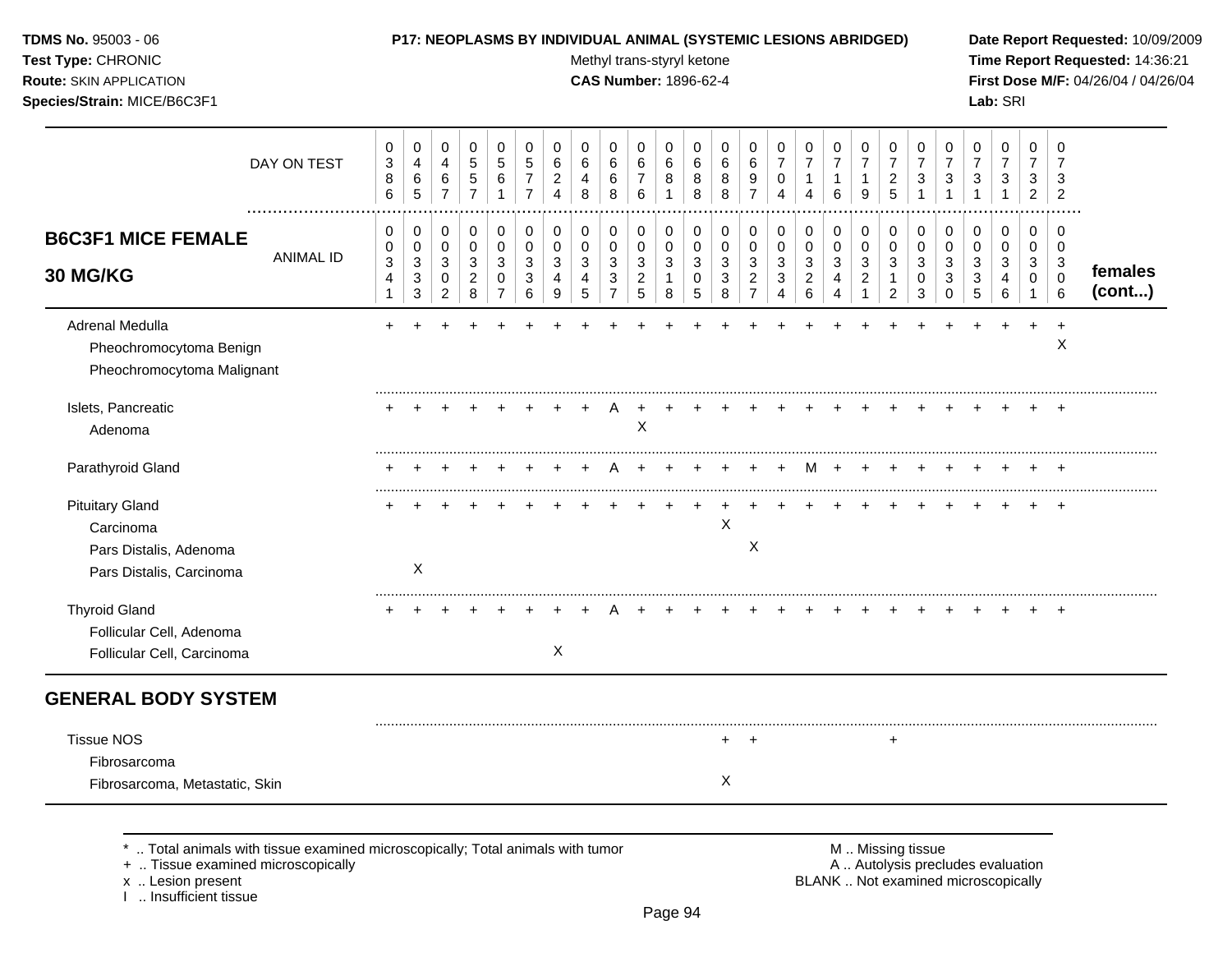**TDMS No.** 95003 - 06
**Test Type:** CHRONIC
**Route:** SKIN APPLICATION
**Species/Strain:** MICE/B6C3F1

**P17: NEOPLASMS BY INDIVIDUAL ANIMAL (SYSTEMIC LESIONS ABRIDGED)**
Methyl trans-styryl ketone
**CAS Number:** 1896-62-4

**Date Report Requested:** 10/09/2009
**Time Report Requested:** 14:36:21
**First Dose M/F:** 04/26/04 / 04/26/04
**Lab:** SRI

| DAY ON TEST | 0386 | 0465 | 0467 | 0557 | 0561 | 0577 | 0624 | 0648 | 0668 | 0676 | 0681 | 0688 | 0688 | 0697 | 0704 | 0714 | 0716 | 0719 | 0725 | 0731 | 0731 | 0731 | 0731 | 0732 | 0732 | |
|---|---|---|---|---|---|---|---|---|---|---|---|---|---|---|---|---|---|---|---|---|---|---|---|---|---|---|
| **B6C3F1 MICE FEMALE 30 MG/KG** ANIMAL ID | 00341 | 00333 | 00302 | 00328 | 00307 | 00336 | 00349 | 00345 | 00337 | 00325 | 00318 | 00305 | 00338 | 00327 | 00334 | 00326 | 00344 | 00321 | 00312 | 00303 | 00330 | 00335 | 00346 | 00301 | 00306 | **females (cont...)** |
| Adrenal Medulla | + | + | + | + | + | + | + | + | + | + | + | + | + | + | + | + | + | + | + | + | + | + | + | + | + | |
| Pheochromocytoma Benign | | | | | | | | | | | | | | | | | | | | | | | | | X | |
| Pheochromocytoma Malignant | | | | | | | | | | | | | | | | | | | | | | | | | | |
| Islets, Pancreatic | + | + | + | + | + | + | + | + | A | + | + | + | + | + | + | + | + | + | + | + | + | + | + | + | + | |
| Adenoma | | | | | | | | | | X | | | | | | | | | | | | | | | | |
| Parathyroid Gland | + | + | + | + | + | + | + | + | A | + | + | + | + | + | + | M | + | + | + | + | + | + | + | + | + | |
| Pituitary Gland | + | + | + | + | + | + | + | + | + | + | + | + | + | + | + | + | + | + | + | + | + | + | + | + | + | |
| Carcinoma | | | | | | | | | | | | | X | | | | | | | | | | | | | |
| Pars Distalis, Adenoma | | | | | | | | | | | | | | X | | | | | | | | | | | | |
| Pars Distalis, Carcinoma | | X | | | | | | | | | | | | | | | | | | | | | | | | |
| Thyroid Gland | + | + | + | + | + | + | + | + | A | + | + | + | + | + | + | + | + | + | + | + | + | + | + | + | + | |
| Follicular Cell, Adenoma | | | | | | | | | | | | | | | | | | | | | | | | | | |
| Follicular Cell, Carcinoma | | | | | | | X | | | | | | | | | | | | | | | | | | | |
| **GENERAL BODY SYSTEM** | | | | | | | | | | | | | | | | | | | | | | | | | | |
| Tissue NOS | | | | | | | | | | | | | + | + | | | | | + | | | | | | | |
| Fibrosarcoma | | | | | | | | | | | | | | | | | | | | | | | | | | |
| Fibrosarcoma, Metastatic, Skin | | | | | | | | | | | | | X | | | | | | | | | | | | | |

\* .. Total animals with tissue examined microscopically; Total animals with tumor
\+ .. Tissue examined microscopically
x .. Lesion present
I .. Insufficient tissue

M .. Missing tissue
A .. Autolysis precludes evaluation
BLANK .. Not examined microscopically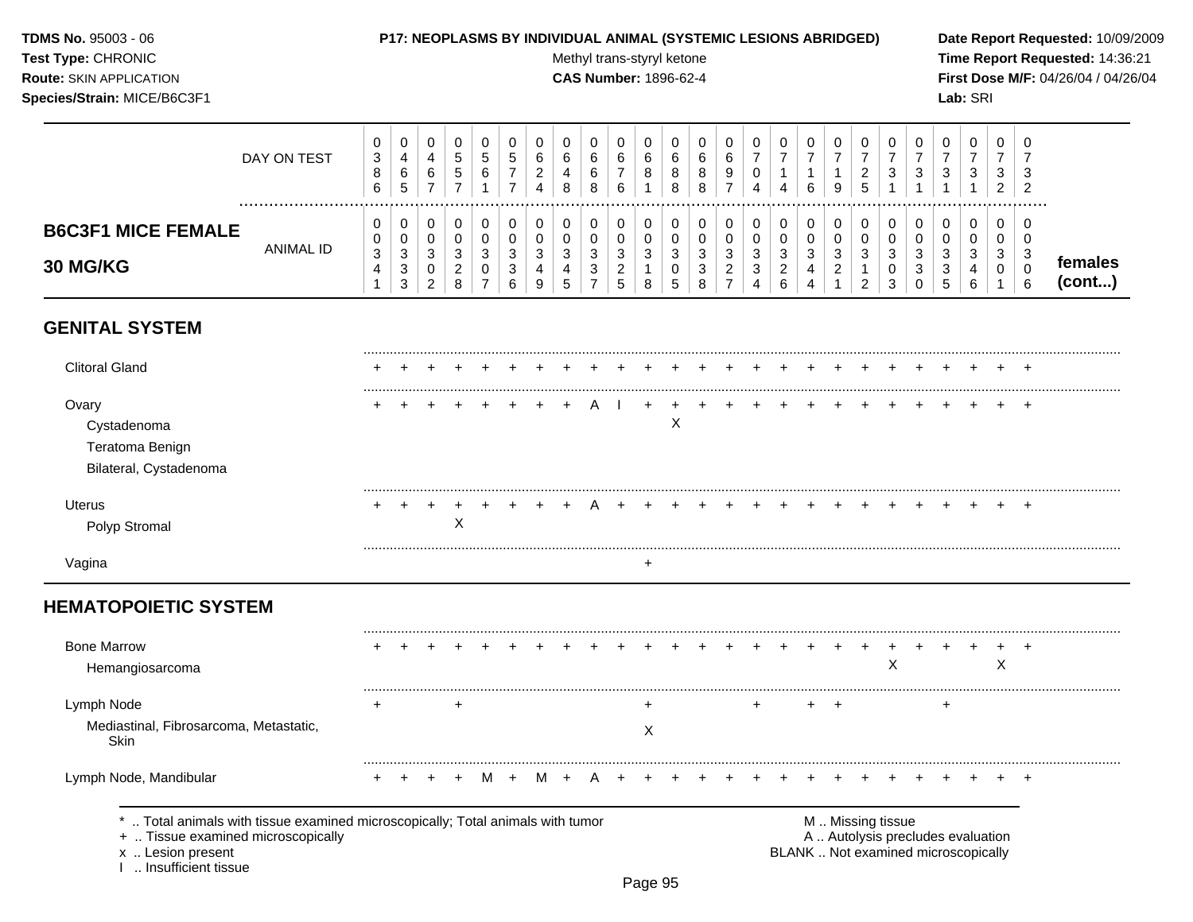**TDMS No.** 95003 - 06
**Test Type:** CHRONIC
**Route:** SKIN APPLICATION
**Species/Strain:** MICE/B6C3F1

**P17: NEOPLASMS BY INDIVIDUAL ANIMAL (SYSTEMIC LESIONS ABRIDGED)**
Methyl trans-styryl ketone
**CAS Number:** 1896-62-4

**Date Report Requested:** 10/09/2009
**Time Report Requested:** 14:36:21
**First Dose M/F:** 04/26/04 / 04/26/04
**Lab:** SRI

## B6C3F1 MICE FEMALE 30 MG/KG

| | | | | | | | | | | | | | | | | | | | | | | | | | | |
|---|---|---|---|---|---|---|---|---|---|---|---|---|---|---|---|---|---|---|---|---|---|---|---|---|---|---|
| DAY ON TEST | 0386 | 0465 | 0467 | 0557 | 0561 | 0577 | 0624 | 0648 | 0668 | 0676 | 0681 | 0688 | 0688 | 0697 | 0704 | 0714 | 0716 | 0719 | 0725 | 0731 | 0731 | 0731 | 0731 | 0732 | 0732 | |
| ANIMAL ID | 00341 | 00333 | 00302 | 00328 | 00307 | 00336 | 00349 | 00345 | 00337 | 00325 | 00318 | 00305 | 00338 | 00327 | 00334 | 00326 | 00344 | 00321 | 00312 | 00303 | 00330 | 00335 | 00346 | 00301 | 00306 | **females (cont...)** |
| **GENITAL SYSTEM** | | | | | | | | | | | | | | | | | | | | | | | | | | |
| Clitoral Gland | + | + | + | + | + | + | + | + | + | + | + | + | + | + | + | + | + | + | + | + | + | + | + | + | + | |
| Ovary | + | + | + | + | + | + | + | + | A | I | + | + | + | + | + | + | + | + | + | + | + | + | + | + | + | |
| Cystadenoma | | | | | | | | | | | | X | | | | | | | | | | | | | | |
| Teratoma Benign | | | | | | | | | | | | | | | | | | | | | | | | | | |
| Bilateral, Cystadenoma | | | | | | | | | | | | | | | | | | | | | | | | | | |
| Uterus | + | + | + | + | + | + | + | + | A | + | + | + | + | + | + | + | + | + | + | + | + | + | + | + | + | |
| Polyp Stromal | | | | X | | | | | | | | | | | | | | | | | | | | | | |
| Vagina | | | | | | | | | | | + | | | | | | | | | | | | | | | |
| **HEMATOPOIETIC SYSTEM** | | | | | | | | | | | | | | | | | | | | | | | | | | |
| Bone Marrow | + | + | + | + | + | + | + | + | + | + | + | + | + | + | + | + | + | + | + | + | + | + | + | + | + | |
| Hemangiosarcoma | | | | | | | | | | | | | | | | | | | | X | | | | X | | |
| Lymph Node | + | | | + | | | | | | | + | | | | + | | + | + | | | | + | | | | |
| Mediastinal, Fibrosarcoma, Metastatic, Skin | | | | | | | | | | | X | | | | | | | | | | | | | | | |
| Lymph Node, Mandibular | + | + | + | + | M | + | M | + | A | + | + | + | + | + | + | + | + | + | + | + | + | + | + | + | + | |

\* .. Total animals with tissue examined microscopically; Total animals with tumor
\+ .. Tissue examined microscopically
x .. Lesion present
I .. Insufficient tissue

M .. Missing tissue
A .. Autolysis precludes evaluation
BLANK .. Not examined microscopically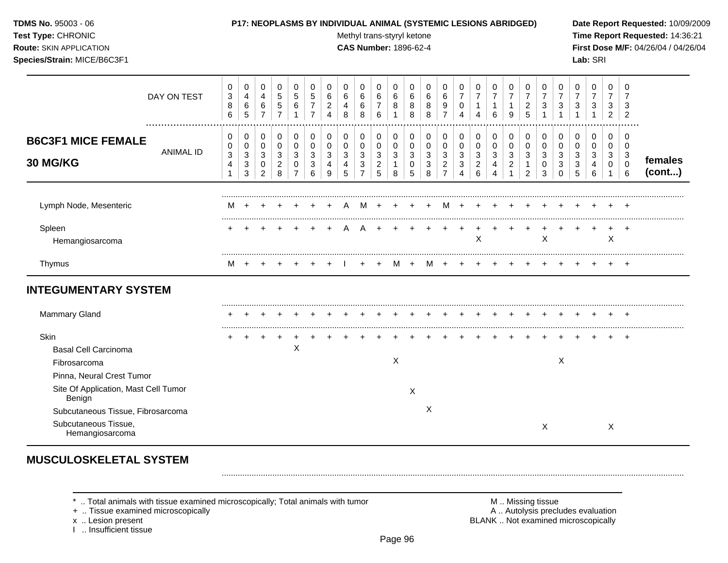**TDMS No.** 95003 - 06
**Test Type:** CHRONIC
**Route:** SKIN APPLICATION
**Species/Strain:** MICE/B6C3F1

**P17: NEOPLASMS BY INDIVIDUAL ANIMAL (SYSTEMIC LESIONS ABRIDGED)**
Methyl trans-styryl ketone
**CAS Number:** 1896-62-4

**Date Report Requested:** 10/09/2009
**Time Report Requested:** 14:36:21
**First Dose M/F:** 04/26/04 / 04/26/04
**Lab:** SRI

| DAY ON TEST | 0386 | 0465 | 0467 | 0557 | 0561 | 0577 | 0624 | 0648 | 0668 | 0676 | 0681 | 0688 | 0688 | 0697 | 0704 | 0714 | 0716 | 0719 | 0725 | 0731 | 0731 | 0731 | 0731 | 0732 | 0732 | |
|---|---|---|---|---|---|---|---|---|---|---|---|---|---|---|---|---|---|---|---|---|---|---|---|---|---|---|
| **B6C3F1 MICE FEMALE 30 MG/KG** — ANIMAL ID | 00341 | 00333 | 00302 | 00328 | 00307 | 00336 | 00349 | 00345 | 00337 | 00325 | 00318 | 00305 | 00338 | 00327 | 00334 | 00326 | 00344 | 00321 | 00312 | 00303 | 00330 | 00335 | 00346 | 00301 | 00306 | **females (cont...)** |
| Lymph Node, Mesenteric | M | + | + | + | + | + | + | A | M | + | + | + | + | M | + | + | + | + | + | + | + | + | + | + | + | |
| Spleen | + | + | + | + | + | + | + | A | A | + | + | + | + | + | + | + | + | + | + | + | + | + | + | + | + | |
| Hemangiosarcoma | | | | | | | | | | | | | | | | X | | | | X | | | | X | | |
| Thymus | M | + | + | + | + | + | + | I | + | + | M | + | M | + | + | + | + | + | + | + | + | + | + | + | + | |
| **INTEGUMENTARY SYSTEM** | | | | | | | | | | | | | | | | | | | | | | | | | | |
| Mammary Gland | + | + | + | + | + | + | + | + | + | + | + | + | + | + | + | + | + | + | + | + | + | + | + | + | + | |
| Skin | + | + | + | + | + | + | + | + | + | + | + | + | + | + | + | + | + | + | + | + | + | + | + | + | + | |
| Basal Cell Carcinoma | | | | | X | | | | | | | | | | | | | | | | | | | | | |
| Fibrosarcoma | | | | | | | | | | | X | | | | | | | | | | X | | | | | |
| Pinna, Neural Crest Tumor | | | | | | | | | | | | | | | | | | | | | | | | | | |
| Site Of Application, Mast Cell Tumor Benign | | | | | | | | | | | | X | | | | | | | | | | | | | | |
| Subcutaneous Tissue, Fibrosarcoma | | | | | | | | | | | | | X | | | | | | | | | | | | | |
| Subcutaneous Tissue, Hemangiosarcoma | | | | | | | | | | | | | | | | | | | | X | | | | X | | |

## MUSCULOSKELETAL SYSTEM

\* .. Total animals with tissue examined microscopically; Total animals with tumor
\+ .. Tissue examined microscopically
x .. Lesion present
I .. Insufficient tissue

M .. Missing tissue
A .. Autolysis precludes evaluation
BLANK .. Not examined microscopically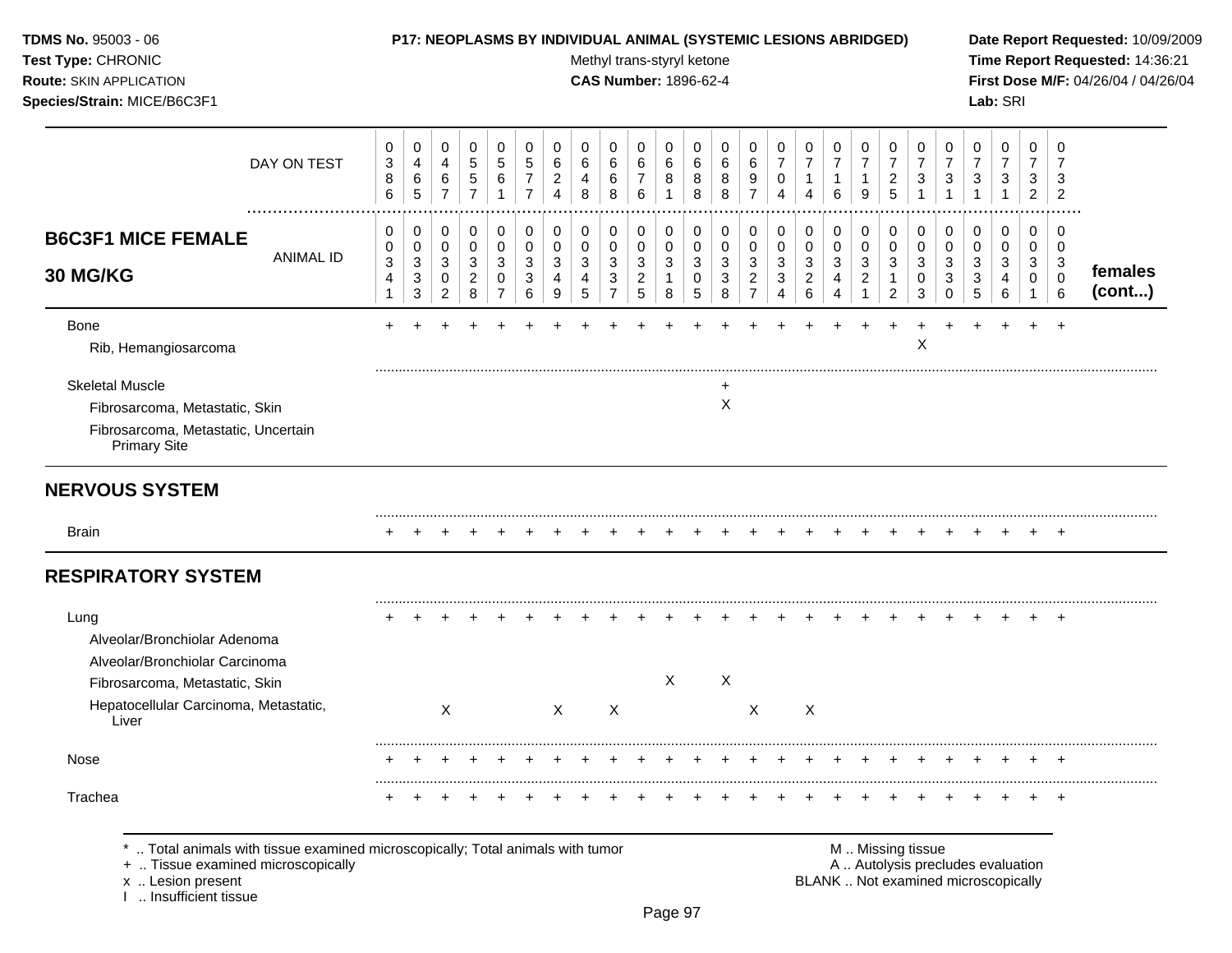**TDMS No.** 95003 - 06
**Test Type:** CHRONIC
**Route:** SKIN APPLICATION
**Species/Strain:** MICE/B6C3F1

**P17: NEOPLASMS BY INDIVIDUAL ANIMAL (SYSTEMIC LESIONS ABRIDGED)**
Methyl trans-styryl ketone
**CAS Number:** 1896-62-4

**Date Report Requested:** 10/09/2009
**Time Report Requested:** 14:36:21
**First Dose M/F:** 04/26/04 / 04/26/04
**Lab:** SRI

| DAY ON TEST | 0386 | 0465 | 0467 | 0557 | 0561 | 0577 | 0624 | 0648 | 0668 | 0676 | 0681 | 0688 | 0688 | 0697 | 0704 | 0714 | 0716 | 0719 | 0725 | 0731 | 0731 | 0731 | 0731 | 0732 | 0732 | |
|---|---|---|---|---|---|---|---|---|---|---|---|---|---|---|---|---|---|---|---|---|---|---|---|---|---|---|
| **B6C3F1 MICE FEMALE 30 MG/KG** — ANIMAL ID | 00341 | 00333 | 00302 | 00328 | 00307 | 00336 | 00349 | 00345 | 00337 | 00325 | 00318 | 00305 | 00338 | 00327 | 00334 | 00326 | 00344 | 00321 | 00312 | 00303 | 00330 | 00335 | 00346 | 00301 | 00306 | **females (cont...)** |
| Bone | + | + | + | + | + | + | + | + | + | + | + | + | + | + | + | + | + | + | + | + | + | + | + | + | + | |
| Rib, Hemangiosarcoma | | | | | | | | | | | | | | | | | | | | X | | | | | | |
| Skeletal Muscle | | | | | | | | | | | | | + | | | | | | | | | | | | | |
| Fibrosarcoma, Metastatic, Skin | | | | | | | | | | | | | X | | | | | | | | | | | | | |
| Fibrosarcoma, Metastatic, Uncertain Primary Site | | | | | | | | | | | | | | | | | | | | | | | | | | |
| **NERVOUS SYSTEM** | | | | | | | | | | | | | | | | | | | | | | | | | | |
| Brain | + | + | + | + | + | + | + | + | + | + | + | + | + | + | + | + | + | + | + | + | + | + | + | + | + | |
| **RESPIRATORY SYSTEM** | | | | | | | | | | | | | | | | | | | | | | | | | | |
| Lung | + | + | + | + | + | + | + | + | + | + | + | + | + | + | + | + | + | + | + | + | + | + | + | + | + | |
| Alveolar/Bronchiolar Adenoma | | | | | | | | | | | | | | | | | | | | | | | | | | |
| Alveolar/Bronchiolar Carcinoma | | | | | | | | | | | | | | | | | | | | | | | | | | |
| Fibrosarcoma, Metastatic, Skin | | | | | | | | | | | X | | X | | | | | | | | | | | | | |
| Hepatocellular Carcinoma, Metastatic, Liver | | | X | | | | X | | X | | | | | X | | X | | | | | | | | | | |
| Nose | + | + | + | + | + | + | + | + | + | + | + | + | + | + | + | + | + | + | + | + | + | + | + | + | + | |
| Trachea | + | + | + | + | + | + | + | + | + | + | + | + | + | + | + | + | + | + | + | + | + | + | + | + | + | |

\* .. Total animals with tissue examined microscopically; Total animals with tumor
\+ .. Tissue examined microscopically
x .. Lesion present
I .. Insufficient tissue

M .. Missing tissue
A .. Autolysis precludes evaluation
BLANK .. Not examined microscopically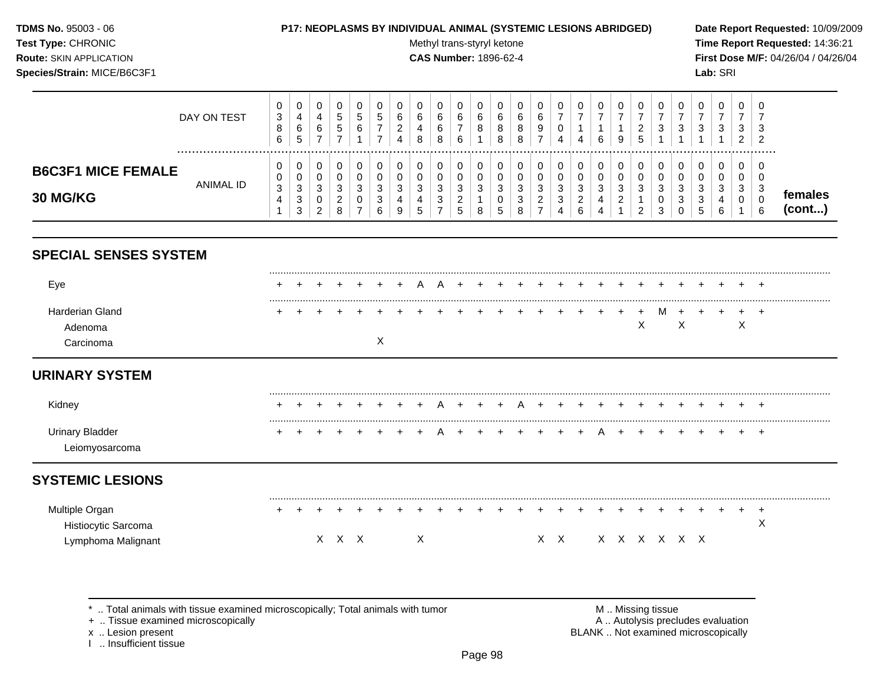**TDMS No.** 95003 - 06
**Test Type:** CHRONIC
**Route:** SKIN APPLICATION
**Species/Strain:** MICE/B6C3F1

**P17: NEOPLASMS BY INDIVIDUAL ANIMAL (SYSTEMIC LESIONS ABRIDGED)**
Methyl trans-styryl ketone
**CAS Number:** 1896-62-4

**Date Report Requested:** 10/09/2009
**Time Report Requested:** 14:36:21
**First Dose M/F:** 04/26/04 / 04/26/04
**Lab:** SRI

## B6C3F1 MICE FEMALE 30 MG/KG — females (cont...)

| | | | | | | | | | | | | | | | | | | | | | | | | | |
|---|---|---|---|---|---|---|---|---|---|---|---|---|---|---|---|---|---|---|---|---|---|---|---|---|---|
| DAY ON TEST | 0386 | 0465 | 0467 | 0557 | 0561 | 0577 | 0624 | 0648 | 0668 | 0676 | 0681 | 0688 | 0688 | 0697 | 0704 | 0714 | 0716 | 0719 | 0725 | 0731 | 0731 | 0731 | 0731 | 0732 | 0732 |
| ANIMAL ID | 00341 | 00333 | 00302 | 00328 | 00307 | 00336 | 00349 | 00345 | 00337 | 00325 | 00318 | 00305 | 00338 | 00327 | 00334 | 00326 | 00344 | 00321 | 00312 | 00303 | 00330 | 00335 | 00346 | 00301 | 00306 |
| **SPECIAL SENSES SYSTEM** | | | | | | | | | | | | | | | | | | | | | | | | | |
| Eye | + | + | + | + | + | + | + | A | A | + | + | + | + | + | + | + | + | + | + | + | + | + | + | + | + |
| Harderian Gland | + | + | + | + | + | + | + | + | + | + | + | + | + | + | + | + | + | + | + | M | + | + | + | + | + |
| Adenoma | | | | | | | | | | | | | | | | | | | X | | X | | | X | |
| Carcinoma | | | | | | X | | | | | | | | | | | | | | | | | | | |
| **URINARY SYSTEM** | | | | | | | | | | | | | | | | | | | | | | | | | |
| Kidney | + | + | + | + | + | + | + | + | A | + | + | + | A | + | + | + | + | + | + | + | + | + | + | + | + |
| Urinary Bladder | + | + | + | + | + | + | + | + | A | + | + | + | + | + | + | + | A | + | + | + | + | + | + | + | + |
| Leiomyosarcoma | | | | | | | | | | | | | | | | | | | | | | | | | |
| **SYSTEMIC LESIONS** | | | | | | | | | | | | | | | | | | | | | | | | | |
| Multiple Organ | + | + | + | + | + | + | + | + | + | + | + | + | + | + | + | + | + | + | + | + | + | + | + | + | + |
| Histiocytic Sarcoma | | | | | | | | | | | | | | | | | | | | | | | | | X |
| Lymphoma Malignant | | | X | X | X | | | X | | | | | | X | X | | X | X | X | X | X | X | | | |

\* .. Total animals with tissue examined microscopically; Total animals with tumor
\+ .. Tissue examined microscopically
x .. Lesion present
I .. Insufficient tissue

M .. Missing tissue
A .. Autolysis precludes evaluation
BLANK .. Not examined microscopically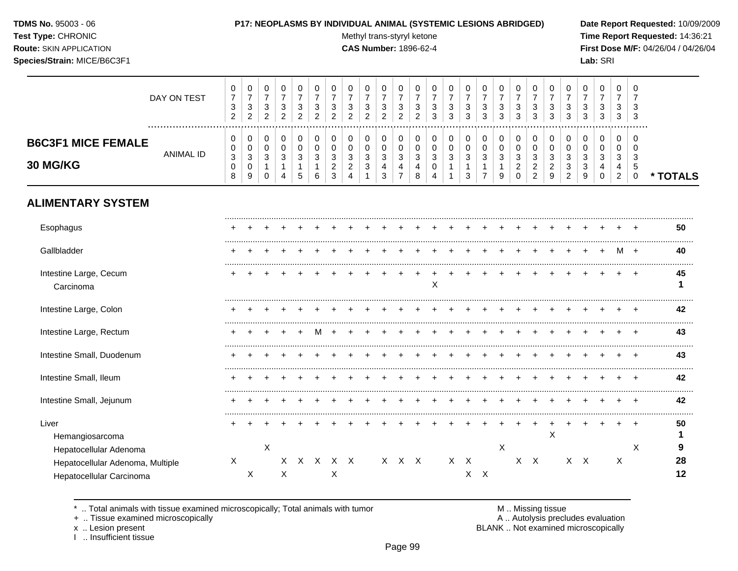**TDMS No.** 95003 - 06
**Test Type:** CHRONIC
**Route:** SKIN APPLICATION
**Species/Strain:** MICE/B6C3F1

**P17: NEOPLASMS BY INDIVIDUAL ANIMAL (SYSTEMIC LESIONS ABRIDGED)**
Methyl trans-styryl ketone
**CAS Number:** 1896-62-4

**Date Report Requested:** 10/09/2009
**Time Report Requested:** 14:36:21
**First Dose M/F:** 04/26/04 / 04/26/04
**Lab:** SRI

## B6C3F1 MICE FEMALE 30 MG/KG

| DAY ON TEST | 0732 | 0732 | 0732 | 0732 | 0732 | 0732 | 0732 | 0732 | 0732 | 0732 | 0732 | 0732 | 0733 | 0733 | 0733 | 0733 | 0733 | 0733 | 0733 | 0733 | 0733 | 0733 | 0733 | 0733 | 0733 | |
|---|---|---|---|---|---|---|---|---|---|---|---|---|---|---|---|---|---|---|---|---|---|---|---|---|---|---|
| ANIMAL ID | 0308 | 0309 | 0310 | 0314 | 0315 | 0316 | 0323 | 0324 | 0331 | 0343 | 0347 | 0348 | 0304 | 0311 | 0313 | 0317 | 0319 | 0320 | 0322 | 0329 | 0332 | 0339 | 0340 | 0342 | 0350 | * TOTALS |
| **ALIMENTARY SYSTEM** | | | | | | | | | | | | | | | | | | | | | | | | | | |
| Esophagus | + | + | + | + | + | + | + | + | + | + | + | + | + | + | + | + | + | + | + | + | + | + | + | + | + | **50** |
| Gallbladder | + | + | + | + | + | + | + | + | + | + | + | + | + | + | + | + | + | + | + | + | + | + | + | M | + | **40** |
| Intestine Large, Cecum | + | + | + | + | + | + | + | + | + | + | + | + | + | + | + | + | + | + | + | + | + | + | + | + | + | **45** |
| Carcinoma | | | | | | | | | | | | | X | | | | | | | | | | | | | **1** |
| Intestine Large, Colon | + | + | + | + | + | + | + | + | + | + | + | + | + | + | + | + | + | + | + | + | + | + | + | + | + | **42** |
| Intestine Large, Rectum | + | + | + | + | + | M | + | + | + | + | + | + | + | + | + | + | + | + | + | + | + | + | + | + | + | **43** |
| Intestine Small, Duodenum | + | + | + | + | + | + | + | + | + | + | + | + | + | + | + | + | + | + | + | + | + | + | + | + | + | **43** |
| Intestine Small, Ileum | + | + | + | + | + | + | + | + | + | + | + | + | + | + | + | + | + | + | + | + | + | + | + | + | + | **42** |
| Intestine Small, Jejunum | + | + | + | + | + | + | + | + | + | + | + | + | + | + | + | + | + | + | + | + | + | + | + | + | + | **42** |
| Liver | + | + | + | + | + | + | + | + | + | + | + | + | + | + | + | + | + | + | + | + | + | + | + | + | + | **50** |
| Hemangiosarcoma | | | | | | | | | | | | | | | | | | | | X | | | | | | **1** |
| Hepatocellular Adenoma | | | X | | | | | | | | | | | | | | X | | | | | | | | X | **9** |
| Hepatocellular Adenoma, Multiple | X | | | X | X | X | X | X | | X | X | X | | X | X | | | X | X | | X | X | | X | | **28** |
| Hepatocellular Carcinoma | | X | | X | | | X | | | | | | | | X | X | | | | | | | | | | **12** |

\* .. Total animals with tissue examined microscopically; Total animals with tumor
\+ .. Tissue examined microscopically
x .. Lesion present
I .. Insufficient tissue

M .. Missing tissue
A .. Autolysis precludes evaluation
BLANK .. Not examined microscopically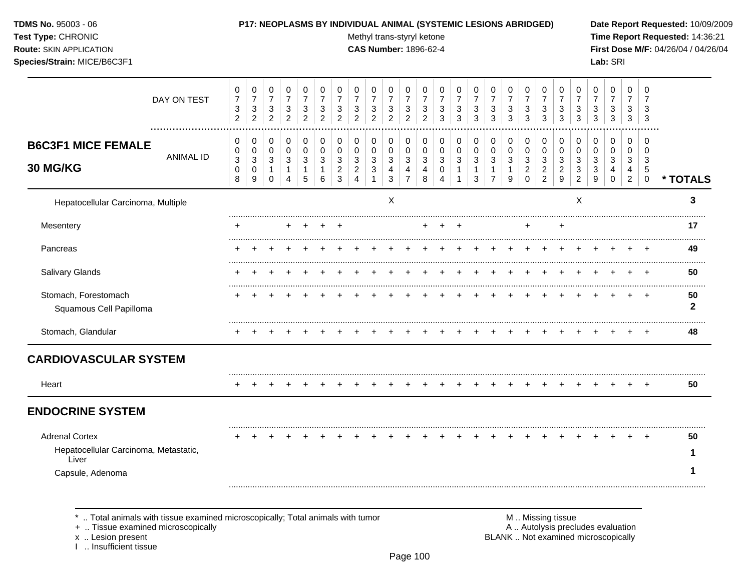**TDMS No.** 95003 - 06
**Test Type:** CHRONIC
**Route:** SKIN APPLICATION
**Species/Strain:** MICE/B6C3F1

**P17: NEOPLASMS BY INDIVIDUAL ANIMAL (SYSTEMIC LESIONS ABRIDGED)**
Methyl trans-styryl ketone
**CAS Number:** 1896-62-4

**Date Report Requested:** 10/09/2009
**Time Report Requested:** 14:36:21
**First Dose M/F:** 04/26/04 / 04/26/04
**Lab:** SRI

| DAY ON TEST | 0732 | 0732 | 0732 | 0732 | 0732 | 0732 | 0732 | 0732 | 0732 | 0732 | 0732 | 0732 | 0733 | 0733 | 0733 | 0733 | 0733 | 0733 | 0733 | 0733 | 0733 | 0733 | 0733 | 0733 | 0733 | |
|---|---|---|---|---|---|---|---|---|---|---|---|---|---|---|---|---|---|---|---|---|---|---|---|---|---|---|
| **B6C3F1 MICE FEMALE 30 MG/KG** ANIMAL ID | 00308 | 00309 | 00310 | 00314 | 00315 | 00316 | 00323 | 00324 | 00331 | 00343 | 00347 | 00348 | 00304 | 00311 | 00313 | 00317 | 00319 | 00320 | 00322 | 00329 | 00332 | 00339 | 00340 | 00342 | 00350 | * TOTALS |
| Hepatocellular Carcinoma, Multiple | | | | | | | | | | X | | | | | | | | | | | X | | | | | 3 |
| Mesentery | + | | | + | + | + | + | | | | | + | + | + | | | | + | | + | | | | | | 17 |
| Pancreas | + | + | + | + | + | + | + | + | + | + | + | + | + | + | + | + | + | + | + | + | + | + | + | + | + | 49 |
| Salivary Glands | + | + | + | + | + | + | + | + | + | + | + | + | + | + | + | + | + | + | + | + | + | + | + | + | + | 50 |
| Stomach, Forestomach | + | + | + | + | + | + | + | + | + | + | + | + | + | + | + | + | + | + | + | + | + | + | + | + | + | 50 |
| Squamous Cell Papilloma | | | | | | | | | | | | | | | | | | | | | | | | | | 2 |
| Stomach, Glandular | + | + | + | + | + | + | + | + | + | + | + | + | + | + | + | + | + | + | + | + | + | + | + | + | + | 48 |
| **CARDIOVASCULAR SYSTEM** | | | | | | | | | | | | | | | | | | | | | | | | | | |
| Heart | + | + | + | + | + | + | + | + | + | + | + | + | + | + | + | + | + | + | + | + | + | + | + | + | + | 50 |
| **ENDOCRINE SYSTEM** | | | | | | | | | | | | | | | | | | | | | | | | | | |
| Adrenal Cortex | + | + | + | + | + | + | + | + | + | + | + | + | + | + | + | + | + | + | + | + | + | + | + | + | + | 50 |
| Hepatocellular Carcinoma, Metastatic, Liver | | | | | | | | | | | | | | | | | | | | | | | | | | 1 |
| Capsule, Adenoma | | | | | | | | | | | | | | | | | | | | | | | | | | 1 |

* .. Total animals with tissue examined microscopically; Total animals with tumor
+ .. Tissue examined microscopically
x .. Lesion present
I .. Insufficient tissue

M .. Missing tissue
A .. Autolysis precludes evaluation
BLANK .. Not examined microscopically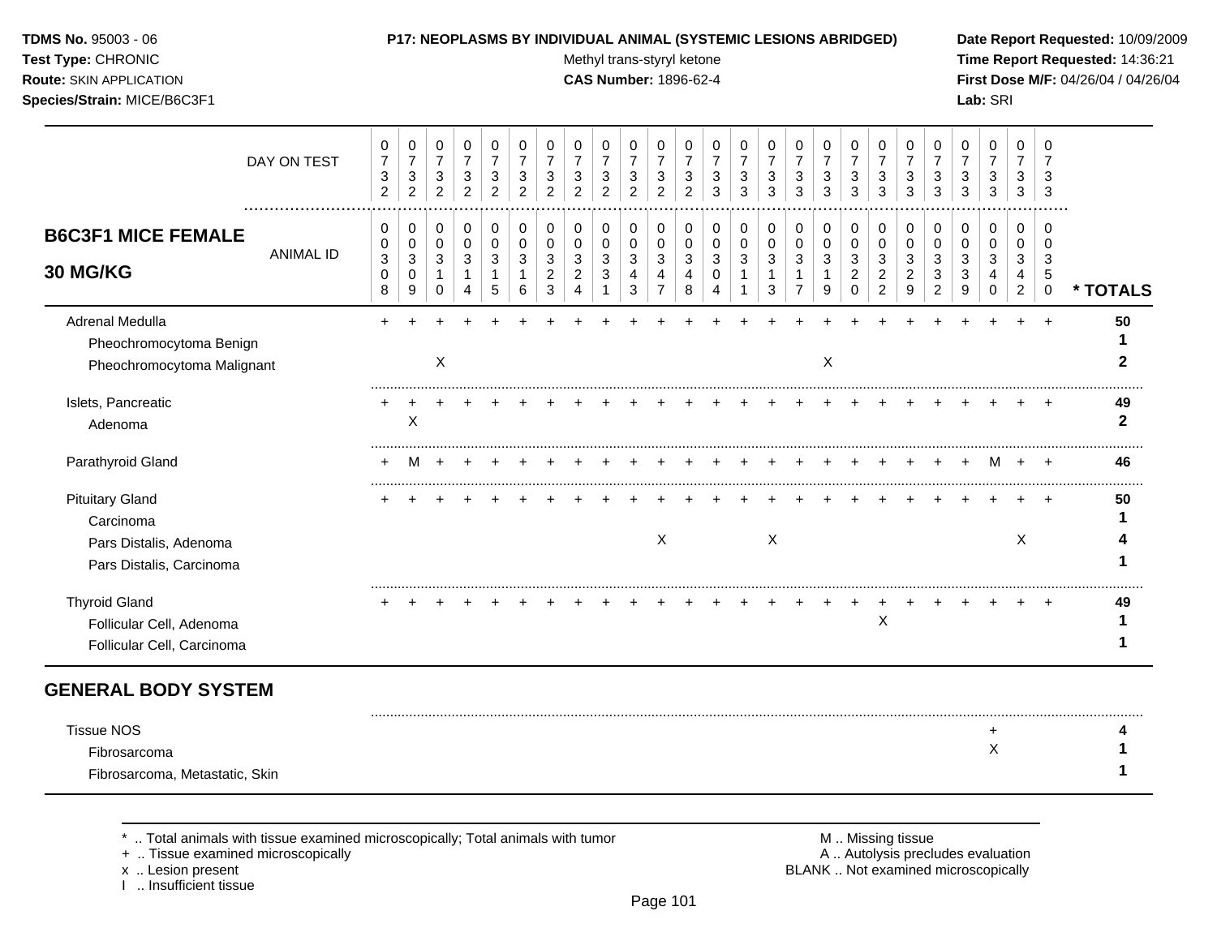**TDMS No.** 95003 - 06
**Test Type:** CHRONIC
**Route:** SKIN APPLICATION
**Species/Strain:** MICE/B6C3F1

**P17: NEOPLASMS BY INDIVIDUAL ANIMAL (SYSTEMIC LESIONS ABRIDGED)**
Methyl trans-styryl ketone
**CAS Number:** 1896-62-4

**Date Report Requested:** 10/09/2009
**Time Report Requested:** 14:36:21
**First Dose M/F:** 04/26/04 / 04/26/04
**Lab:** SRI

| DAY ON TEST | 0732 | 0732 | 0732 | 0732 | 0732 | 0732 | 0732 | 0732 | 0732 | 0732 | 0732 | 0732 | 0733 | 0733 | 0733 | 0733 | 0733 | 0733 | 0733 | 0733 | 0733 | 0733 | 0733 | 0733 | 0733 | |
|---|---|---|---|---|---|---|---|---|---|---|---|---|---|---|---|---|---|---|---|---|---|---|---|---|---|---|
| **B6C3F1 MICE FEMALE 30 MG/KG** ANIMAL ID | 00308 | 00309 | 00310 | 00314 | 00315 | 00316 | 00323 | 00324 | 00331 | 00343 | 00347 | 00348 | 00304 | 00311 | 00313 | 00317 | 00319 | 00320 | 00322 | 00329 | 00332 | 00339 | 00340 | 00342 | 00350 | **\* TOTALS** |
| Adrenal Medulla | + | + | + | + | + | + | + | + | + | + | + | + | + | + | + | + | + | + | + | + | + | + | + | + | + | **50** |
| Pheochromocytoma Benign | | | | | | | | | | | | | | | | | | | | | | | | | | **1** |
| Pheochromocytoma Malignant | | | X | | | | | | | | | | | | | | X | | | | | | | | | **2** |
| Islets, Pancreatic | + | + | + | + | + | + | + | + | + | + | + | + | + | + | + | + | + | + | + | + | + | + | + | + | + | **49** |
| Adenoma | | X | | | | | | | | | | | | | | | | | | | | | | | | **2** |
| Parathyroid Gland | + | M | + | + | + | + | + | + | + | + | + | + | + | + | + | + | + | + | + | + | + | + | M | + | + | **46** |
| Pituitary Gland | + | + | + | + | + | + | + | + | + | + | + | + | + | + | + | + | + | + | + | + | + | + | + | + | + | **50** |
| Carcinoma | | | | | | | | | | | | | | | | | | | | | | | | | | **1** |
| Pars Distalis, Adenoma | | | | | | | | | | | X | | | | X | | | | | | | | | X | | **4** |
| Pars Distalis, Carcinoma | | | | | | | | | | | | | | | | | | | | | | | | | | **1** |
| Thyroid Gland | + | + | + | + | + | + | + | + | + | + | + | + | + | + | + | + | + | + | + | + | + | + | + | + | + | **49** |
| Follicular Cell, Adenoma | | | | | | | | | | | | | | | | | | | X | | | | | | | **1** |
| Follicular Cell, Carcinoma | | | | | | | | | | | | | | | | | | | | | | | | | | **1** |

## GENERAL BODY SYSTEM

| | | | | | | | | | | | | | | | | | | | | | | | | | | |
|---|---|---|---|---|---|---|---|---|---|---|---|---|---|---|---|---|---|---|---|---|---|---|---|---|---|---|
| Tissue NOS | | | | | | | | | | | | | | | | | | | | | | | + | | | **4** |
| Fibrosarcoma | | | | | | | | | | | | | | | | | | | | | | | X | | | **1** |
| Fibrosarcoma, Metastatic, Skin | | | | | | | | | | | | | | | | | | | | | | | | | | **1** |

\* .. Total animals with tissue examined microscopically; Total animals with tumor
+ .. Tissue examined microscopically
x .. Lesion present
I .. Insufficient tissue

M .. Missing tissue
A .. Autolysis precludes evaluation
BLANK .. Not examined microscopically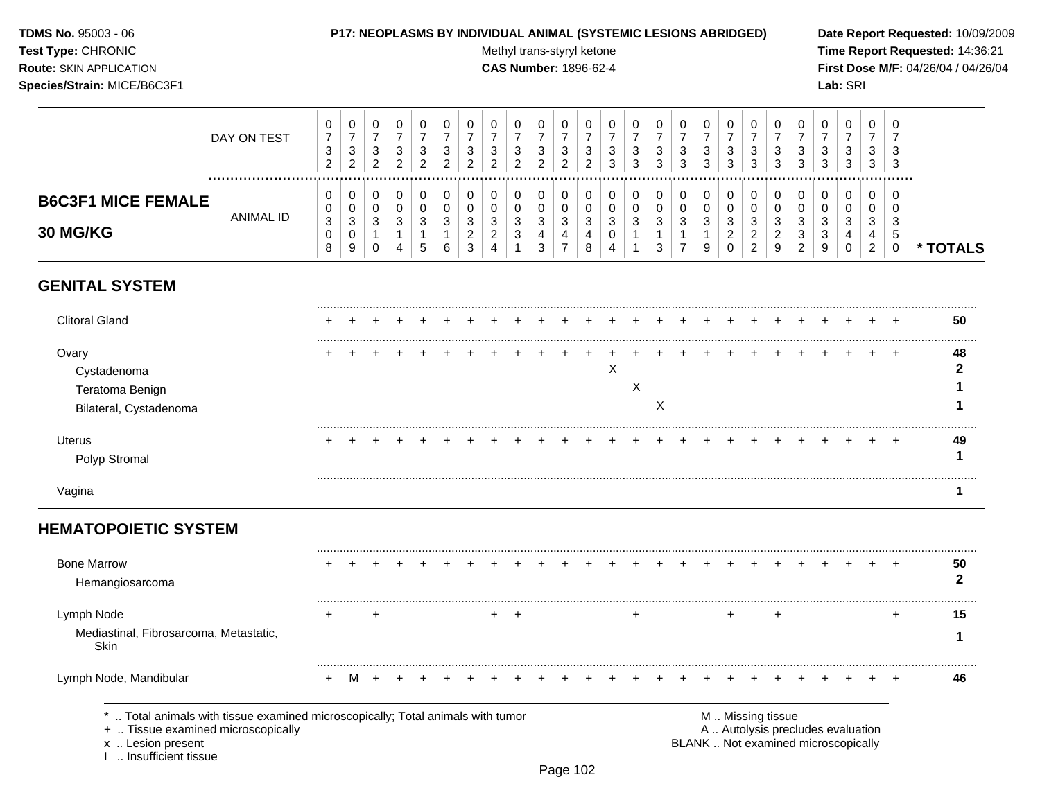**TDMS No.** 95003 - 06
**Test Type:** CHRONIC
**Route:** SKIN APPLICATION
**Species/Strain:** MICE/B6C3F1

**P17: NEOPLASMS BY INDIVIDUAL ANIMAL (SYSTEMIC LESIONS ABRIDGED)**
Methyl trans-styryl ketone
**CAS Number:** 1896-62-4

**Date Report Requested:** 10/09/2009
**Time Report Requested:** 14:36:21
**First Dose M/F:** 04/26/04 / 04/26/04
**Lab:** SRI

| DAY ON TEST | 0732 | 0732 | 0732 | 0732 | 0732 | 0732 | 0732 | 0732 | 0732 | 0732 | 0732 | 0732 | 0733 | 0733 | 0733 | 0733 | 0733 | 0733 | 0733 | 0733 | 0733 | 0733 | 0733 | 0733 | 0733 | |
|---|---|---|---|---|---|---|---|---|---|---|---|---|---|---|---|---|---|---|---|---|---|---|---|---|---|---|
| **B6C3F1 MICE FEMALE 30 MG/KG** ANIMAL ID | 00308 | 00309 | 00310 | 00314 | 00315 | 00316 | 00323 | 00324 | 00331 | 00343 | 00347 | 00348 | 00304 | 00311 | 00313 | 00317 | 00319 | 00320 | 00322 | 00329 | 00332 | 00339 | 00340 | 00342 | 00350 | * TOTALS |
| **GENITAL SYSTEM** | | | | | | | | | | | | | | | | | | | | | | | | | | |
| Clitoral Gland | + | + | + | + | + | + | + | + | + | + | + | + | + | + | + | + | + | + | + | + | + | + | + | + | + | 50 |
| Ovary | + | + | + | + | + | + | + | + | + | + | + | + | + | + | + | + | + | + | + | + | + | + | + | + | + | 48 |
| Cystadenoma | | | | | | | | | | | | | X | | | | | | | | | | | | | 2 |
| Teratoma Benign | | | | | | | | | | | | | | X | | | | | | | | | | | | 1 |
| Bilateral, Cystadenoma | | | | | | | | | | | | | | | X | | | | | | | | | | | 1 |
| Uterus | + | + | + | + | + | + | + | + | + | + | + | + | + | + | + | + | + | + | + | + | + | + | + | + | + | 49 |
| Polyp Stromal | | | | | | | | | | | | | | | | | | | | | | | | | | 1 |
| Vagina | | | | | | | | | | | | | | | | | | | | | | | | | | 1 |
| **HEMATOPOIETIC SYSTEM** | | | | | | | | | | | | | | | | | | | | | | | | | | |
| Bone Marrow | + | + | + | + | + | + | + | + | + | + | + | + | + | + | + | + | + | + | + | + | + | + | + | + | + | 50 |
| Hemangiosarcoma | | | | | | | | | | | | | | | | | | | | | | | | | | 2 |
| Lymph Node | + | | + | | | | | + | + | | | | | + | | | | + | | + | | | | | + | 15 |
| Mediastinal, Fibrosarcoma, Metastatic, Skin | | | | | | | | | | | | | | | | | | | | | | | | | | 1 |
| Lymph Node, Mandibular | + | M | + | + | + | + | + | + | + | + | + | + | + | + | + | + | + | + | + | + | + | + | + | + | + | 46 |

\* .. Total animals with tissue examined microscopically; Total animals with tumor
\+ .. Tissue examined microscopically
x .. Lesion present
I .. Insufficient tissue

M .. Missing tissue
A .. Autolysis precludes evaluation
BLANK .. Not examined microscopically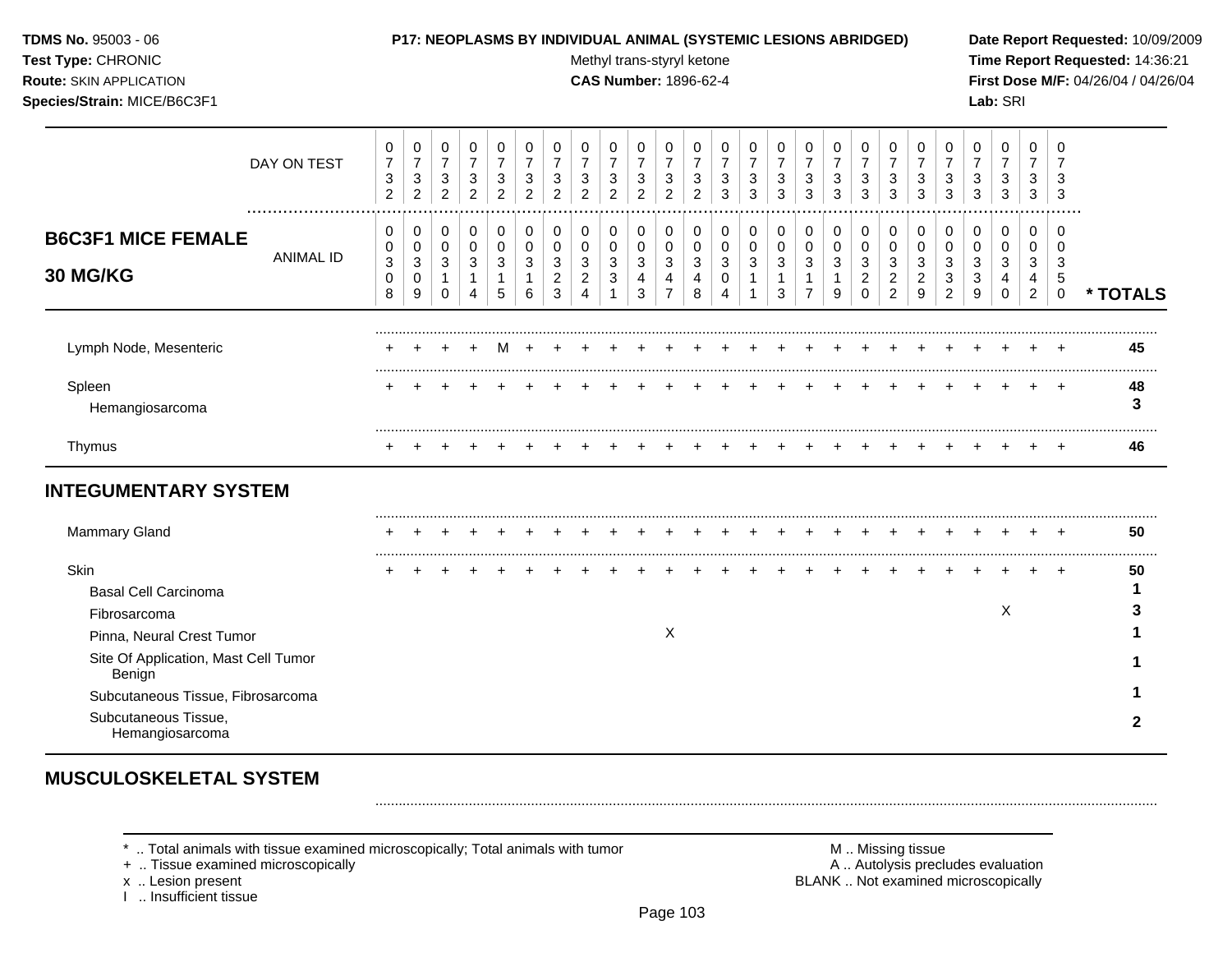**TDMS No.** 95003 - 06
**Test Type:** CHRONIC
**Route:** SKIN APPLICATION
**Species/Strain:** MICE/B6C3F1

**P17: NEOPLASMS BY INDIVIDUAL ANIMAL (SYSTEMIC LESIONS ABRIDGED)**
Methyl trans-styryl ketone
**CAS Number:** 1896-62-4

**Date Report Requested:** 10/09/2009
**Time Report Requested:** 14:36:21
**First Dose M/F:** 04/26/04 / 04/26/04
**Lab:** SRI

## B6C3F1 MICE FEMALE 30 MG/KG

| DAY ON TEST | 0732 | 0732 | 0732 | 0732 | 0732 | 0732 | 0732 | 0732 | 0732 | 0732 | 0732 | 0732 | 0733 | 0733 | 0733 | 0733 | 0733 | 0733 | 0733 | 0733 | 0733 | 0733 | 0733 | 0733 | 0733 | |
|---|---|---|---|---|---|---|---|---|---|---|---|---|---|---|---|---|---|---|---|---|---|---|---|---|---|---|
| **ANIMAL ID** | 0308 | 0309 | 0310 | 0314 | 0315 | 0316 | 0323 | 0324 | 0331 | 0343 | 0347 | 0348 | 0304 | 0311 | 0313 | 0317 | 0319 | 0320 | 0322 | 0329 | 0332 | 0339 | 0340 | 0342 | 0350 | *** TOTALS** |
| Lymph Node, Mesenteric | + | + | + | + | M | + | + | + | + | + | + | + | + | + | + | + | + | + | + | + | + | + | + | + | + | 45 |
| Spleen | + | + | + | + | + | + | + | + | + | + | + | + | + | + | + | + | + | + | + | + | + | + | + | + | + | 48 |
| Hemangiosarcoma | | | | | | | | | | | | | | | | | | | | | | | | | | 3 |
| Thymus | + | + | + | + | + | + | + | + | + | + | + | + | + | + | + | + | + | + | + | + | + | + | + | + | + | 46 |
| **INTEGUMENTARY SYSTEM** | | | | | | | | | | | | | | | | | | | | | | | | | | |
| Mammary Gland | + | + | + | + | + | + | + | + | + | + | + | + | + | + | + | + | + | + | + | + | + | + | + | + | + | 50 |
| Skin | + | + | + | + | + | + | + | + | + | + | + | + | + | + | + | + | + | + | + | + | + | + | + | + | + | 50 |
| Basal Cell Carcinoma | | | | | | | | | | | | | | | | | | | | | | | | | | 1 |
| Fibrosarcoma | | | | | | | | | | | | | | | | | | | | | | | X | | | 3 |
| Pinna, Neural Crest Tumor | | | | | | | | | | | X | | | | | | | | | | | | | | | 1 |
| Site Of Application, Mast Cell Tumor Benign | | | | | | | | | | | | | | | | | | | | | | | | | | 1 |
| Subcutaneous Tissue, Fibrosarcoma | | | | | | | | | | | | | | | | | | | | | | | | | | 1 |
| Subcutaneous Tissue, Hemangiosarcoma | | | | | | | | | | | | | | | | | | | | | | | | | | 2 |

## MUSCULOSKELETAL SYSTEM

\* .. Total animals with tissue examined microscopically; Total animals with tumor
\+ .. Tissue examined microscopically
x .. Lesion present
I .. Insufficient tissue

M .. Missing tissue
A .. Autolysis precludes evaluation
BLANK .. Not examined microscopically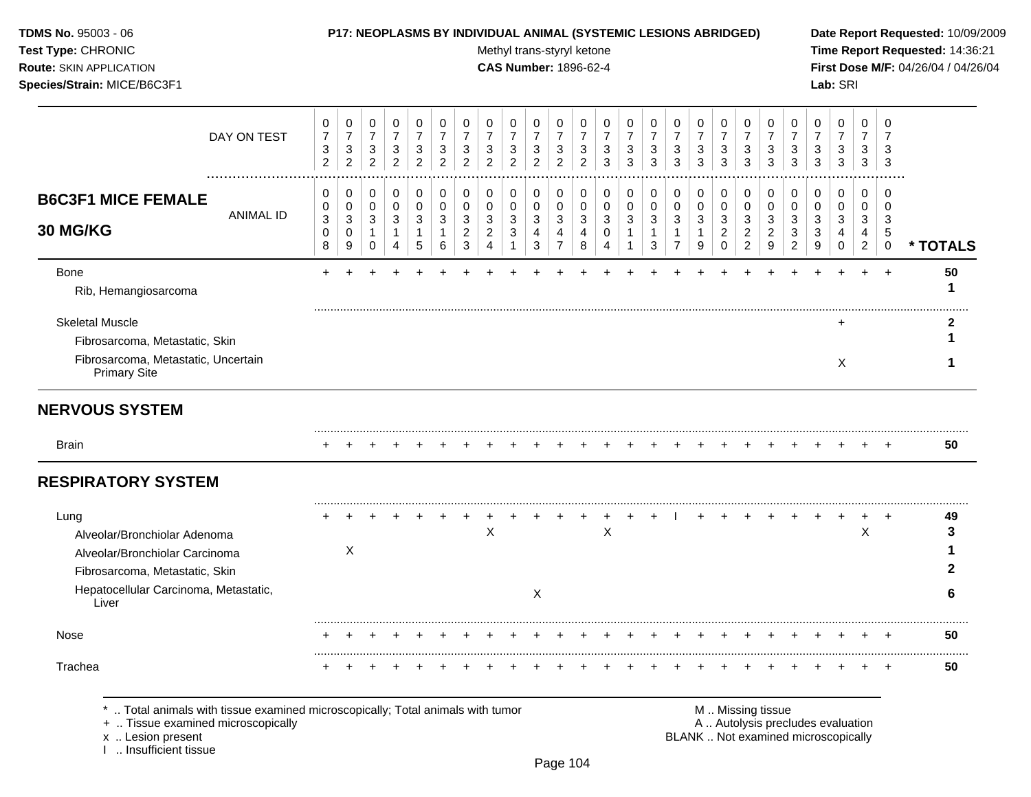**TDMS No.** 95003 - 06
**Test Type:** CHRONIC
**Route:** SKIN APPLICATION
**Species/Strain:** MICE/B6C3F1

**P17: NEOPLASMS BY INDIVIDUAL ANIMAL (SYSTEMIC LESIONS ABRIDGED)**
Methyl trans-styryl ketone
**CAS Number:** 1896-62-4

**Date Report Requested:** 10/09/2009
**Time Report Requested:** 14:36:21
**First Dose M/F:** 04/26/04 / 04/26/04
**Lab:** SRI

**B6C3F1 MICE FEMALE 30 MG/KG**

| DAY ON TEST | 0732 | 0732 | 0732 | 0732 | 0732 | 0732 | 0732 | 0732 | 0732 | 0732 | 0732 | 0732 | 0733 | 0733 | 0733 | 0733 | 0733 | 0733 | 0733 | 0733 | 0733 | 0733 | 0733 | 0733 | 0733 | |
|---|---|---|---|---|---|---|---|---|---|---|---|---|---|---|---|---|---|---|---|---|---|---|---|---|---|---|
| ANIMAL ID | 00308 | 00309 | 00310 | 00314 | 00315 | 00316 | 00323 | 00324 | 00331 | 00343 | 00347 | 00348 | 00304 | 00311 | 00313 | 00317 | 00319 | 00320 | 00322 | 00329 | 00332 | 00339 | 00340 | 00342 | 00350 | * TOTALS |
| Bone | + | + | + | + | + | + | + | + | + | + | + | + | + | + | + | + | + | + | + | + | + | + | + | + | + | 50 |
| Rib, Hemangiosarcoma | | | | | | | | | | | | | | | | | | | | | | | | | | 1 |
| Skeletal Muscle | | | | | | | | | | | | | | | | | | | | | | | + | | | 2 |
| Fibrosarcoma, Metastatic, Skin | | | | | | | | | | | | | | | | | | | | | | | | | | 1 |
| Fibrosarcoma, Metastatic, Uncertain Primary Site | | | | | | | | | | | | | | | | | | | | | | | X | | | 1 |
| **NERVOUS SYSTEM** | | | | | | | | | | | | | | | | | | | | | | | | | | |
| Brain | + | + | + | + | + | + | + | + | + | + | + | + | + | + | + | + | + | + | + | + | + | + | + | + | + | 50 |
| **RESPIRATORY SYSTEM** | | | | | | | | | | | | | | | | | | | | | | | | | | |
| Lung | + | + | + | + | + | + | + | + | + | + | + | + | + | + | + | I | + | + | + | + | + | + | + | + | + | 49 |
| Alveolar/Bronchiolar Adenoma | | | | | | | | X | | | | | X | | | | | | | | | | | X | | 3 |
| Alveolar/Bronchiolar Carcinoma | | X | | | | | | | | | | | | | | | | | | | | | | | | 1 |
| Fibrosarcoma, Metastatic, Skin | | | | | | | | | | | | | | | | | | | | | | | | | | 2 |
| Hepatocellular Carcinoma, Metastatic, Liver | | | | | | | | | | X | | | | | | | | | | | | | | | | 6 |
| Nose | + | + | + | + | + | + | + | + | + | + | + | + | + | + | + | + | + | + | + | + | + | + | + | + | + | 50 |
| Trachea | + | + | + | + | + | + | + | + | + | + | + | + | + | + | + | + | + | + | + | + | + | + | + | + | + | 50 |

\* .. Total animals with tissue examined microscopically; Total animals with tumor
\+ .. Tissue examined microscopically
x .. Lesion present
I .. Insufficient tissue

M .. Missing tissue
A .. Autolysis precludes evaluation
BLANK .. Not examined microscopically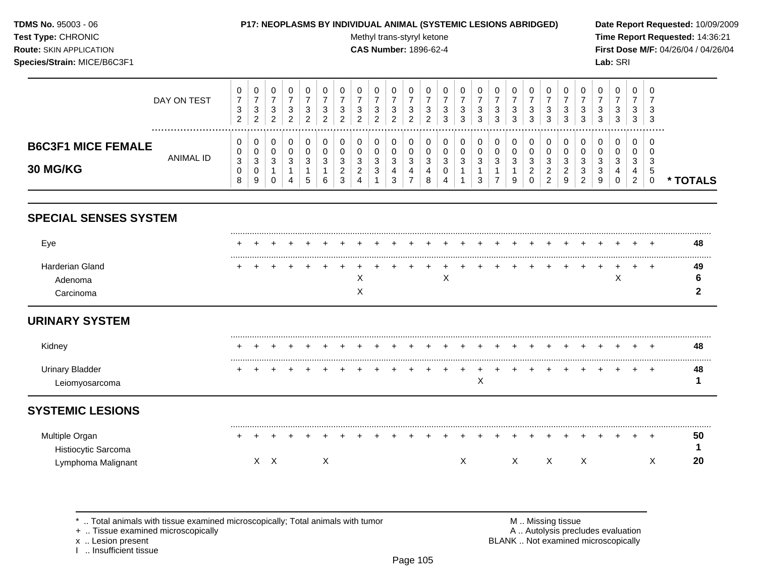**TDMS No.** 95003 - 06
**Test Type:** CHRONIC
**Route:** SKIN APPLICATION
**Species/Strain:** MICE/B6C3F1

**P17: NEOPLASMS BY INDIVIDUAL ANIMAL (SYSTEMIC LESIONS ABRIDGED)**
Methyl trans-styryl ketone
**CAS Number:** 1896-62-4

**Date Report Requested:** 10/09/2009
**Time Report Requested:** 14:36:21
**First Dose M/F:** 04/26/04 / 04/26/04
**Lab:** SRI

## B6C3F1 MICE FEMALE 30 MG/KG

| | | | | | | | | | | | | | | | | | | | | | | | | | |
|---|---|---|---|---|---|---|---|---|---|---|---|---|---|---|---|---|---|---|---|---|---|---|---|---|---|
| DAY ON TEST | 0732 | 0732 | 0732 | 0732 | 0732 | 0732 | 0732 | 0732 | 0732 | 0732 | 0732 | 0732 | 0733 | 0733 | 0733 | 0733 | 0733 | 0733 | 0733 | 0733 | 0733 | 0733 | 0733 | 0733 | 0733 | |
| ANIMAL ID | 00308 | 00309 | 00310 | 00314 | 00315 | 00316 | 00323 | 00324 | 00331 | 00343 | 00347 | 00348 | 00304 | 00311 | 00313 | 00317 | 00319 | 00320 | 00322 | 00329 | 00332 | 00339 | 00340 | 00342 | 00350 | * TOTALS |
| **SPECIAL SENSES SYSTEM** | | | | | | | | | | | | | | | | | | | | | | | | | | |
| Eye | + | + | + | + | + | + | + | + | + | + | + | + | + | + | + | + | + | + | + | + | + | + | + | + | + | **48** |
| Harderian Gland | + | + | + | + | + | + | + | + | + | + | + | + | + | + | + | + | + | + | + | + | + | + | + | + | + | **49** |
| Adenoma | | | | | | | | X | | | | | X | | | | | | | | | | X | | | **6** |
| Carcinoma | | | | | | | | X | | | | | | | | | | | | | | | | | | **2** |
| **URINARY SYSTEM** | | | | | | | | | | | | | | | | | | | | | | | | | | |
| Kidney | + | + | + | + | + | + | + | + | + | + | + | + | + | + | + | + | + | + | + | + | + | + | + | + | + | **48** |
| Urinary Bladder | + | + | + | + | + | + | + | + | + | + | + | + | + | + | + | + | + | + | + | + | + | + | + | + | + | **48** |
| Leiomyosarcoma | | | | | | | | | | | | | | | X | | | | | | | | | | | **1** |
| **SYSTEMIC LESIONS** | | | | | | | | | | | | | | | | | | | | | | | | | | |
| Multiple Organ | + | + | + | + | + | + | + | + | + | + | + | + | + | + | + | + | + | + | + | + | + | + | + | + | + | **50** |
| Histiocytic Sarcoma | | | | | | | | | | | | | | | | | | | | | | | | | | **1** |
| Lymphoma Malignant | | X | X | | | X | | | | | | | | X | | | X | | X | | X | | | | X | **20** |

\* .. Total animals with tissue examined microscopically; Total animals with tumor
\+ .. Tissue examined microscopically
x .. Lesion present
I .. Insufficient tissue

M .. Missing tissue
A .. Autolysis precludes evaluation
BLANK .. Not examined microscopically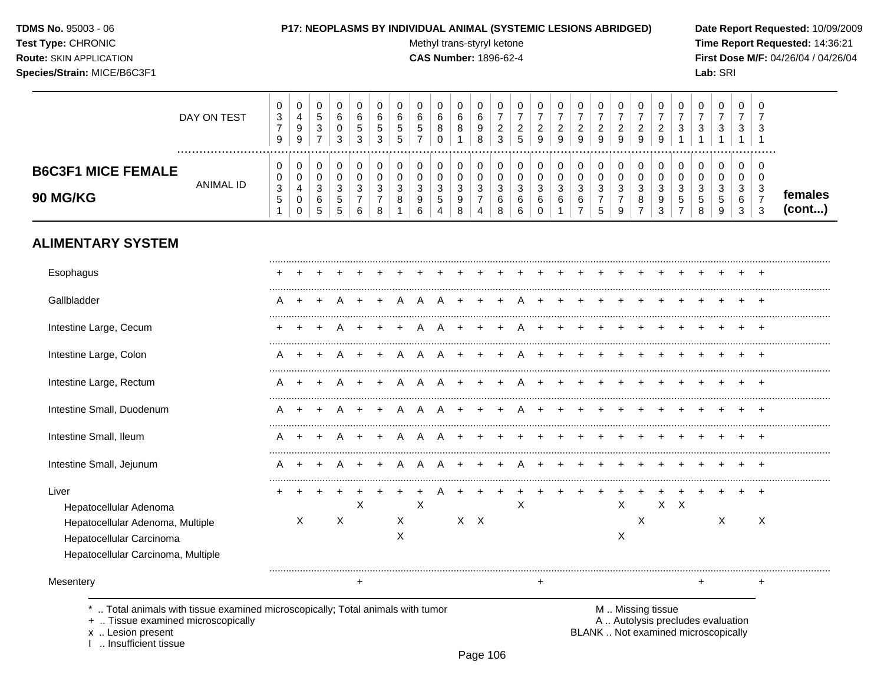**TDMS No.** 95003 - 06
**Test Type:** CHRONIC
**Route:** SKIN APPLICATION
**Species/Strain:** MICE/B6C3F1

**P17: NEOPLASMS BY INDIVIDUAL ANIMAL (SYSTEMIC LESIONS ABRIDGED)**
Methyl trans-styryl ketone
**CAS Number:** 1896-62-4

**Date Report Requested:** 10/09/2009
**Time Report Requested:** 14:36:21
**First Dose M/F:** 04/26/04 / 04/26/04
**Lab:** SRI

## B6C3F1 MICE FEMALE 90 MG/KG — females (cont...)

| DAY ON TEST | 0379 | 0499 | 0537 | 0603 | 0653 | 0653 | 0655 | 0657 | 0680 | 0681 | 0698 | 0723 | 0725 | 0729 | 0729 | 0729 | 0729 | 0729 | 0729 | 0729 | 0731 | 0731 | 0731 | 0731 | 0731 |
|---|---|---|---|---|---|---|---|---|---|---|---|---|---|---|---|---|---|---|---|---|---|---|---|---|---|
| **ANIMAL ID** | 00351 | 00400 | 00365 | 00355 | 00376 | 00378 | 00381 | 00396 | 00354 | 00398 | 00374 | 00368 | 00366 | 00360 | 00361 | 00367 | 00375 | 00379 | 00387 | 00393 | 00357 | 00358 | 00359 | 00363 | 00373 |
| **ALIMENTARY SYSTEM** | | | | | | | | | | | | | | | | | | | | | | | | | |
| Esophagus | + | + | + | + | + | + | + | + | + | + | + | + | + | + | + | + | + | + | + | + | + | + | + | + | + |
| Gallbladder | A | + | + | A | + | + | A | A | A | + | + | + | A | + | + | + | + | + | + | + | + | + | + | + | + |
| Intestine Large, Cecum | + | + | + | A | + | + | + | A | A | + | + | + | A | + | + | + | + | + | + | + | + | + | + | + | + |
| Intestine Large, Colon | A | + | + | A | + | + | A | A | A | + | + | + | A | + | + | + | + | + | + | + | + | + | + | + | + |
| Intestine Large, Rectum | A | + | + | A | + | + | A | A | A | + | + | + | A | + | + | + | + | + | + | + | + | + | + | + | + |
| Intestine Small, Duodenum | A | + | + | A | + | + | A | A | A | + | + | + | A | + | + | + | + | + | + | + | + | + | + | + | + |
| Intestine Small, Ileum | A | + | + | A | + | + | A | A | A | + | + | + | + | + | + | + | + | + | + | + | + | + | + | + | + |
| Intestine Small, Jejunum | A | + | + | A | + | + | A | A | A | + | + | + | A | + | + | + | + | + | + | + | + | + | + | + | + |
| Liver | + | + | + | + | + | + | + | + | A | + | + | + | + | + | + | + | + | + | + | + | + | + | + | + | + |
| Hepatocellular Adenoma | | | | | X | | | X | | | | | X | | | | | X | | X | X | | | | |
| Hepatocellular Adenoma, Multiple | | X | | X | | | X | | | X | X | | | | | | | | X | | | | X | | X |
| Hepatocellular Carcinoma | | | | | | | X | | | | | | | | | | | X | | | | | | | |
| Hepatocellular Carcinoma, Multiple | | | | | | | | | | | | | | | | | | | | | | | | | |
| Mesentery | | | | | + | | | | | | | | | + | | | | | | | | + | | | + |

\* .. Total animals with tissue examined microscopically; Total animals with tumor
\+ .. Tissue examined microscopically
x .. Lesion present
I .. Insufficient tissue

M .. Missing tissue
A .. Autolysis precludes evaluation
BLANK .. Not examined microscopically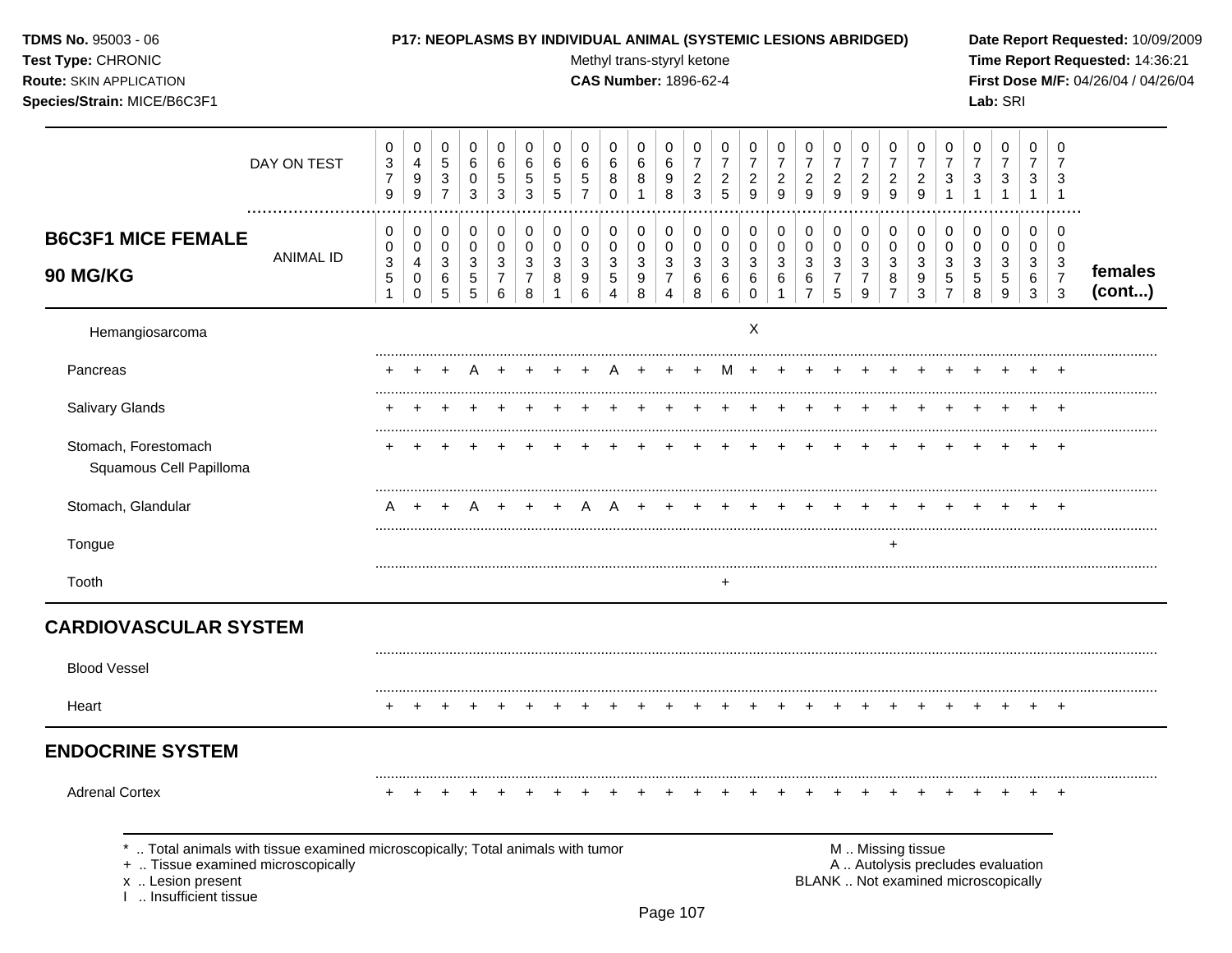**TDMS No.** 95003 - 06
**Test Type:** CHRONIC
**Route:** SKIN APPLICATION
**Species/Strain:** MICE/B6C3F1

**P17: NEOPLASMS BY INDIVIDUAL ANIMAL (SYSTEMIC LESIONS ABRIDGED)**
Methyl trans-styryl ketone
**CAS Number:** 1896-62-4

**Date Report Requested:** 10/09/2009
**Time Report Requested:** 14:36:21
**First Dose M/F:** 04/26/04 / 04/26/04
**Lab:** SRI

## B6C3F1 MICE FEMALE 90 MG/KG

| DAY ON TEST | 0379 | 0499 | 0537 | 0603 | 0653 | 0653 | 0655 | 0657 | 0680 | 0681 | 0698 | 0723 | 0725 | 0729 | 0729 | 0729 | 0729 | 0729 | 0729 | 0729 | 0731 | 0731 | 0731 | 0731 | 0731 | |
|---|---|---|---|---|---|---|---|---|---|---|---|---|---|---|---|---|---|---|---|---|---|---|---|---|---|---|
| **ANIMAL ID** | 00351 | 00400 | 00365 | 00355 | 00376 | 00378 | 00381 | 00396 | 00354 | 00398 | 00374 | 00368 | 00366 | 00360 | 00361 | 00367 | 00375 | 00379 | 00387 | 00393 | 00357 | 00358 | 00359 | 00363 | 00373 | **females (cont...)** |
| Hemangiosarcoma | | | | | | | | | | | | | | X | | | | | | | | | | | | |
| Pancreas | + | + | + | A | + | + | + | + | A | + | + | + | M | + | + | + | + | + | + | + | + | + | + | + | + | |
| Salivary Glands | + | + | + | + | + | + | + | + | + | + | + | + | + | + | + | + | + | + | + | + | + | + | + | + | + | |
| Stomach, Forestomach | + | + | + | + | + | + | + | + | + | + | + | + | + | + | + | + | + | + | + | + | + | + | + | + | + | |
| Squamous Cell Papilloma | | | | | | | | | | | | | | | | | | | | | | | | | | |
| Stomach, Glandular | A | + | + | A | + | + | + | A | A | + | + | + | + | + | + | + | + | + | + | + | + | + | + | + | + | |
| Tongue | | | | | | | | | | | | | | | | | | | + | | | | | | | |
| Tooth | | | | | | | | | | | | | + | | | | | | | | | | | | | |

## CARDIOVASCULAR SYSTEM

| | | | | | | | | | | | | | | | | | | | | | | | | | | |
|---|---|---|---|---|---|---|---|---|---|---|---|---|---|---|---|---|---|---|---|---|---|---|---|---|---|---|
| Blood Vessel | | | | | | | | | | | | | | | | | | | | | | | | | | |
| Heart | + | + | + | + | + | + | + | + | + | + | + | + | + | + | + | + | + | + | + | + | + | + | + | + | + | |

## ENDOCRINE SYSTEM

| | | | | | | | | | | | | | | | | | | | | | | | | | | |
|---|---|---|---|---|---|---|---|---|---|---|---|---|---|---|---|---|---|---|---|---|---|---|---|---|---|---|
| Adrenal Cortex | + | + | + | + | + | + | + | + | + | + | + | + | + | + | + | + | + | + | + | + | + | + | + | + | + | |

\* .. Total animals with tissue examined microscopically; Total animals with tumor
\+ .. Tissue examined microscopically
x .. Lesion present
I .. Insufficient tissue

M .. Missing tissue
A .. Autolysis precludes evaluation
BLANK .. Not examined microscopically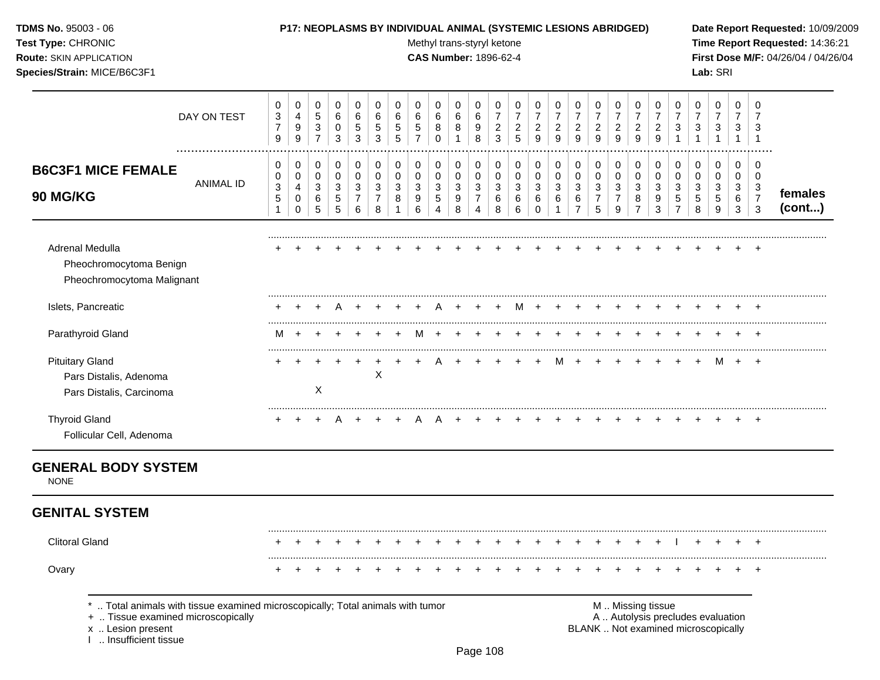**TDMS No.** 95003 - 06
**Test Type:** CHRONIC
**Route:** SKIN APPLICATION
**Species/Strain:** MICE/B6C3F1

**P17: NEOPLASMS BY INDIVIDUAL ANIMAL (SYSTEMIC LESIONS ABRIDGED)**
Methyl trans-styryl ketone
**CAS Number:** 1896-62-4

**Date Report Requested:** 10/09/2009
**Time Report Requested:** 14:36:21
**First Dose M/F:** 04/26/04 / 04/26/04
**Lab:** SRI

## B6C3F1 MICE FEMALE 90 MG/KG

| DAY ON TEST | 0379 | 0499 | 0537 | 0603 | 0653 | 0653 | 0655 | 0657 | 0680 | 0681 | 0698 | 0723 | 0725 | 0729 | 0729 | 0729 | 0729 | 0729 | 0729 | 0729 | 0731 | 0731 | 0731 | 0731 | 0731 | |
|---|---|---|---|---|---|---|---|---|---|---|---|---|---|---|---|---|---|---|---|---|---|---|---|---|---|---|
| **ANIMAL ID** | 0003 51 | 0004 00 | 0003 65 | 0003 55 | 0003 76 | 0003 78 | 0003 81 | 0003 96 | 0003 54 | 0003 98 | 0003 74 | 0003 68 | 0003 66 | 0003 60 | 0003 61 | 0003 67 | 0003 75 | 0003 79 | 0003 87 | 0003 93 | 0003 57 | 0003 58 | 0003 59 | 0003 63 | 0003 73 | **females (cont...)** |
| Adrenal Medulla | + | + | + | + | + | + | + | + | + | + | + | + | + | + | + | + | + | + | + | + | + | + | + | + | + | |
| Pheochromocytoma Benign | | | | | | | | | | | | | | | | | | | | | | | | | | |
| Pheochromocytoma Malignant | | | | | | | | | | | | | | | | | | | | | | | | | | |
| Islets, Pancreatic | + | + | + | A | + | + | + | + | A | + | + | + | M | + | + | + | + | + | + | + | + | + | + | + | + | |
| Parathyroid Gland | M | + | + | + | + | + | + | M | + | + | + | + | + | + | + | + | + | + | + | + | + | + | + | + | + | |
| Pituitary Gland | + | + | + | + | + | + | + | + | A | + | + | + | + | + | M | + | + | + | + | + | + | + | M | + | + | |
| Pars Distalis, Adenoma | | | | | | X | | | | | | | | | | | | | | | | | | | | |
| Pars Distalis, Carcinoma | | | X | | | | | | | | | | | | | | | | | | | | | | | |
| Thyroid Gland | + | + | + | A | + | + | + | A | A | + | + | + | + | + | + | + | + | + | + | + | + | + | + | + | + | |
| Follicular Cell, Adenoma | | | | | | | | | | | | | | | | | | | | | | | | | | |

## GENERAL BODY SYSTEM

NONE

## GENITAL SYSTEM

| | | | | | | | | | | | | | | | | | | | | | | | | | | |
|---|---|---|---|---|---|---|---|---|---|---|---|---|---|---|---|---|---|---|---|---|---|---|---|---|---|---|
| Clitoral Gland | + | + | + | + | + | + | + | + | + | + | + | + | + | + | + | + | + | + | + | + | I | + | + | + | + | |
| Ovary | + | + | + | + | + | + | + | + | + | + | + | + | + | + | + | + | + | + | + | + | + | + | + | + | + | |

\* .. Total animals with tissue examined microscopically; Total animals with tumor
\+ .. Tissue examined microscopically
x .. Lesion present
I .. Insufficient tissue

M .. Missing tissue
A .. Autolysis precludes evaluation
BLANK .. Not examined microscopically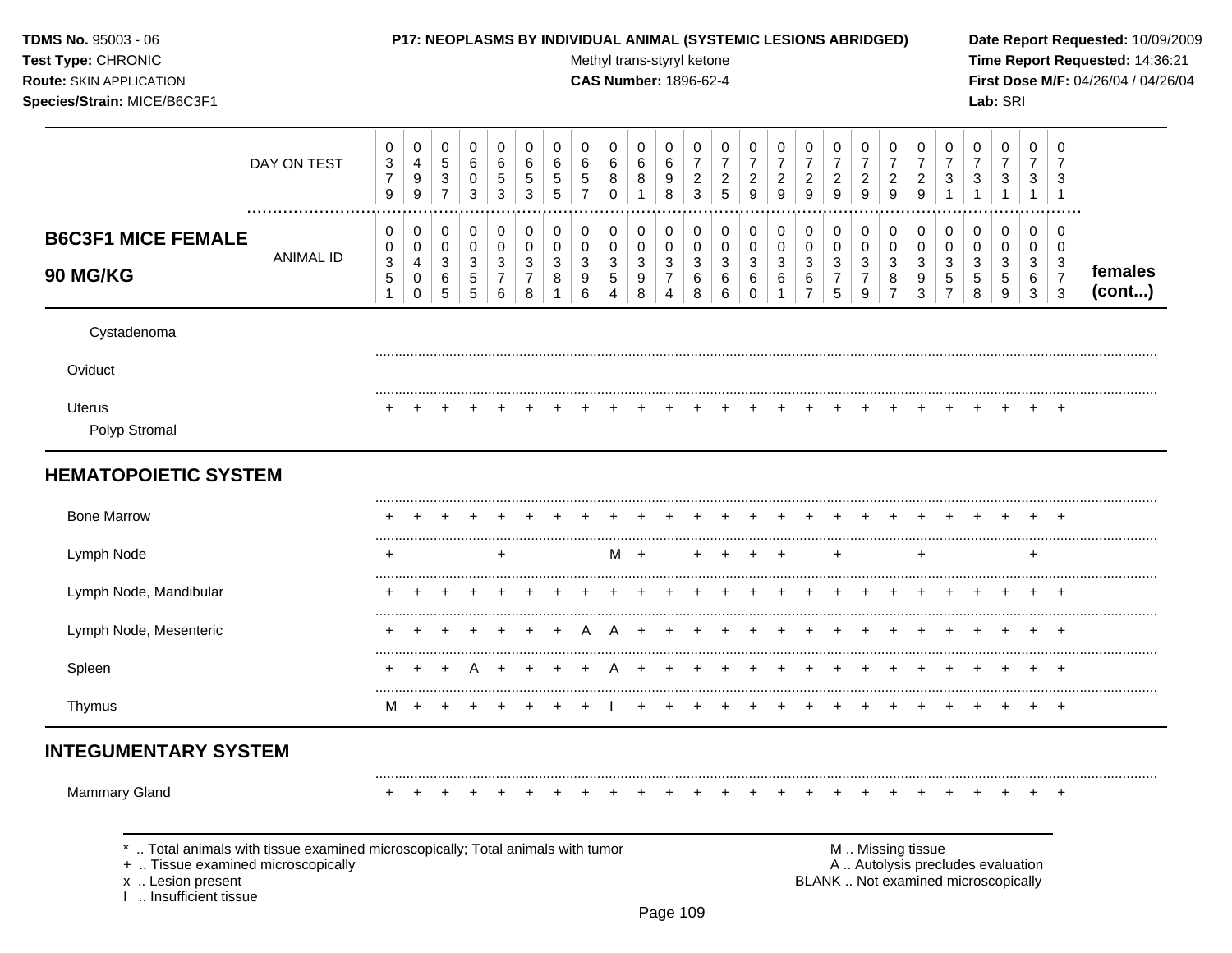**TDMS No.** 95003 - 06
**Test Type:** CHRONIC
**Route:** SKIN APPLICATION
**Species/Strain:** MICE/B6C3F1

**P17: NEOPLASMS BY INDIVIDUAL ANIMAL (SYSTEMIC LESIONS ABRIDGED)**
Methyl trans-styryl ketone
**CAS Number:** 1896-62-4

**Date Report Requested:** 10/09/2009
**Time Report Requested:** 14:36:21
**First Dose M/F:** 04/26/04 / 04/26/04
**Lab:** SRI

| DAY ON TEST | 0379 | 0499 | 0537 | 0603 | 0653 | 0653 | 0655 | 0657 | 0680 | 0681 | 0698 | 0723 | 0725 | 0729 | 0729 | 0729 | 0729 | 0729 | 0729 | 0729 | 0731 | 0731 | 0731 | 0731 | 0731 | |
|---|---|---|---|---|---|---|---|---|---|---|---|---|---|---|---|---|---|---|---|---|---|---|---|---|---|---|
| **B6C3F1 MICE FEMALE 90 MG/KG** ANIMAL ID | 00351 | 00400 | 00365 | 00355 | 00376 | 00378 | 00381 | 00396 | 00354 | 00398 | 00374 | 00368 | 00366 | 00360 | 00361 | 00367 | 00375 | 00379 | 00387 | 00393 | 00357 | 00358 | 00359 | 00363 | 00373 | **females (cont...)** |
| Cystadenoma | | | | | | | | | | | | | | | | | | | | | | | | | | |
| Oviduct | | | | | | | | | | | | | | | | | | | | | | | | | | |
| Uterus | + | + | + | + | + | + | + | + | + | + | + | + | + | + | + | + | + | + | + | + | + | + | + | + | + | |
| Polyp Stromal | | | | | | | | | | | | | | | | | | | | | | | | | | |
| **HEMATOPOIETIC SYSTEM** | | | | | | | | | | | | | | | | | | | | | | | | | | |
| Bone Marrow | + | + | + | + | + | + | + | + | + | + | + | + | + | + | + | + | + | + | + | + | + | + | + | + | + | |
| Lymph Node | + | | | | + | | | | M | + | | + | + | + | + | | + | | | + | | | | + | | |
| Lymph Node, Mandibular | + | + | + | + | + | + | + | + | + | + | + | + | + | + | + | + | + | + | + | + | + | + | + | + | + | |
| Lymph Node, Mesenteric | + | + | + | + | + | + | + | A | A | + | + | + | + | + | + | + | + | + | + | + | + | + | + | + | + | |
| Spleen | + | + | + | A | + | + | + | + | A | + | + | + | + | + | + | + | + | + | + | + | + | + | + | + | + | |
| Thymus | M | + | + | + | + | + | + | + | I | + | + | + | + | + | + | + | + | + | + | + | + | + | + | + | + | |
| **INTEGUMENTARY SYSTEM** | | | | | | | | | | | | | | | | | | | | | | | | | | |
| Mammary Gland | + | + | + | + | + | + | + | + | + | + | + | + | + | + | + | + | + | + | + | + | + | + | + | + | + | |

\* .. Total animals with tissue examined microscopically; Total animals with tumor
\+ .. Tissue examined microscopically
x .. Lesion present
I .. Insufficient tissue

M .. Missing tissue
A .. Autolysis precludes evaluation
BLANK .. Not examined microscopically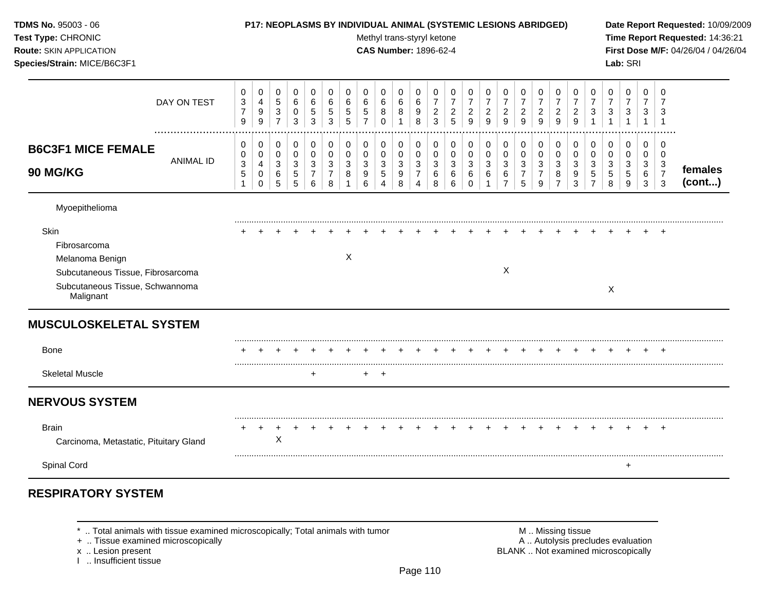**TDMS No.** 95003 - 06
**Test Type:** CHRONIC
**Route:** SKIN APPLICATION
**Species/Strain:** MICE/B6C3F1

**P17: NEOPLASMS BY INDIVIDUAL ANIMAL (SYSTEMIC LESIONS ABRIDGED)**
Methyl trans-styryl ketone
**CAS Number:** 1896-62-4

**Date Report Requested:** 10/09/2009
**Time Report Requested:** 14:36:21
**First Dose M/F:** 04/26/04 / 04/26/04
**Lab:** SRI

| DAY ON TEST | 0379 | 0499 | 0537 | 0603 | 0653 | 0653 | 0655 | 0657 | 0680 | 0681 | 0698 | 0723 | 0725 | 0729 | 0729 | 0729 | 0729 | 0729 | 0729 | 0729 | 0731 | 0731 | 0731 | 0731 | 0731 | |
|---|---|---|---|---|---|---|---|---|---|---|---|---|---|---|---|---|---|---|---|---|---|---|---|---|---|---|
| **B6C3F1 MICE FEMALE 90 MG/KG** — ANIMAL ID | 00351 | 00400 | 00365 | 00355 | 00376 | 00378 | 00381 | 00396 | 00354 | 00398 | 00374 | 00368 | 00366 | 00360 | 00361 | 00367 | 00375 | 00379 | 00387 | 00393 | 00357 | 00358 | 00359 | 00363 | 00373 | **females (cont...)** |
| Myoepithelioma | | | | | | | | | | | | | | | | | | | | | | | | | | |
| Skin | + | + | + | + | + | + | + | + | + | + | + | + | + | + | + | + | + | + | + | + | + | + | + | + | + | |
| Fibrosarcoma | | | | | | | | | | | | | | | | | | | | | | | | | | |
| Melanoma Benign | | | | | | | X | | | | | | | | | | | | | | | | | | | |
| Subcutaneous Tissue, Fibrosarcoma | | | | | | | | | | | | | | | | X | | | | | | | | | | |
| Subcutaneous Tissue, Schwannoma Malignant | | | | | | | | | | | | | | | | | | | | | | X | | | | |
| **MUSCULOSKELETAL SYSTEM** | | | | | | | | | | | | | | | | | | | | | | | | | | |
| Bone | + | + | + | + | + | + | + | + | + | + | + | + | + | + | + | + | + | + | + | + | + | + | + | + | + | |
| Skeletal Muscle | | | | | + | | | + | + | | | | | | | | | | | | | | | | | |
| **NERVOUS SYSTEM** | | | | | | | | | | | | | | | | | | | | | | | | | | |
| Brain | + | + | + | + | + | + | + | + | + | + | + | + | + | + | + | + | + | + | + | + | + | + | + | + | + | |
| Carcinoma, Metastatic, Pituitary Gland | | | X | | | | | | | | | | | | | | | | | | | | | | | |
| Spinal Cord | | | | | | | | | | | | | | | | | | | | | | | + | | | |
| **RESPIRATORY SYSTEM** | | | | | | | | | | | | | | | | | | | | | | | | | | |

\* .. Total animals with tissue examined microscopically; Total animals with tumor
\+ .. Tissue examined microscopically
x .. Lesion present
I .. Insufficient tissue

M .. Missing tissue
A .. Autolysis precludes evaluation
BLANK .. Not examined microscopically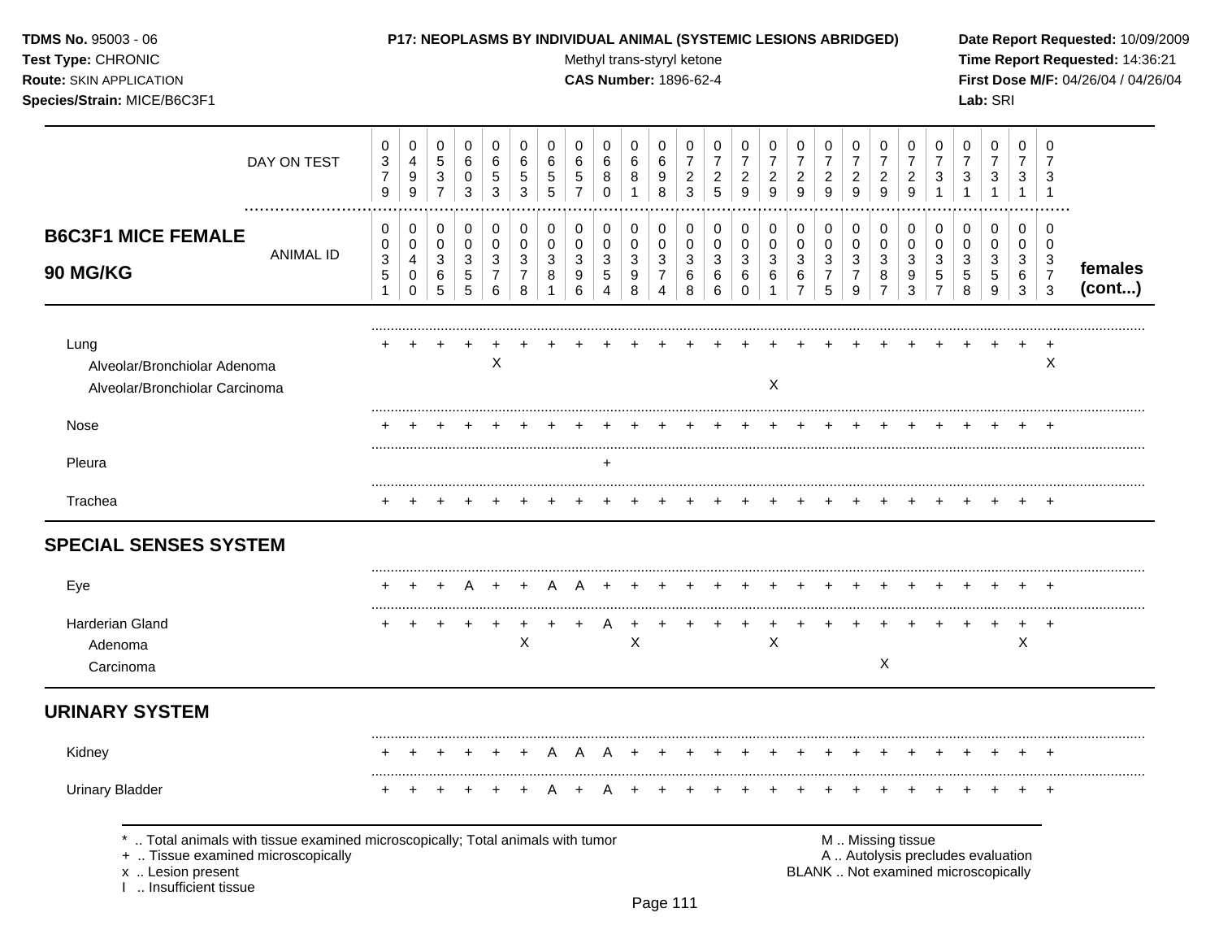**TDMS No.** 95003 - 06
**Test Type:** CHRONIC
**Route:** SKIN APPLICATION
**Species/Strain:** MICE/B6C3F1

**P17: NEOPLASMS BY INDIVIDUAL ANIMAL (SYSTEMIC LESIONS ABRIDGED)**
Methyl trans-styryl ketone
**CAS Number:** 1896-62-4

**Date Report Requested:** 10/09/2009
**Time Report Requested:** 14:36:21
**First Dose M/F:** 04/26/04 / 04/26/04
**Lab:** SRI

## B6C3F1 MICE FEMALE 90 MG/KG

| DAY ON TEST | 0379 | 0499 | 0537 | 0603 | 0653 | 0653 | 0655 | 0657 | 0680 | 0681 | 0698 | 0723 | 0725 | 0729 | 0729 | 0729 | 0729 | 0729 | 0729 | 0729 | 0731 | 0731 | 0731 | 0731 | 0731 | |
|---|---|---|---|---|---|---|---|---|---|---|---|---|---|---|---|---|---|---|---|---|---|---|---|---|---|---|
| ANIMAL ID | 0035 1 | 0040 0 | 0036 5 | 0035 5 | 0037 6 | 0037 8 | 0038 1 | 0039 6 | 0035 4 | 0039 8 | 0037 4 | 0036 8 | 0036 6 | 0036 0 | 0036 1 | 0036 7 | 0037 5 | 0037 9 | 0038 7 | 0039 3 | 0035 7 | 0035 8 | 0035 9 | 0036 3 | 0037 3 | **females (cont...)** |
| Lung | + | + | + | + | + | + | + | + | + | + | + | + | + | + | + | + | + | + | + | + | + | + | + | + | + | |
| Alveolar/Bronchiolar Adenoma | | | | | X | | | | | | | | | | | | | | | | | | | | X | |
| Alveolar/Bronchiolar Carcinoma | | | | | | | | | | | | | | | X | | | | | | | | | | | |
| Nose | + | + | + | + | + | + | + | + | + | + | + | + | + | + | + | + | + | + | + | + | + | + | + | + | + | |
| Pleura | | | | | | | | | + | | | | | | | | | | | | | | | | | |
| Trachea | + | + | + | + | + | + | + | + | + | + | + | + | + | + | + | + | + | + | + | + | + | + | + | + | + | |
| **SPECIAL SENSES SYSTEM** | | | | | | | | | | | | | | | | | | | | | | | | | | |
| Eye | + | + | + | A | + | + | A | A | + | + | + | + | + | + | + | + | + | + | + | + | + | + | + | + | + | |
| Harderian Gland | + | + | + | + | + | + | + | + | A | + | + | + | + | + | + | + | + | + | + | + | + | + | + | + | + | |
| Adenoma | | | | | | X | | | | X | | | | | X | | | | | | | | | X | | |
| Carcinoma | | | | | | | | | | | | | | | | | | | X | | | | | | | |
| **URINARY SYSTEM** | | | | | | | | | | | | | | | | | | | | | | | | | | |
| Kidney | + | + | + | + | + | + | A | A | A | + | + | + | + | + | + | + | + | + | + | + | + | + | + | + | + | |
| Urinary Bladder | + | + | + | + | + | + | A | + | A | + | + | + | + | + | + | + | + | + | + | + | + | + | + | + | + | |

\* .. Total animals with tissue examined microscopically; Total animals with tumor
\+ .. Tissue examined microscopically
x .. Lesion present
I .. Insufficient tissue

M .. Missing tissue
A .. Autolysis precludes evaluation
BLANK .. Not examined microscopically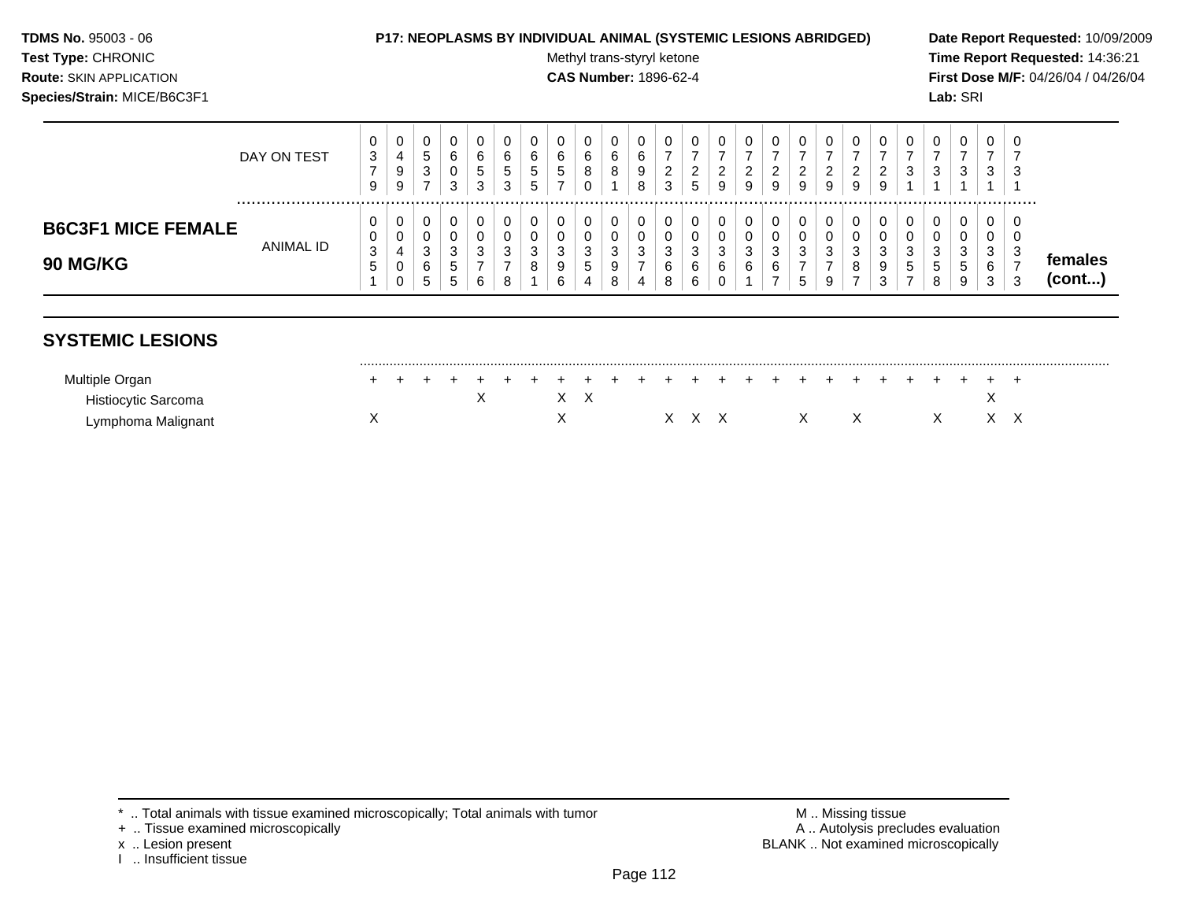**TDMS No.** 95003 - 06
**Test Type:** CHRONIC
**Route:** SKIN APPLICATION
**Species/Strain:** MICE/B6C3F1

**P17: NEOPLASMS BY INDIVIDUAL ANIMAL (SYSTEMIC LESIONS ABRIDGED)**
Methyl trans-styryl ketone
**CAS Number:** 1896-62-4

**Date Report Requested:** 10/09/2009
**Time Report Requested:** 14:36:21
**First Dose M/F:** 04/26/04 / 04/26/04
**Lab:** SRI

**B6C3F1 MICE FEMALE 90 MG/KG** — females (cont...)

| DAY ON TEST | 0379 | 0499 | 0537 | 0603 | 0653 | 0653 | 0655 | 0657 | 0680 | 0681 | 0698 | 0723 | 0725 | 0729 | 0729 | 0729 | 0729 | 0729 | 0729 | 0729 | 0731 | 0731 | 0731 | 0731 | 0731 |
|---|---|---|---|---|---|---|---|---|---|---|---|---|---|---|---|---|---|---|---|---|---|---|---|---|---|
| **ANIMAL ID** | 00351 | 00400 | 00365 | 00355 | 00376 | 00378 | 00381 | 00396 | 00354 | 00398 | 00374 | 00368 | 00366 | 00360 | 00361 | 00367 | 00375 | 00379 | 00387 | 00393 | 00357 | 00358 | 00359 | 00363 | 00373 |
| **SYSTEMIC LESIONS** | | | | | | | | | | | | | | | | | | | | | | | | | |
| Multiple Organ | + | + | + | + | + | + | + | + | + | + | + | + | + | + | + | + | + | + | + | + | + | + | + | + | + |
| Histiocytic Sarcoma | | | | | X | | | X | X | | | | | | | | | | | | | | | X | |
| Lymphoma Malignant | X | | | | | | | X | | | | X | X | X | | | X | | X | | | X | | X | X |

\* .. Total animals with tissue examined microscopically; Total animals with tumor
\+ .. Tissue examined microscopically
x .. Lesion present
I .. Insufficient tissue

M .. Missing tissue
A .. Autolysis precludes evaluation
BLANK .. Not examined microscopically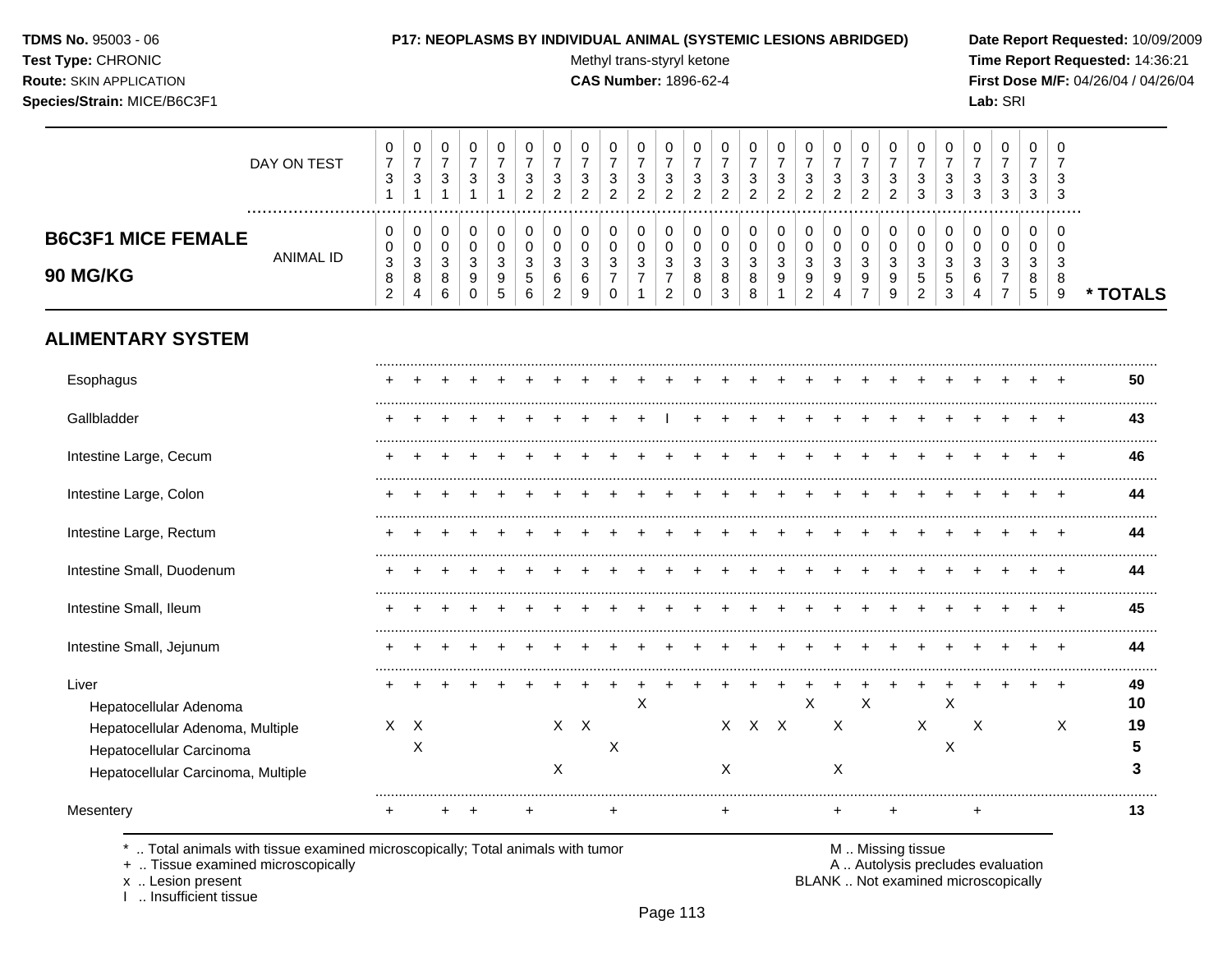**TDMS No.** 95003 - 06
**Test Type:** CHRONIC
**Route:** SKIN APPLICATION
**Species/Strain:** MICE/B6C3F1

**P17: NEOPLASMS BY INDIVIDUAL ANIMAL (SYSTEMIC LESIONS ABRIDGED)**
Methyl trans-styryl ketone
**CAS Number:** 1896-62-4

**Date Report Requested:** 10/09/2009
**Time Report Requested:** 14:36:21
**First Dose M/F:** 04/26/04 / 04/26/04
**Lab:** SRI

## B6C3F1 MICE FEMALE 90 MG/KG

| DAY ON TEST | 0731 | 0731 | 0731 | 0731 | 0731 | 0732 | 0732 | 0732 | 0732 | 0732 | 0732 | 0732 | 0732 | 0732 | 0732 | 0732 | 0732 | 0732 | 0732 | 0733 | 0733 | 0733 | 0733 | 0733 | 0733 | |
|---|---|---|---|---|---|---|---|---|---|---|---|---|---|---|---|---|---|---|---|---|---|---|---|---|---|---|
| **ANIMAL ID** | 0382 | 0384 | 0386 | 0390 | 0395 | 0356 | 0362 | 0369 | 0370 | 0371 | 0372 | 0380 | 0383 | 0388 | 0391 | 0392 | 0394 | 0397 | 0399 | 0352 | 0353 | 0364 | 0377 | 0385 | 0389 | *** TOTALS** |
| **ALIMENTARY SYSTEM** | | | | | | | | | | | | | | | | | | | | | | | | | | |
| Esophagus | + | + | + | + | + | + | + | + | + | + | + | + | + | + | + | + | + | + | + | + | + | + | + | + | + | **50** |
| Gallbladder | + | + | + | + | + | + | + | + | + | + | I | + | + | + | + | + | + | + | + | + | + | + | + | + | + | **43** |
| Intestine Large, Cecum | + | + | + | + | + | + | + | + | + | + | + | + | + | + | + | + | + | + | + | + | + | + | + | + | + | **46** |
| Intestine Large, Colon | + | + | + | + | + | + | + | + | + | + | + | + | + | + | + | + | + | + | + | + | + | + | + | + | + | **44** |
| Intestine Large, Rectum | + | + | + | + | + | + | + | + | + | + | + | + | + | + | + | + | + | + | + | + | + | + | + | + | + | **44** |
| Intestine Small, Duodenum | + | + | + | + | + | + | + | + | + | + | + | + | + | + | + | + | + | + | + | + | + | + | + | + | + | **44** |
| Intestine Small, Ileum | + | + | + | + | + | + | + | + | + | + | + | + | + | + | + | + | + | + | + | + | + | + | + | + | + | **45** |
| Intestine Small, Jejunum | + | + | + | + | + | + | + | + | + | + | + | + | + | + | + | + | + | + | + | + | + | + | + | + | + | **44** |
| Liver | + | + | + | + | + | + | + | + | + | + | + | + | + | + | + | + | + | + | + | + | + | + | + | + | + | **49** |
| Hepatocellular Adenoma | | | | | | | | | | X | | | | | | X | | X | | | X | | | | | **10** |
| Hepatocellular Adenoma, Multiple | X | X | | | | | X | X | | | | | X | X | X | | X | | | X | | X | | | X | **19** |
| Hepatocellular Carcinoma | | X | | | | | | | X | | | | | | | | | | | | X | | | | | **5** |
| Hepatocellular Carcinoma, Multiple | | | | | | | X | | | | | | X | | | | X | | | | | | | | | **3** |
| Mesentery | + | | + | + | | + | | | + | | | | + | | | | + | | + | | | + | | | | **13** |

\* .. Total animals with tissue examined microscopically; Total animals with tumor
\+ .. Tissue examined microscopically
x .. Lesion present
I .. Insufficient tissue

M .. Missing tissue
A .. Autolysis precludes evaluation
BLANK .. Not examined microscopically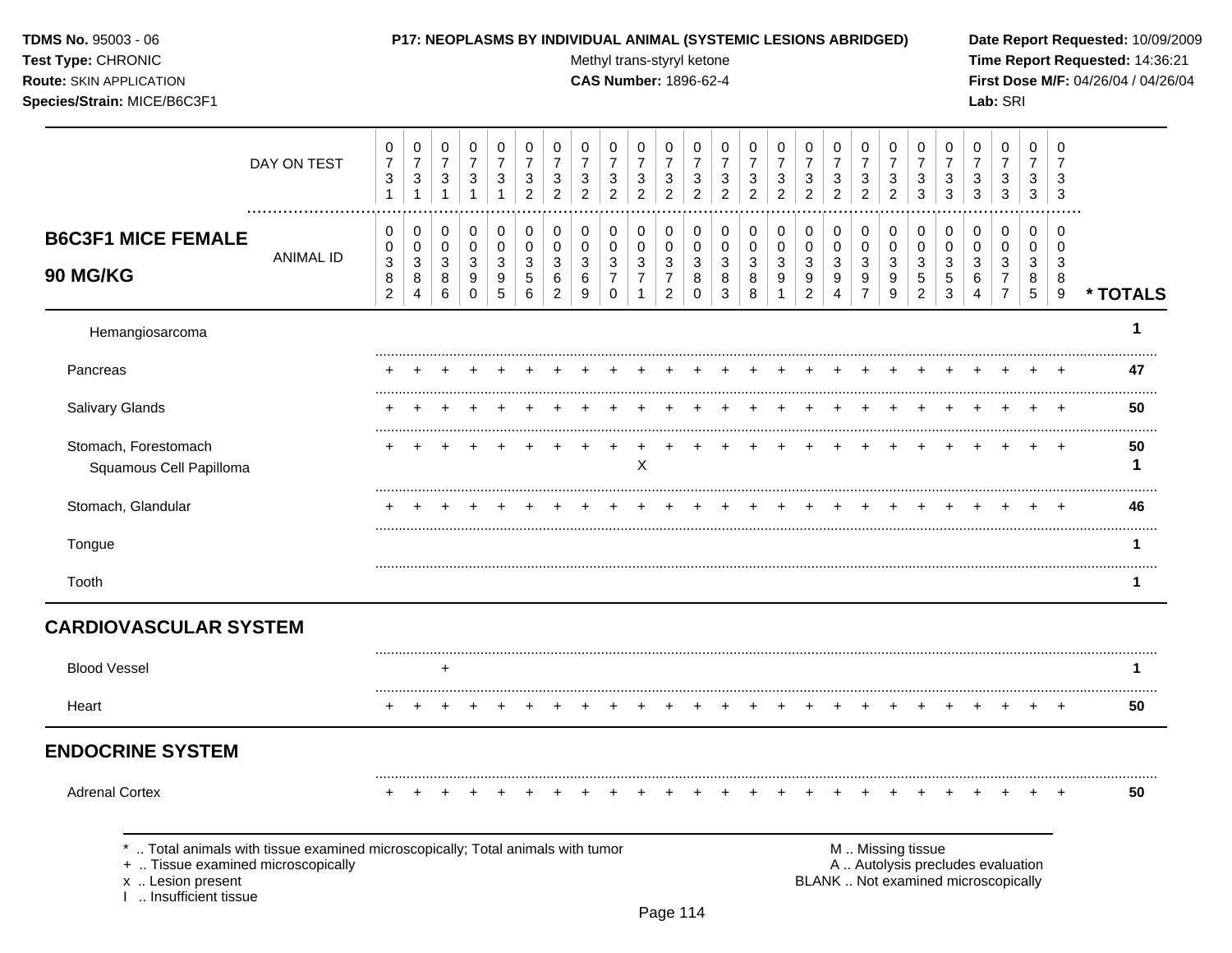**TDMS No.** 95003 - 06
**Test Type:** CHRONIC
**Route:** SKIN APPLICATION
**Species/Strain:** MICE/B6C3F1

**P17: NEOPLASMS BY INDIVIDUAL ANIMAL (SYSTEMIC LESIONS ABRIDGED)**
Methyl trans-styryl ketone
**CAS Number:** 1896-62-4

**Date Report Requested:** 10/09/2009
**Time Report Requested:** 14:36:21
**First Dose M/F:** 04/26/04 / 04/26/04
**Lab:** SRI

## B6C3F1 MICE FEMALE 90 MG/KG

| DAY ON TEST | 0731 | 0731 | 0731 | 0731 | 0731 | 0732 | 0732 | 0732 | 0732 | 0732 | 0732 | 0732 | 0732 | 0732 | 0732 | 0732 | 0732 | 0732 | 0732 | 0733 | 0733 | 0733 | 0733 | 0733 | 0733 | |
|---|---|---|---|---|---|---|---|---|---|---|---|---|---|---|---|---|---|---|---|---|---|---|---|---|---|---|
| **ANIMAL ID** | 00382 | 00384 | 00386 | 00390 | 00395 | 00356 | 00362 | 00369 | 00370 | 00371 | 00372 | 00380 | 00383 | 00388 | 00391 | 00392 | 00394 | 00397 | 00399 | 00352 | 00353 | 00364 | 00377 | 00385 | 00389 | *** TOTALS** |
| Hemangiosarcoma | | | | | | | | | | | | | | | | | | | | | | | | | | 1 |
| Pancreas | + | + | + | + | + | + | + | + | + | + | + | + | + | + | + | + | + | + | + | + | + | + | + | + | + | 47 |
| Salivary Glands | + | + | + | + | + | + | + | + | + | + | + | + | + | + | + | + | + | + | + | + | + | + | + | + | + | 50 |
| Stomach, Forestomach | + | + | + | + | + | + | + | + | + | + | + | + | + | + | + | + | + | + | + | + | + | + | + | + | + | 50 |
| Squamous Cell Papilloma | | | | | | | | | | X | | | | | | | | | | | | | | | | 1 |
| Stomach, Glandular | + | + | + | + | + | + | + | + | + | + | + | + | + | + | + | + | + | + | + | + | + | + | + | + | + | 46 |
| Tongue | | | | | | | | | | | | | | | | | | | | | | | | | | 1 |
| Tooth | | | | | | | | | | | | | | | | | | | | | | | | | | 1 |
| **CARDIOVASCULAR SYSTEM** | | | | | | | | | | | | | | | | | | | | | | | | | | |
| Blood Vessel | | | + | | | | | | | | | | | | | | | | | | | | | | | 1 |
| Heart | + | + | + | + | + | + | + | + | + | + | + | + | + | + | + | + | + | + | + | + | + | + | + | + | + | 50 |
| **ENDOCRINE SYSTEM** | | | | | | | | | | | | | | | | | | | | | | | | | | |
| Adrenal Cortex | + | + | + | + | + | + | + | + | + | + | + | + | + | + | + | + | + | + | + | + | + | + | + | + | + | 50 |

\* .. Total animals with tissue examined microscopically; Total animals with tumor
\+ .. Tissue examined microscopically
x .. Lesion present
I .. Insufficient tissue

M .. Missing tissue
A .. Autolysis precludes evaluation
BLANK .. Not examined microscopically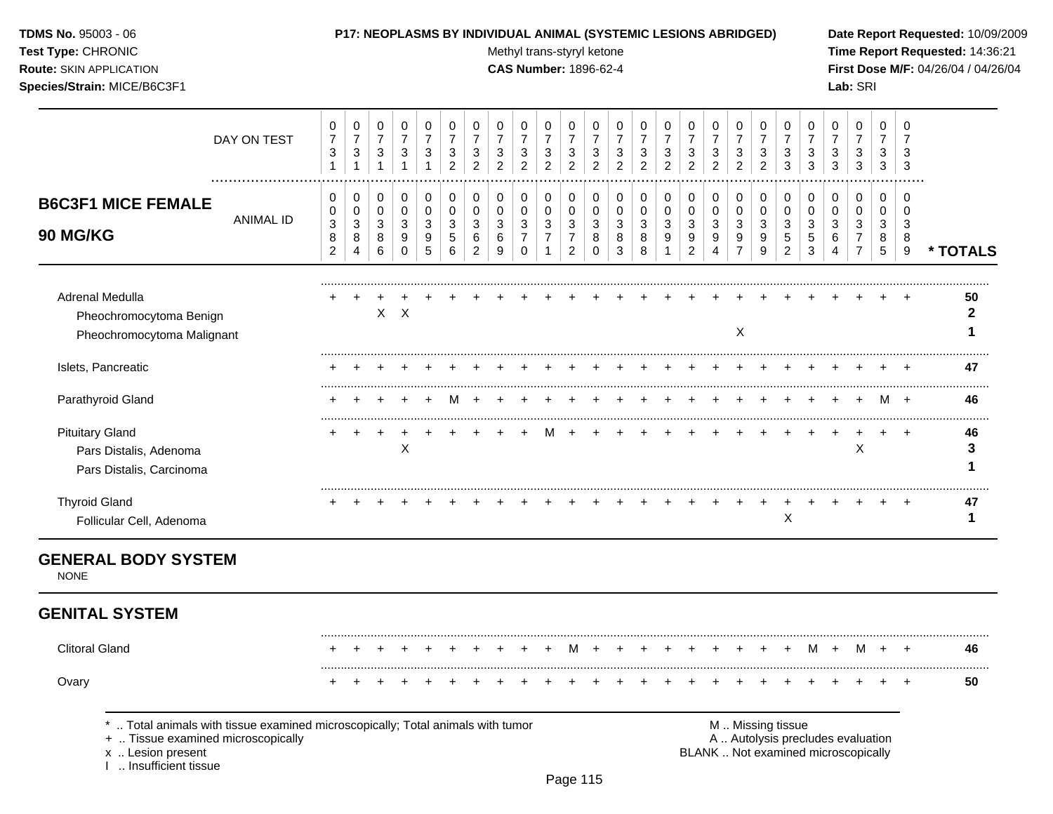| DAY ON TEST | 0731 | 0731 | 0731 | 0731 | 0731 | 0732 | 0732 | 0732 | 0732 | 0732 | 0732 | 0732 | 0732 | 0732 | 0732 | 0732 | 0732 | 0732 | 0732 | 0733 | 0733 | 0733 | 0733 | 0733 | 0733 | |
|---|---|---|---|---|---|---|---|---|---|---|---|---|---|---|---|---|---|---|---|---|---|---|---|---|---|---|
| **B6C3F1 MICE FEMALE 90 MG/KG** — ANIMAL ID | 0382 | 0384 | 0386 | 0390 | 0395 | 0356 | 0362 | 0369 | 0370 | 0371 | 0372 | 0380 | 0383 | 0388 | 0391 | 0392 | 0394 | 0397 | 0399 | 0352 | 0353 | 0364 | 0377 | 0385 | 0389 | * TOTALS |
| Adrenal Medulla | + | + | + | + | + | + | + | + | + | + | + | + | + | + | + | + | + | + | + | + | + | + | + | + | + | 50 |
| Pheochromocytoma Benign | | | X | X | | | | | | | | | | | | | | | | | | | | | | 2 |
| Pheochromocytoma Malignant | | | | | | | | | | | | | | | | | | X | | | | | | | | 1 |
| Islets, Pancreatic | + | + | + | + | + | + | + | + | + | + | + | + | + | + | + | + | + | + | + | + | + | + | + | + | + | 47 |
| Parathyroid Gland | + | + | + | + | + | M | + | + | + | + | + | + | + | + | + | + | + | + | + | + | + | + | + | M | + | 46 |
| Pituitary Gland | + | + | + | + | + | + | + | + | + | M | + | + | + | + | + | + | + | + | + | + | + | + | + | + | + | 46 |
| Pars Distalis, Adenoma | | | | X | | | | | | | | | | | | | | | | | | | X | | | 3 |
| Pars Distalis, Carcinoma | | | | | | | | | | | | | | | | | | | | | | | | | | 1 |
| Thyroid Gland | + | + | + | + | + | + | + | + | + | + | + | + | + | + | + | + | + | + | + | + | + | + | + | + | + | 47 |
| Follicular Cell, Adenoma | | | | | | | | | | | | | | | | | | | | X | | | | | | 1 |

## GENERAL BODY SYSTEM

NONE

## GENITAL SYSTEM

| | 0382 | 0384 | 0386 | 0390 | 0395 | 0356 | 0362 | 0369 | 0370 | 0371 | 0372 | 0380 | 0383 | 0388 | 0391 | 0392 | 0394 | 0397 | 0399 | 0352 | 0353 | 0364 | 0377 | 0385 | 0389 | * TOTALS |
|---|---|---|---|---|---|---|---|---|---|---|---|---|---|---|---|---|---|---|---|---|---|---|---|---|---|---|
| Clitoral Gland | + | + | + | + | + | + | + | + | + | + | M | + | + | + | + | + | + | + | + | + | M | + | M | + | + | 46 |
| Ovary | + | + | + | + | + | + | + | + | + | + | + | + | + | + | + | + | + | + | + | + | + | + | + | + | + | 50 |

\* .. Total animals with tissue examined microscopically; Total animals with tumor
\+ .. Tissue examined microscopically
x .. Lesion present
I .. Insufficient tissue

M .. Missing tissue
A .. Autolysis precludes evaluation
BLANK .. Not examined microscopically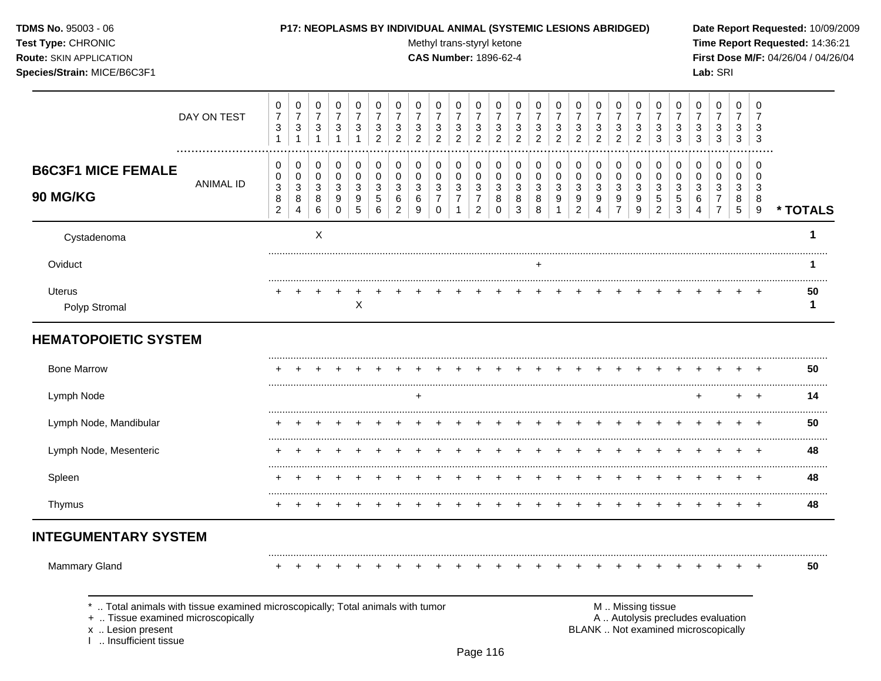**TDMS No.** 95003 - 06
**Test Type:** CHRONIC
**Route:** SKIN APPLICATION
**Species/Strain:** MICE/B6C3F1

**P17: NEOPLASMS BY INDIVIDUAL ANIMAL (SYSTEMIC LESIONS ABRIDGED)**
Methyl trans-styryl ketone
**CAS Number:** 1896-62-4

**Date Report Requested:** 10/09/2009
**Time Report Requested:** 14:36:21
**First Dose M/F:** 04/26/04 / 04/26/04
**Lab:** SRI

| | | | | | | | | | | | | | | | | | | | | | | | | | | |
|---|---|---|---|---|---|---|---|---|---|---|---|---|---|---|---|---|---|---|---|---|---|---|---|---|---|---|
| DAY ON TEST | 0731 | 0731 | 0731 | 0731 | 0731 | 0732 | 0732 | 0732 | 0732 | 0732 | 0732 | 0732 | 0732 | 0732 | 0732 | 0732 | 0732 | 0732 | 0732 | 0733 | 0733 | 0733 | 0733 | 0733 | 0733 | |
| **B6C3F1 MICE FEMALE 90 MG/KG** ANIMAL ID | 00382 | 00384 | 00386 | 00390 | 00395 | 00356 | 00362 | 00369 | 00370 | 00371 | 00372 | 00380 | 00383 | 00388 | 00391 | 00392 | 00394 | 00397 | 00399 | 00352 | 00353 | 00364 | 00377 | 00385 | 00389 | * TOTALS |
| Cystadenoma | | | X | | | | | | | | | | | | | | | | | | | | | | | 1 |
| Oviduct | | | | | | | | | | | | | | + | | | | | | | | | | | | 1 |
| Uterus | + | + | + | + | + | + | + | + | + | + | + | + | + | + | + | + | + | + | + | + | + | + | + | + | + | 50 |
| Polyp Stromal | | | | | X | | | | | | | | | | | | | | | | | | | | | 1 |
| **HEMATOPOIETIC SYSTEM** | | | | | | | | | | | | | | | | | | | | | | | | | | |
| Bone Marrow | + | + | + | + | + | + | + | + | + | + | + | + | + | + | + | + | + | + | + | + | + | + | + | + | + | 50 |
| Lymph Node | | | | | | | | + | | | | | | | | | | | | | | + | | + | + | 14 |
| Lymph Node, Mandibular | + | + | + | + | + | + | + | + | + | + | + | + | + | + | + | + | + | + | + | + | + | + | + | + | + | 50 |
| Lymph Node, Mesenteric | + | + | + | + | + | + | + | + | + | + | + | + | + | + | + | + | + | + | + | + | + | + | + | + | + | 48 |
| Spleen | + | + | + | + | + | + | + | + | + | + | + | + | + | + | + | + | + | + | + | + | + | + | + | + | + | 48 |
| Thymus | + | + | + | + | + | + | + | + | + | + | + | + | + | + | + | + | + | + | + | + | + | + | + | + | + | 48 |
| **INTEGUMENTARY SYSTEM** | | | | | | | | | | | | | | | | | | | | | | | | | | |
| Mammary Gland | + | + | + | + | + | + | + | + | + | + | + | + | + | + | + | + | + | + | + | + | + | + | + | + | + | 50 |

\* .. Total animals with tissue examined microscopically; Total animals with tumor
\+ .. Tissue examined microscopically
x .. Lesion present
I .. Insufficient tissue

M .. Missing tissue
A .. Autolysis precludes evaluation
BLANK .. Not examined microscopically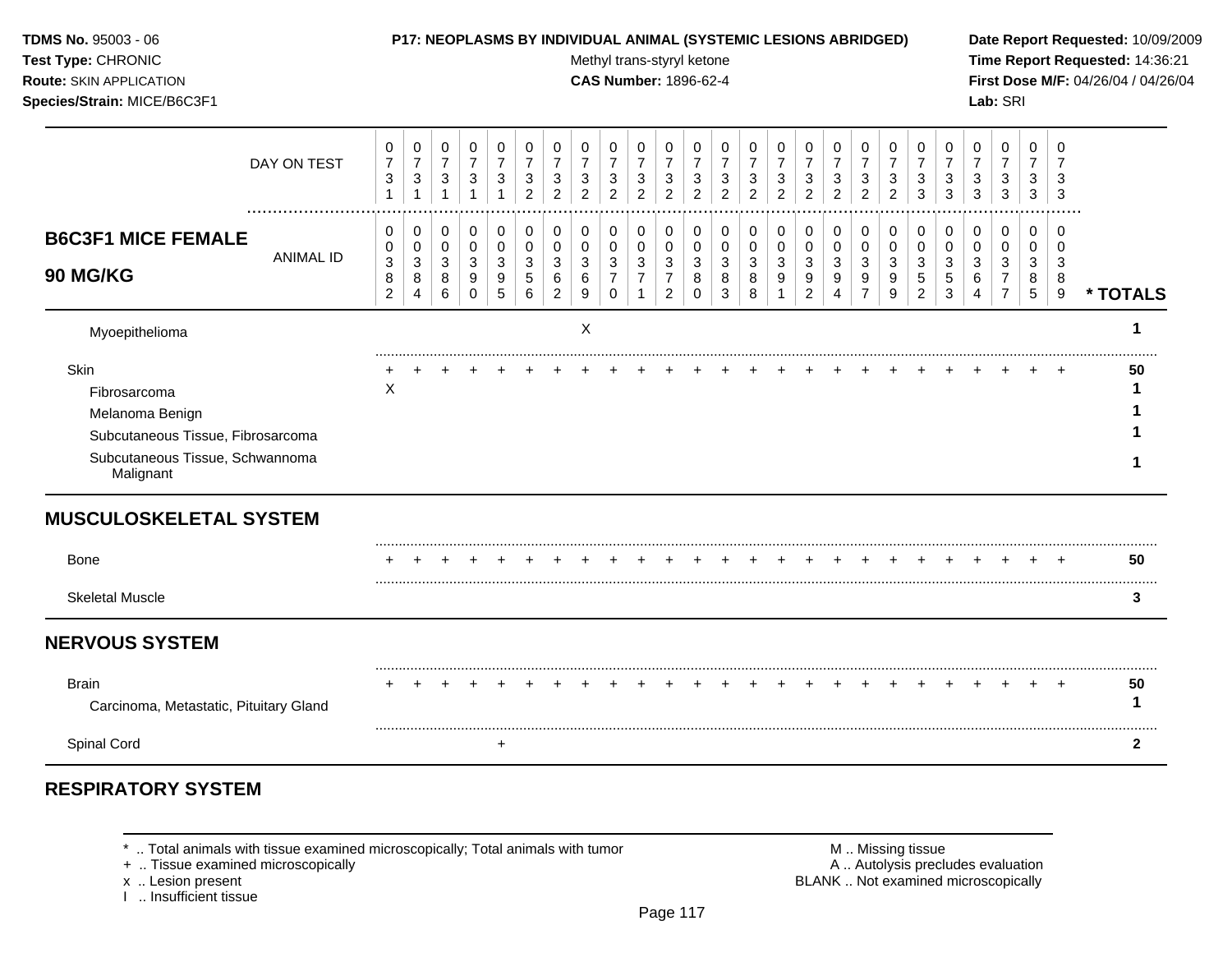**TDMS No.** 95003 - 06
**Test Type:** CHRONIC
**Route:** SKIN APPLICATION
**Species/Strain:** MICE/B6C3F1

**P17: NEOPLASMS BY INDIVIDUAL ANIMAL (SYSTEMIC LESIONS ABRIDGED)**
Methyl trans-styryl ketone
**CAS Number:** 1896-62-4

**Date Report Requested:** 10/09/2009
**Time Report Requested:** 14:36:21
**First Dose M/F:** 04/26/04 / 04/26/04
**Lab:** SRI

| DAY ON TEST | 0731 | 0731 | 0731 | 0731 | 0731 | 0732 | 0732 | 0732 | 0732 | 0732 | 0732 | 0732 | 0732 | 0732 | 0732 | 0732 | 0732 | 0732 | 0732 | 0733 | 0733 | 0733 | 0733 | 0733 | 0733 | |
|---|---|---|---|---|---|---|---|---|---|---|---|---|---|---|---|---|---|---|---|---|---|---|---|---|---|---|
| **B6C3F1 MICE FEMALE 90 MG/KG** ANIMAL ID | 00382 | 00384 | 00386 | 00390 | 00395 | 00356 | 00362 | 00369 | 00370 | 00371 | 00372 | 00380 | 00383 | 00388 | 00391 | 00392 | 00394 | 00397 | 00399 | 00352 | 00353 | 00364 | 00377 | 00385 | 00389 | * TOTALS |
| Myoepithelioma | | | | | | | | X | | | | | | | | | | | | | | | | | | 1 |
| Skin | + | + | + | + | + | + | + | + | + | + | + | + | + | + | + | + | + | + | + | + | + | + | + | + | + | 50 |
| Fibrosarcoma | X | | | | | | | | | | | | | | | | | | | | | | | | | 1 |
| Melanoma Benign | | | | | | | | | | | | | | | | | | | | | | | | | | 1 |
| Subcutaneous Tissue, Fibrosarcoma | | | | | | | | | | | | | | | | | | | | | | | | | | 1 |
| Subcutaneous Tissue, Schwannoma Malignant | | | | | | | | | | | | | | | | | | | | | | | | | | 1 |
| **MUSCULOSKELETAL SYSTEM** | | | | | | | | | | | | | | | | | | | | | | | | | | |
| Bone | + | + | + | + | + | + | + | + | + | + | + | + | + | + | + | + | + | + | + | + | + | + | + | + | + | 50 |
| Skeletal Muscle | | | | | | | | | | | | | | | | | | | | | | | | | | 3 |
| **NERVOUS SYSTEM** | | | | | | | | | | | | | | | | | | | | | | | | | | |
| Brain | + | + | + | + | + | + | + | + | + | + | + | + | + | + | + | + | + | + | + | + | + | + | + | + | + | 50 |
| Carcinoma, Metastatic, Pituitary Gland | | | | | | | | | | | | | | | | | | | | | | | | | | 1 |
| Spinal Cord | | | | | + | | | | | | | | | | | | | | | | | | | | | 2 |

## RESPIRATORY SYSTEM

\* .. Total animals with tissue examined microscopically; Total animals with tumor
\+ .. Tissue examined microscopically
x .. Lesion present
I .. Insufficient tissue

M .. Missing tissue
A .. Autolysis precludes evaluation
BLANK .. Not examined microscopically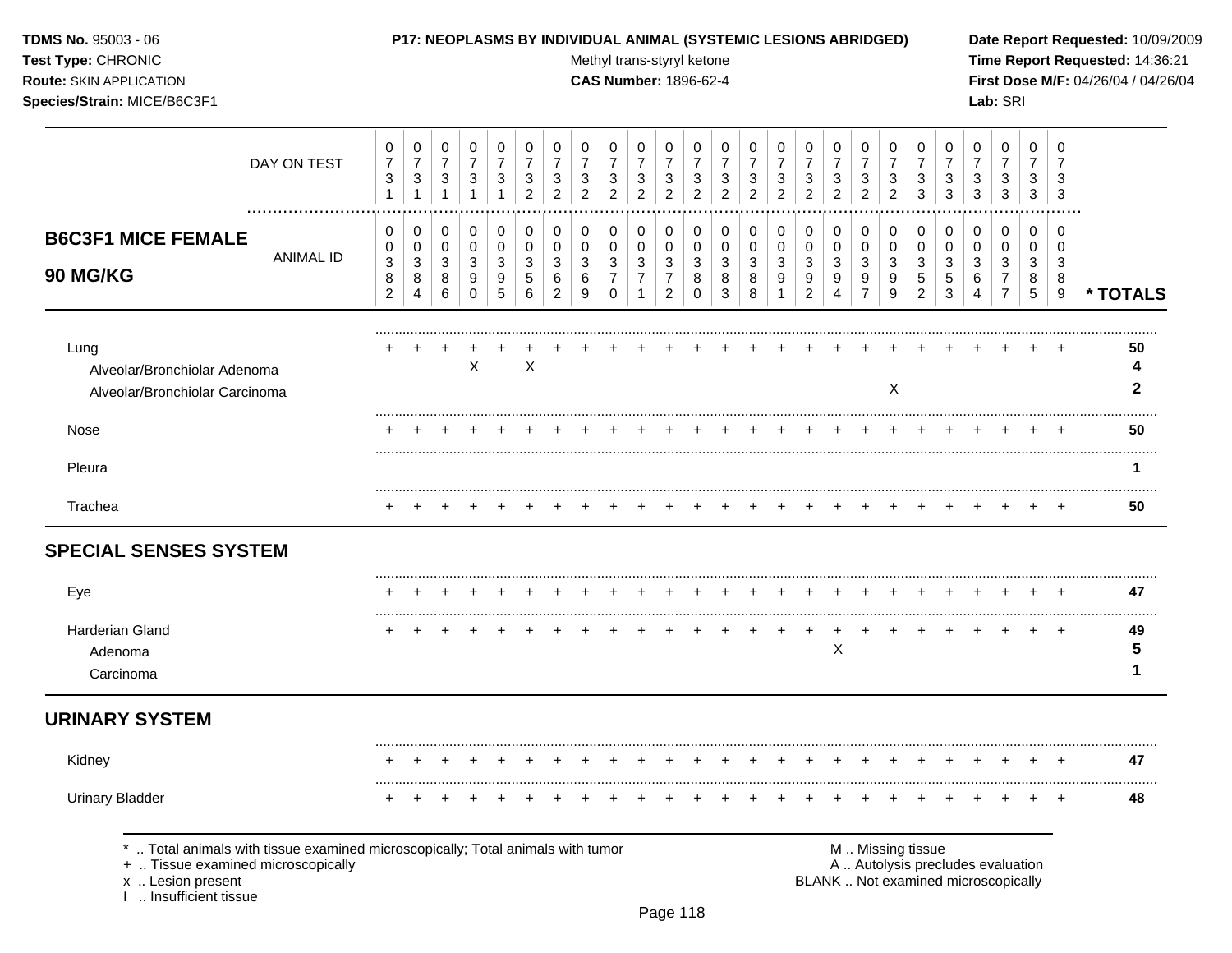**TDMS No.** 95003 - 06
**Test Type:** CHRONIC
**Route:** SKIN APPLICATION
**Species/Strain:** MICE/B6C3F1

**P17: NEOPLASMS BY INDIVIDUAL ANIMAL (SYSTEMIC LESIONS ABRIDGED)**
Methyl trans-styryl ketone
**CAS Number:** 1896-62-4

**Date Report Requested:** 10/09/2009
**Time Report Requested:** 14:36:21
**First Dose M/F:** 04/26/04 / 04/26/04
**Lab:** SRI

## B6C3F1 MICE FEMALE 90 MG/KG

| DAY ON TEST | 0731 | 0731 | 0731 | 0731 | 0731 | 0732 | 0732 | 0732 | 0732 | 0732 | 0732 | 0732 | 0732 | 0732 | 0732 | 0732 | 0732 | 0732 | 0732 | 0733 | 0733 | 0733 | 0733 | 0733 | 0733 | |
|---|---|---|---|---|---|---|---|---|---|---|---|---|---|---|---|---|---|---|---|---|---|---|---|---|---|---|
| ANIMAL ID | 00382 | 00384 | 00386 | 00390 | 00395 | 00356 | 00362 | 00369 | 00370 | 00371 | 00372 | 00380 | 00383 | 00388 | 00391 | 00392 | 00394 | 00397 | 00399 | 00352 | 00353 | 00364 | 00377 | 00385 | 00389 | * TOTALS |
| Lung | + | + | + | + | + | + | + | + | + | + | + | + | + | + | + | + | + | + | + | + | + | + | + | + | + | 50 |
| Alveolar/Bronchiolar Adenoma | | | | X | | X | | | | | | | | | | | | | | | | | | | | 4 |
| Alveolar/Bronchiolar Carcinoma | | | | | | | | | | | | | | | | | | | X | | | | | | | 2 |
| Nose | + | + | + | + | + | + | + | + | + | + | + | + | + | + | + | + | + | + | + | + | + | + | + | + | + | 50 |
| Pleura | | | | | | | | | | | | | | | | | | | | | | | | | | 1 |
| Trachea | + | + | + | + | + | + | + | + | + | + | + | + | + | + | + | + | + | + | + | + | + | + | + | + | + | 50 |
| **SPECIAL SENSES SYSTEM** | | | | | | | | | | | | | | | | | | | | | | | | | | |
| Eye | + | + | + | + | + | + | + | + | + | + | + | + | + | + | + | + | + | + | + | + | + | + | + | + | + | 47 |
| Harderian Gland | + | + | + | + | + | + | + | + | + | + | + | + | + | + | + | + | + | + | + | + | + | + | + | + | + | 49 |
| Adenoma | | | | | | | | | | | | | | | | | X | | | | | | | | | 5 |
| Carcinoma | | | | | | | | | | | | | | | | | | | | | | | | | | 1 |
| **URINARY SYSTEM** | | | | | | | | | | | | | | | | | | | | | | | | | | |
| Kidney | + | + | + | + | + | + | + | + | + | + | + | + | + | + | + | + | + | + | + | + | + | + | + | + | + | 47 |
| Urinary Bladder | + | + | + | + | + | + | + | + | + | + | + | + | + | + | + | + | + | + | + | + | + | + | + | + | + | 48 |

\* .. Total animals with tissue examined microscopically; Total animals with tumor
\+ .. Tissue examined microscopically
x .. Lesion present
I .. Insufficient tissue

M .. Missing tissue
A .. Autolysis precludes evaluation
BLANK .. Not examined microscopically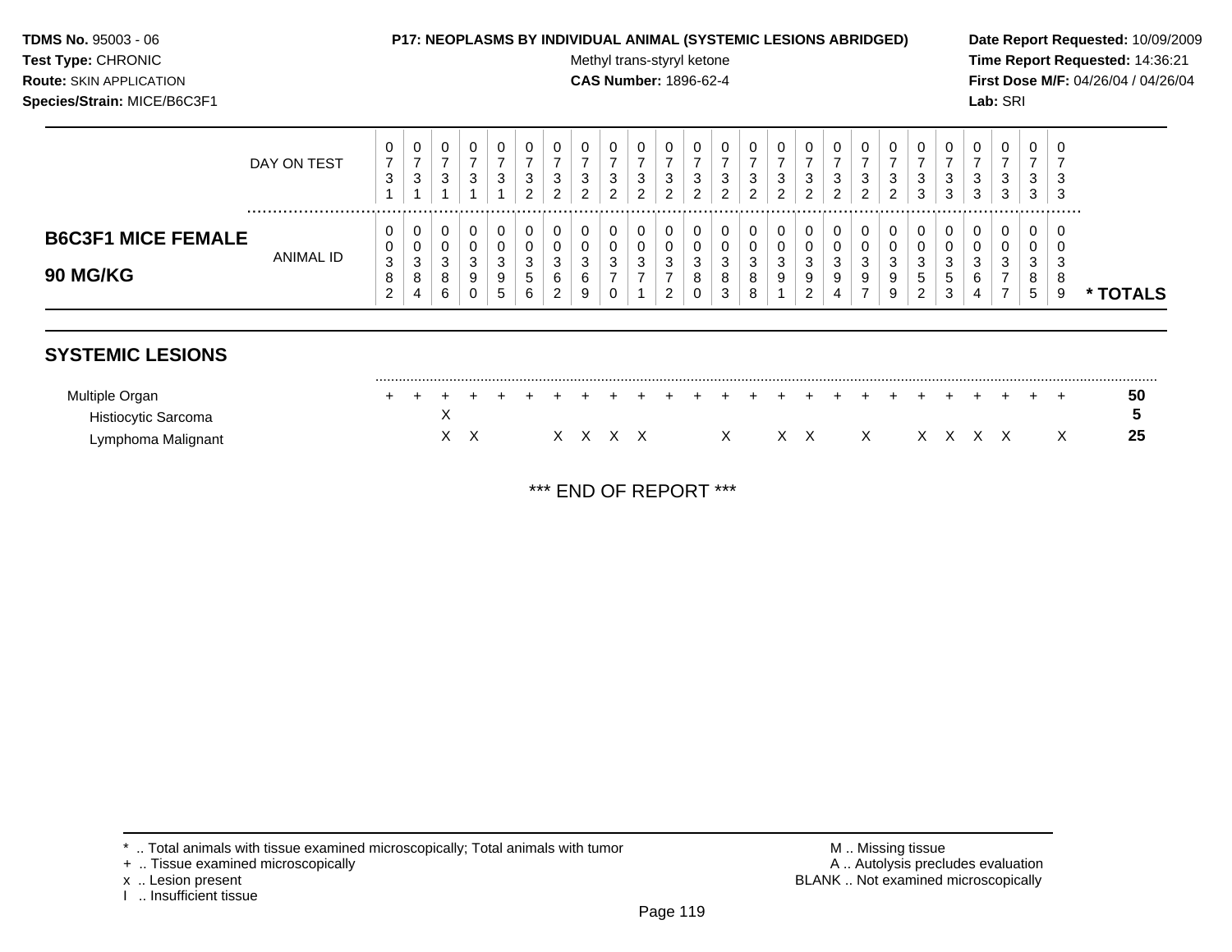**TDMS No.** 95003 - 06
**Test Type:** CHRONIC
**Route:** SKIN APPLICATION
**Species/Strain:** MICE/B6C3F1

**P17: NEOPLASMS BY INDIVIDUAL ANIMAL (SYSTEMIC LESIONS ABRIDGED)**
Methyl trans-styryl ketone
**CAS Number:** 1896-62-4

**Date Report Requested:** 10/09/2009
**Time Report Requested:** 14:36:21
**First Dose M/F:** 04/26/04 / 04/26/04
**Lab:** SRI

## B6C3F1 MICE FEMALE 90 MG/KG

| | | | | | | | | | | | | | | | | | | | | | | | | | | |
|---|---|---|---|---|---|---|---|---|---|---|---|---|---|---|---|---|---|---|---|---|---|---|---|---|---|---|
| DAY ON TEST | 0731 | 0731 | 0731 | 0731 | 0731 | 0732 | 0732 | 0732 | 0732 | 0732 | 0732 | 0732 | 0732 | 0732 | 0732 | 0732 | 0732 | 0732 | 0732 | 0733 | 0733 | 0733 | 0733 | 0733 | 0733 | |
| ANIMAL ID | 00382 | 00384 | 00386 | 00390 | 00395 | 00356 | 00362 | 00369 | 00370 | 00371 | 00372 | 00380 | 00383 | 00388 | 00391 | 00392 | 00394 | 00397 | 00399 | 00352 | 00353 | 00364 | 00377 | 00385 | 00389 | * TOTALS |
| **SYSTEMIC LESIONS** | | | | | | | | | | | | | | | | | | | | | | | | | | |
| Multiple Organ | + | + | + | + | + | + | + | + | + | + | + | + | + | + | + | + | + | + | + | + | + | + | + | + | + | 50 |
| Histiocytic Sarcoma | | | X | | | | | | | | | | | | | | | | | | | | | | | 5 |
| Lymphoma Malignant | | | X | X | | | X | X | X | X | | | X | | X | X | | X | | X | X | X | X | | X | 25 |

*** END OF REPORT ***

\* .. Total animals with tissue examined microscopically; Total animals with tumor
\+ .. Tissue examined microscopically
x .. Lesion present
I .. Insufficient tissue

M .. Missing tissue
A .. Autolysis precludes evaluation
BLANK .. Not examined microscopically